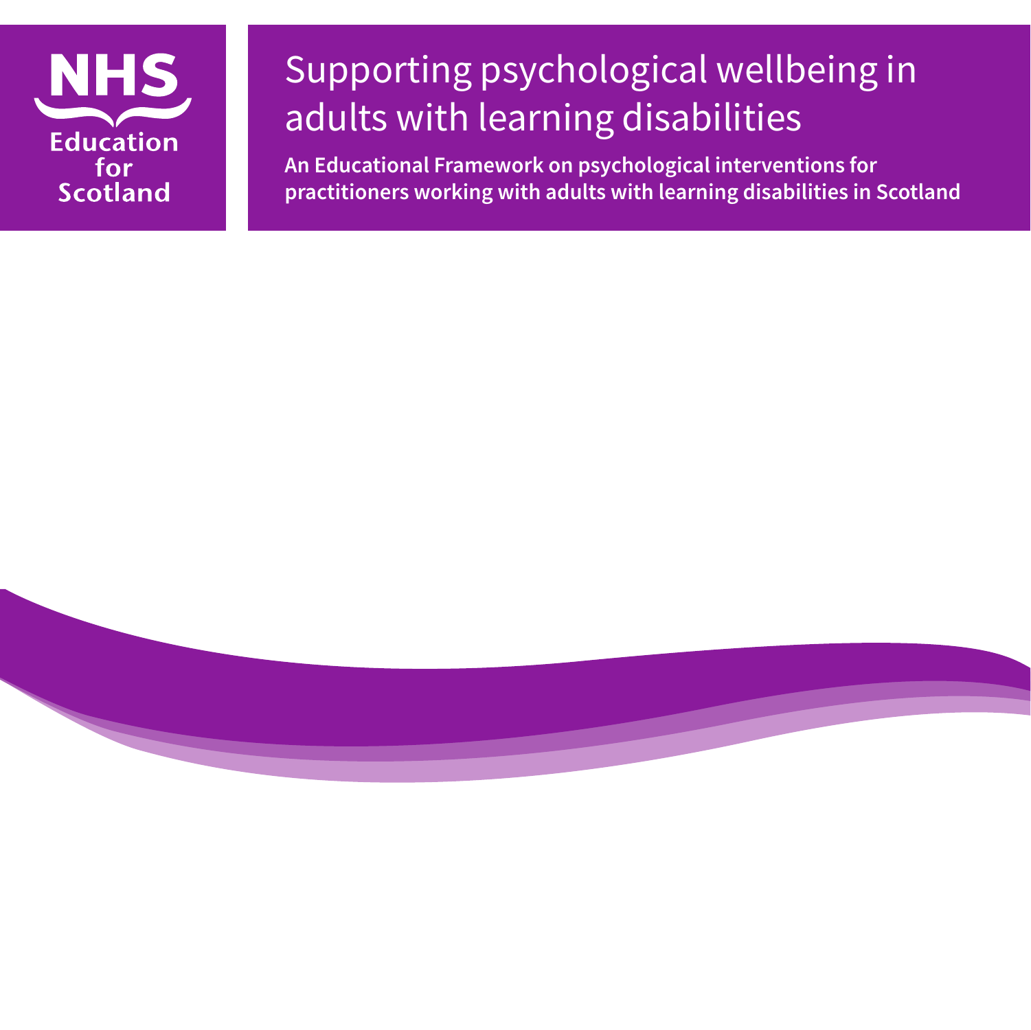NHS Education for Scotland

# Supporting psychological wellbeing in adults with learning disabilities

**An Educational Framework on psychological interventions for practitioners working with adults with learning disabilities in Scotland**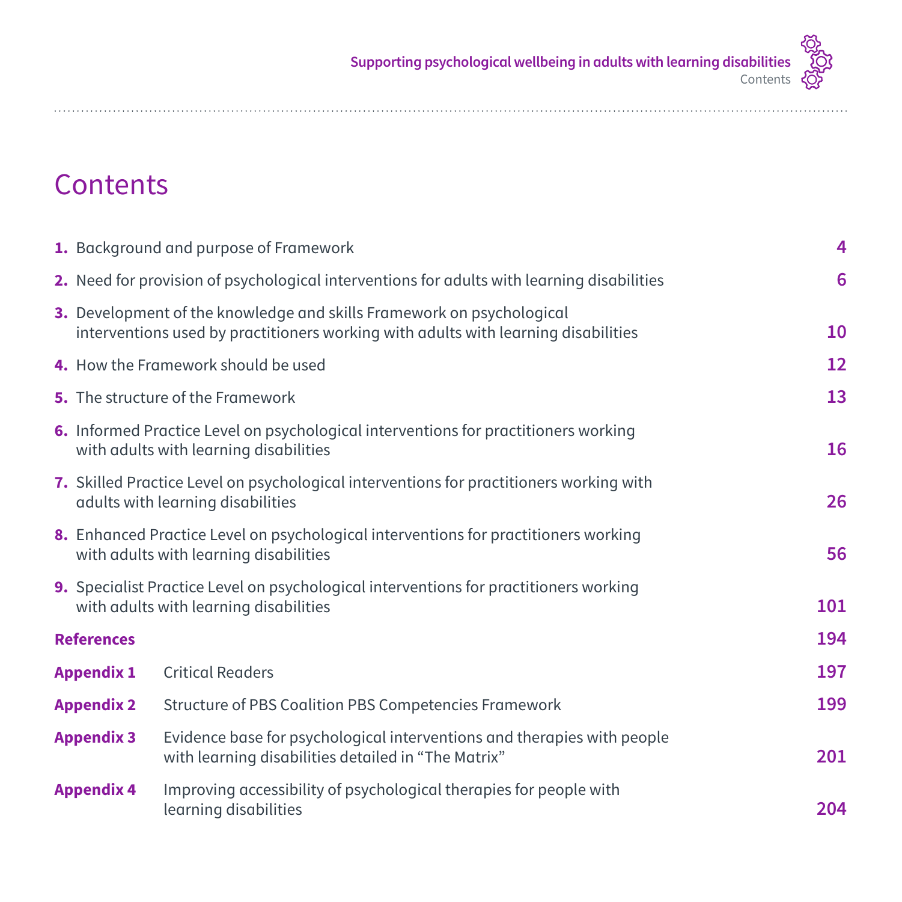# Contents

| | | |
|---|---|---|
| **1.** | Background and purpose of Framework | **4** |
| **2.** | Need for provision of psychological interventions for adults with learning disabilities | **6** |
| **3.** | Development of the knowledge and skills Framework on psychological interventions used by practitioners working with adults with learning disabilities | **10** |
| **4.** | How the Framework should be used | **12** |
| **5.** | The structure of the Framework | **13** |
| **6.** | Informed Practice Level on psychological interventions for practitioners working with adults with learning disabilities | **16** |
| **7.** | Skilled Practice Level on psychological interventions for practitioners working with adults with learning disabilities | **26** |
| **8.** | Enhanced Practice Level on psychological interventions for practitioners working with adults with learning disabilities | **56** |
| **9.** | Specialist Practice Level on psychological interventions for practitioners working with adults with learning disabilities | **101** |
| **References** | | **194** |
| **Appendix 1** | Critical Readers | **197** |
| **Appendix 2** | Structure of PBS Coalition PBS Competencies Framework | **199** |
| **Appendix 3** | Evidence base for psychological interventions and therapies with people with learning disabilities detailed in "The Matrix" | **201** |
| **Appendix 4** | Improving accessibility of psychological therapies for people with learning disabilities | **204** |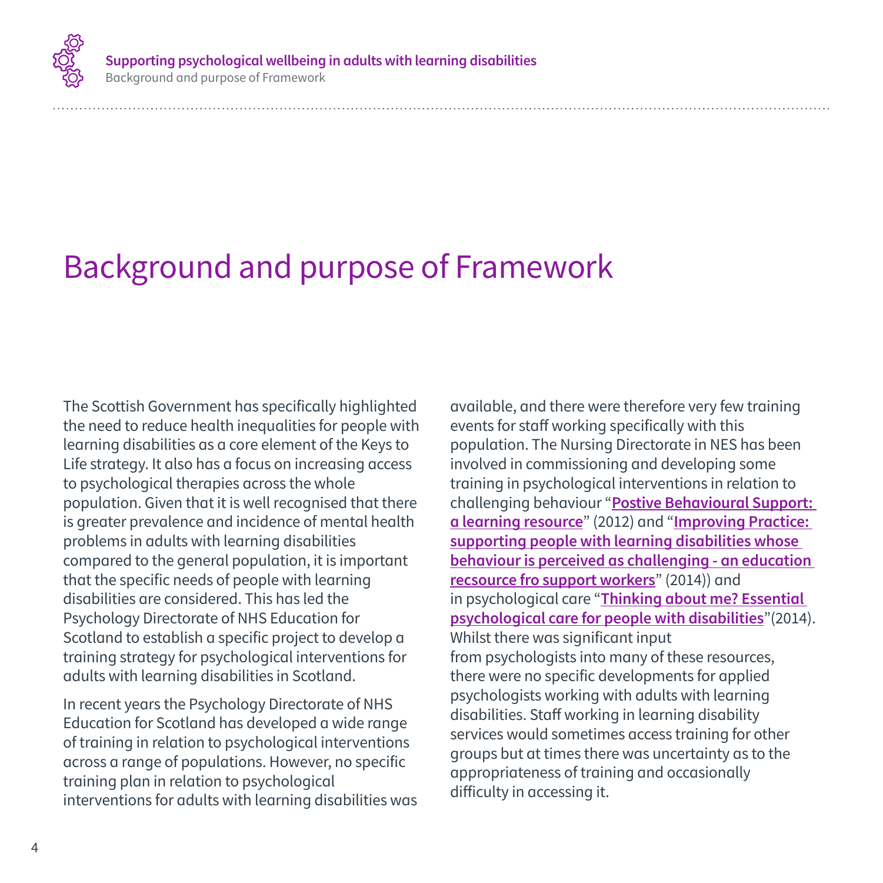# Background and purpose of Framework

The Scottish Government has specifically highlighted the need to reduce health inequalities for people with learning disabilities as a core element of the Keys to Life strategy. It also has a focus on increasing access to psychological therapies across the whole population. Given that it is well recognised that there is greater prevalence and incidence of mental health problems in adults with learning disabilities compared to the general population, it is important that the specific needs of people with learning disabilities are considered. This has led the Psychology Directorate of NHS Education for Scotland to establish a specific project to develop a training strategy for psychological interventions for adults with learning disabilities in Scotland.

In recent years the Psychology Directorate of NHS Education for Scotland has developed a wide range of training in relation to psychological interventions across a range of populations. However, no specific training plan in relation to psychological interventions for adults with learning disabilities was available, and there were therefore very few training events for staff working specifically with this population. The Nursing Directorate in NES has been involved in commissioning and developing some training in psychological interventions in relation to challenging behaviour "**Postive Behavioural Support: a learning resource**" (2012) and "**Improving Practice: supporting people with learning disabilities whose behaviour is perceived as challenging - an education recsource fro support workers**" (2014)) and in psychological care "**Thinking about me? Essential psychological care for people with disabilities**"(2014). Whilst there was significant input from psychologists into many of these resources, there were no specific developments for applied psychologists working with adults with learning disabilities. Staff working in learning disability services would sometimes access training for other groups but at times there was uncertainty as to the appropriateness of training and occasionally difficulty in accessing it.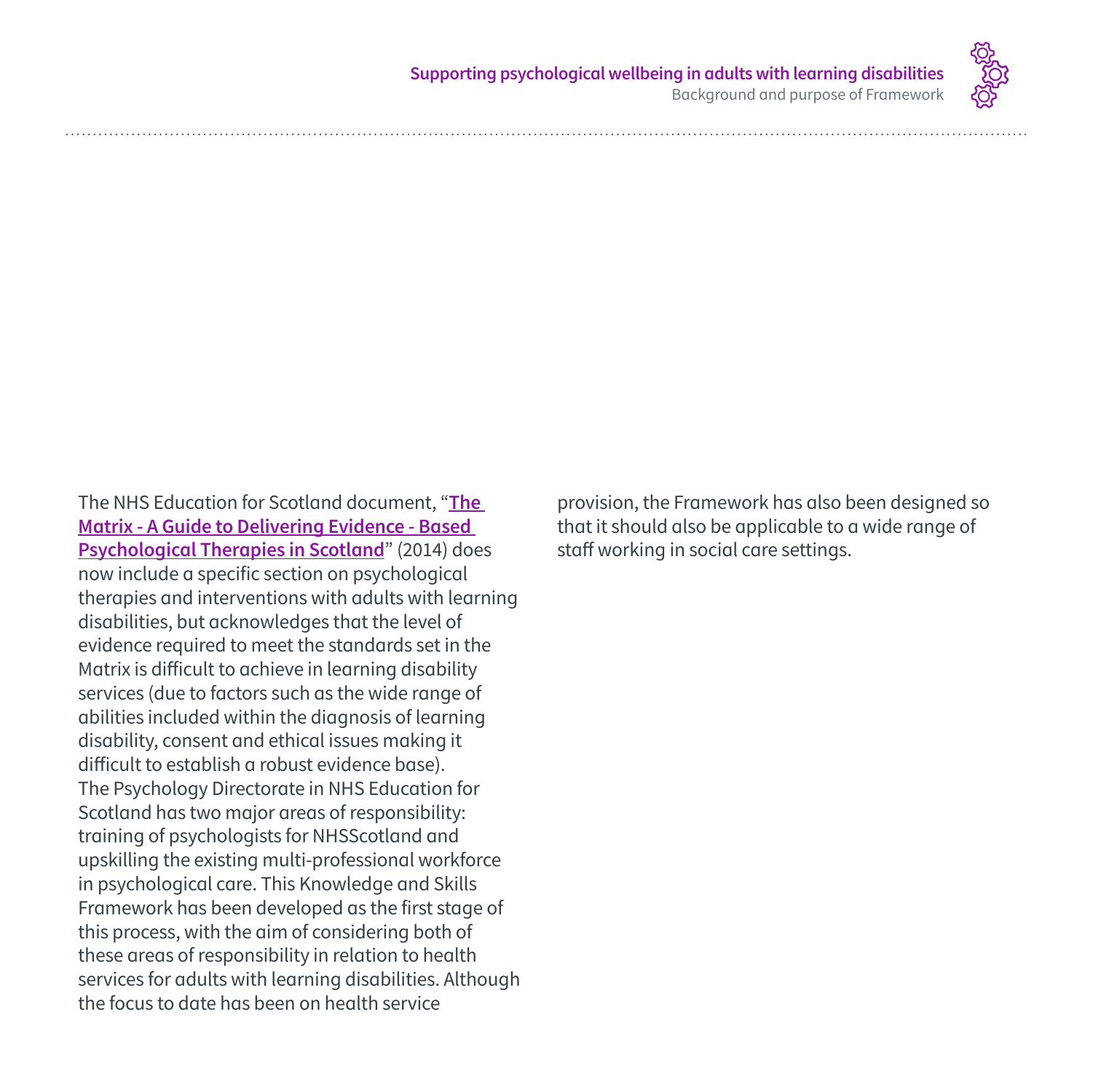The NHS Education for Scotland document, "**The Matrix - A Guide to Delivering Evidence - Based Psychological Therapies in Scotland**" (2014) does now include a specific section on psychological therapies and interventions with adults with learning disabilities, but acknowledges that the level of evidence required to meet the standards set in the Matrix is difficult to achieve in learning disability services (due to factors such as the wide range of abilities included within the diagnosis of learning disability, consent and ethical issues making it difficult to establish a robust evidence base). The Psychology Directorate in NHS Education for Scotland has two major areas of responsibility: training of psychologists for NHSScotland and upskilling the existing multi-professional workforce in psychological care. This Knowledge and Skills Framework has been developed as the first stage of this process, with the aim of considering both of these areas of responsibility in relation to health services for adults with learning disabilities. Although the focus to date has been on health service provision, the Framework has also been designed so that it should also be applicable to a wide range of staff working in social care settings.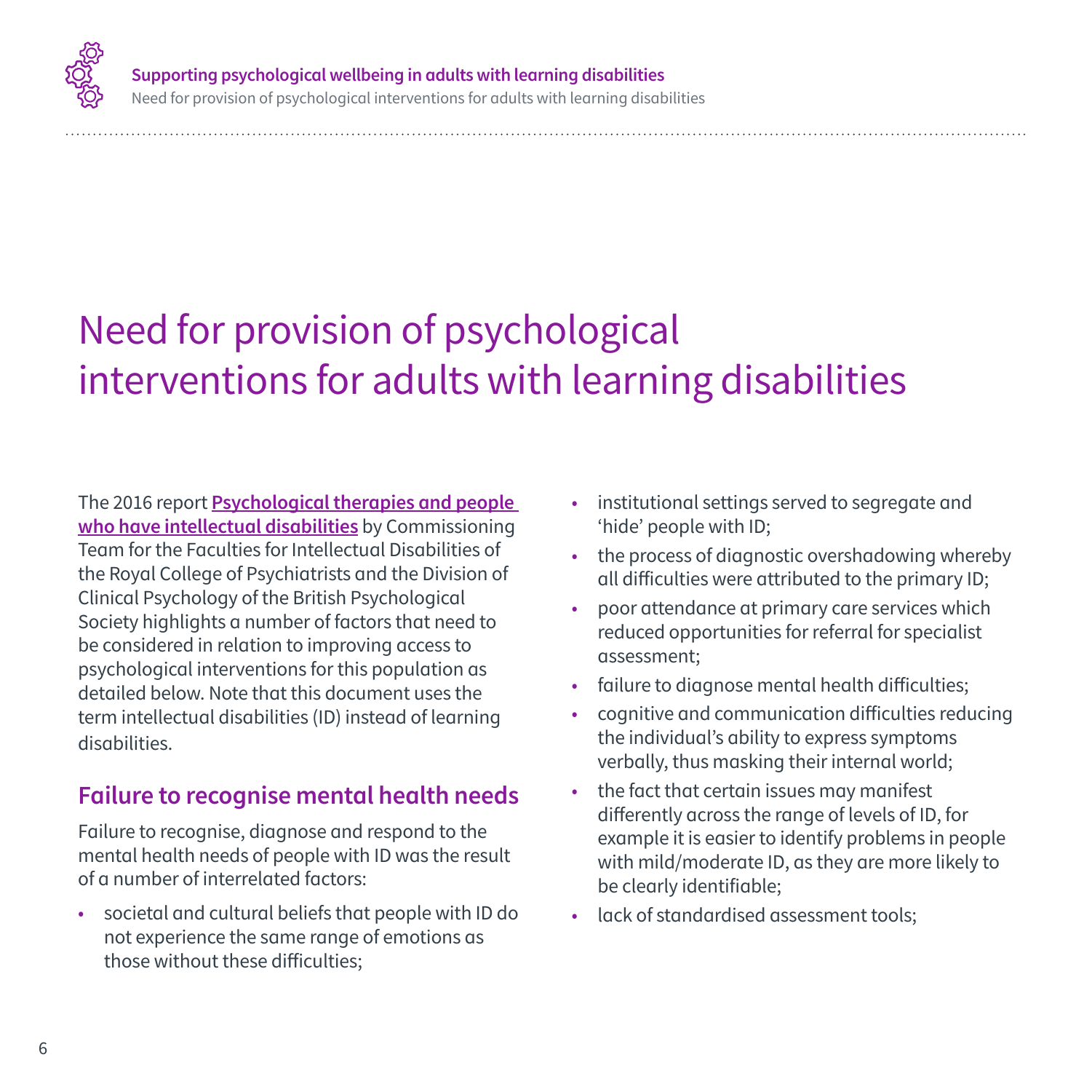# Need for provision of psychological interventions for adults with learning disabilities

The 2016 report **Psychological therapies and people who have intellectual disabilities** by Commissioning Team for the Faculties for Intellectual Disabilities of the Royal College of Psychiatrists and the Division of Clinical Psychology of the British Psychological Society highlights a number of factors that need to be considered in relation to improving access to psychological interventions for this population as detailed below. Note that this document uses the term intellectual disabilities (ID) instead of learning disabilities.

## Failure to recognise mental health needs

Failure to recognise, diagnose and respond to the mental health needs of people with ID was the result of a number of interrelated factors:

- societal and cultural beliefs that people with ID do not experience the same range of emotions as those without these difficulties;
- institutional settings served to segregate and 'hide' people with ID;
- the process of diagnostic overshadowing whereby all difficulties were attributed to the primary ID;
- poor attendance at primary care services which reduced opportunities for referral for specialist assessment;
- failure to diagnose mental health difficulties;
- cognitive and communication difficulties reducing the individual's ability to express symptoms verbally, thus masking their internal world;
- the fact that certain issues may manifest differently across the range of levels of ID, for example it is easier to identify problems in people with mild/moderate ID, as they are more likely to be clearly identifiable;
- lack of standardised assessment tools;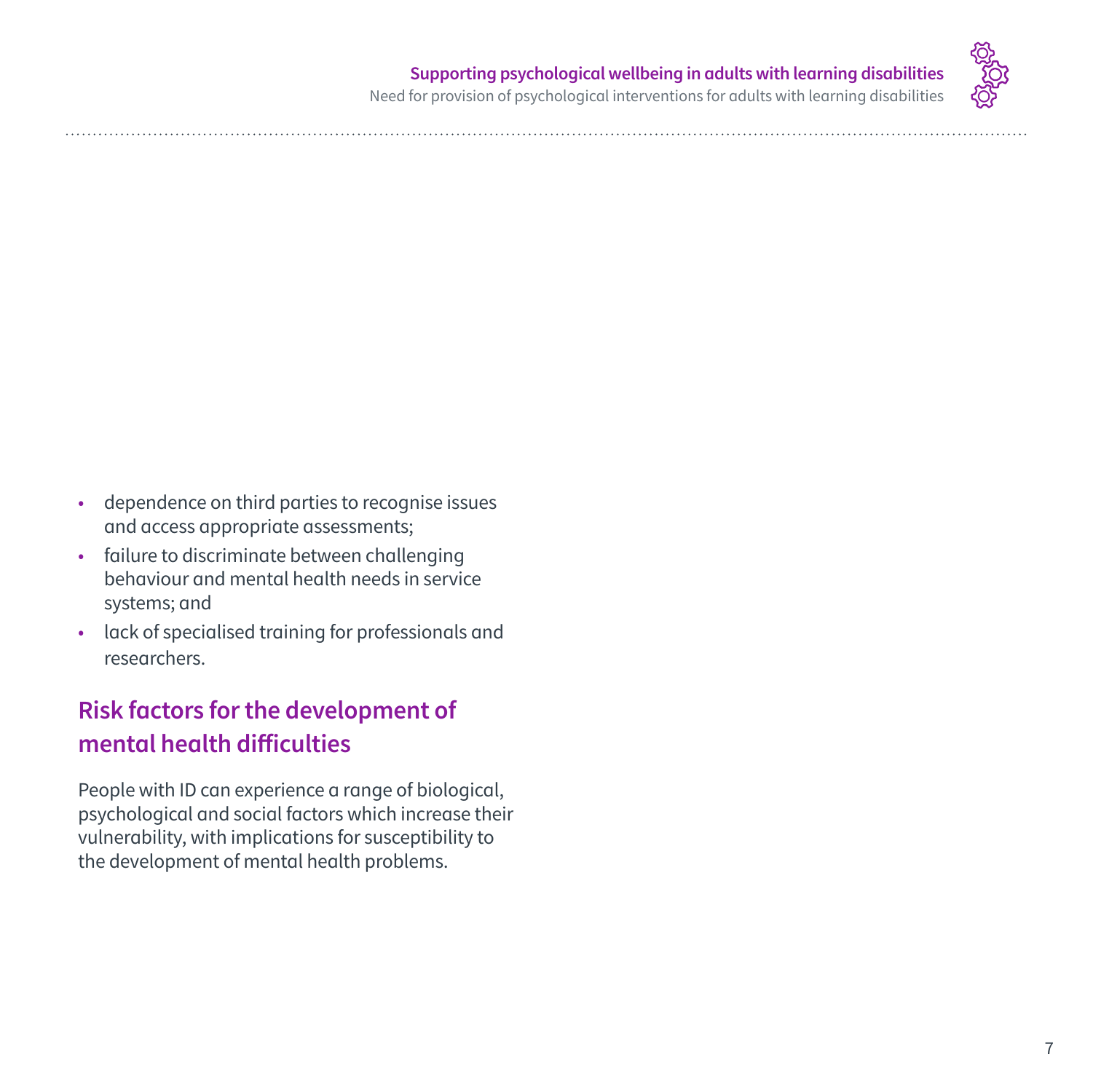- dependence on third parties to recognise issues and access appropriate assessments;
- failure to discriminate between challenging behaviour and mental health needs in service systems; and
- lack of specialised training for professionals and researchers.

## Risk factors for the development of mental health difficulties

People with ID can experience a range of biological, psychological and social factors which increase their vulnerability, with implications for susceptibility to the development of mental health problems.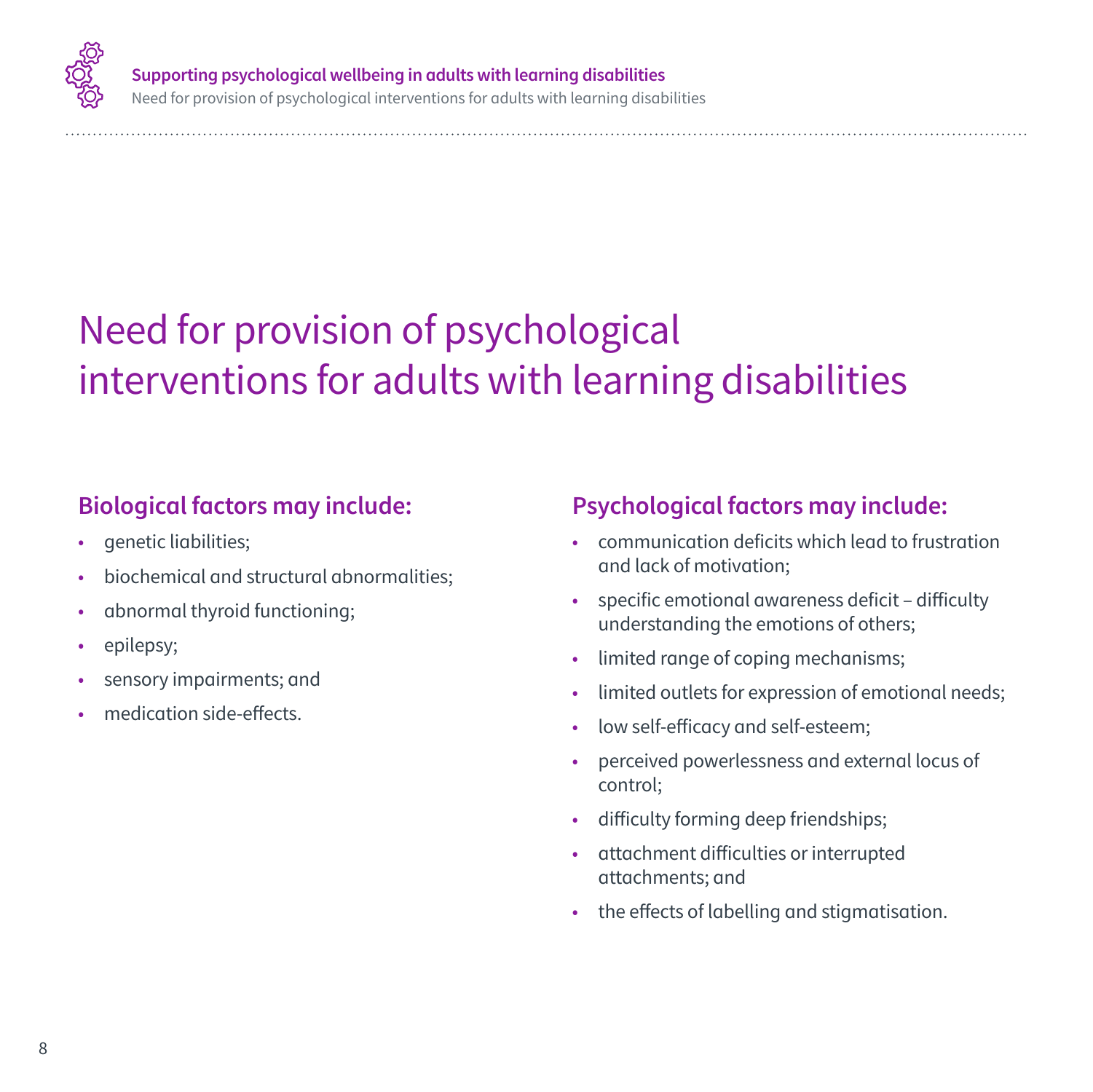# Need for provision of psychological interventions for adults with learning disabilities

### Biological factors may include:

- genetic liabilities;
- biochemical and structural abnormalities;
- abnormal thyroid functioning;
- epilepsy;
- sensory impairments; and
- medication side-effects.

### Psychological factors may include:

- communication deficits which lead to frustration and lack of motivation;
- specific emotional awareness deficit – difficulty understanding the emotions of others;
- limited range of coping mechanisms;
- limited outlets for expression of emotional needs;
- low self-efficacy and self-esteem;
- perceived powerlessness and external locus of control;
- difficulty forming deep friendships;
- attachment difficulties or interrupted attachments; and
- the effects of labelling and stigmatisation.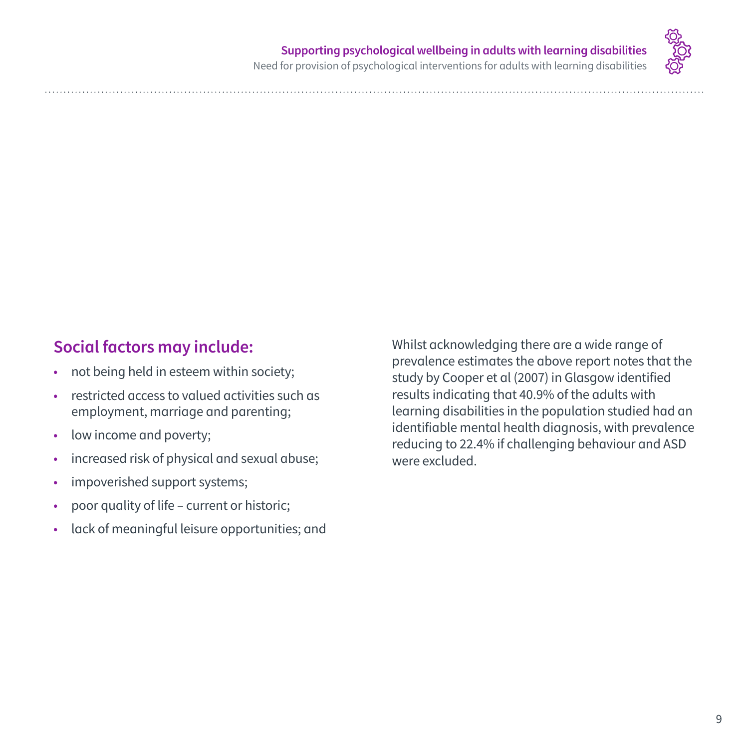## Social factors may include:

- not being held in esteem within society;
- restricted access to valued activities such as employment, marriage and parenting;
- low income and poverty;
- increased risk of physical and sexual abuse;
- impoverished support systems;
- poor quality of life – current or historic;
- lack of meaningful leisure opportunities; and

Whilst acknowledging there are a wide range of prevalence estimates the above report notes that the study by Cooper et al (2007) in Glasgow identified results indicating that 40.9% of the adults with learning disabilities in the population studied had an identifiable mental health diagnosis, with prevalence reducing to 22.4% if challenging behaviour and ASD were excluded.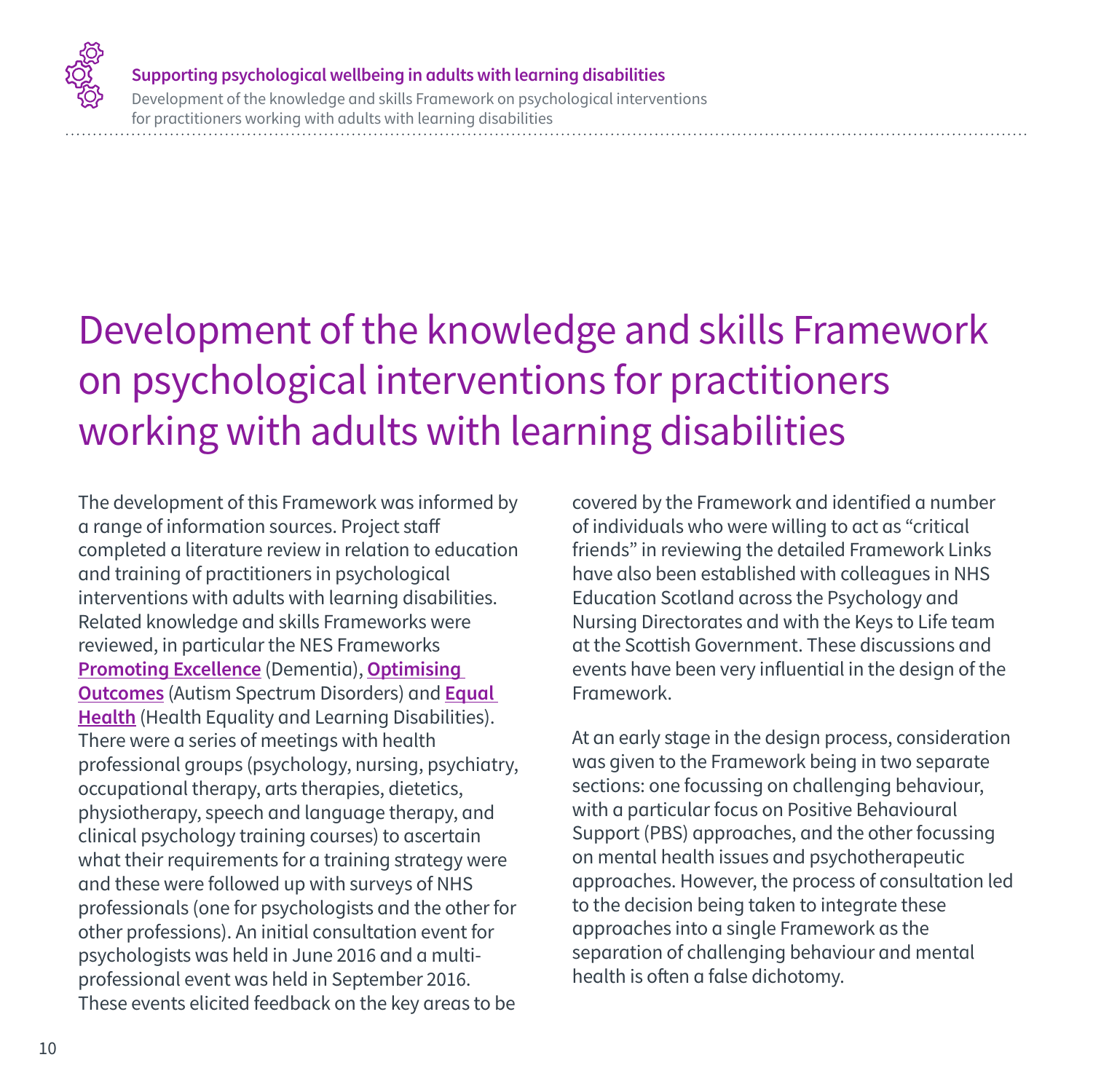# Development of the knowledge and skills Framework on psychological interventions for practitioners working with adults with learning disabilities

The development of this Framework was informed by a range of information sources. Project staff completed a literature review in relation to education and training of practitioners in psychological interventions with adults with learning disabilities. Related knowledge and skills Frameworks were reviewed, in particular the NES Frameworks **Promoting Excellence** (Dementia), **Optimising Outcomes** (Autism Spectrum Disorders) and **Equal Health** (Health Equality and Learning Disabilities). There were a series of meetings with health professional groups (psychology, nursing, psychiatry, occupational therapy, arts therapies, dietetics, physiotherapy, speech and language therapy, and clinical psychology training courses) to ascertain what their requirements for a training strategy were and these were followed up with surveys of NHS professionals (one for psychologists and the other for other professions). An initial consultation event for psychologists was held in June 2016 and a multi-professional event was held in September 2016. These events elicited feedback on the key areas to be covered by the Framework and identified a number of individuals who were willing to act as "critical friends" in reviewing the detailed Framework Links have also been established with colleagues in NHS Education Scotland across the Psychology and Nursing Directorates and with the Keys to Life team at the Scottish Government. These discussions and events have been very influential in the design of the Framework.

At an early stage in the design process, consideration was given to the Framework being in two separate sections: one focussing on challenging behaviour, with a particular focus on Positive Behavioural Support (PBS) approaches, and the other focussing on mental health issues and psychotherapeutic approaches. However, the process of consultation led to the decision being taken to integrate these approaches into a single Framework as the separation of challenging behaviour and mental health is often a false dichotomy.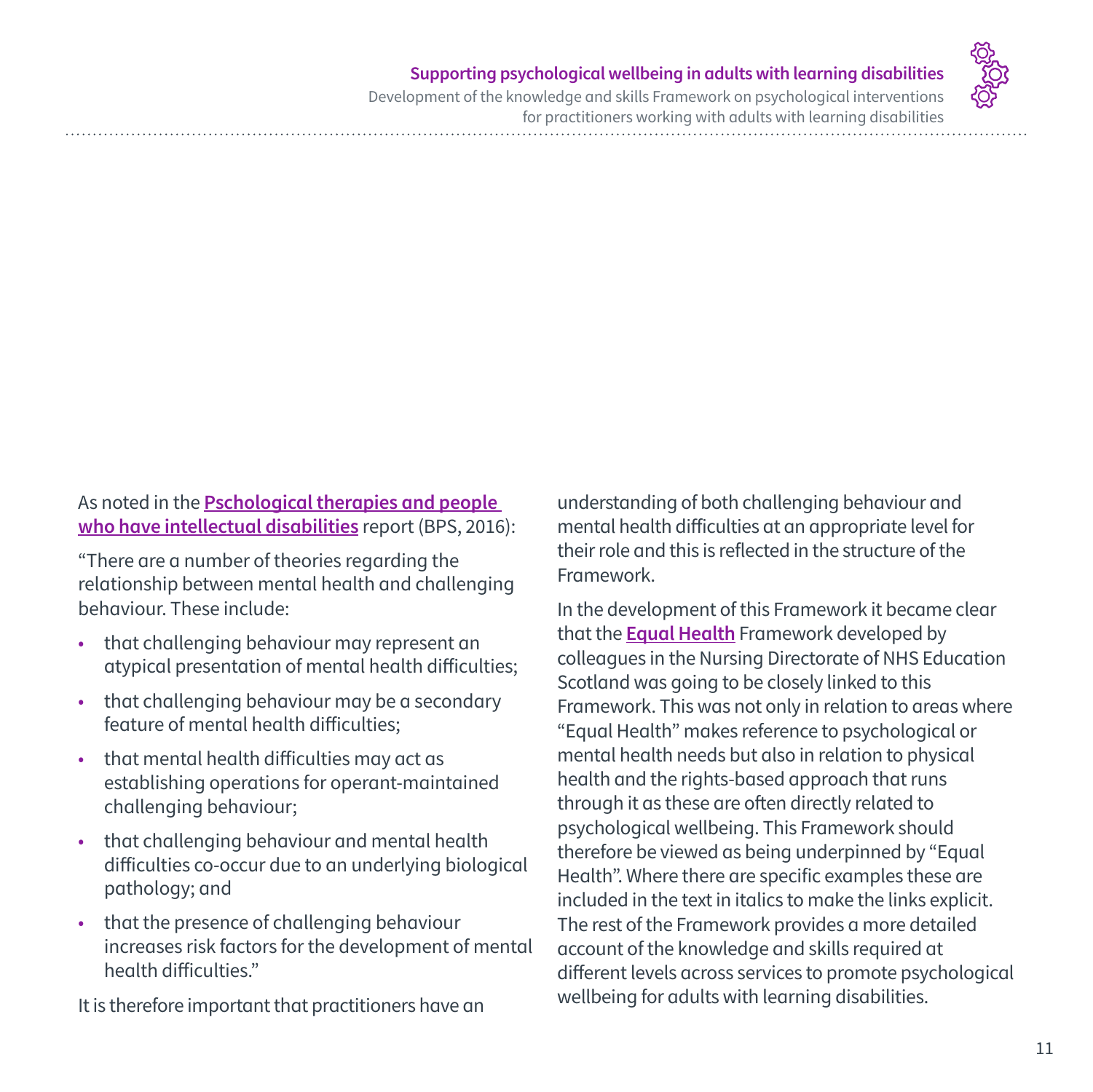As noted in the **Pschological therapies and people who have intellectual disabilities** report (BPS, 2016):

"There are a number of theories regarding the relationship between mental health and challenging behaviour. These include:

- that challenging behaviour may represent an atypical presentation of mental health difficulties;
- that challenging behaviour may be a secondary feature of mental health difficulties;
- that mental health difficulties may act as establishing operations for operant-maintained challenging behaviour;
- that challenging behaviour and mental health difficulties co-occur due to an underlying biological pathology; and
- that the presence of challenging behaviour increases risk factors for the development of mental health difficulties."

It is therefore important that practitioners have an understanding of both challenging behaviour and mental health difficulties at an appropriate level for their role and this is reflected in the structure of the Framework.

In the development of this Framework it became clear that the **Equal Health** Framework developed by colleagues in the Nursing Directorate of NHS Education Scotland was going to be closely linked to this Framework. This was not only in relation to areas where "Equal Health" makes reference to psychological or mental health needs but also in relation to physical health and the rights-based approach that runs through it as these are often directly related to psychological wellbeing. This Framework should therefore be viewed as being underpinned by "Equal Health". Where there are specific examples these are included in the text in italics to make the links explicit. The rest of the Framework provides a more detailed account of the knowledge and skills required at different levels across services to promote psychological wellbeing for adults with learning disabilities.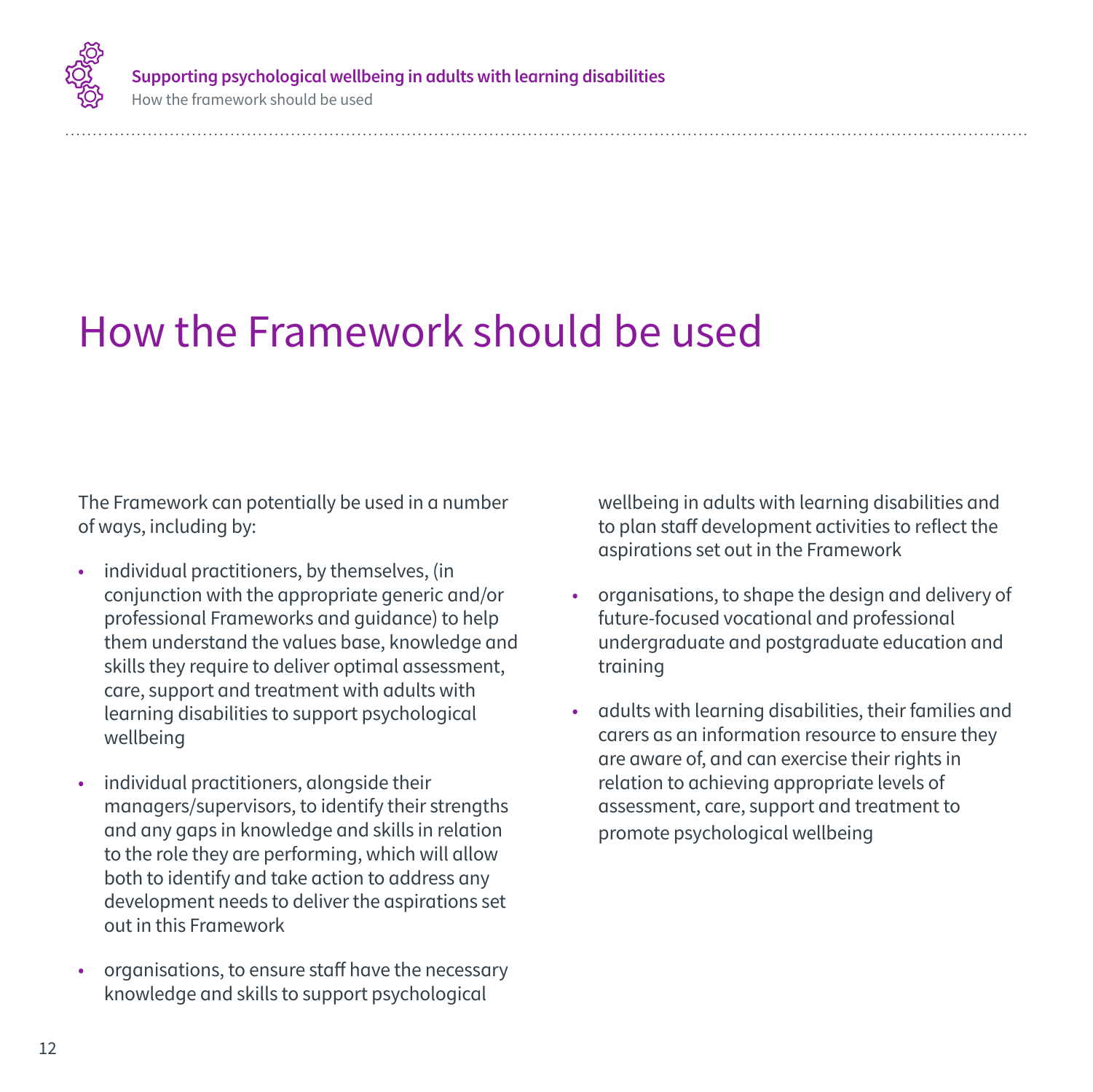# How the Framework should be used

The Framework can potentially be used in a number of ways, including by:

- individual practitioners, by themselves, (in conjunction with the appropriate generic and/or professional Frameworks and guidance) to help them understand the values base, knowledge and skills they require to deliver optimal assessment, care, support and treatment with adults with learning disabilities to support psychological wellbeing
- individual practitioners, alongside their managers/supervisors, to identify their strengths and any gaps in knowledge and skills in relation to the role they are performing, which will allow both to identify and take action to address any development needs to deliver the aspirations set out in this Framework
- organisations, to ensure staff have the necessary knowledge and skills to support psychological wellbeing in adults with learning disabilities and to plan staff development activities to reflect the aspirations set out in the Framework
- organisations, to shape the design and delivery of future-focused vocational and professional undergraduate and postgraduate education and training
- adults with learning disabilities, their families and carers as an information resource to ensure they are aware of, and can exercise their rights in relation to achieving appropriate levels of assessment, care, support and treatment to promote psychological wellbeing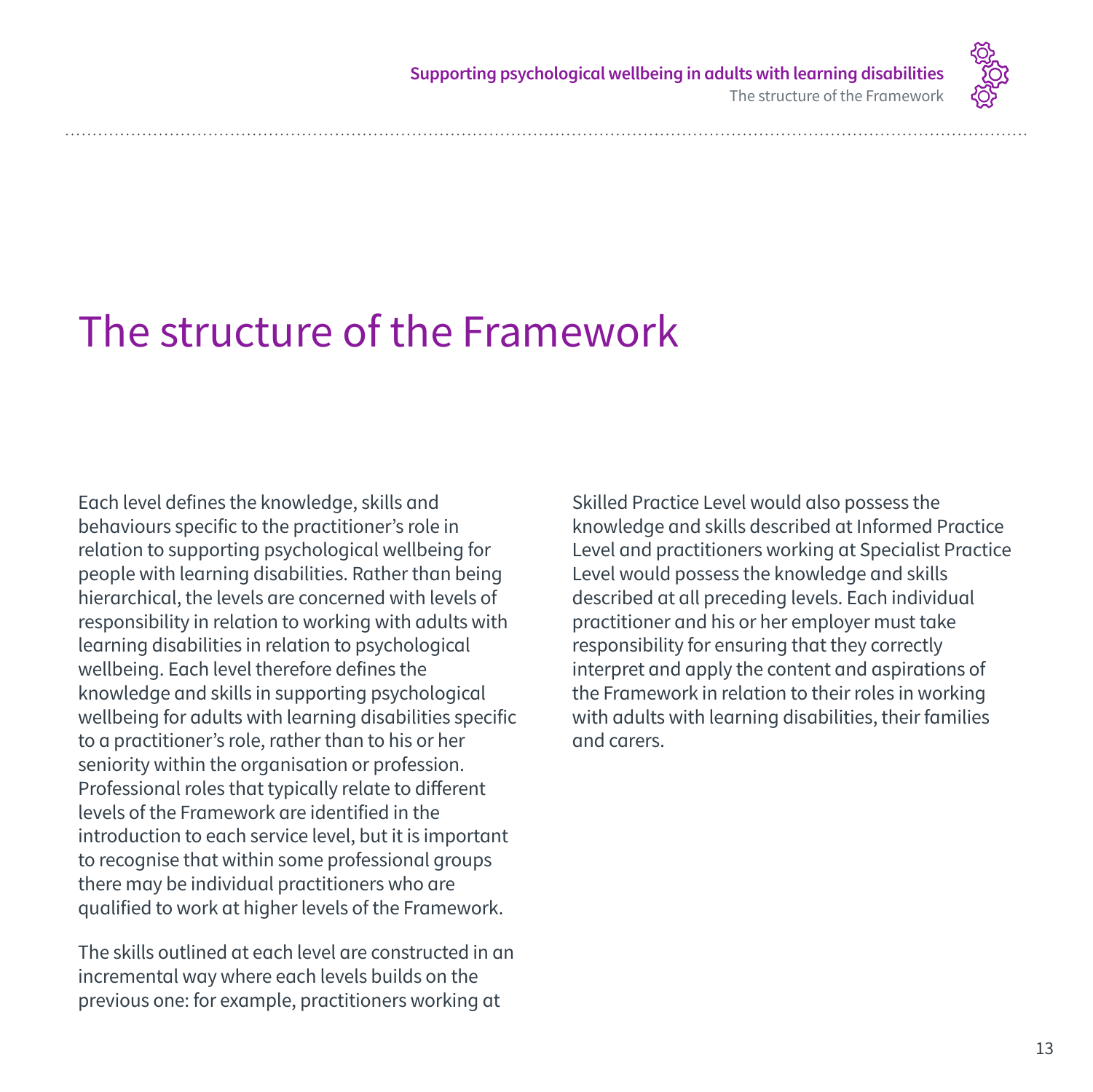# The structure of the Framework

Each level defines the knowledge, skills and behaviours specific to the practitioner's role in relation to supporting psychological wellbeing for people with learning disabilities. Rather than being hierarchical, the levels are concerned with levels of responsibility in relation to working with adults with learning disabilities in relation to psychological wellbeing. Each level therefore defines the knowledge and skills in supporting psychological wellbeing for adults with learning disabilities specific to a practitioner's role, rather than to his or her seniority within the organisation or profession. Professional roles that typically relate to different levels of the Framework are identified in the introduction to each service level, but it is important to recognise that within some professional groups there may be individual practitioners who are qualified to work at higher levels of the Framework.

The skills outlined at each level are constructed in an incremental way where each levels builds on the previous one: for example, practitioners working at Skilled Practice Level would also possess the knowledge and skills described at Informed Practice Level and practitioners working at Specialist Practice Level would possess the knowledge and skills described at all preceding levels. Each individual practitioner and his or her employer must take responsibility for ensuring that they correctly interpret and apply the content and aspirations of the Framework in relation to their roles in working with adults with learning disabilities, their families and carers.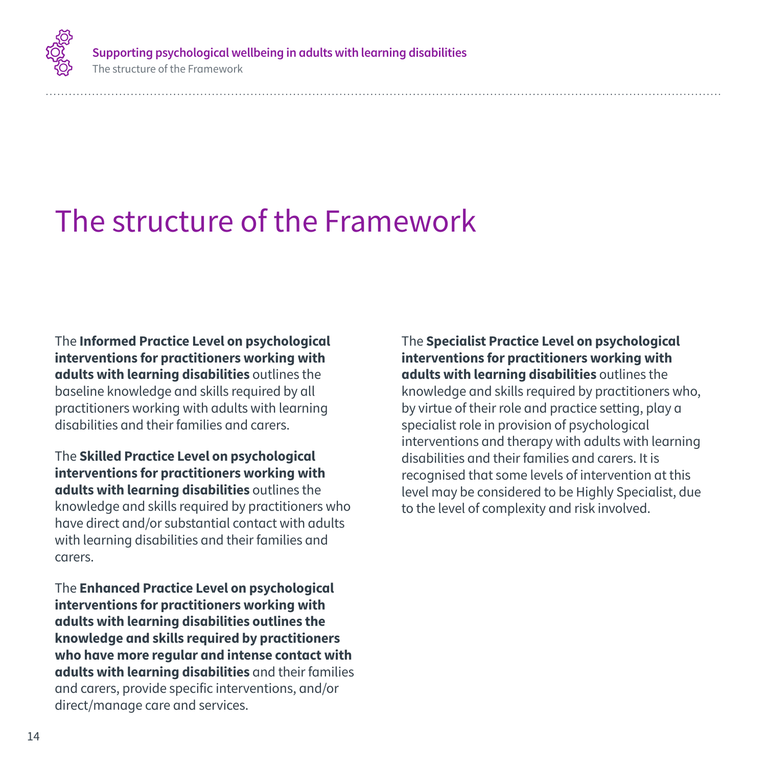# The structure of the Framework

The **Informed Practice Level on psychological interventions for practitioners working with adults with learning disabilities** outlines the baseline knowledge and skills required by all practitioners working with adults with learning disabilities and their families and carers.

The **Skilled Practice Level on psychological interventions for practitioners working with adults with learning disabilities** outlines the knowledge and skills required by practitioners who have direct and/or substantial contact with adults with learning disabilities and their families and carers.

The **Enhanced Practice Level on psychological interventions for practitioners working with adults with learning disabilities outlines the knowledge and skills required by practitioners who have more regular and intense contact with adults with learning disabilities** and their families and carers, provide specific interventions, and/or direct/manage care and services.

The **Specialist Practice Level on psychological interventions for practitioners working with adults with learning disabilities** outlines the knowledge and skills required by practitioners who, by virtue of their role and practice setting, play a specialist role in provision of psychological interventions and therapy with adults with learning disabilities and their families and carers. It is recognised that some levels of intervention at this level may be considered to be Highly Specialist, due to the level of complexity and risk involved.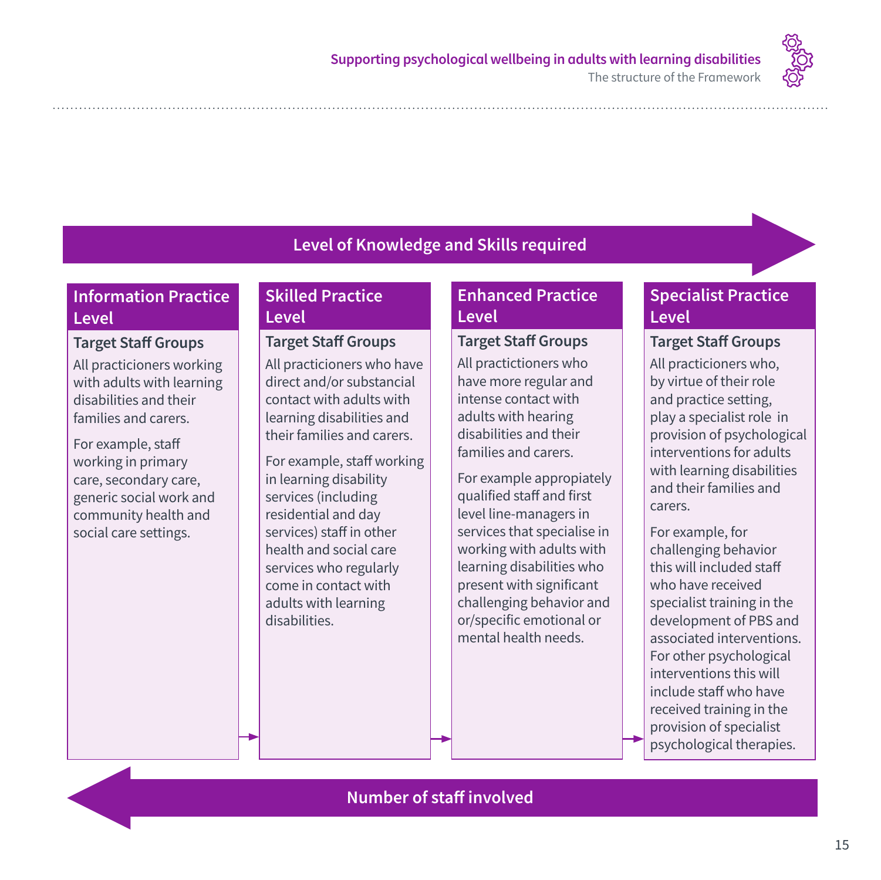**Level of Knowledge and Skills required** →

| Information Practice Level | Skilled Practice Level | Enhanced Practice Level | Specialist Practice Level |
|---|---|---|---|
| **Target Staff Groups** | **Target Staff Groups** | **Target Staff Groups** | **Target Staff Groups** |
| All practicioners working with adults with learning disabilities and their families and carers. | All practicioners who have direct and/or substancial contact with adults with learning disabilities and their families and carers. | All practictioners who have more regular and intense contact with adults with hearing disabilities and their families and carers. | All practicioners who, by virtue of their role and practice setting, play a specialist role in provision of psychological interventions for adults with learning disabilities and their families and carers. |
| For example, staff working in primary care, secondary care, generic social work and community health and social care settings. | For example, staff working in learning disability services (including residential and day services) staff in other health and social care services who regularly come in contact with adults with learning disabilities. | For example appropiately qualified staff and first level line-managers in services that specialise in working with adults with learning disabilities who present with significant challenging behavior and or/specific emotional or mental health needs. | For example, for challenging behavior this will included staff who have received specialist training in the development of PBS and associated interventions. For other psychological interventions this will include staff who have received training in the provision of specialist psychological therapies. |

← **Number of staff involved**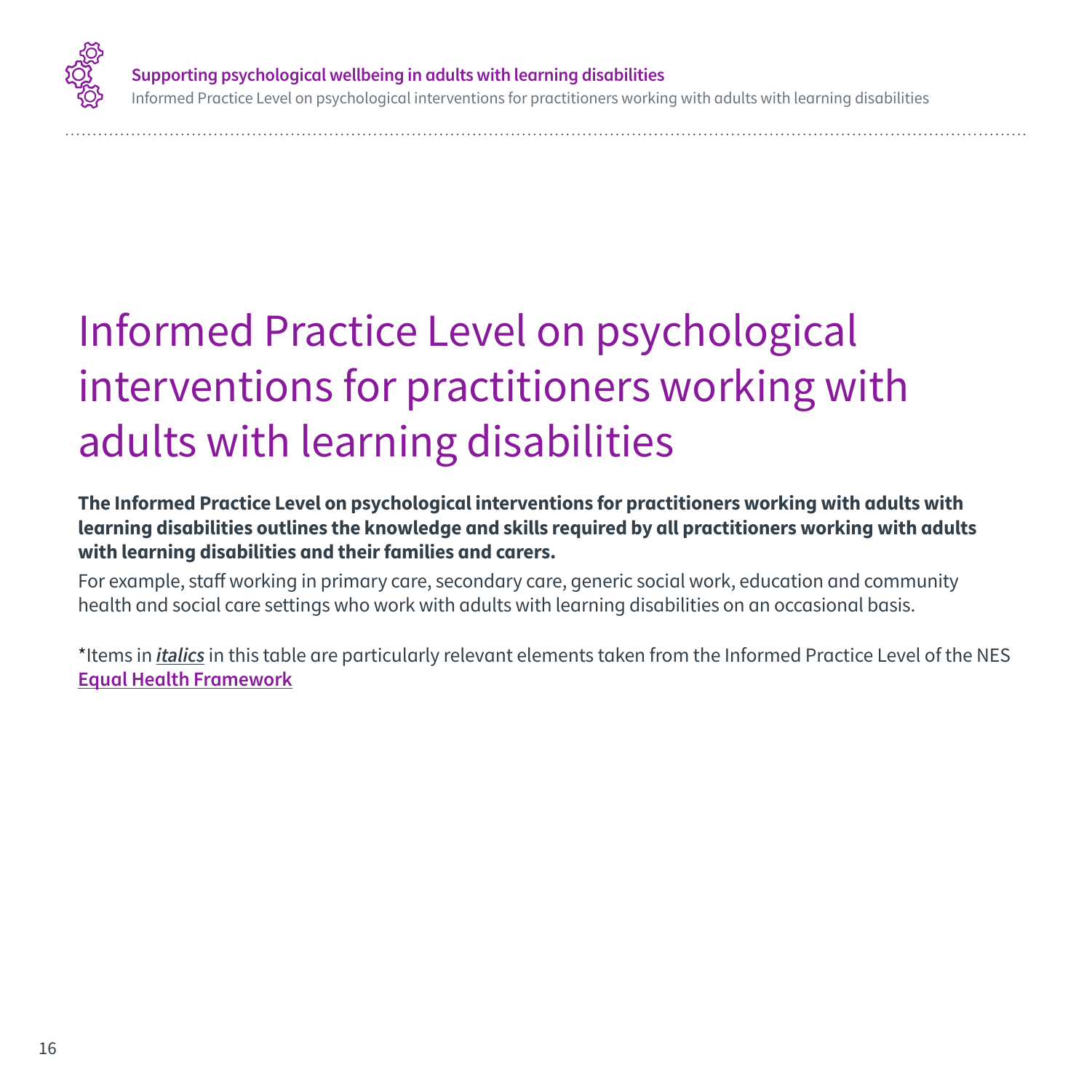# Informed Practice Level on psychological interventions for practitioners working with adults with learning disabilities

**The Informed Practice Level on psychological interventions for practitioners working with adults with learning disabilities outlines the knowledge and skills required by all practitioners working with adults with learning disabilities and their families and carers.**

For example, staff working in primary care, secondary care, generic social work, education and community health and social care settings who work with adults with learning disabilities on an occasional basis.

*Items in ***italics*** in this table are particularly relevant elements taken from the Informed Practice Level of the NES **Equal Health Framework**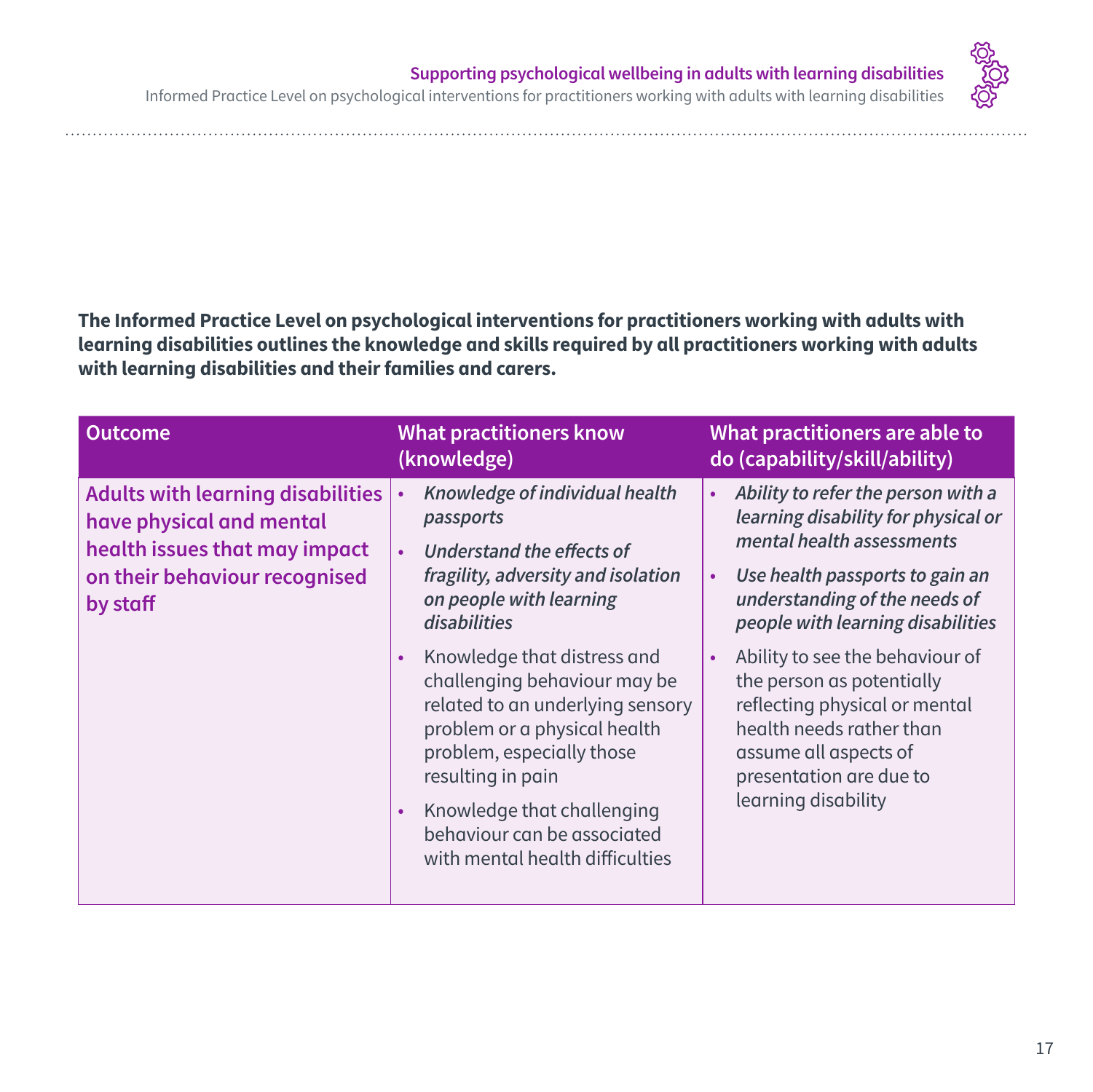**The Informed Practice Level on psychological interventions for practitioners working with adults with learning disabilities outlines the knowledge and skills required by all practitioners working with adults with learning disabilities and their families and carers.**

| Outcome | What practitioners know (knowledge) | What practitioners are able to do (capability/skill/ability) |
|---|---|---|
| **Adults with learning disabilities have physical and mental health issues that may impact on their behaviour recognised by staff** | • *Knowledge of individual health passports*<br>• *Understand the effects of fragility, adversity and isolation on people with learning disabilities*<br>• Knowledge that distress and challenging behaviour may be related to an underlying sensory problem or a physical health problem, especially those resulting in pain<br>• Knowledge that challenging behaviour can be associated with mental health difficulties | • *Ability to refer the person with a learning disability for physical or mental health assessments*<br>• *Use health passports to gain an understanding of the needs of people with learning disabilities*<br>• Ability to see the behaviour of the person as potentially reflecting physical or mental health needs rather than assume all aspects of presentation are due to learning disability |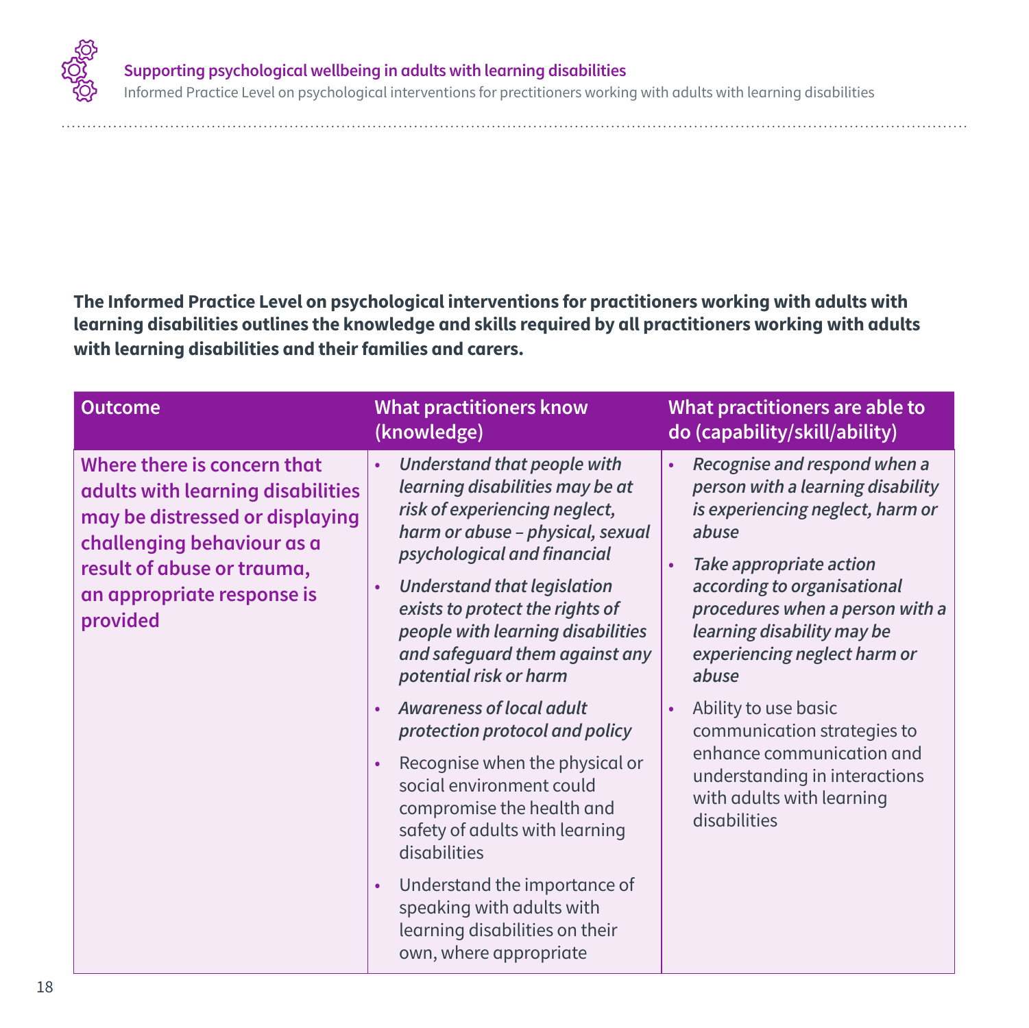**The Informed Practice Level on psychological interventions for practitioners working with adults with learning disabilities outlines the knowledge and skills required by all practitioners working with adults with learning disabilities and their families and carers.**

| Outcome | What practitioners know (knowledge) | What practitioners are able to do (capability/skill/ability) |
|---|---|---|
| **Where there is concern that adults with learning disabilities may be distressed or displaying challenging behaviour as a result of abuse or trauma, an appropriate response is provided** | • *Understand that people with learning disabilities may be at risk of experiencing neglect, harm or abuse – physical, sexual psychological and financial*<br>• *Understand that legislation exists to protect the rights of people with learning disabilities and safeguard them against any potential risk or harm*<br>• *Awareness of local adult protection protocol and policy*<br>• Recognise when the physical or social environment could compromise the health and safety of adults with learning disabilities<br>• Understand the importance of speaking with adults with learning disabilities on their own, where appropriate | • *Recognise and respond when a person with a learning disability is experiencing neglect, harm or abuse*<br>• *Take appropriate action according to organisational procedures when a person with a learning disability may be experiencing neglect harm or abuse*<br>• Ability to use basic communication strategies to enhance communication and understanding in interactions with adults with learning disabilities |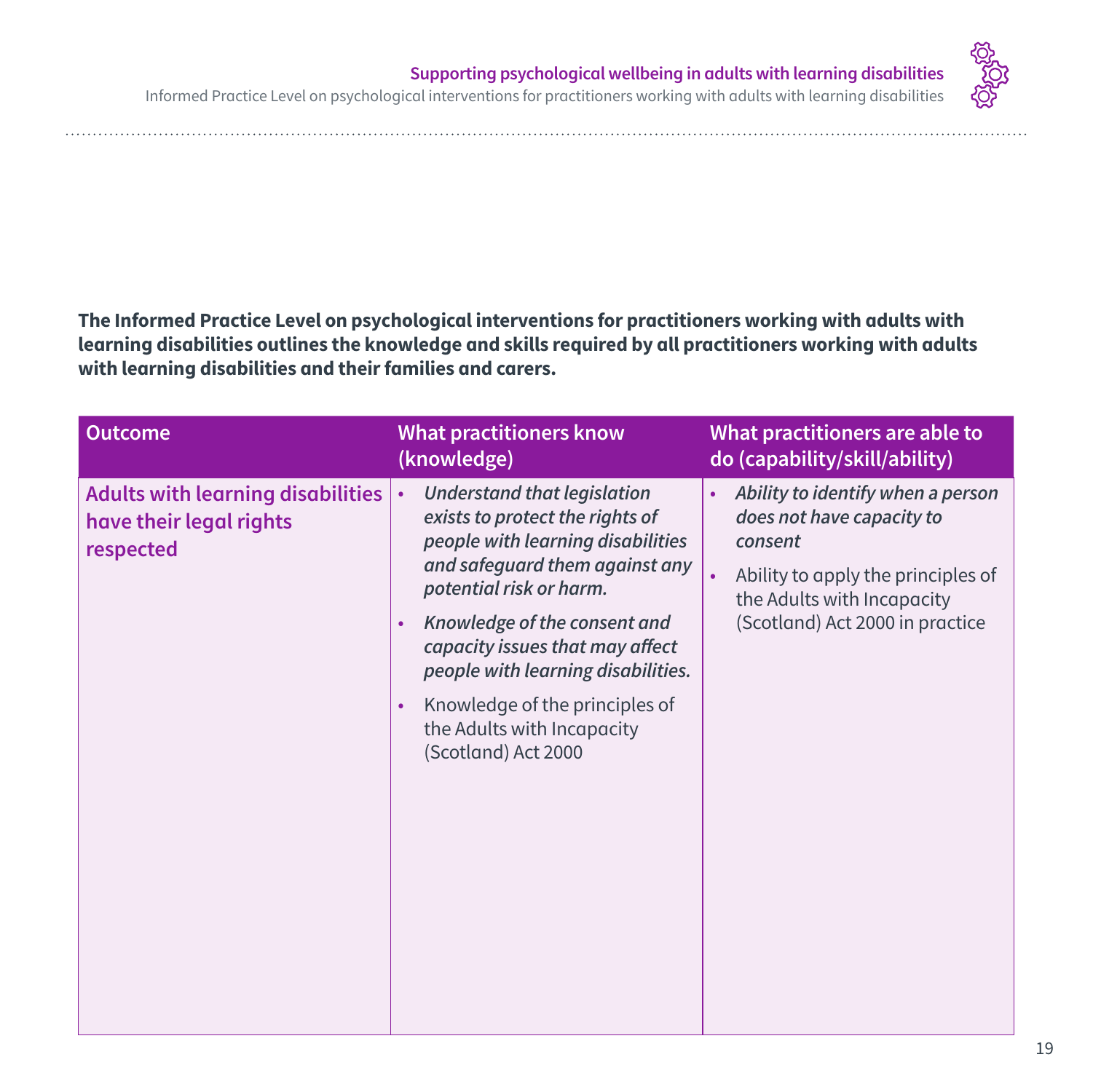**The Informed Practice Level on psychological interventions for practitioners working with adults with learning disabilities outlines the knowledge and skills required by all practitioners working with adults with learning disabilities and their families and carers.**

| Outcome | What practitioners know (knowledge) | What practitioners are able to do (capability/skill/ability) |
|---|---|---|
| Adults with learning disabilities have their legal rights respected | • *Understand that legislation exists to protect the rights of people with learning disabilities and safeguard them against any potential risk or harm.*<br>• *Knowledge of the consent and capacity issues that may affect people with learning disabilities.*<br>• Knowledge of the principles of the Adults with Incapacity (Scotland) Act 2000 | • *Ability to identify when a person does not have capacity to consent*<br>• Ability to apply the principles of the Adults with Incapacity (Scotland) Act 2000 in practice |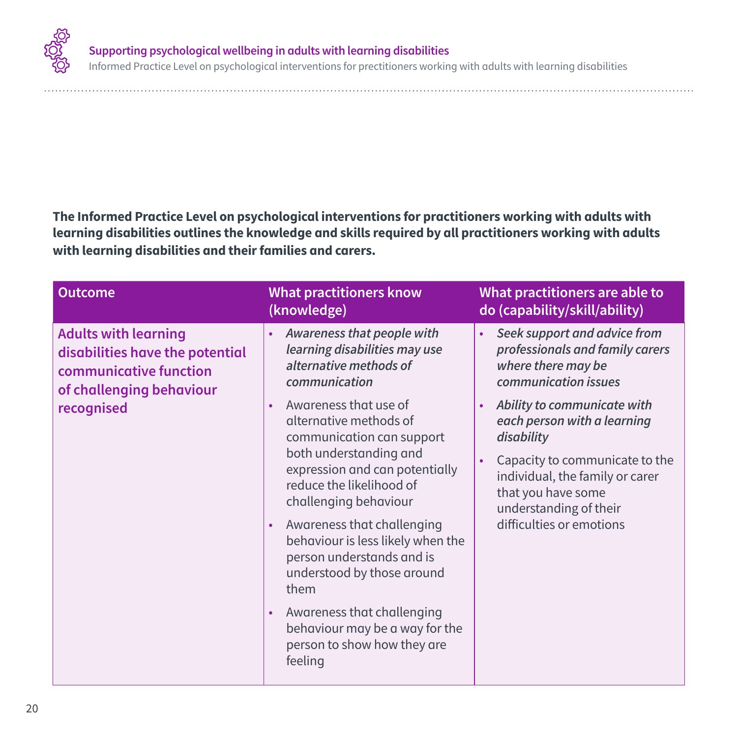**The Informed Practice Level on psychological interventions for practitioners working with adults with learning disabilities outlines the knowledge and skills required by all practitioners working with adults with learning disabilities and their families and carers.**

| Outcome | What practitioners know (knowledge) | What practitioners are able to do (capability/skill/ability) |
|---|---|---|
| **Adults with learning disabilities have the potential communicative function of challenging behaviour recognised** | • ***Awareness that people with learning disabilities may use alternative methods of communication***<br>• Awareness that use of alternative methods of communication can support both understanding and expression and can potentially reduce the likelihood of challenging behaviour<br>• Awareness that challenging behaviour is less likely when the person understands and is understood by those around them<br>• Awareness that challenging behaviour may be a way for the person to show how they are feeling | • ***Seek support and advice from professionals and family carers where there may be communication issues***<br>• ***Ability to communicate with each person with a learning disability***<br>• Capacity to communicate to the individual, the family or carer that you have some understanding of their difficulties or emotions |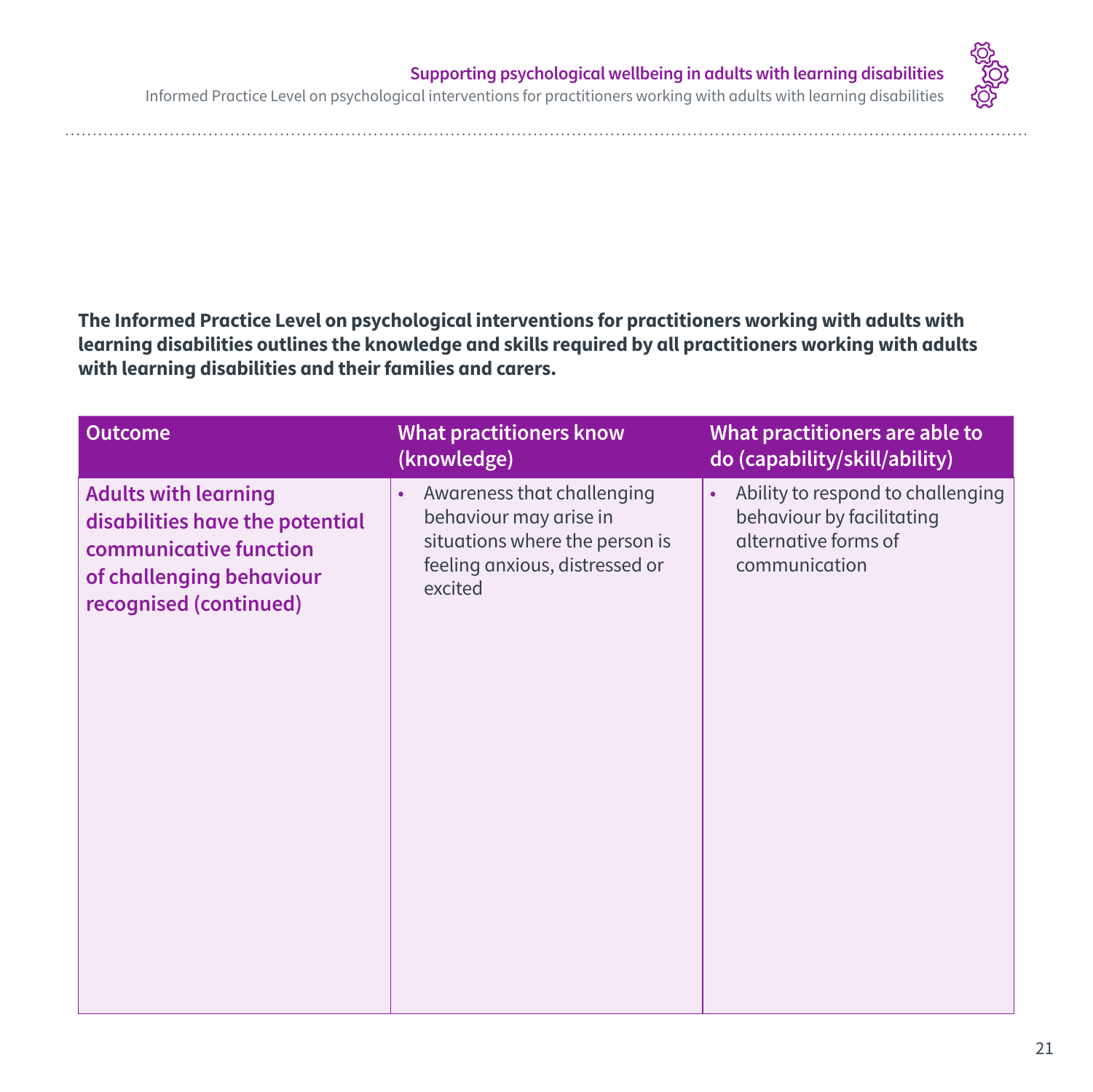**The Informed Practice Level on psychological interventions for practitioners working with adults with learning disabilities outlines the knowledge and skills required by all practitioners working with adults with learning disabilities and their families and carers.**

| Outcome | What practitioners know (knowledge) | What practitioners are able to do (capability/skill/ability) |
|---|---|---|
| **Adults with learning disabilities have the potential communicative function of challenging behaviour recognised (continued)** | • Awareness that challenging behaviour may arise in situations where the person is feeling anxious, distressed or excited | • Ability to respond to challenging behaviour by facilitating alternative forms of communication |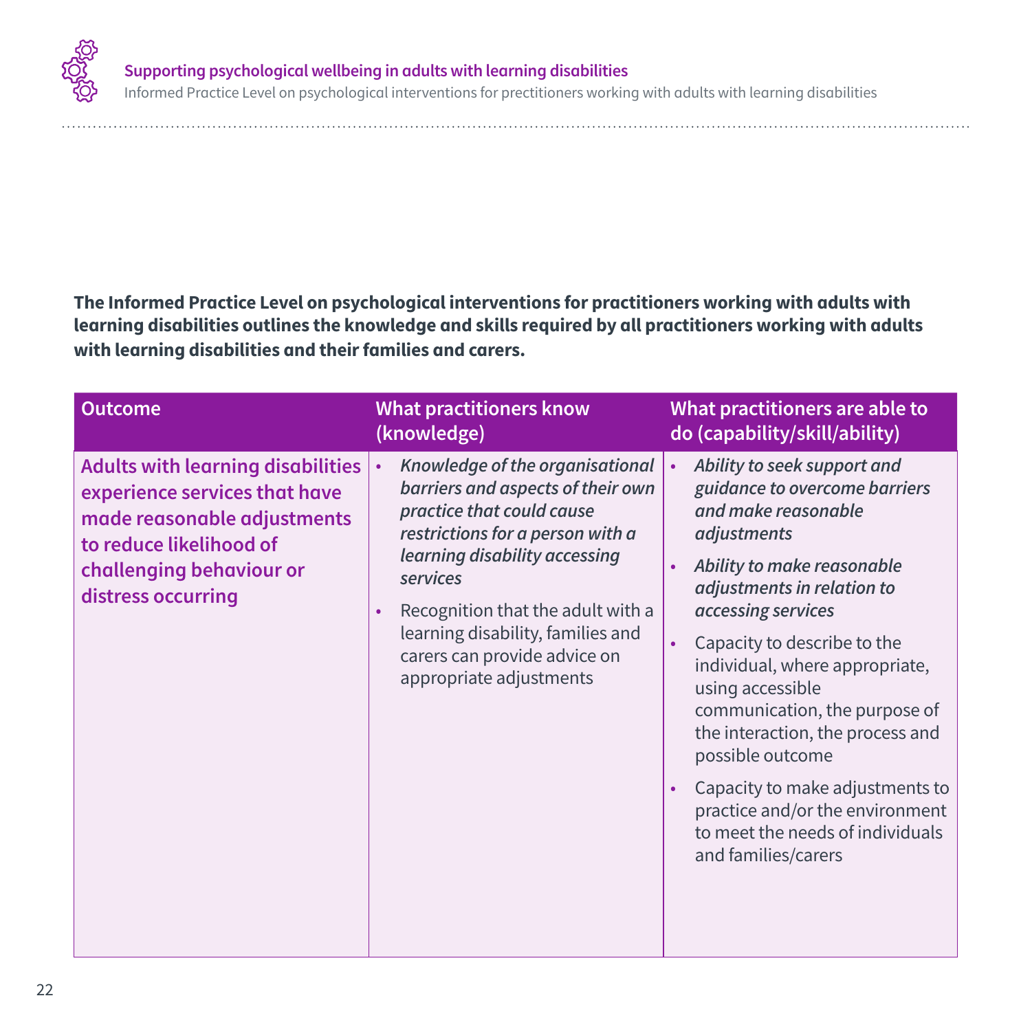**The Informed Practice Level on psychological interventions for practitioners working with adults with learning disabilities outlines the knowledge and skills required by all practitioners working with adults with learning disabilities and their families and carers.**

| Outcome | What practitioners know (knowledge) | What practitioners are able to do (capability/skill/ability) |
|---|---|---|
| **Adults with learning disabilities experience services that have made reasonable adjustments to reduce likelihood of challenging behaviour or distress occurring** | • *Knowledge of the organisational barriers and aspects of their own practice that could cause restrictions for a person with a learning disability accessing services*<br>• Recognition that the adult with a learning disability, families and carers can provide advice on appropriate adjustments | • *Ability to seek support and guidance to overcome barriers and make reasonable adjustments*<br>• *Ability to make reasonable adjustments in relation to accessing services*<br>• Capacity to describe to the individual, where appropriate, using accessible communication, the purpose of the interaction, the process and possible outcome<br>• Capacity to make adjustments to practice and/or the environment to meet the needs of individuals and families/carers |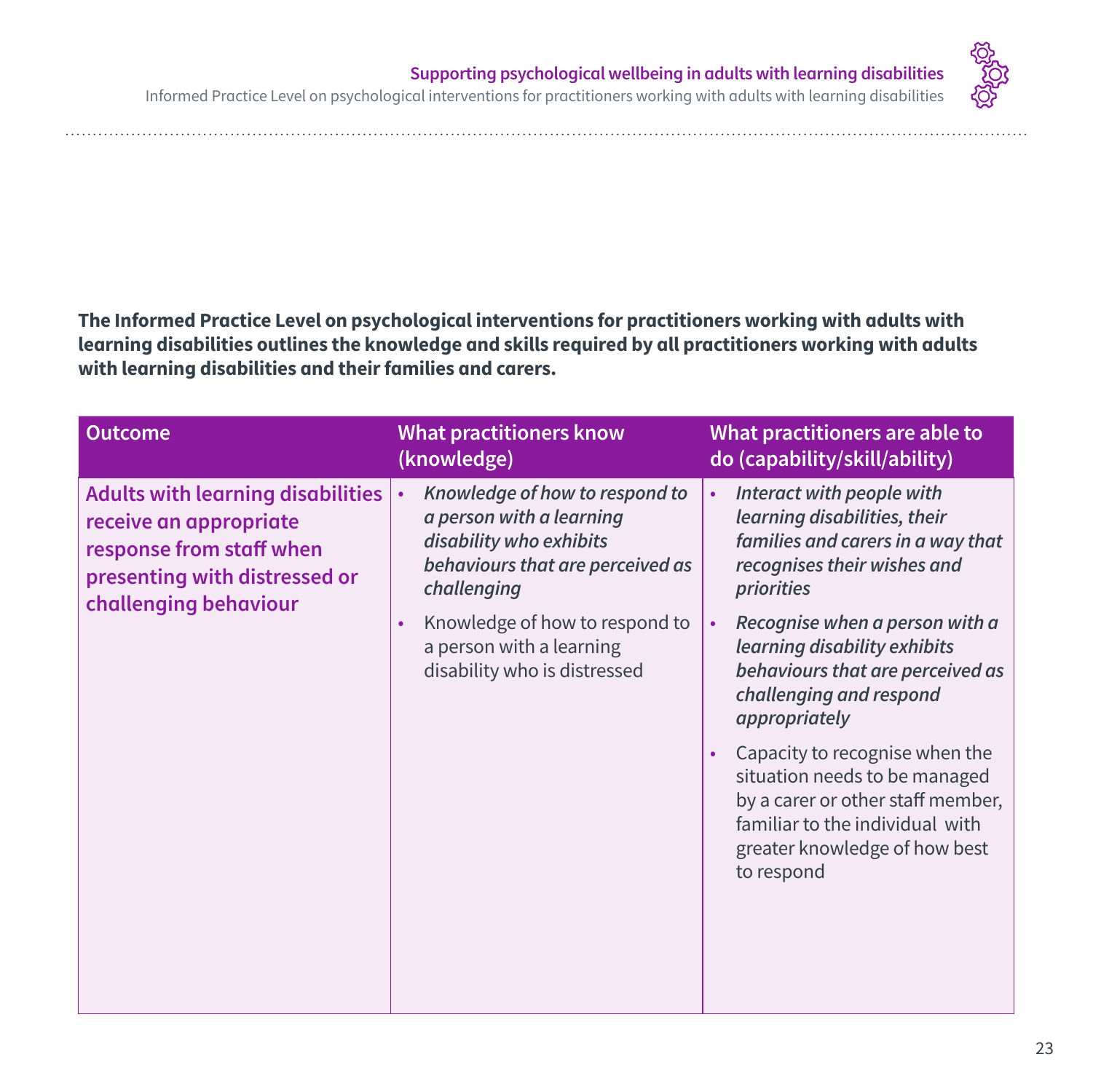**The Informed Practice Level on psychological interventions for practitioners working with adults with learning disabilities outlines the knowledge and skills required by all practitioners working with adults with learning disabilities and their families and carers.**

| Outcome | What practitioners know (knowledge) | What practitioners are able to do (capability/skill/ability) |
|---|---|---|
| **Adults with learning disabilities receive an appropriate response from staff when presenting with distressed or challenging behaviour** | • *Knowledge of how to respond to a person with a learning disability who exhibits behaviours that are perceived as challenging*<br>• Knowledge of how to respond to a person with a learning disability who is distressed | • *Interact with people with learning disabilities, their families and carers in a way that recognises their wishes and priorities*<br>• ***Recognise when a person with a learning disability exhibits behaviours that are perceived as challenging and respond appropriately***<br>• Capacity to recognise when the situation needs to be managed by a carer or other staff member, familiar to the individual with greater knowledge of how best to respond |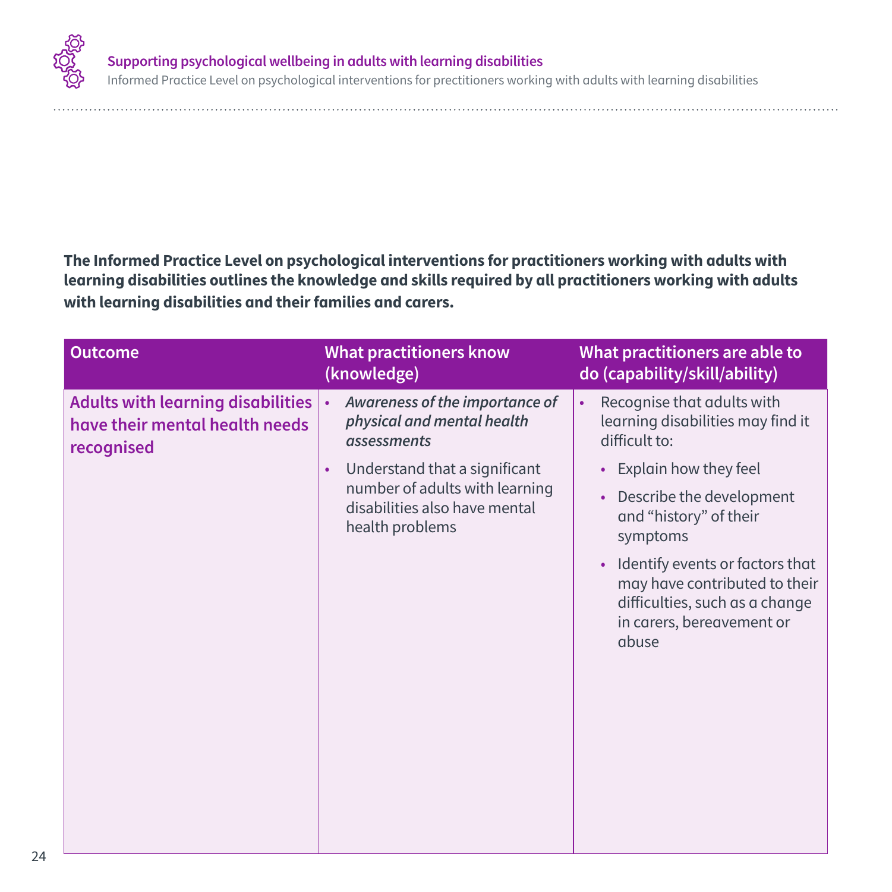**The Informed Practice Level on psychological interventions for practitioners working with adults with learning disabilities outlines the knowledge and skills required by all practitioners working with adults with learning disabilities and their families and carers.**

| Outcome | What practitioners know (knowledge) | What practitioners are able to do (capability/skill/ability) |
|---|---|---|
| Adults with learning disabilities have their mental health needs recognised | • *Awareness of the importance of physical and mental health assessments*<br>• Understand that a significant number of adults with learning disabilities also have mental health problems | • Recognise that adults with learning disabilities may find it difficult to:<br>  • Explain how they feel<br>  • Describe the development and "history" of their symptoms<br>  • Identify events or factors that may have contributed to their difficulties, such as a change in carers, bereavement or abuse |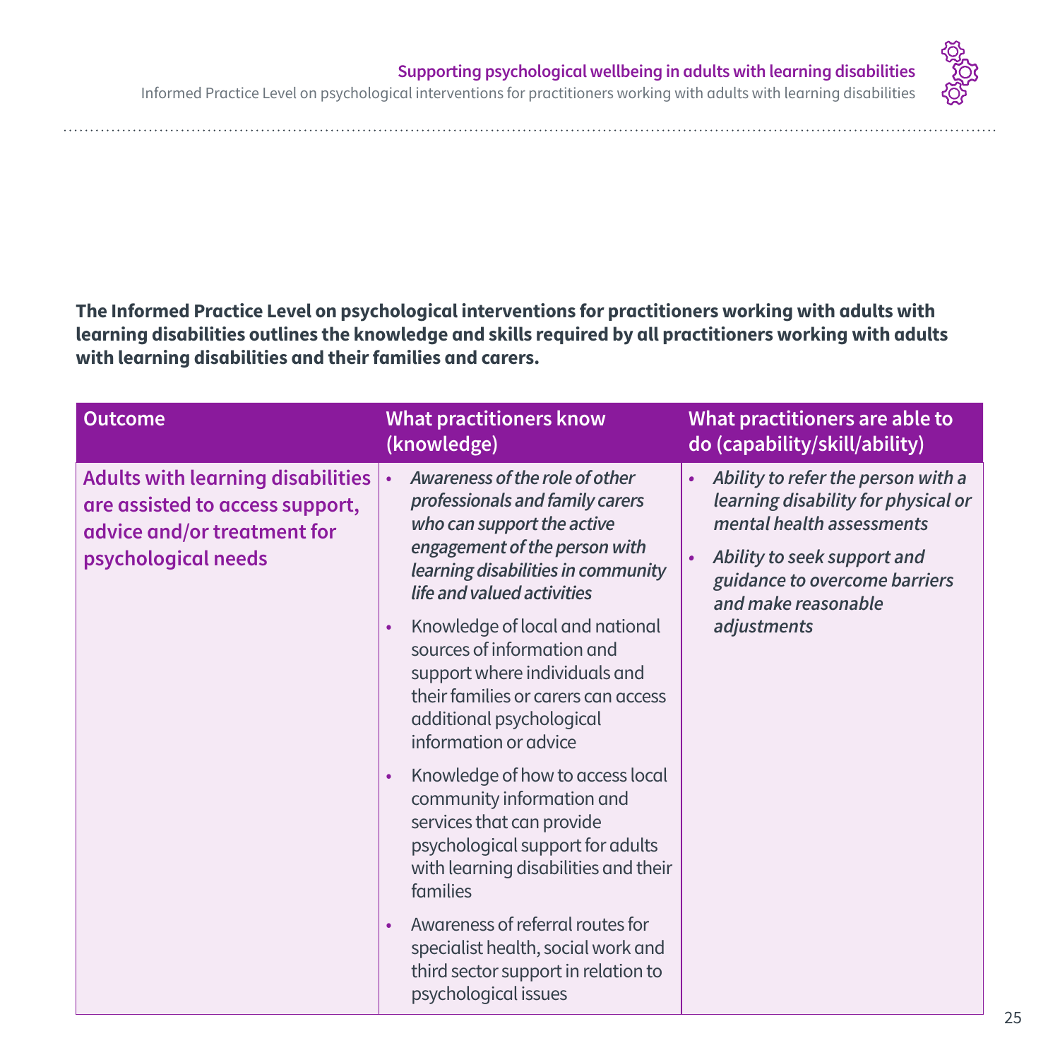**The Informed Practice Level on psychological interventions for practitioners working with adults with learning disabilities outlines the knowledge and skills required by all practitioners working with adults with learning disabilities and their families and carers.**

| Outcome | What practitioners know (knowledge) | What practitioners are able to do (capability/skill/ability) |
|---|---|---|
| **Adults with learning disabilities are assisted to access support, advice and/or treatment for psychological needs** | • *Awareness of the role of other professionals and family carers who can support the active engagement of the person with learning disabilities in community life and valued activities*<br>• Knowledge of local and national sources of information and support where individuals and their families or carers can access additional psychological information or advice<br>• Knowledge of how to access local community information and services that can provide psychological support for adults with learning disabilities and their families<br>• Awareness of referral routes for specialist health, social work and third sector support in relation to psychological issues | • *Ability to refer the person with a learning disability for physical or mental health assessments*<br>• *Ability to seek support and guidance to overcome barriers and make reasonable adjustments* |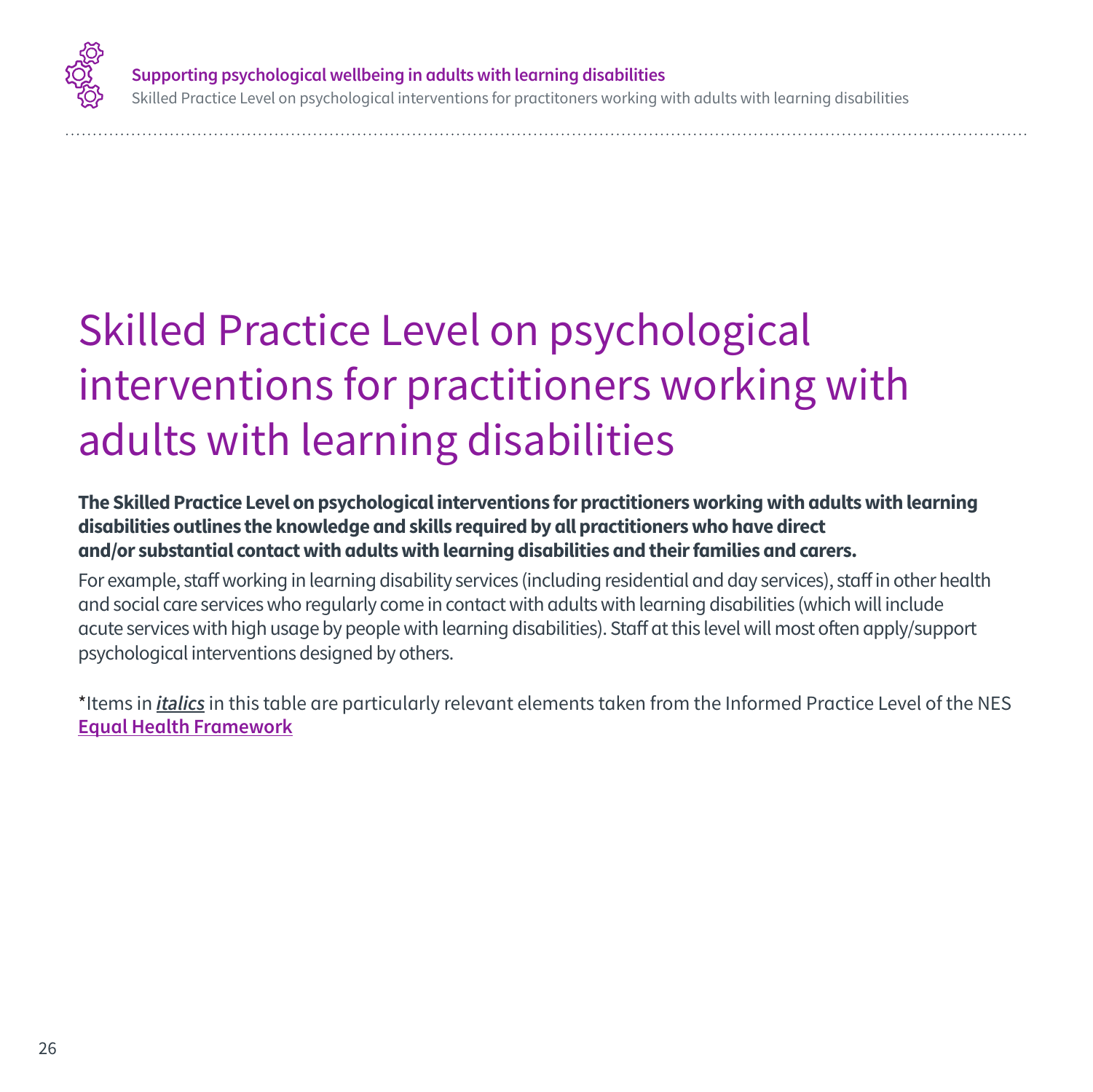# Skilled Practice Level on psychological interventions for practitioners working with adults with learning disabilities

**The Skilled Practice Level on psychological interventions for practitioners working with adults with learning disabilities outlines the knowledge and skills required by all practitioners who have direct and/or substantial contact with adults with learning disabilities and their families and carers.**

For example, staff working in learning disability services (including residential and day services), staff in other health and social care services who regularly come in contact with adults with learning disabilities (which will include acute services with high usage by people with learning disabilities). Staff at this level will most often apply/support psychological interventions designed by others.

*Items in ***italics*** in this table are particularly relevant elements taken from the Informed Practice Level of the NES **Equal Health Framework**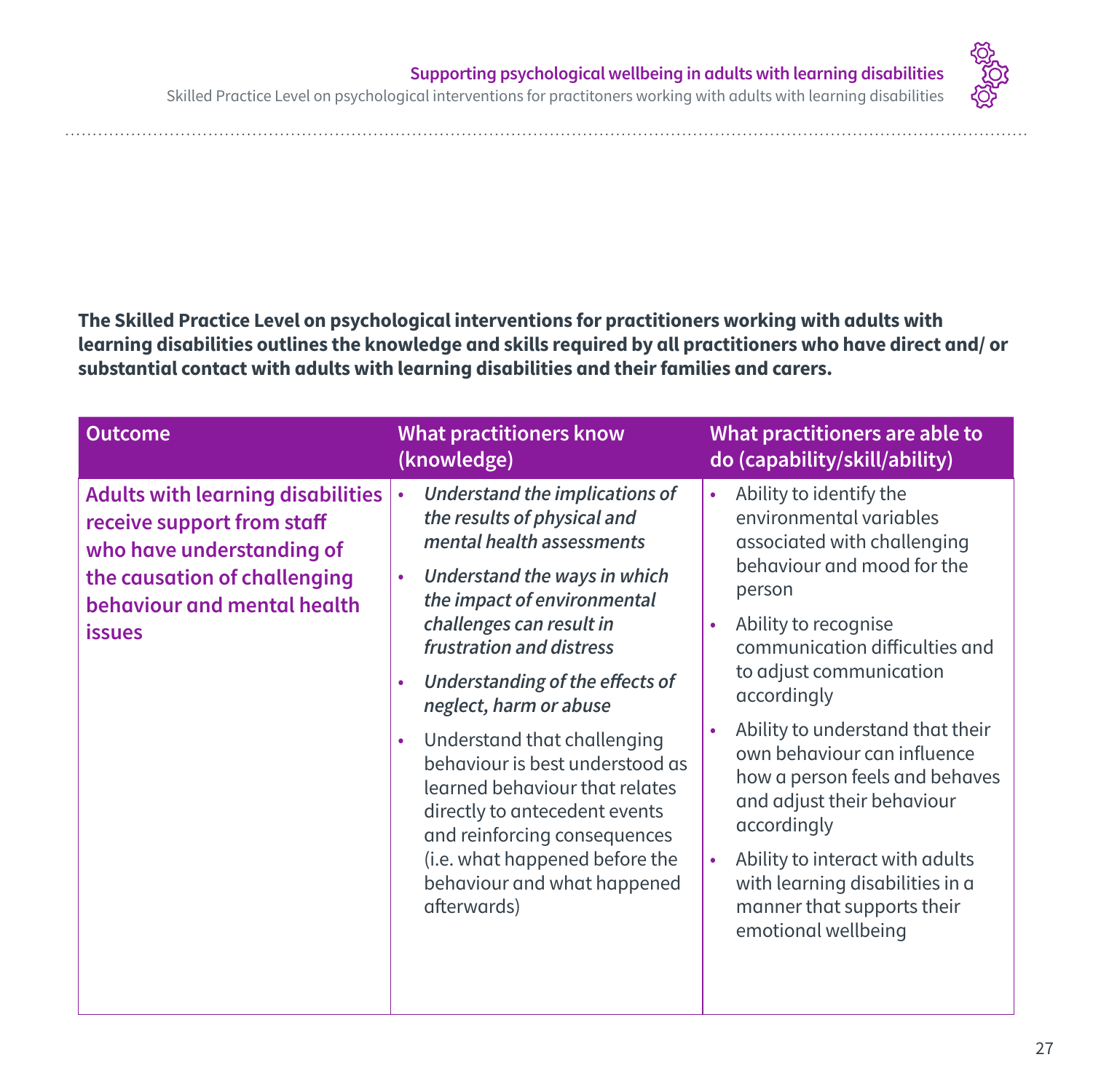**The Skilled Practice Level on psychological interventions for practitioners working with adults with learning disabilities outlines the knowledge and skills required by all practitioners who have direct and/ or substantial contact with adults with learning disabilities and their families and carers.**

| Outcome | What practitioners know (knowledge) | What practitioners are able to do (capability/skill/ability) |
|---|---|---|
| **Adults with learning disabilities receive support from staff who have understanding of the causation of challenging behaviour and mental health issues** | • *Understand the implications of the results of physical and mental health assessments*<br>• *Understand the ways in which the impact of environmental challenges can result in frustration and distress*<br>• *Understanding of the effects of neglect, harm or abuse*<br>• Understand that challenging behaviour is best understood as learned behaviour that relates directly to antecedent events and reinforcing consequences (i.e. what happened before the behaviour and what happened afterwards) | • Ability to identify the environmental variables associated with challenging behaviour and mood for the person<br>• Ability to recognise communication difficulties and to adjust communication accordingly<br>• Ability to understand that their own behaviour can influence how a person feels and behaves and adjust their behaviour accordingly<br>• Ability to interact with adults with learning disabilities in a manner that supports their emotional wellbeing |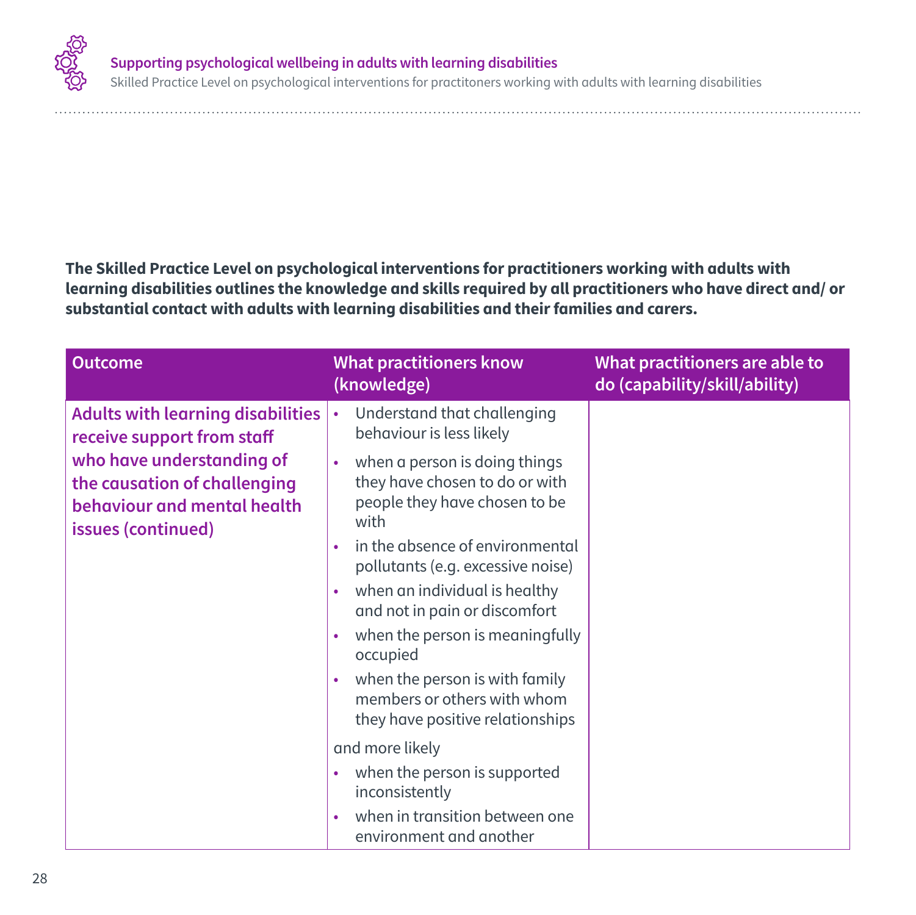**The Skilled Practice Level on psychological interventions for practitioners working with adults with learning disabilities outlines the knowledge and skills required by all practitioners who have direct and/ or substantial contact with adults with learning disabilities and their families and carers.**

| Outcome | What practitioners know (knowledge) | What practitioners are able to do (capability/skill/ability) |
|---|---|---|
| **Adults with learning disabilities receive support from staff who have understanding of the causation of challenging behaviour and mental health issues (continued)** | • Understand that challenging behaviour is less likely<br>• when a person is doing things they have chosen to do or with people they have chosen to be with<br>• in the absence of environmental pollutants (e.g. excessive noise)<br>• when an individual is healthy and not in pain or discomfort<br>• when the person is meaningfully occupied<br>• when the person is with family members or others with whom they have positive relationships<br>and more likely<br>• when the person is supported inconsistently<br>• when in transition between one environment and another | |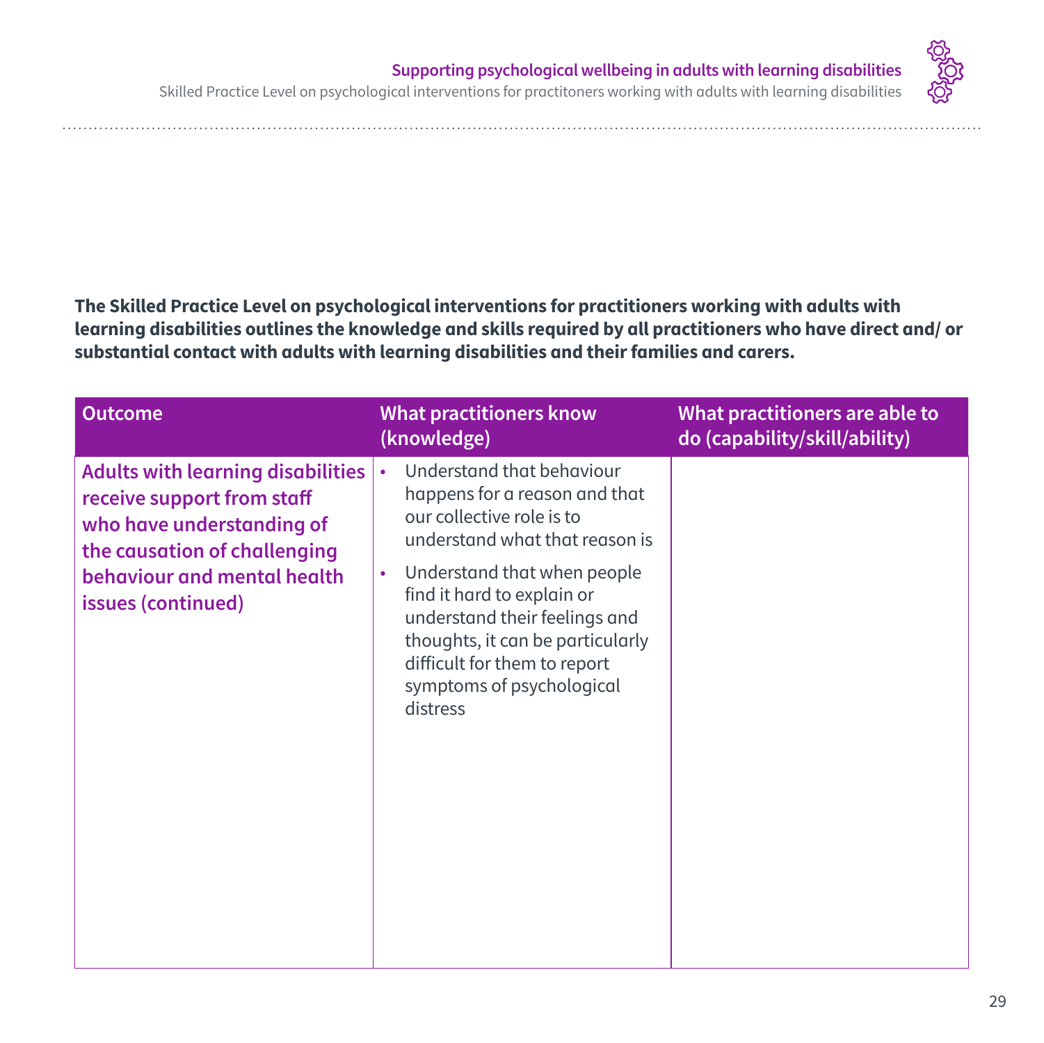**The Skilled Practice Level on psychological interventions for practitioners working with adults with learning disabilities outlines the knowledge and skills required by all practitioners who have direct and/ or substantial contact with adults with learning disabilities and their families and carers.**

| Outcome | What practitioners know (knowledge) | What practitioners are able to do (capability/skill/ability) |
|---|---|---|
| **Adults with learning disabilities receive support from staff who have understanding of the causation of challenging behaviour and mental health issues (continued)** | • Understand that behaviour happens for a reason and that our collective role is to understand what that reason is<br>• Understand that when people find it hard to explain or understand their feelings and thoughts, it can be particularly difficult for them to report symptoms of psychological distress | |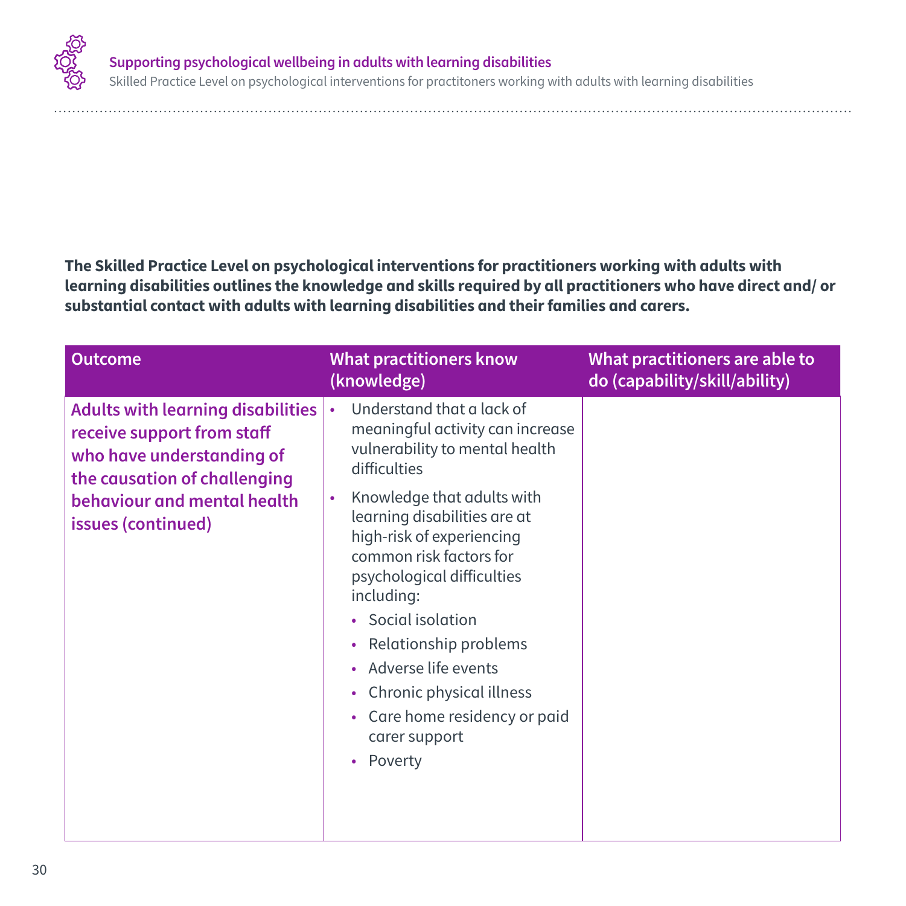**The Skilled Practice Level on psychological interventions for practitioners working with adults with learning disabilities outlines the knowledge and skills required by all practitioners who have direct and/ or substantial contact with adults with learning disabilities and their families and carers.**

| Outcome | What practitioners know (knowledge) | What practitioners are able to do (capability/skill/ability) |
|---|---|---|
| **Adults with learning disabilities receive support from staff who have understanding of the causation of challenging behaviour and mental health issues (continued)** | • Understand that a lack of meaningful activity can increase vulnerability to mental health difficulties<br>• Knowledge that adults with learning disabilities are at high-risk of experiencing common risk factors for psychological difficulties including:<br>&nbsp;&nbsp;• Social isolation<br>&nbsp;&nbsp;• Relationship problems<br>&nbsp;&nbsp;• Adverse life events<br>&nbsp;&nbsp;• Chronic physical illness<br>&nbsp;&nbsp;• Care home residency or paid carer support<br>&nbsp;&nbsp;• Poverty | |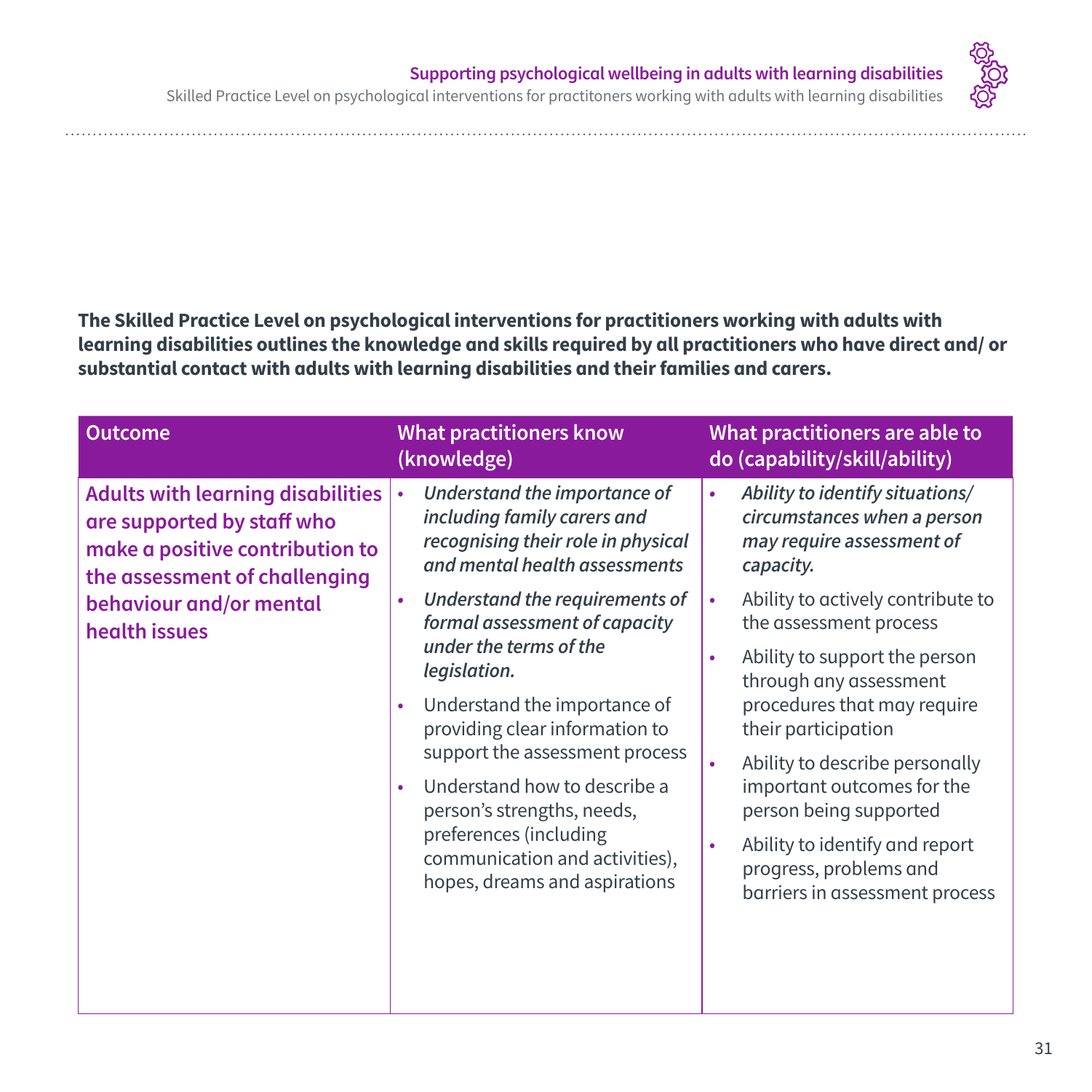**The Skilled Practice Level on psychological interventions for practitioners working with adults with learning disabilities outlines the knowledge and skills required by all practitioners who have direct and/ or substantial contact with adults with learning disabilities and their families and carers.**

| Outcome | What practitioners know (knowledge) | What practitioners are able to do (capability/skill/ability) |
|---|---|---|
| **Adults with learning disabilities are supported by staff who make a positive contribution to the assessment of challenging behaviour and/or mental health issues** | • *Understand the importance of including family carers and recognising their role in physical and mental health assessments*<br>• *Understand the requirements of formal assessment of capacity under the terms of the legislation.*<br>• Understand the importance of providing clear information to support the assessment process<br>• Understand how to describe a person's strengths, needs, preferences (including communication and activities), hopes, dreams and aspirations | • *Ability to identify situations/ circumstances when a person may require assessment of capacity.*<br>• Ability to actively contribute to the assessment process<br>• Ability to support the person through any assessment procedures that may require their participation<br>• Ability to describe personally important outcomes for the person being supported<br>• Ability to identify and report progress, problems and barriers in assessment process |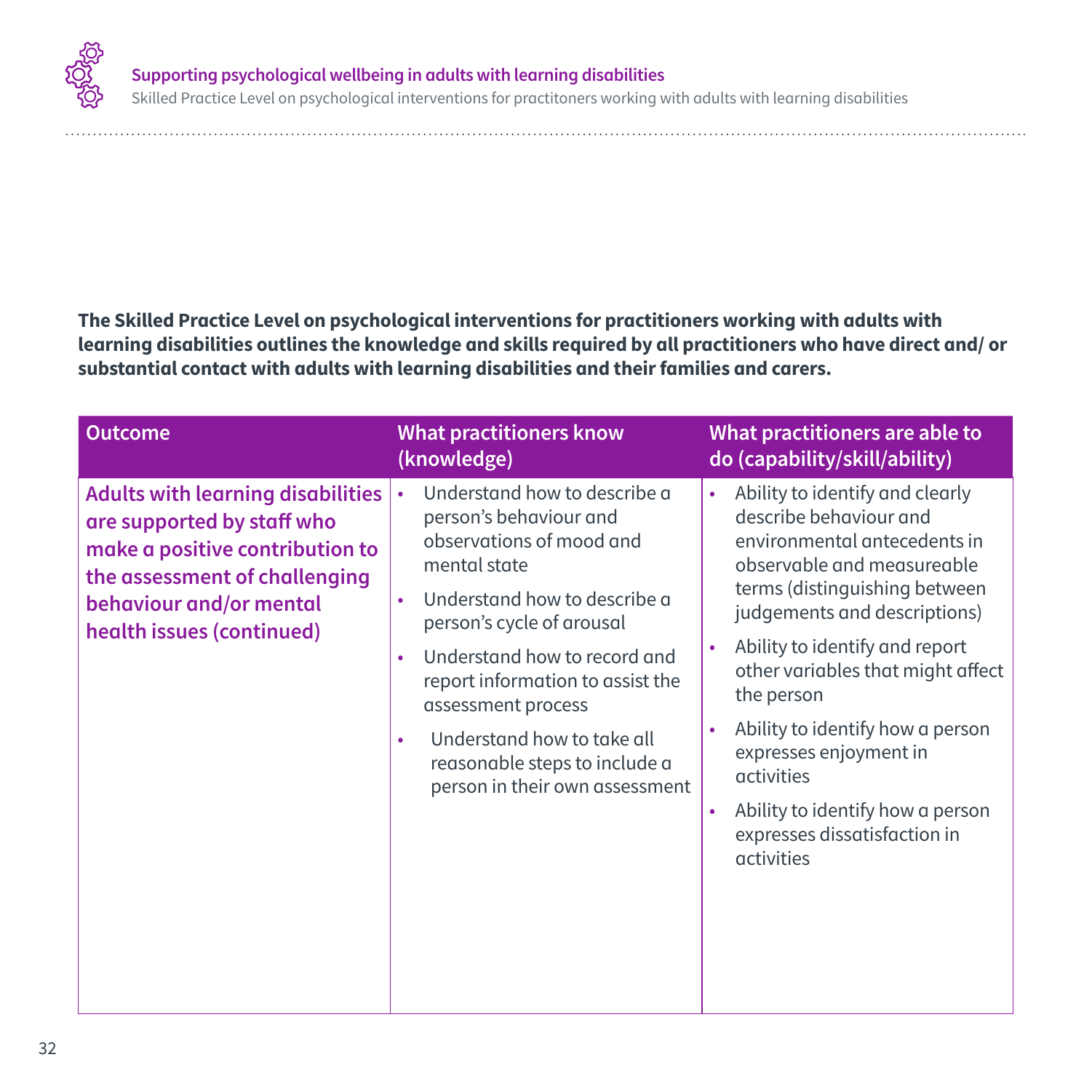**The Skilled Practice Level on psychological interventions for practitioners working with adults with learning disabilities outlines the knowledge and skills required by all practitioners who have direct and/ or substantial contact with adults with learning disabilities and their families and carers.**

| Outcome | What practitioners know (knowledge) | What practitioners are able to do (capability/skill/ability) |
|---|---|---|
| **Adults with learning disabilities are supported by staff who make a positive contribution to the assessment of challenging behaviour and/or mental health issues (continued)** | • Understand how to describe a person's behaviour and observations of mood and mental state<br>• Understand how to describe a person's cycle of arousal<br>• Understand how to record and report information to assist the assessment process<br>• Understand how to take all reasonable steps to include a person in their own assessment | • Ability to identify and clearly describe behaviour and environmental antecedents in observable and measureable terms (distinguishing between judgements and descriptions)<br>• Ability to identify and report other variables that might affect the person<br>• Ability to identify how a person expresses enjoyment in activities<br>• Ability to identify how a person expresses dissatisfaction in activities |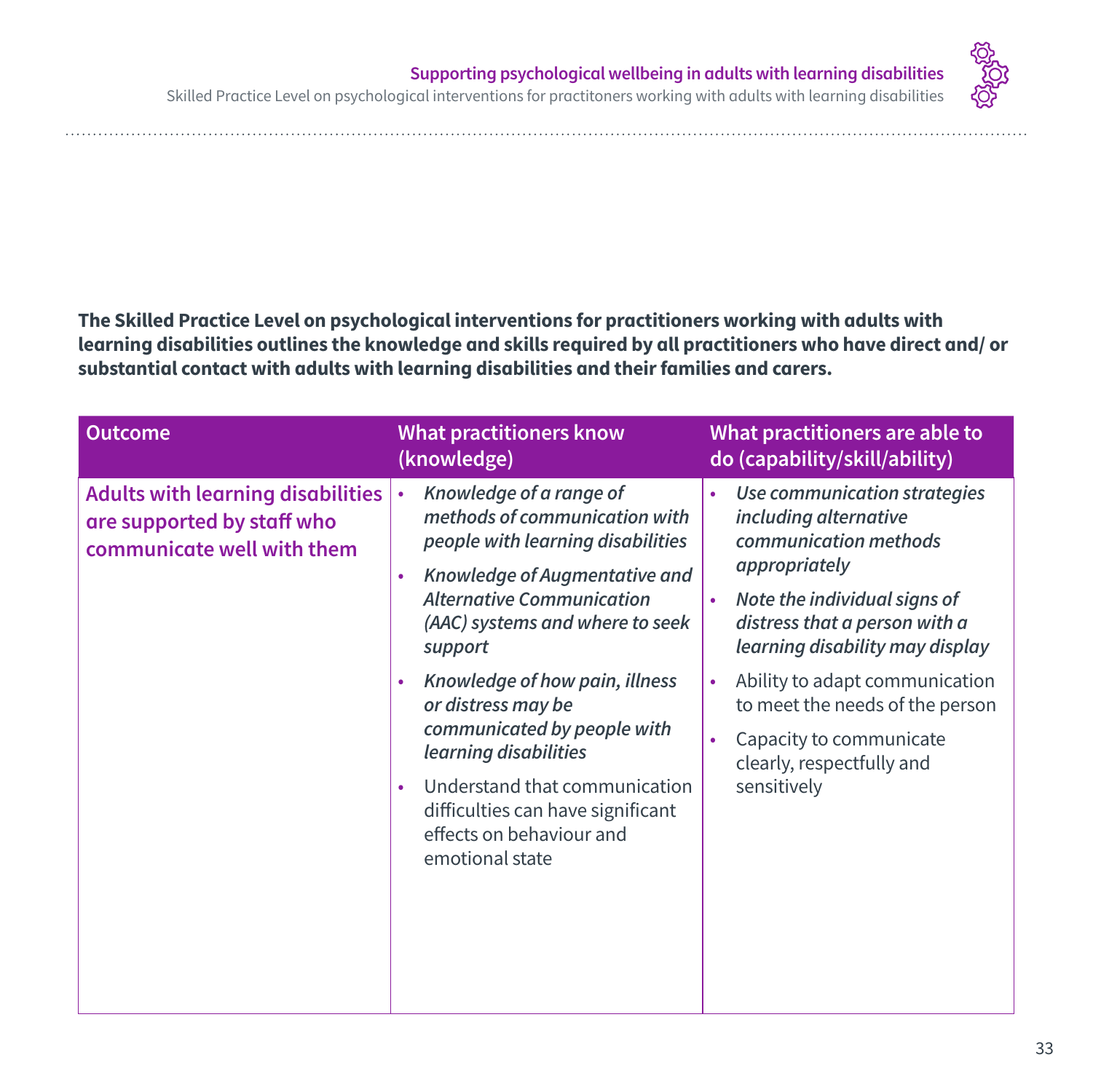**The Skilled Practice Level on psychological interventions for practitioners working with adults with learning disabilities outlines the knowledge and skills required by all practitioners who have direct and/ or substantial contact with adults with learning disabilities and their families and carers.**

| Outcome | What practitioners know (knowledge) | What practitioners are able to do (capability/skill/ability) |
|---|---|---|
| **Adults with learning disabilities are supported by staff who communicate well with them** | • *Knowledge of a range of methods of communication with people with learning disabilities*<br>• *Knowledge of Augmentative and Alternative Communication (AAC) systems and where to seek support*<br>• *Knowledge of how pain, illness or distress may be communicated by people with learning disabilities*<br>• Understand that communication difficulties can have significant effects on behaviour and emotional state | • *Use communication strategies including alternative communication methods appropriately*<br>• *Note the individual signs of distress that a person with a learning disability may display*<br>• Ability to adapt communication to meet the needs of the person<br>• Capacity to communicate clearly, respectfully and sensitively |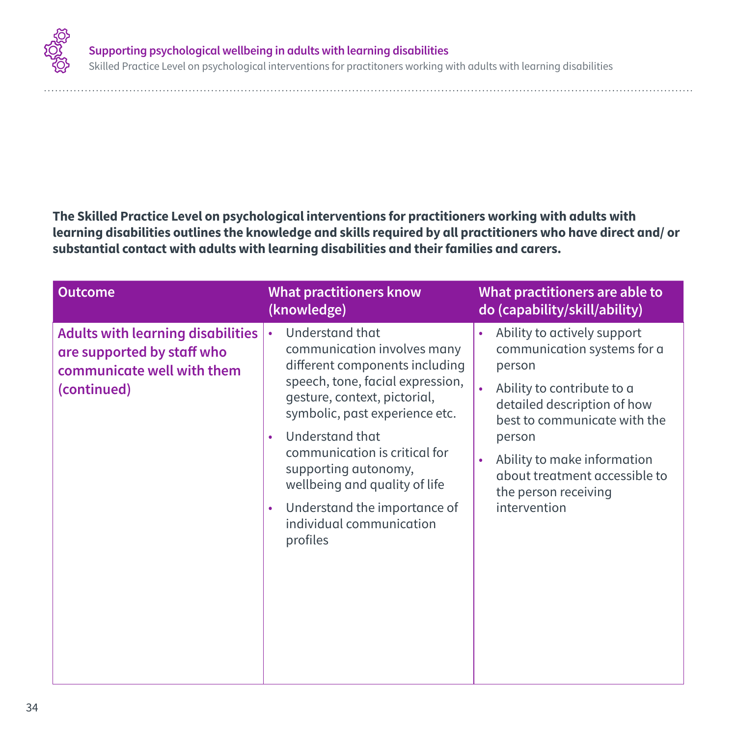**The Skilled Practice Level on psychological interventions for practitioners working with adults with learning disabilities outlines the knowledge and skills required by all practitioners who have direct and/ or substantial contact with adults with learning disabilities and their families and carers.**

| Outcome | What practitioners know (knowledge) | What practitioners are able to do (capability/skill/ability) |
|---|---|---|
| **Adults with learning disabilities are supported by staff who communicate well with them (continued)** | • Understand that communication involves many different components including speech, tone, facial expression, gesture, context, pictorial, symbolic, past experience etc.<br>• Understand that communication is critical for supporting autonomy, wellbeing and quality of life<br>• Understand the importance of individual communication profiles | • Ability to actively support communication systems for a person<br>• Ability to contribute to a detailed description of how best to communicate with the person<br>• Ability to make information about treatment accessible to the person receiving intervention |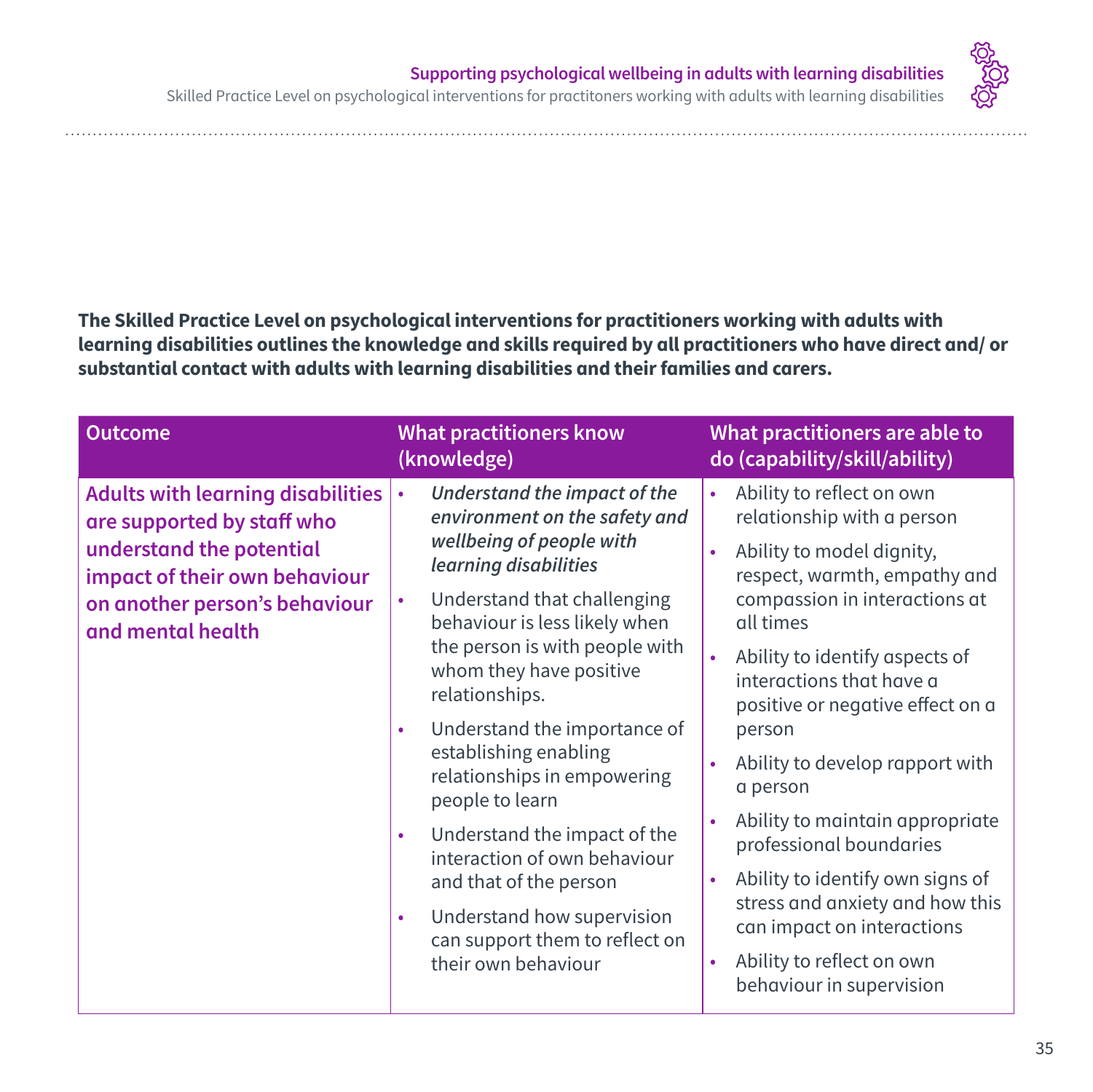**The Skilled Practice Level on psychological interventions for practitioners working with adults with learning disabilities outlines the knowledge and skills required by all practitioners who have direct and/ or substantial contact with adults with learning disabilities and their families and carers.**

| Outcome | What practitioners know (knowledge) | What practitioners are able to do (capability/skill/ability) |
|---|---|---|
| **Adults with learning disabilities are supported by staff who understand the potential impact of their own behaviour on another person's behaviour and mental health** | • *Understand the impact of the environment on the safety and wellbeing of people with learning disabilities*<br>• Understand that challenging behaviour is less likely when the person is with people with whom they have positive relationships.<br>• Understand the importance of establishing enabling relationships in empowering people to learn<br>• Understand the impact of the interaction of own behaviour and that of the person<br>• Understand how supervision can support them to reflect on their own behaviour | • Ability to reflect on own relationship with a person<br>• Ability to model dignity, respect, warmth, empathy and compassion in interactions at all times<br>• Ability to identify aspects of interactions that have a positive or negative effect on a person<br>• Ability to develop rapport with a person<br>• Ability to maintain appropriate professional boundaries<br>• Ability to identify own signs of stress and anxiety and how this can impact on interactions<br>• Ability to reflect on own behaviour in supervision |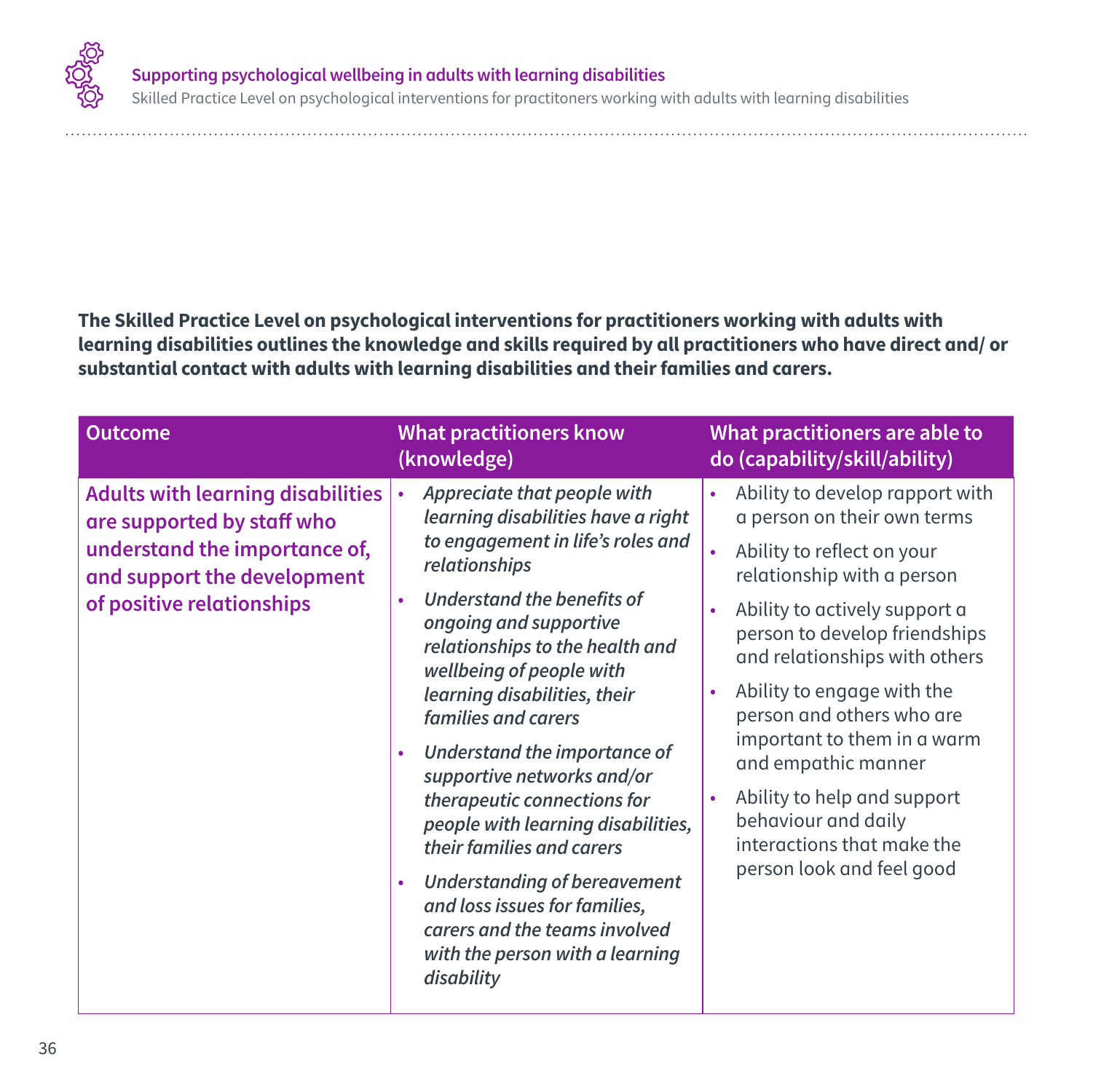**The Skilled Practice Level on psychological interventions for practitioners working with adults with learning disabilities outlines the knowledge and skills required by all practitioners who have direct and/ or substantial contact with adults with learning disabilities and their families and carers.**

| Outcome | What practitioners know (knowledge) | What practitioners are able to do (capability/skill/ability) |
|---|---|---|
| **Adults with learning disabilities are supported by staff who understand the importance of, and support the development of positive relationships** | • *Appreciate that people with learning disabilities have a right to engagement in life's roles and relationships*<br>• *Understand the benefits of ongoing and supportive relationships to the health and wellbeing of people with learning disabilities, their families and carers*<br>• *Understand the importance of supportive networks and/or therapeutic connections for people with learning disabilities, their families and carers*<br>• *Understanding of bereavement and loss issues for families, carers and the teams involved with the person with a learning disability* | • Ability to develop rapport with a person on their own terms<br>• Ability to reflect on your relationship with a person<br>• Ability to actively support a person to develop friendships and relationships with others<br>• Ability to engage with the person and others who are important to them in a warm and empathic manner<br>• Ability to help and support behaviour and daily interactions that make the person look and feel good |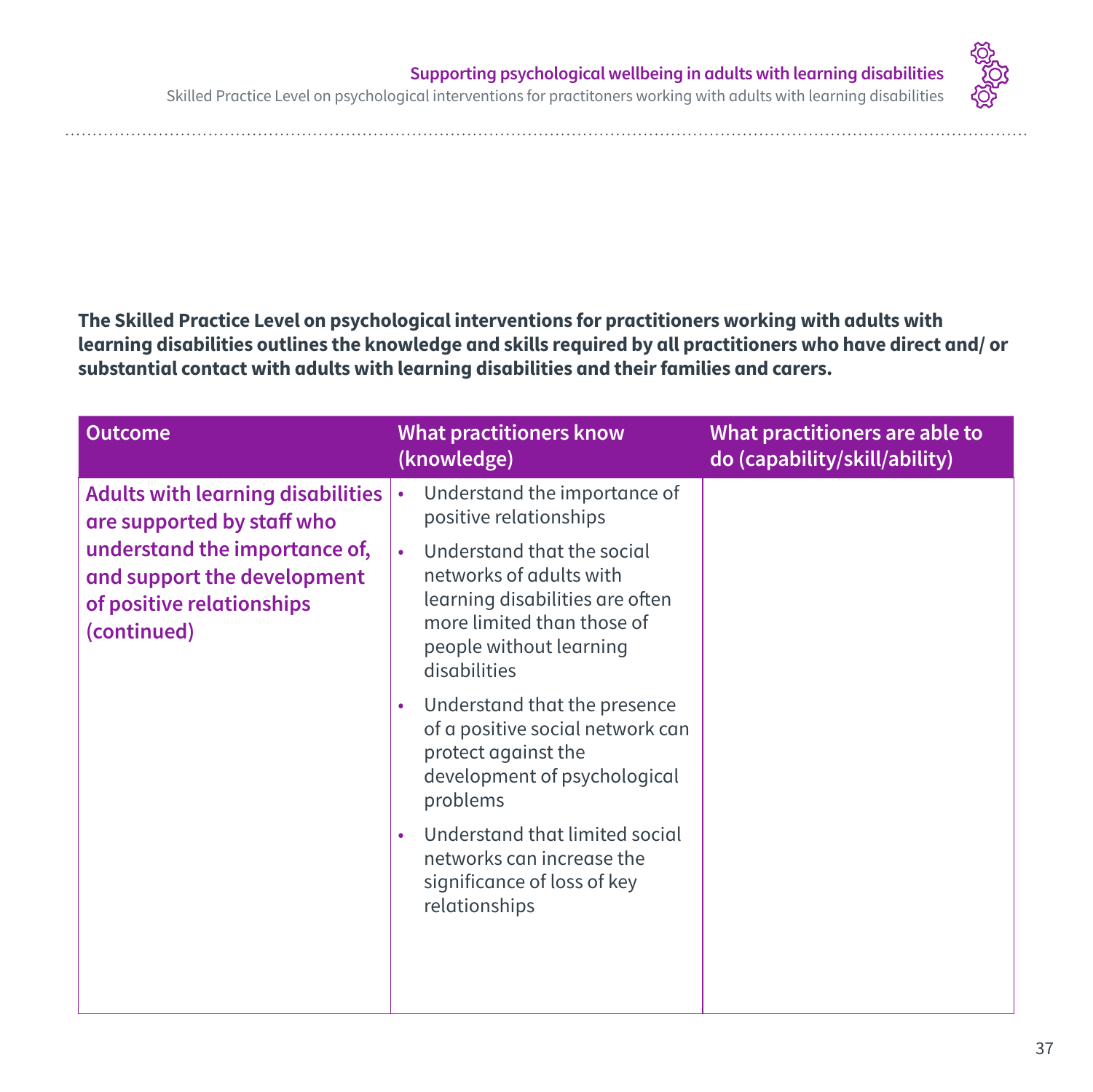**The Skilled Practice Level on psychological interventions for practitioners working with adults with learning disabilities outlines the knowledge and skills required by all practitioners who have direct and/ or substantial contact with adults with learning disabilities and their families and carers.**

| Outcome | What practitioners know (knowledge) | What practitioners are able to do (capability/skill/ability) |
|---|---|---|
| **Adults with learning disabilities are supported by staff who understand the importance of, and support the development of positive relationships (continued)** | • Understand the importance of positive relationships<br>• Understand that the social networks of adults with learning disabilities are often more limited than those of people without learning disabilities<br>• Understand that the presence of a positive social network can protect against the development of psychological problems<br>• Understand that limited social networks can increase the significance of loss of key relationships | |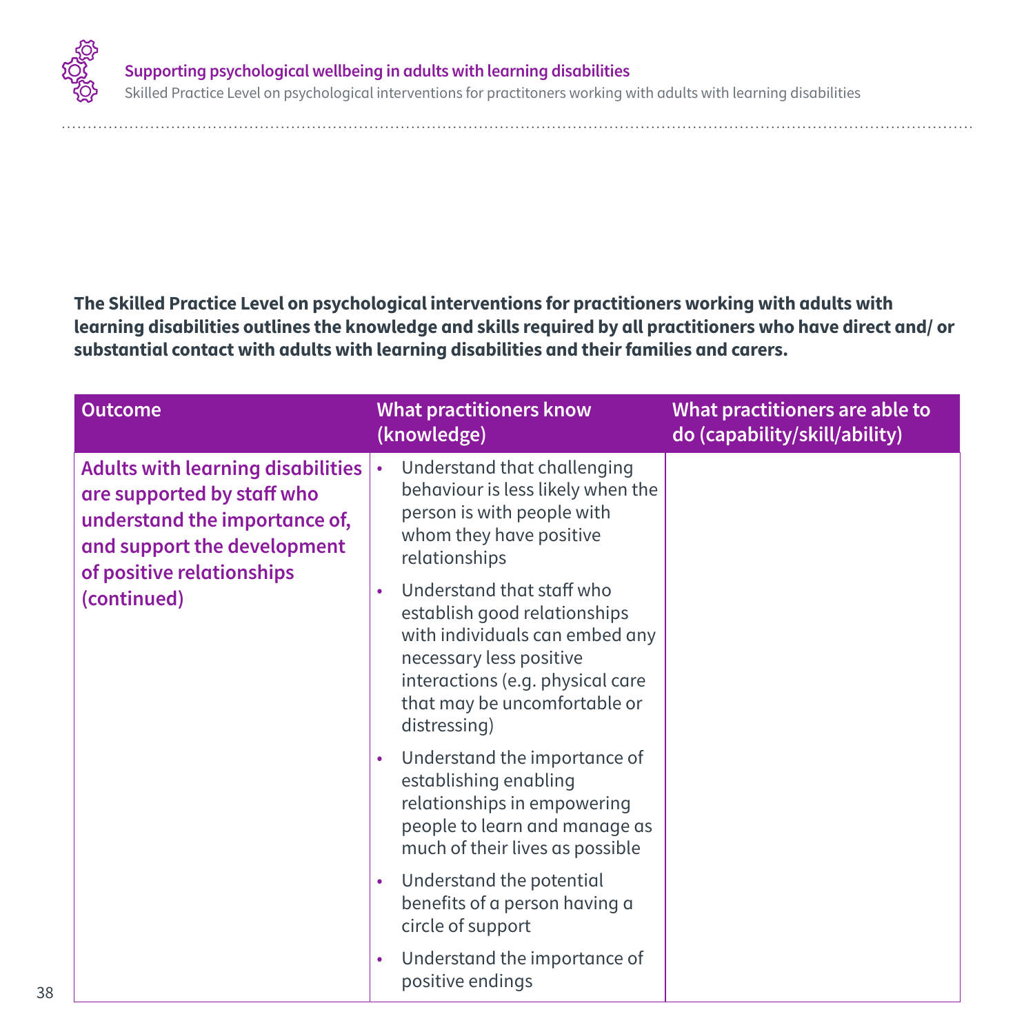**The Skilled Practice Level on psychological interventions for practitioners working with adults with learning disabilities outlines the knowledge and skills required by all practitioners who have direct and/ or substantial contact with adults with learning disabilities and their families and carers.**

| Outcome | What practitioners know (knowledge) | What practitioners are able to do (capability/skill/ability) |
|---|---|---|
| **Adults with learning disabilities are supported by staff who understand the importance of, and support the development of positive relationships (continued)** | • Understand that challenging behaviour is less likely when the person is with people with whom they have positive relationships<br>• Understand that staff who establish good relationships with individuals can embed any necessary less positive interactions (e.g. physical care that may be uncomfortable or distressing)<br>• Understand the importance of establishing enabling relationships in empowering people to learn and manage as much of their lives as possible<br>• Understand the potential benefits of a person having a circle of support<br>• Understand the importance of positive endings | |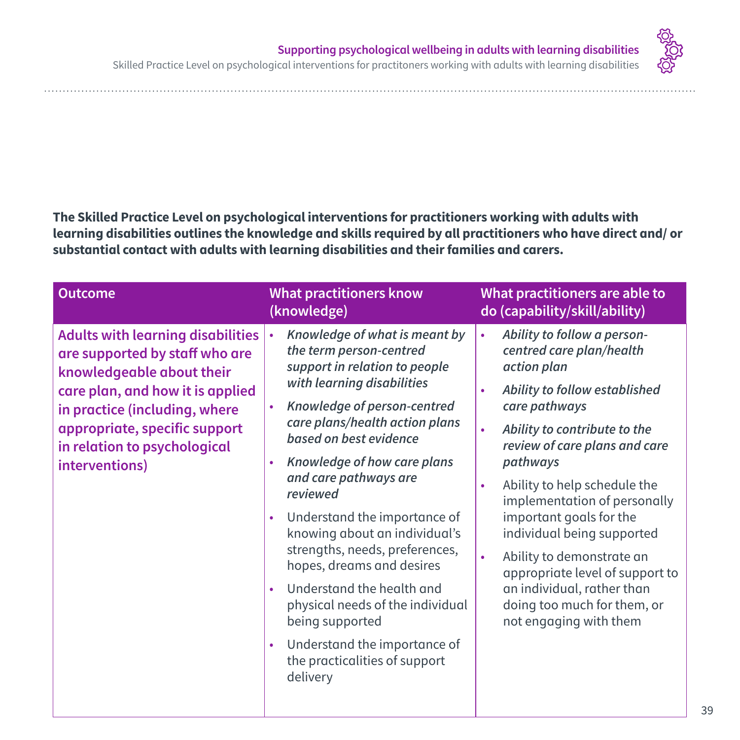**The Skilled Practice Level on psychological interventions for practitioners working with adults with learning disabilities outlines the knowledge and skills required by all practitioners who have direct and/ or substantial contact with adults with learning disabilities and their families and carers.**

| Outcome | What practitioners know (knowledge) | What practitioners are able to do (capability/skill/ability) |
|---|---|---|
| **Adults with learning disabilities are supported by staff who are knowledgeable about their care plan, and how it is applied in practice (including, where appropriate, specific support in relation to psychological interventions)** | • *Knowledge of what is meant by the term person-centred support in relation to people with learning disabilities*<br>• *Knowledge of person-centred care plans/health action plans based on best evidence*<br>• *Knowledge of how care plans and care pathways are reviewed*<br>• Understand the importance of knowing about an individual's strengths, needs, preferences, hopes, dreams and desires<br>• Understand the health and physical needs of the individual being supported<br>• Understand the importance of the practicalities of support delivery | • *Ability to follow a person-centred care plan/health action plan*<br>• *Ability to follow established care pathways*<br>• *Ability to contribute to the review of care plans and care pathways*<br>• Ability to help schedule the implementation of personally important goals for the individual being supported<br>• Ability to demonstrate an appropriate level of support to an individual, rather than doing too much for them, or not engaging with them |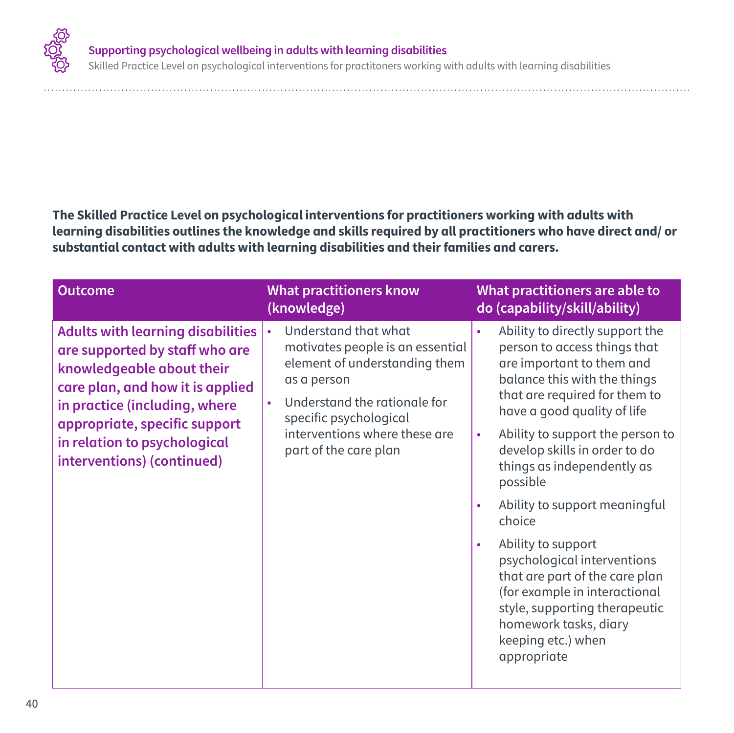**The Skilled Practice Level on psychological interventions for practitioners working with adults with learning disabilities outlines the knowledge and skills required by all practitioners who have direct and/ or substantial contact with adults with learning disabilities and their families and carers.**

| Outcome | What practitioners know (knowledge) | What practitioners are able to do (capability/skill/ability) |
|---|---|---|
| **Adults with learning disabilities are supported by staff who are knowledgeable about their care plan, and how it is applied in practice (including, where appropriate, specific support in relation to psychological interventions) (continued)** | • Understand that what motivates people is an essential element of understanding them as a person<br>• Understand the rationale for specific psychological interventions where these are part of the care plan | • Ability to directly support the person to access things that are important to them and balance this with the things that are required for them to have a good quality of life<br>• Ability to support the person to develop skills in order to do things as independently as possible<br>• Ability to support meaningful choice<br>• Ability to support psychological interventions that are part of the care plan (for example in interactional style, supporting therapeutic homework tasks, diary keeping etc.) when appropriate |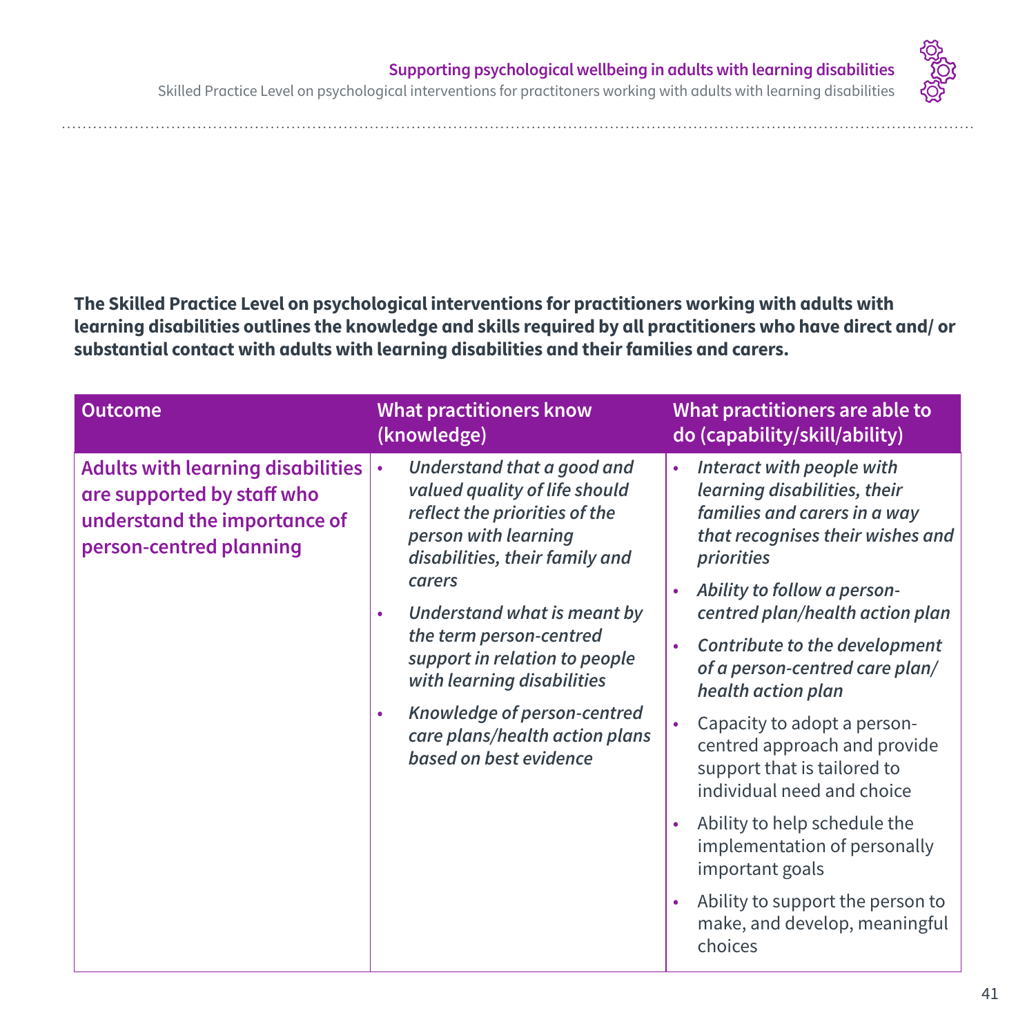**The Skilled Practice Level on psychological interventions for practitioners working with adults with learning disabilities outlines the knowledge and skills required by all practitioners who have direct and/ or substantial contact with adults with learning disabilities and their families and carers.**

| Outcome | What practitioners know (knowledge) | What practitioners are able to do (capability/skill/ability) |
|---|---|---|
| **Adults with learning disabilities are supported by staff who understand the importance of person-centred planning** | • *Understand that a good and valued quality of life should reflect the priorities of the person with learning disabilities, their family and carers*<br>• *Understand what is meant by the term person-centred support in relation to people with learning disabilities*<br>• *Knowledge of person-centred care plans/health action plans based on best evidence* | • *Interact with people with learning disabilities, their families and carers in a way that recognises their wishes and priorities*<br>• *Ability to follow a person-centred plan/health action plan*<br>• *Contribute to the development of a person-centred care plan/ health action plan*<br>• Capacity to adopt a person-centred approach and provide support that is tailored to individual need and choice<br>• Ability to help schedule the implementation of personally important goals<br>• Ability to support the person to make, and develop, meaningful choices |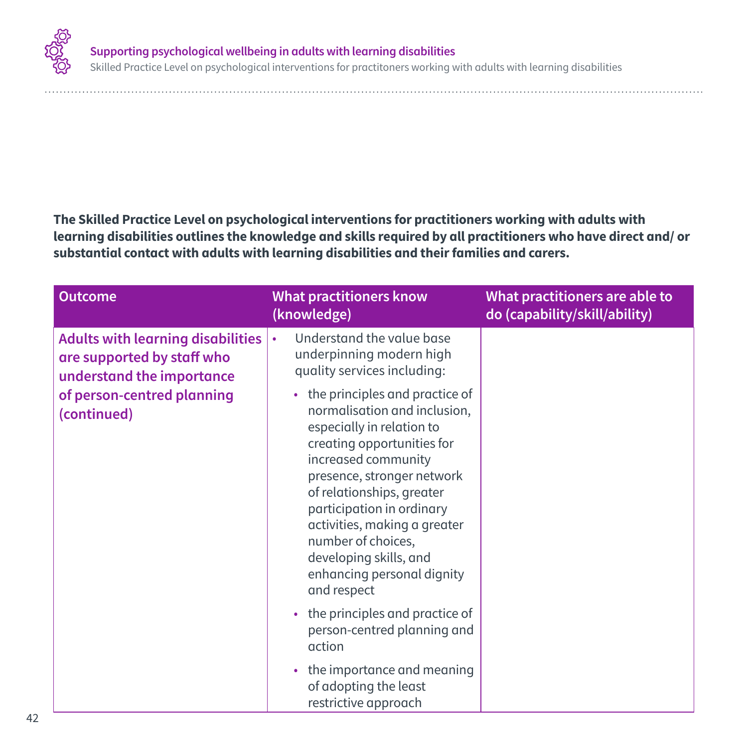**The Skilled Practice Level on psychological interventions for practitioners working with adults with learning disabilities outlines the knowledge and skills required by all practitioners who have direct and/ or substantial contact with adults with learning disabilities and their families and carers.**

| Outcome | What practitioners know (knowledge) | What practitioners are able to do (capability/skill/ability) |
|---|---|---|
| **Adults with learning disabilities are supported by staff who understand the importance of person-centred planning (continued)** | • Understand the value base underpinning modern high quality services including:<br>• the principles and practice of normalisation and inclusion, especially in relation to creating opportunities for increased community presence, stronger network of relationships, greater participation in ordinary activities, making a greater number of choices, developing skills, and enhancing personal dignity and respect<br>• the principles and practice of person-centred planning and action<br>• the importance and meaning of adopting the least restrictive approach | |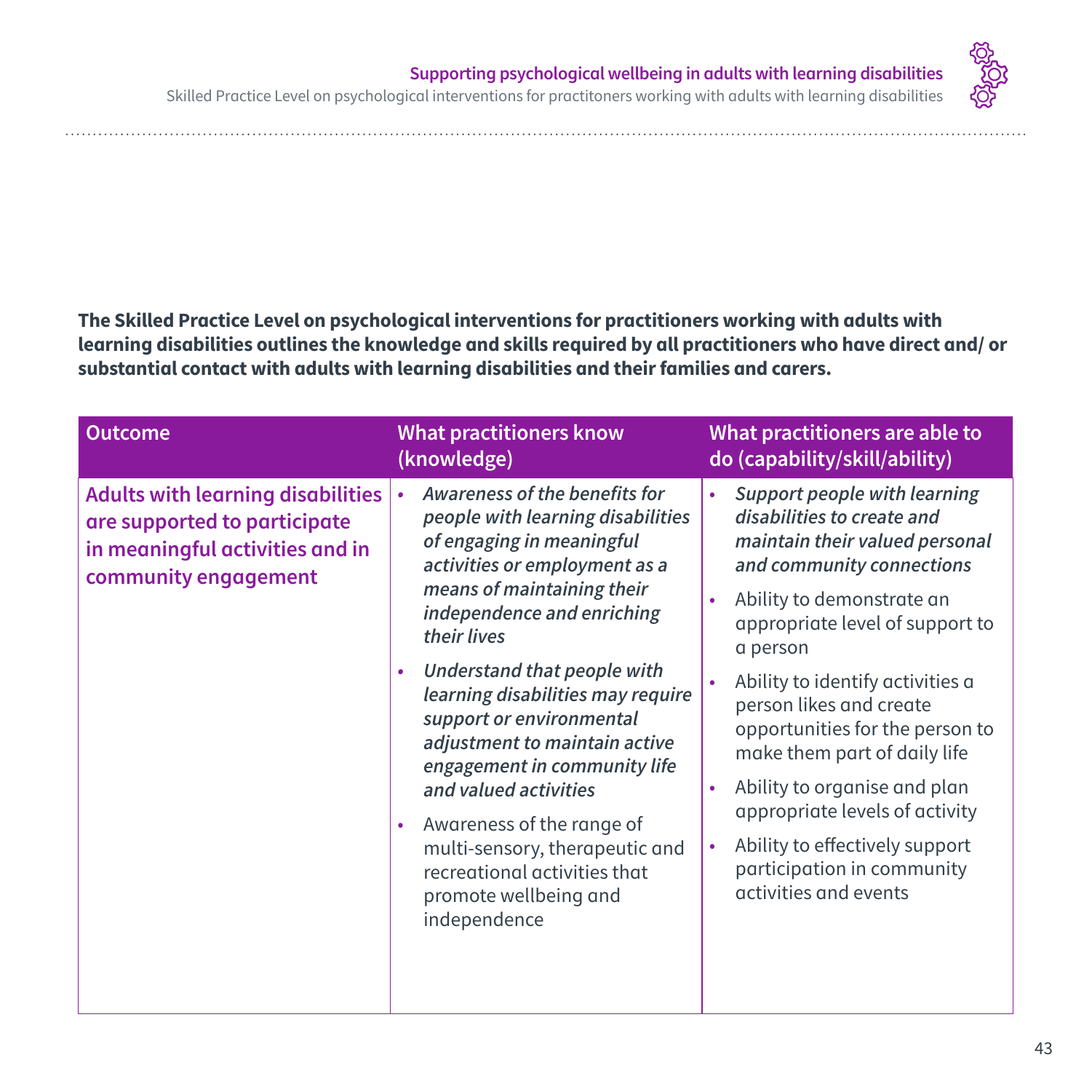**The Skilled Practice Level on psychological interventions for practitioners working with adults with learning disabilities outlines the knowledge and skills required by all practitioners who have direct and/ or substantial contact with adults with learning disabilities and their families and carers.**

| Outcome | What practitioners know (knowledge) | What practitioners are able to do (capability/skill/ability) |
|---|---|---|
| **Adults with learning disabilities are supported to participate in meaningful activities and in community engagement** | • *Awareness of the benefits for people with learning disabilities of engaging in meaningful activities or employment as a means of maintaining their independence and enriching their lives*<br>• *Understand that people with learning disabilities may require support or environmental adjustment to maintain active engagement in community life and valued activities*<br>• Awareness of the range of multi-sensory, therapeutic and recreational activities that promote wellbeing and independence | • *Support people with learning disabilities to create and maintain their valued personal and community connections*<br>• Ability to demonstrate an appropriate level of support to a person<br>• Ability to identify activities a person likes and create opportunities for the person to make them part of daily life<br>• Ability to organise and plan appropriate levels of activity<br>• Ability to effectively support participation in community activities and events |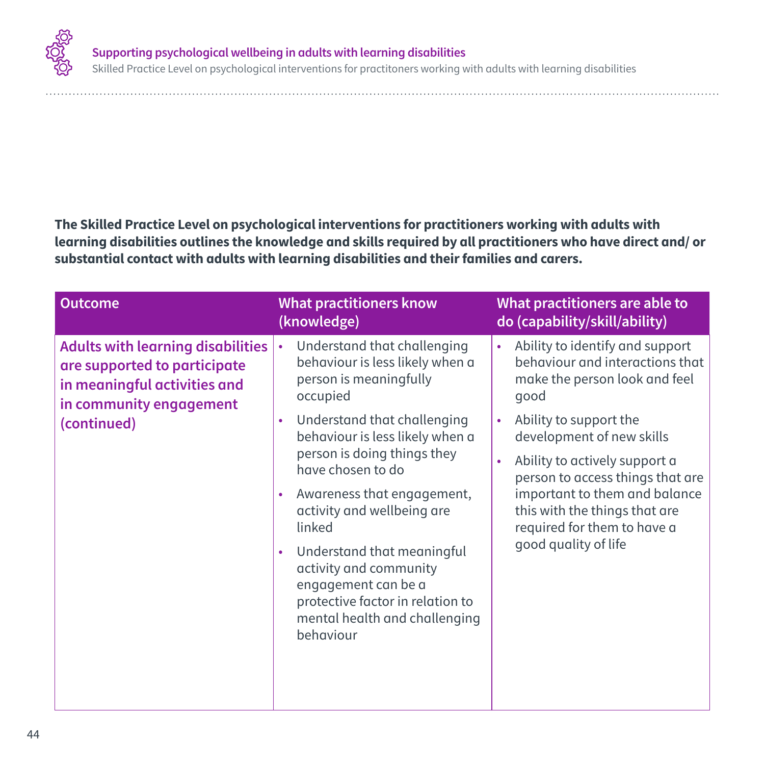**The Skilled Practice Level on psychological interventions for practitioners working with adults with learning disabilities outlines the knowledge and skills required by all practitioners who have direct and/ or substantial contact with adults with learning disabilities and their families and carers.**

| Outcome | What practitioners know (knowledge) | What practitioners are able to do (capability/skill/ability) |
|---|---|---|
| **Adults with learning disabilities are supported to participate in meaningful activities and in community engagement (continued)** | • Understand that challenging behaviour is less likely when a person is meaningfully occupied<br>• Understand that challenging behaviour is less likely when a person is doing things they have chosen to do<br>• Awareness that engagement, activity and wellbeing are linked<br>• Understand that meaningful activity and community engagement can be a protective factor in relation to mental health and challenging behaviour | • Ability to identify and support behaviour and interactions that make the person look and feel good<br>• Ability to support the development of new skills<br>• Ability to actively support a person to access things that are important to them and balance this with the things that are required for them to have a good quality of life |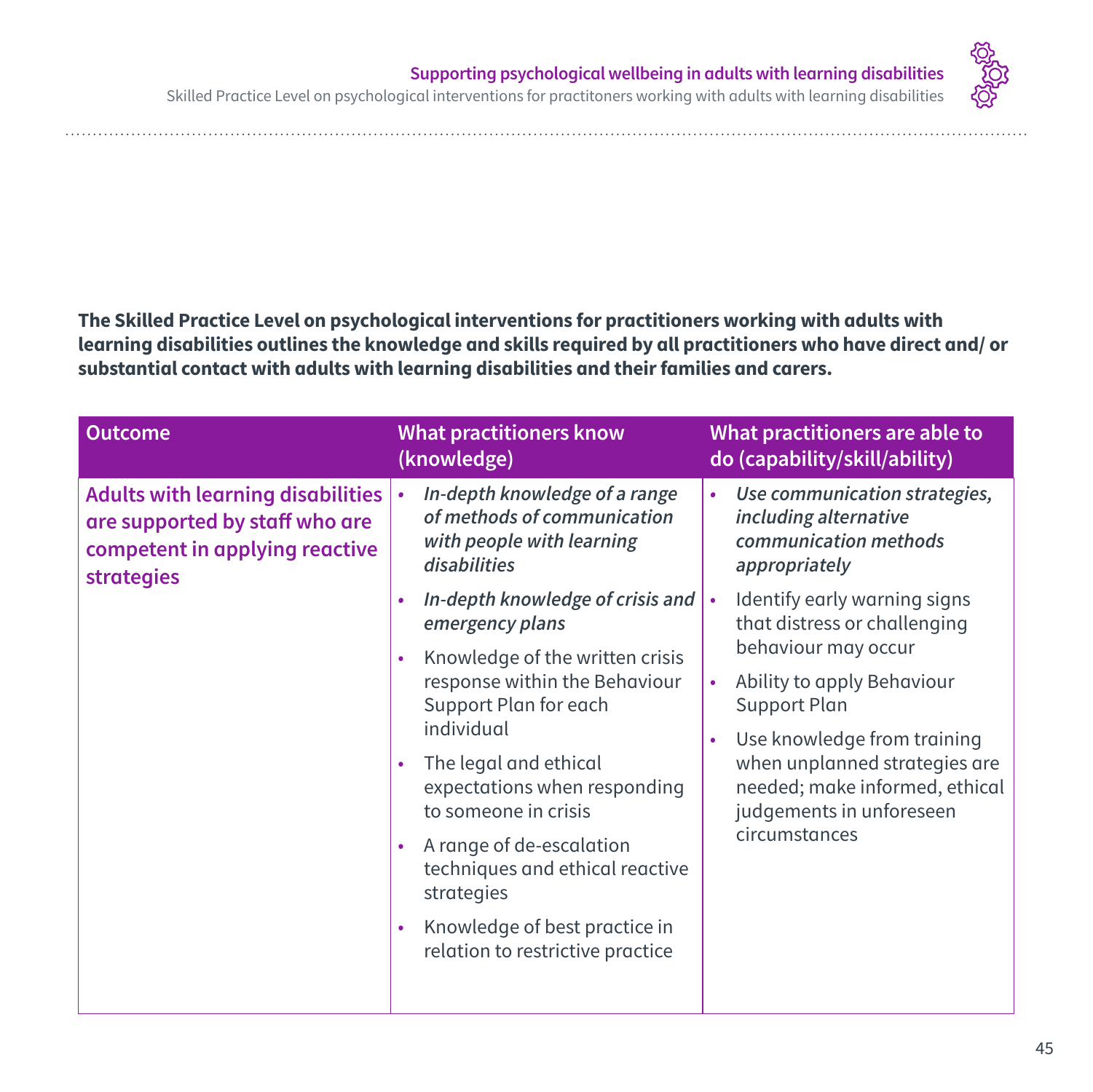**The Skilled Practice Level on psychological interventions for practitioners working with adults with learning disabilities outlines the knowledge and skills required by all practitioners who have direct and/ or substantial contact with adults with learning disabilities and their families and carers.**

| Outcome | What practitioners know (knowledge) | What practitioners are able to do (capability/skill/ability) |
|---|---|---|
| **Adults with learning disabilities are supported by staff who are competent in applying reactive strategies** | • *In-depth knowledge of a range of methods of communication with people with learning disabilities*<br>• *In-depth knowledge of crisis and emergency plans*<br>• Knowledge of the written crisis response within the Behaviour Support Plan for each individual<br>• The legal and ethical expectations when responding to someone in crisis<br>• A range of de-escalation techniques and ethical reactive strategies<br>• Knowledge of best practice in relation to restrictive practice | • *Use communication strategies, including alternative communication methods appropriately*<br>• Identify early warning signs that distress or challenging behaviour may occur<br>• Ability to apply Behaviour Support Plan<br>• Use knowledge from training when unplanned strategies are needed; make informed, ethical judgements in unforeseen circumstances |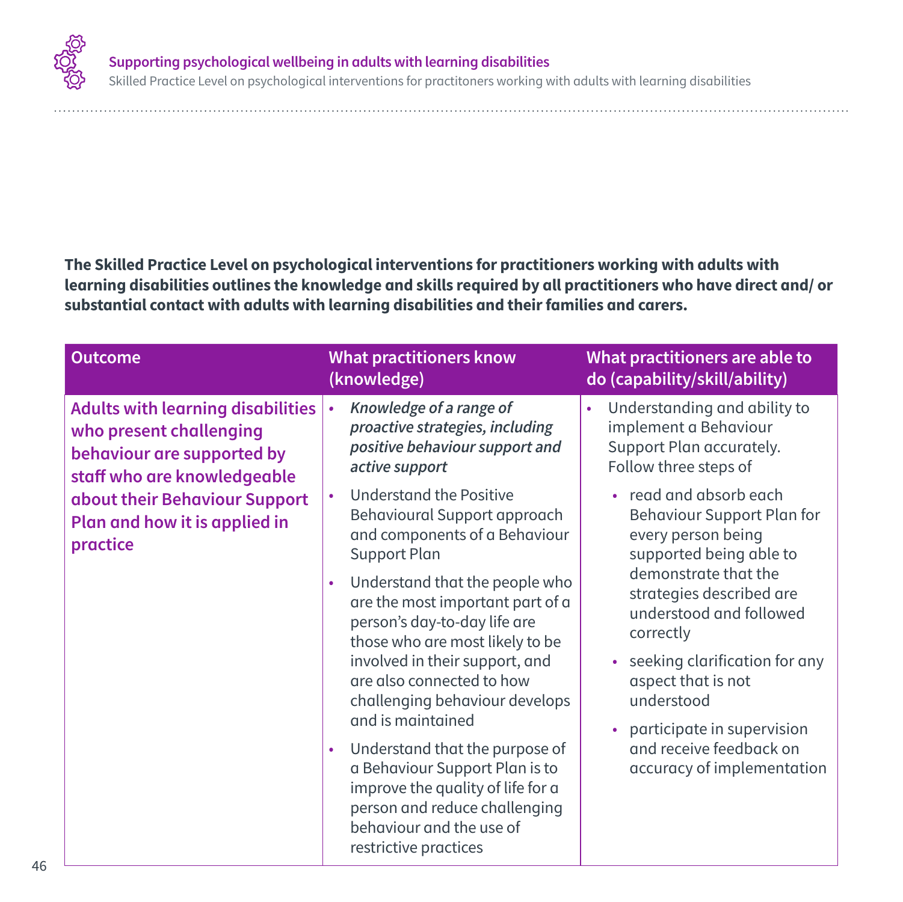**The Skilled Practice Level on psychological interventions for practitioners working with adults with learning disabilities outlines the knowledge and skills required by all practitioners who have direct and/ or substantial contact with adults with learning disabilities and their families and carers.**

| Outcome | What practitioners know (knowledge) | What practitioners are able to do (capability/skill/ability) |
|---|---|---|
| **Adults with learning disabilities who present challenging behaviour are supported by staff who are knowledgeable about their Behaviour Support Plan and how it is applied in practice** | • ***Knowledge of a range of proactive strategies, including positive behaviour support and active support***<br>• Understand the Positive Behavioural Support approach and components of a Behaviour Support Plan<br>• Understand that the people who are the most important part of a person's day-to-day life are those who are most likely to be involved in their support, and are also connected to how challenging behaviour develops and is maintained<br>• Understand that the purpose of a Behaviour Support Plan is to improve the quality of life for a person and reduce challenging behaviour and the use of restrictive practices | • Understanding and ability to implement a Behaviour Support Plan accurately. Follow three steps of<br>&nbsp;&nbsp;• read and absorb each Behaviour Support Plan for every person being supported being able to demonstrate that the strategies described are understood and followed correctly<br>&nbsp;&nbsp;• seeking clarification for any aspect that is not understood<br>&nbsp;&nbsp;• participate in supervision and receive feedback on accuracy of implementation |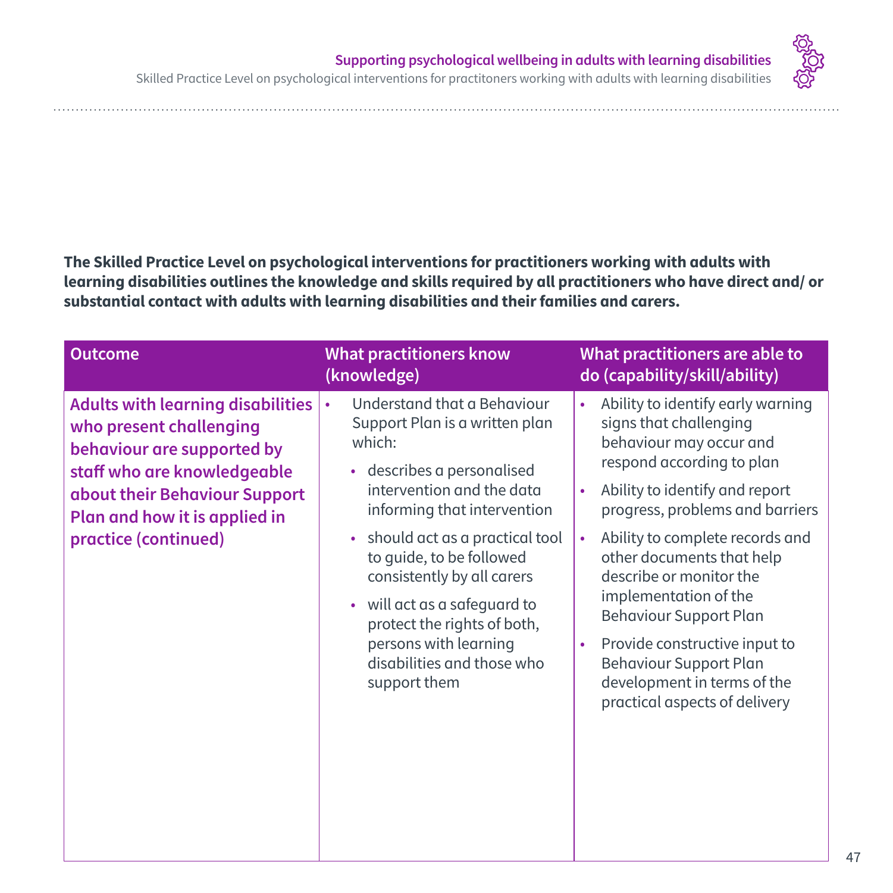**The Skilled Practice Level on psychological interventions for practitioners working with adults with learning disabilities outlines the knowledge and skills required by all practitioners who have direct and/ or substantial contact with adults with learning disabilities and their families and carers.**

| Outcome | What practitioners know (knowledge) | What practitioners are able to do (capability/skill/ability) |
|---|---|---|
| **Adults with learning disabilities who present challenging behaviour are supported by staff who are knowledgeable about their Behaviour Support Plan and how it is applied in practice (continued)** | • Understand that a Behaviour Support Plan is a written plan which:<br>• describes a personalised intervention and the data informing that intervention<br>• should act as a practical tool to guide, to be followed consistently by all carers<br>• will act as a safeguard to protect the rights of both, persons with learning disabilities and those who support them | • Ability to identify early warning signs that challenging behaviour may occur and respond according to plan<br>• Ability to identify and report progress, problems and barriers<br>• Ability to complete records and other documents that help describe or monitor the implementation of the Behaviour Support Plan<br>• Provide constructive input to Behaviour Support Plan development in terms of the practical aspects of delivery |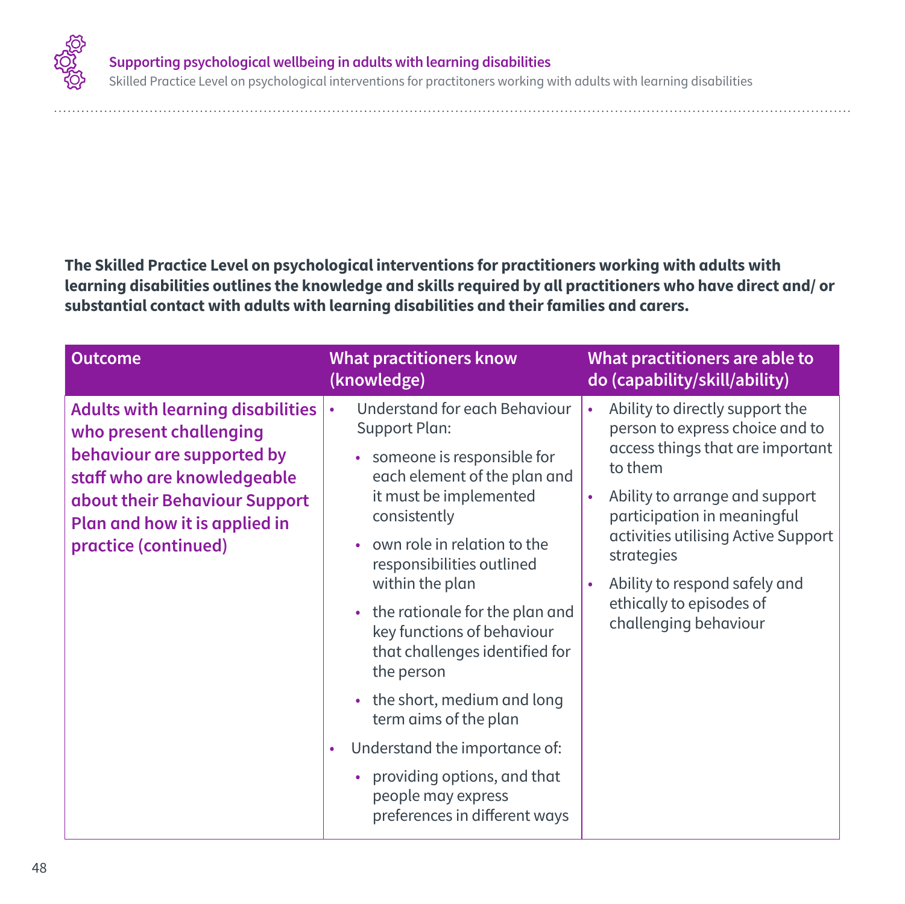**The Skilled Practice Level on psychological interventions for practitioners working with adults with learning disabilities outlines the knowledge and skills required by all practitioners who have direct and/ or substantial contact with adults with learning disabilities and their families and carers.**

| Outcome | What practitioners know (knowledge) | What practitioners are able to do (capability/skill/ability) |
|---|---|---|
| **Adults with learning disabilities who present challenging behaviour are supported by staff who are knowledgeable about their Behaviour Support Plan and how it is applied in practice (continued)** | • Understand for each Behaviour Support Plan:<br>  • someone is responsible for each element of the plan and it must be implemented consistently<br>  • own role in relation to the responsibilities outlined within the plan<br>  • the rationale for the plan and key functions of behaviour that challenges identified for the person<br>  • the short, medium and long term aims of the plan<br>• Understand the importance of:<br>  • providing options, and that people may express preferences in different ways | • Ability to directly support the person to express choice and to access things that are important to them<br>• Ability to arrange and support participation in meaningful activities utilising Active Support strategies<br>• Ability to respond safely and ethically to episodes of challenging behaviour |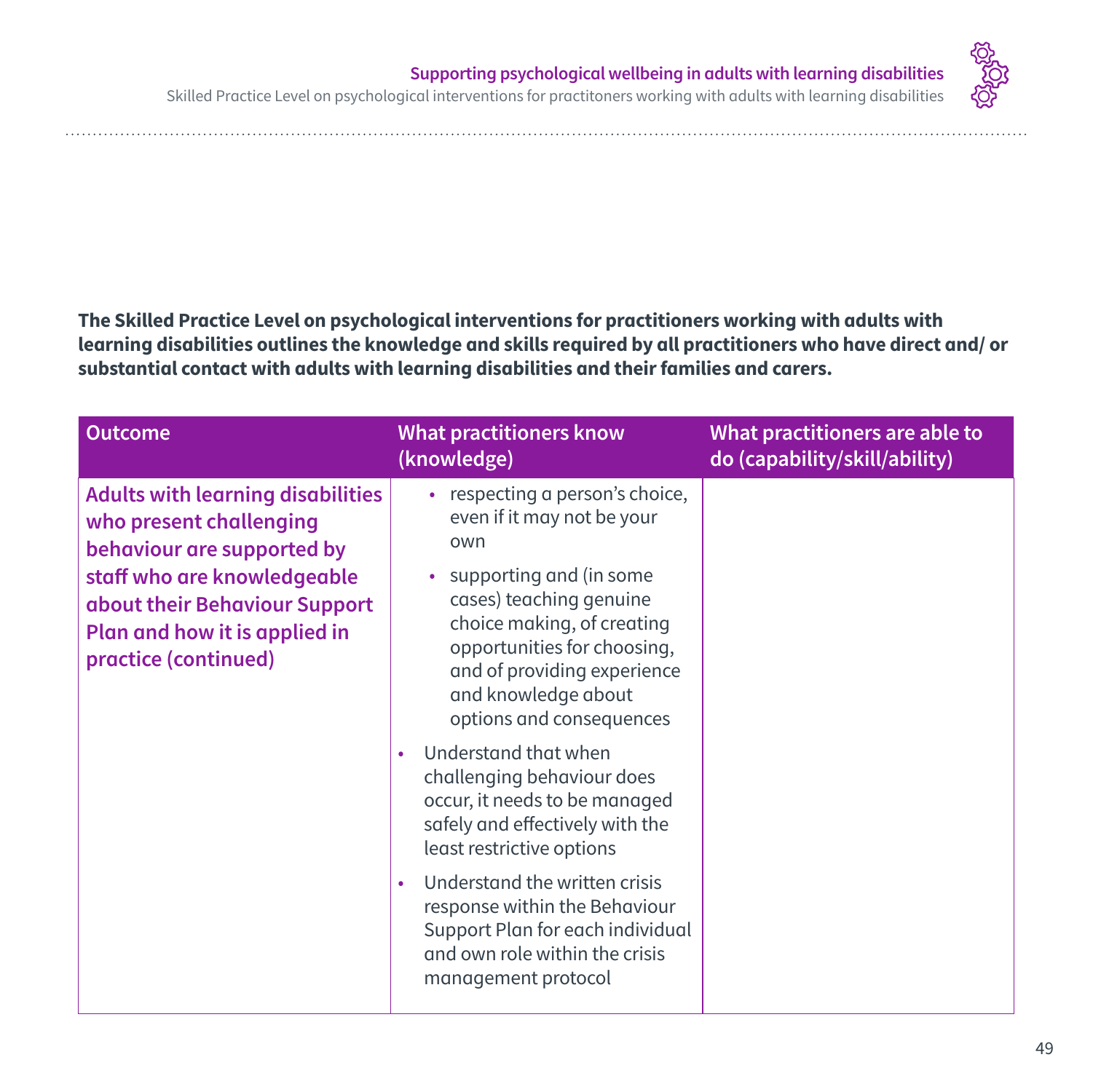**The Skilled Practice Level on psychological interventions for practitioners working with adults with learning disabilities outlines the knowledge and skills required by all practitioners who have direct and/ or substantial contact with adults with learning disabilities and their families and carers.**

| Outcome | What practitioners know (knowledge) | What practitioners are able to do (capability/skill/ability) |
|---|---|---|
| **Adults with learning disabilities who present challenging behaviour are supported by staff who are knowledgeable about their Behaviour Support Plan and how it is applied in practice (continued)** | • respecting a person's choice, even if it may not be your own<br>• supporting and (in some cases) teaching genuine choice making, of creating opportunities for choosing, and of providing experience and knowledge about options and consequences<br>• Understand that when challenging behaviour does occur, it needs to be managed safely and effectively with the least restrictive options<br>• Understand the written crisis response within the Behaviour Support Plan for each individual and own role within the crisis management protocol | |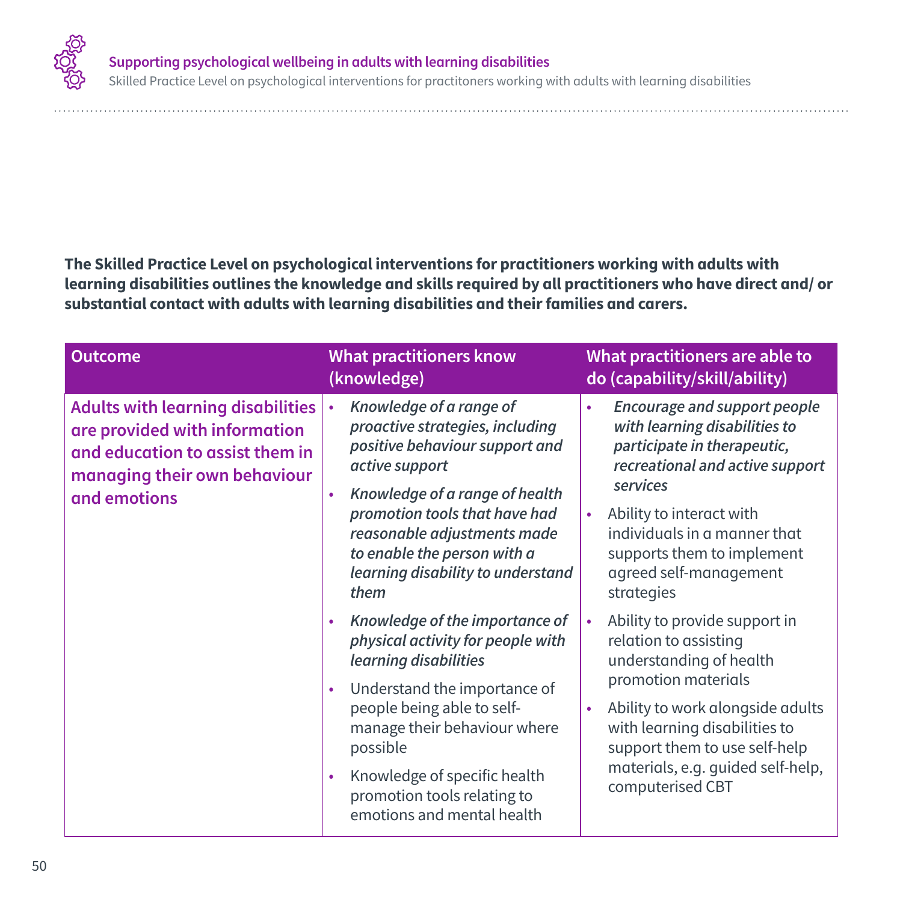**The Skilled Practice Level on psychological interventions for practitioners working with adults with learning disabilities outlines the knowledge and skills required by all practitioners who have direct and/ or substantial contact with adults with learning disabilities and their families and carers.**

| Outcome | What practitioners know (knowledge) | What practitioners are able to do (capability/skill/ability) |
|---|---|---|
| **Adults with learning disabilities are provided with information and education to assist them in managing their own behaviour and emotions** | • *Knowledge of a range of proactive strategies, including positive behaviour support and active support*<br>• *Knowledge of a range of health promotion tools that have had reasonable adjustments made to enable the person with a learning disability to understand them*<br>• *Knowledge of the importance of physical activity for people with learning disabilities*<br>• Understand the importance of people being able to self-manage their behaviour where possible<br>• Knowledge of specific health promotion tools relating to emotions and mental health | • *Encourage and support people with learning disabilities to participate in therapeutic, recreational and active support services*<br>• Ability to interact with individuals in a manner that supports them to implement agreed self-management strategies<br>• Ability to provide support in relation to assisting understanding of health promotion materials<br>• Ability to work alongside adults with learning disabilities to support them to use self-help materials, e.g. guided self-help, computerised CBT |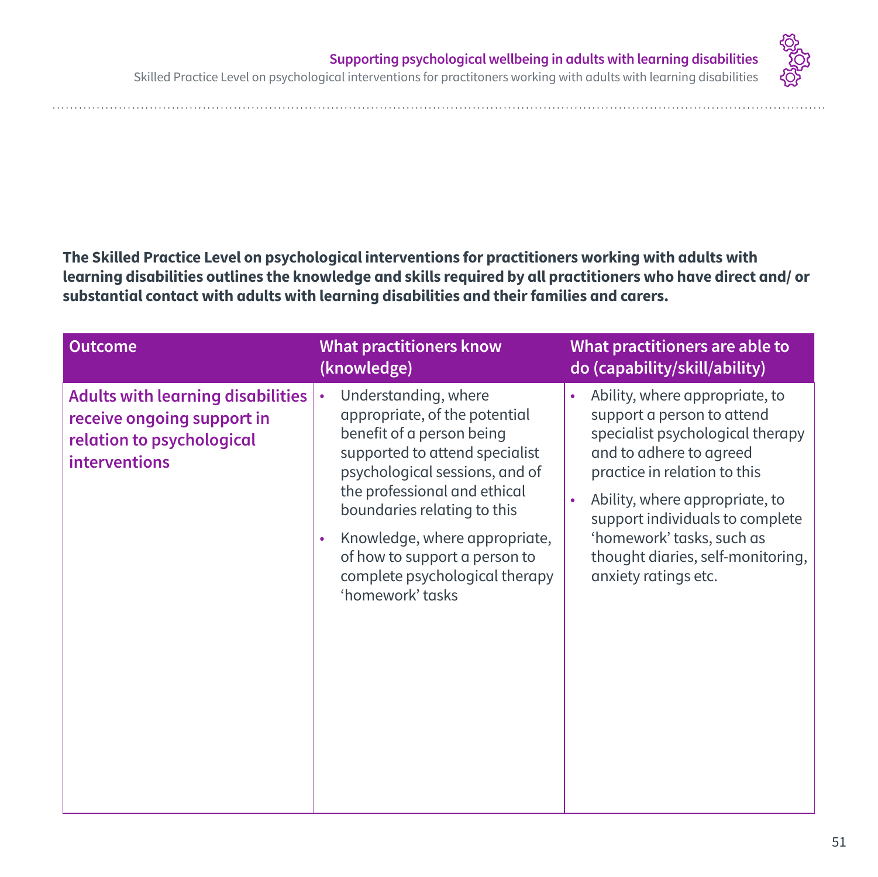**The Skilled Practice Level on psychological interventions for practitioners working with adults with learning disabilities outlines the knowledge and skills required by all practitioners who have direct and/ or substantial contact with adults with learning disabilities and their families and carers.**

| Outcome | What practitioners know (knowledge) | What practitioners are able to do (capability/skill/ability) |
|---|---|---|
| **Adults with learning disabilities receive ongoing support in relation to psychological interventions** | • Understanding, where appropriate, of the potential benefit of a person being supported to attend specialist psychological sessions, and of the professional and ethical boundaries relating to this<br>• Knowledge, where appropriate, of how to support a person to complete psychological therapy 'homework' tasks | • Ability, where appropriate, to support a person to attend specialist psychological therapy and to adhere to agreed practice in relation to this<br>• Ability, where appropriate, to support individuals to complete 'homework' tasks, such as thought diaries, self-monitoring, anxiety ratings etc. |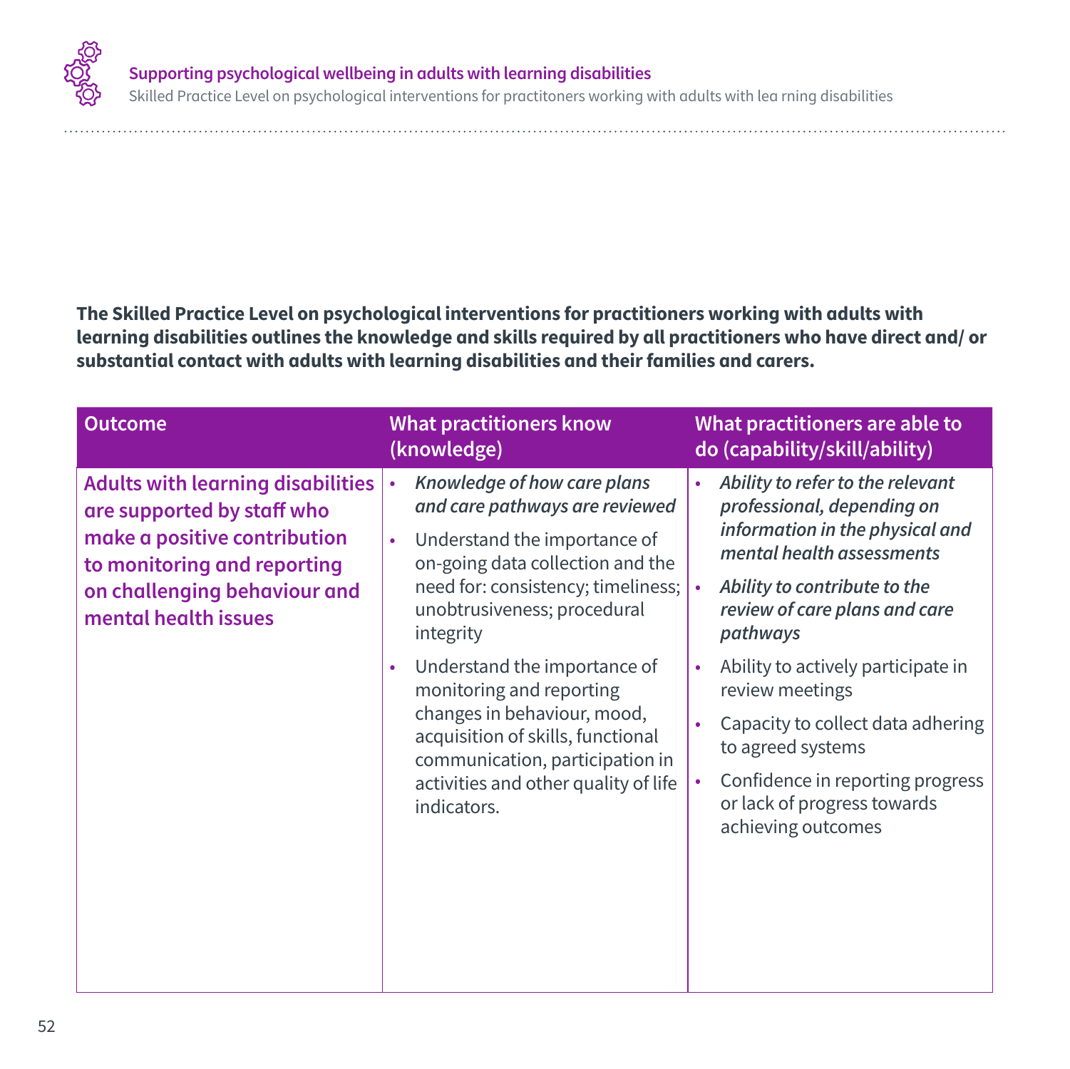**The Skilled Practice Level on psychological interventions for practitioners working with adults with learning disabilities outlines the knowledge and skills required by all practitioners who have direct and/ or substantial contact with adults with learning disabilities and their families and carers.**

| Outcome | What practitioners know (knowledge) | What practitioners are able to do (capability/skill/ability) |
|---|---|---|
| **Adults with learning disabilities are supported by staff who make a positive contribution to monitoring and reporting on challenging behaviour and mental health issues** | • *Knowledge of how care plans and care pathways are reviewed*<br>• Understand the importance of on-going data collection and the need for: consistency; timeliness; unobtrusiveness; procedural integrity<br>• Understand the importance of monitoring and reporting changes in behaviour, mood, acquisition of skills, functional communication, participation in activities and other quality of life indicators. | • *Ability to refer to the relevant professional, depending on information in the physical and mental health assessments*<br>• *Ability to contribute to the review of care plans and care pathways*<br>• Ability to actively participate in review meetings<br>• Capacity to collect data adhering to agreed systems<br>• Confidence in reporting progress or lack of progress towards achieving outcomes |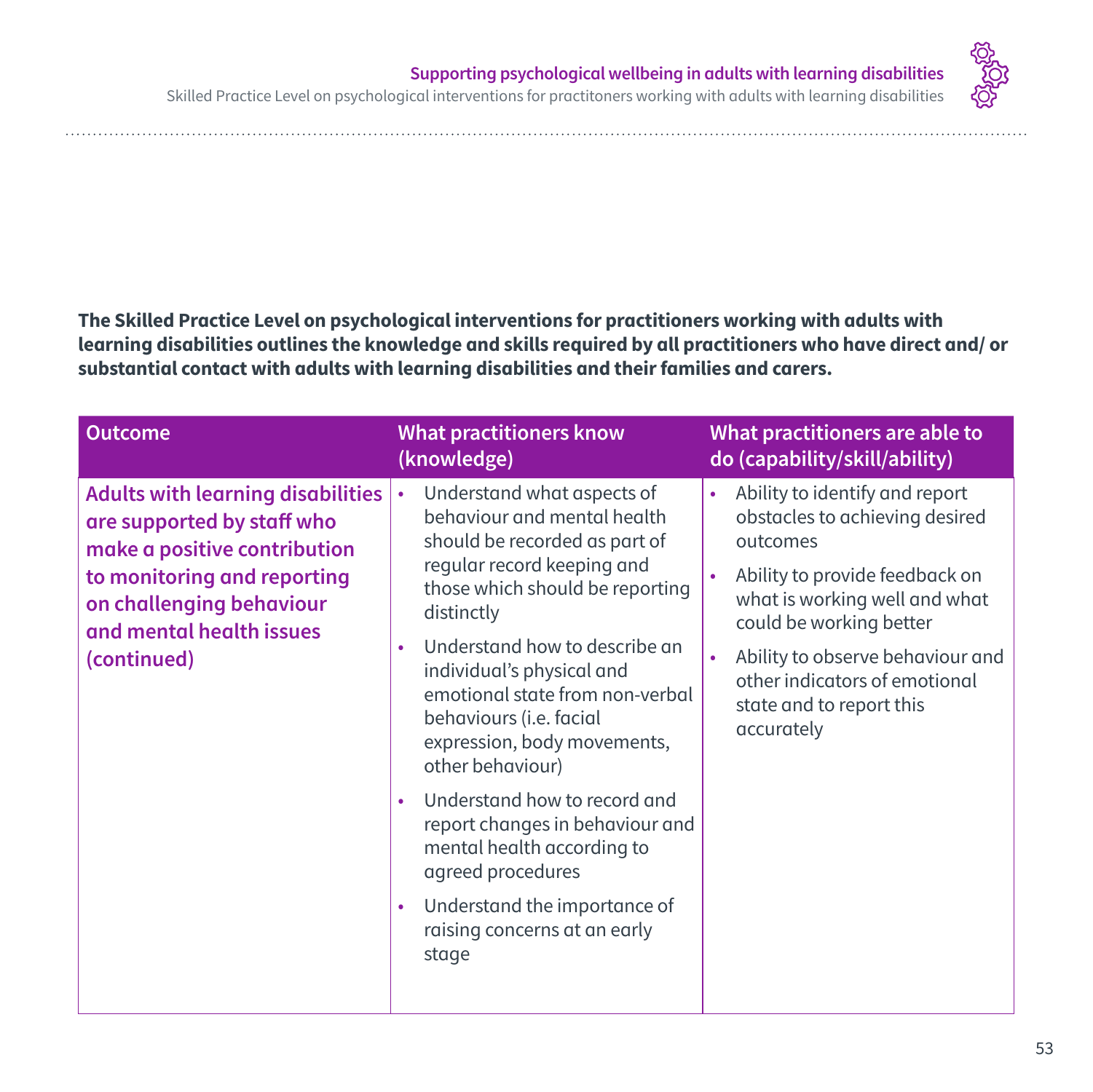**The Skilled Practice Level on psychological interventions for practitioners working with adults with learning disabilities outlines the knowledge and skills required by all practitioners who have direct and/ or substantial contact with adults with learning disabilities and their families and carers.**

| Outcome | What practitioners know (knowledge) | What practitioners are able to do (capability/skill/ability) |
|---|---|---|
| **Adults with learning disabilities are supported by staff who make a positive contribution to monitoring and reporting on challenging behaviour and mental health issues (continued)** | • Understand what aspects of behaviour and mental health should be recorded as part of regular record keeping and those which should be reporting distinctly<br>• Understand how to describe an individual's physical and emotional state from non-verbal behaviours (i.e. facial expression, body movements, other behaviour)<br>• Understand how to record and report changes in behaviour and mental health according to agreed procedures<br>• Understand the importance of raising concerns at an early stage | • Ability to identify and report obstacles to achieving desired outcomes<br>• Ability to provide feedback on what is working well and what could be working better<br>• Ability to observe behaviour and other indicators of emotional state and to report this accurately |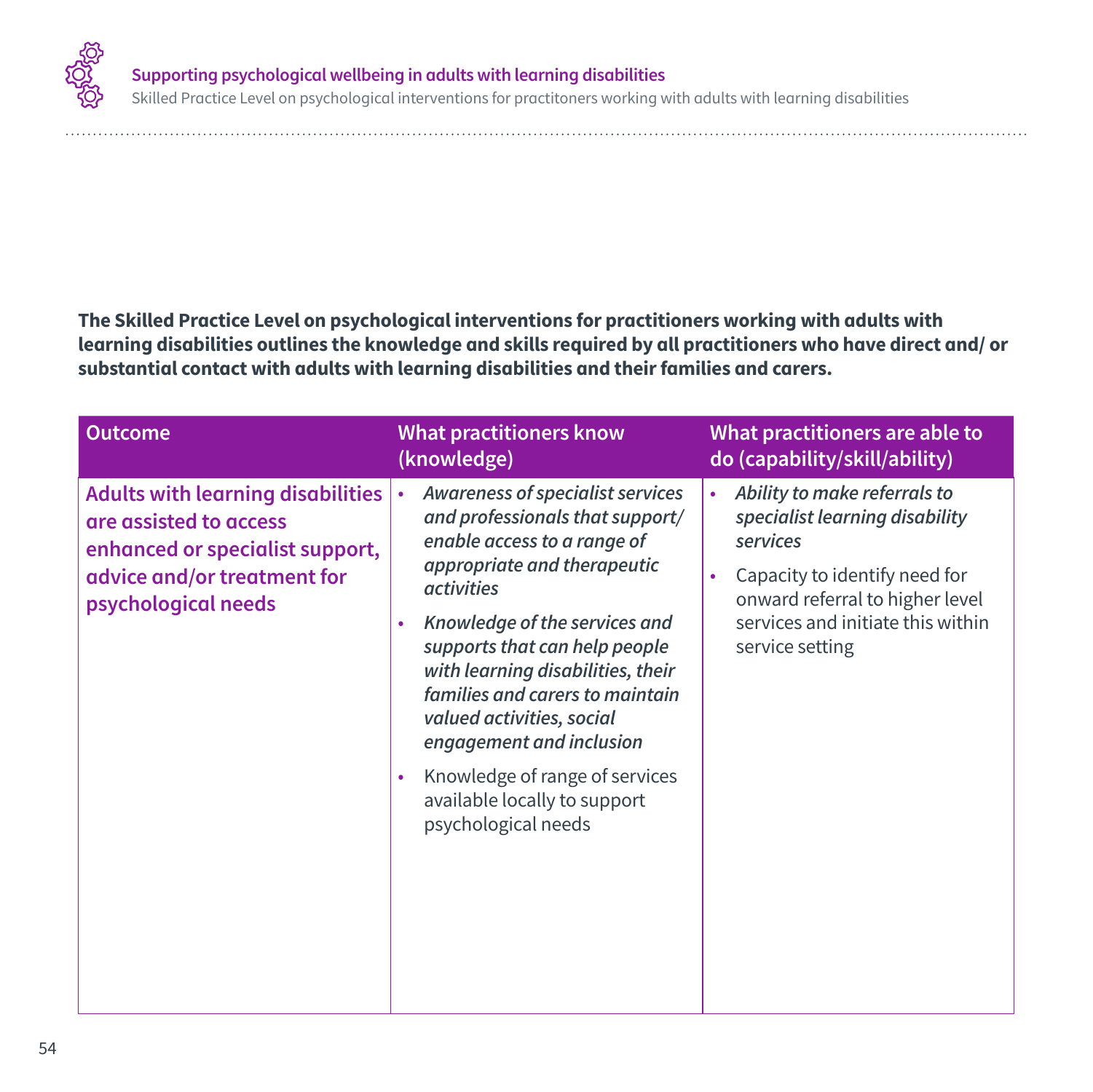**The Skilled Practice Level on psychological interventions for practitioners working with adults with learning disabilities outlines the knowledge and skills required by all practitioners who have direct and/ or substantial contact with adults with learning disabilities and their families and carers.**

| Outcome | What practitioners know (knowledge) | What practitioners are able to do (capability/skill/ability) |
|---|---|---|
| **Adults with learning disabilities are assisted to access enhanced or specialist support, advice and/or treatment for psychological needs** | • ***Awareness of specialist services and professionals that support/ enable access to a range of appropriate and therapeutic activities***<br>• ***Knowledge of the services and supports that can help people with learning disabilities, their families and carers to maintain valued activities, social engagement and inclusion***<br>• Knowledge of range of services available locally to support psychological needs | • ***Ability to make referrals to specialist learning disability services***<br>• Capacity to identify need for onward referral to higher level services and initiate this within service setting |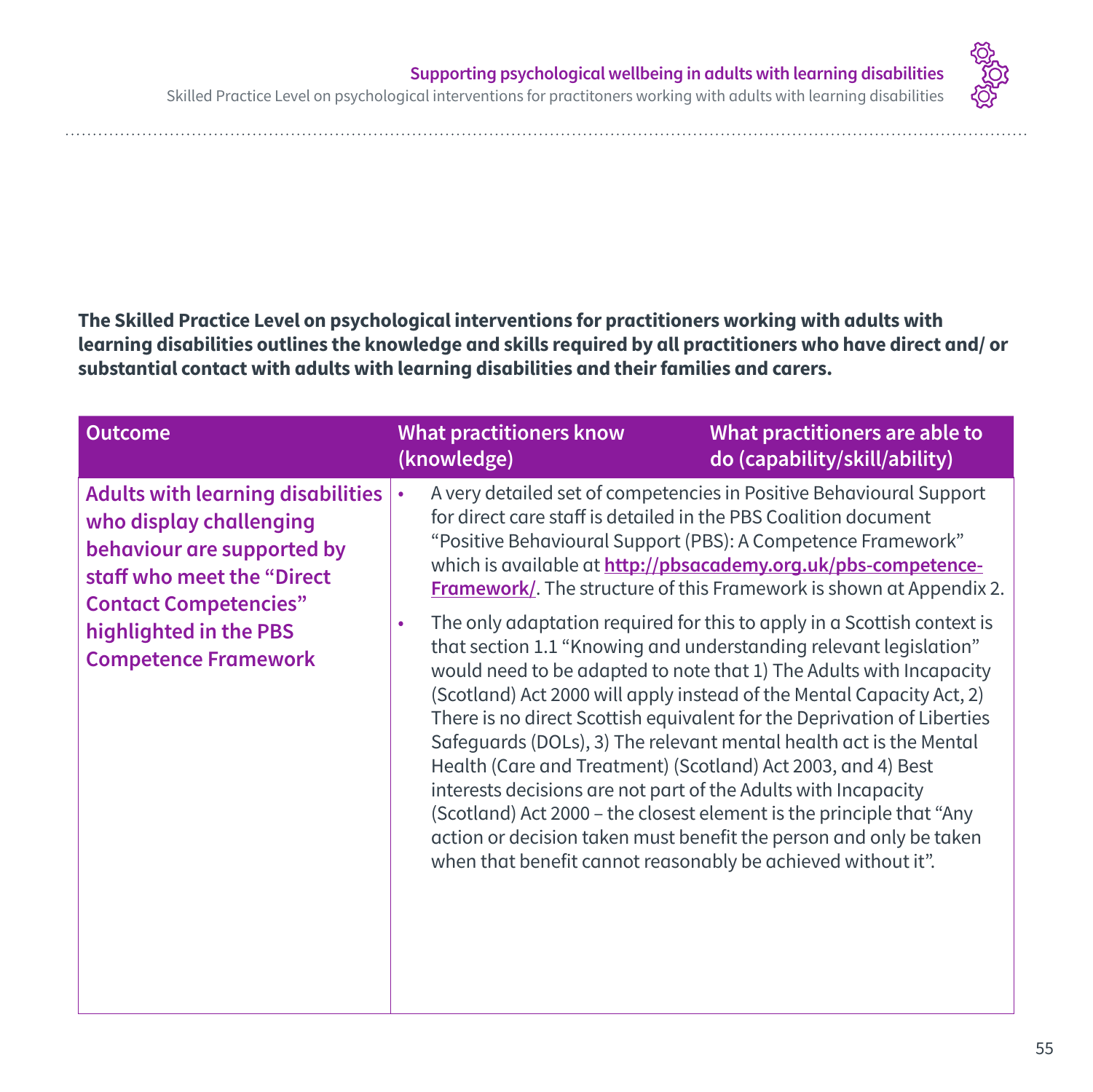**The Skilled Practice Level on psychological interventions for practitioners working with adults with learning disabilities outlines the knowledge and skills required by all practitioners who have direct and/ or substantial contact with adults with learning disabilities and their families and carers.**

| Outcome | What practitioners know (knowledge) | What practitioners are able to do (capability/skill/ability) |
|---|---|---|
| **Adults with learning disabilities who display challenging behaviour are supported by staff who meet the "Direct Contact Competencies" highlighted in the PBS Competence Framework** | • A very detailed set of competencies in Positive Behavioural Support for direct care staff is detailed in the PBS Coalition document "Positive Behavioural Support (PBS): A Competence Framework" which is available at **http://pbsacademy.org.uk/pbs-competence-Framework/**. The structure of this Framework is shown at Appendix 2.<br>• The only adaptation required for this to apply in a Scottish context is that section 1.1 "Knowing and understanding relevant legislation" would need to be adapted to note that 1) The Adults with Incapacity (Scotland) Act 2000 will apply instead of the Mental Capacity Act, 2) There is no direct Scottish equivalent for the Deprivation of Liberties Safeguards (DOLs), 3) The relevant mental health act is the Mental Health (Care and Treatment) (Scotland) Act 2003, and 4) Best interests decisions are not part of the Adults with Incapacity (Scotland) Act 2000 – the closest element is the principle that "Any action or decision taken must benefit the person and only be taken when that benefit cannot reasonably be achieved without it". | |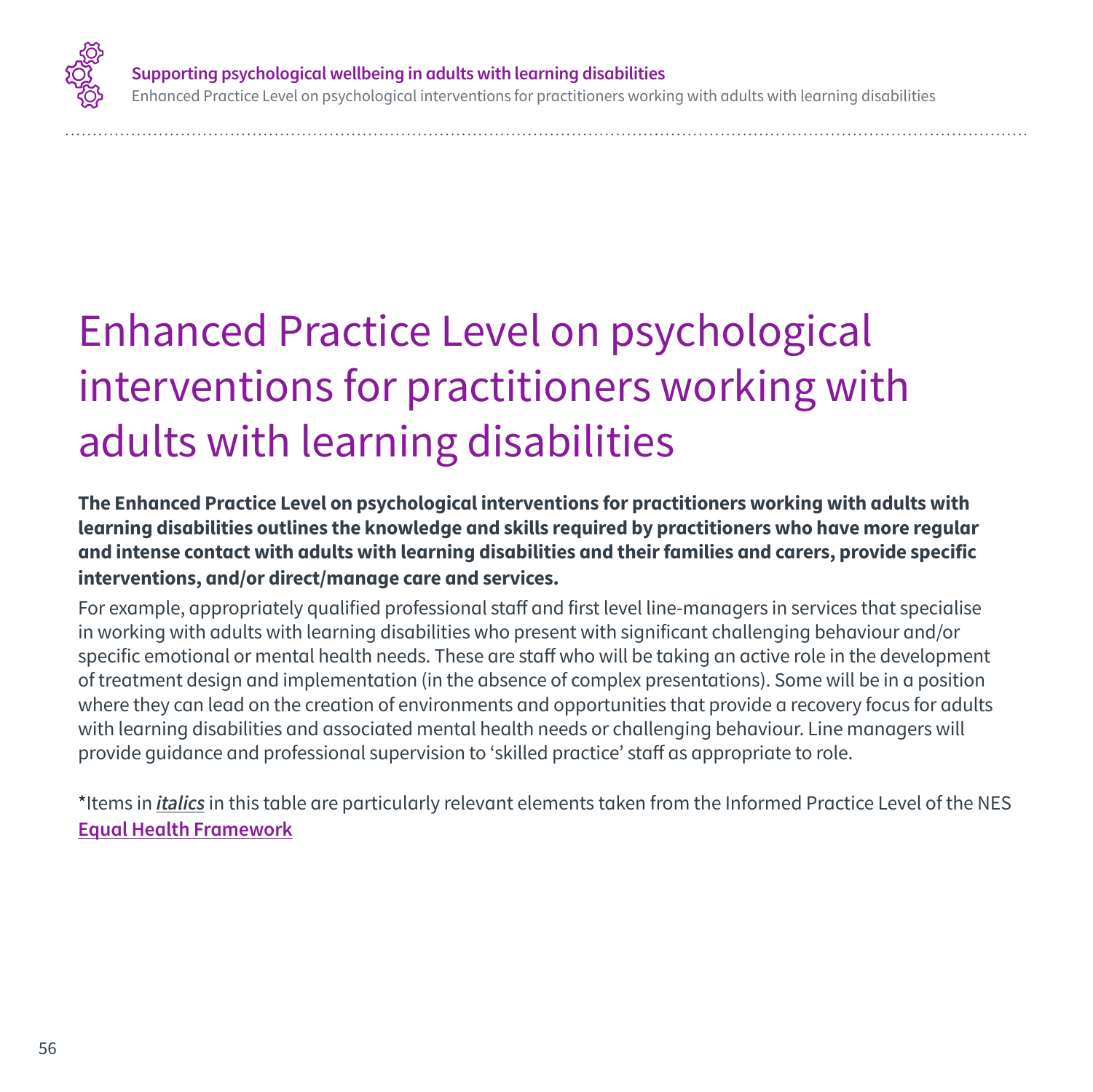# Enhanced Practice Level on psychological interventions for practitioners working with adults with learning disabilities

**The Enhanced Practice Level on psychological interventions for practitioners working with adults with learning disabilities outlines the knowledge and skills required by practitioners who have more regular and intense contact with adults with learning disabilities and their families and carers, provide specific interventions, and/or direct/manage care and services.**

For example, appropriately qualified professional staff and first level line-managers in services that specialise in working with adults with learning disabilities who present with significant challenging behaviour and/or specific emotional or mental health needs. These are staff who will be taking an active role in the development of treatment design and implementation (in the absence of complex presentations). Some will be in a position where they can lead on the creation of environments and opportunities that provide a recovery focus for adults with learning disabilities and associated mental health needs or challenging behaviour. Line managers will provide guidance and professional supervision to 'skilled practice' staff as appropriate to role.

*Items in ***italics*** in this table are particularly relevant elements taken from the Informed Practice Level of the NES **Equal Health Framework**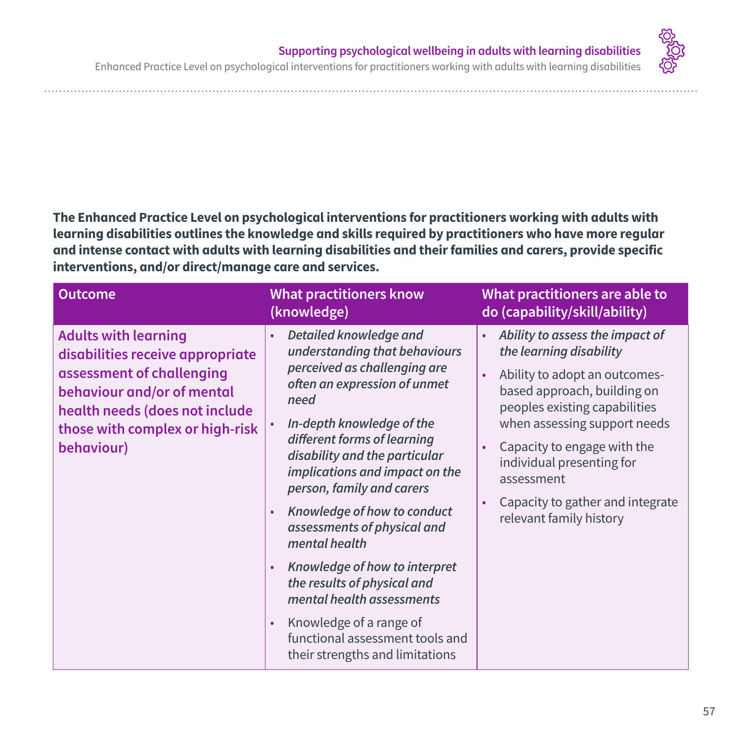**The Enhanced Practice Level on psychological interventions for practitioners working with adults with learning disabilities outlines the knowledge and skills required by practitioners who have more regular and intense contact with adults with learning disabilities and their families and carers, provide specific interventions, and/or direct/manage care and services.**

| Outcome | What practitioners know (knowledge) | What practitioners are able to do (capability/skill/ability) |
|---|---|---|
| Adults with learning disabilities receive appropriate assessment of challenging behaviour and/or of mental health needs (does not include those with complex or high-risk behaviour) | • *Detailed knowledge and understanding that behaviours perceived as challenging are often an expression of unmet need*<br>• *In-depth knowledge of the different forms of learning disability and the particular implications and impact on the person, family and carers*<br>• *Knowledge of how to conduct assessments of physical and mental health*<br>• *Knowledge of how to interpret the results of physical and mental health assessments*<br>• Knowledge of a range of functional assessment tools and their strengths and limitations | • *Ability to assess the impact of the learning disability*<br>• Ability to adopt an outcomes-based approach, building on peoples existing capabilities when assessing support needs<br>• Capacity to engage with the individual presenting for assessment<br>• Capacity to gather and integrate relevant family history |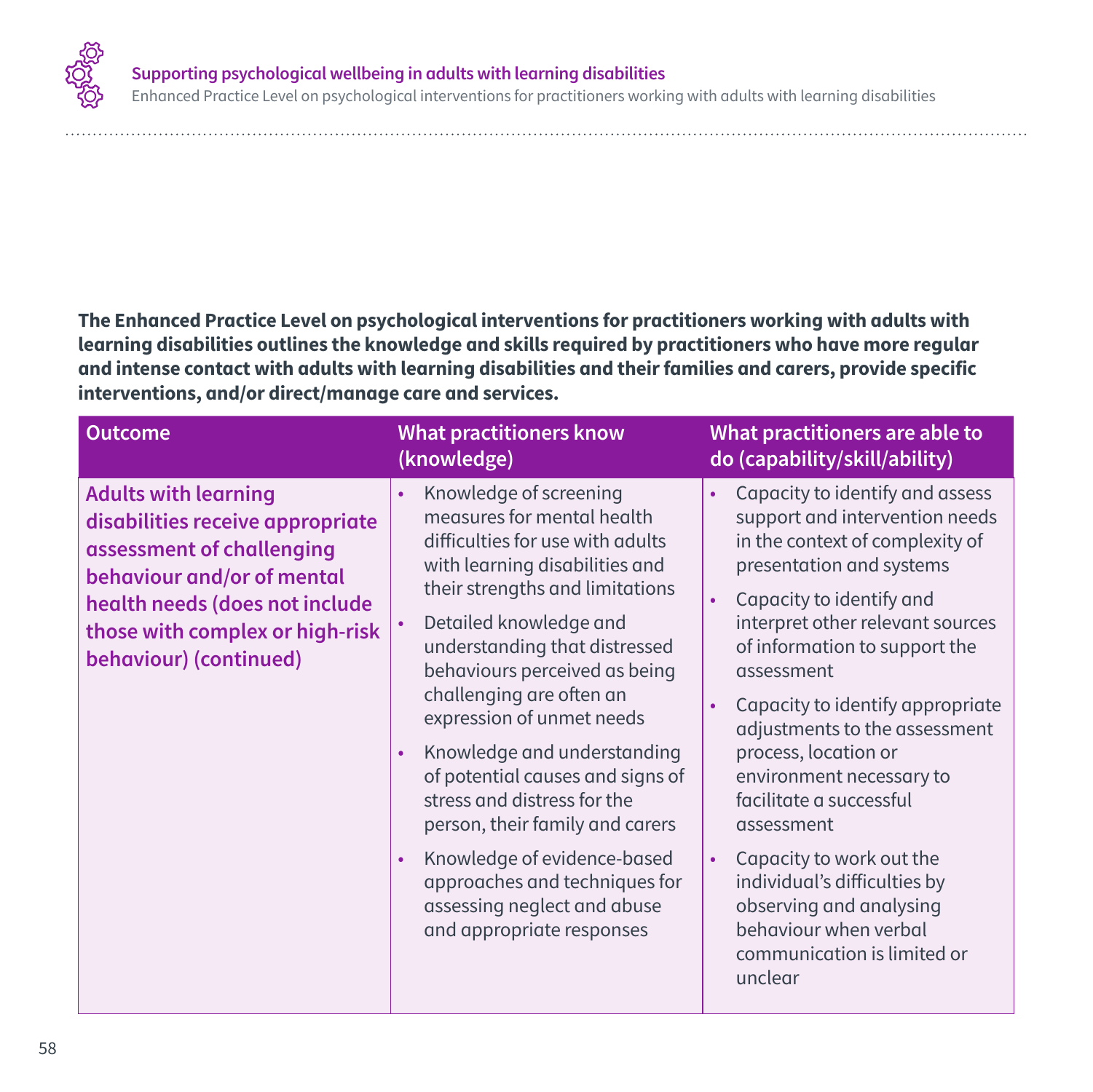**The Enhanced Practice Level on psychological interventions for practitioners working with adults with learning disabilities outlines the knowledge and skills required by practitioners who have more regular and intense contact with adults with learning disabilities and their families and carers, provide specific interventions, and/or direct/manage care and services.**

| Outcome | What practitioners know (knowledge) | What practitioners are able to do (capability/skill/ability) |
|---|---|---|
| **Adults with learning disabilities receive appropriate assessment of challenging behaviour and/or of mental health needs (does not include those with complex or high-risk behaviour) (continued)** | • Knowledge of screening measures for mental health difficulties for use with adults with learning disabilities and their strengths and limitations<br>• Detailed knowledge and understanding that distressed behaviours perceived as being challenging are often an expression of unmet needs<br>• Knowledge and understanding of potential causes and signs of stress and distress for the person, their family and carers<br>• Knowledge of evidence-based approaches and techniques for assessing neglect and abuse and appropriate responses | • Capacity to identify and assess support and intervention needs in the context of complexity of presentation and systems<br>• Capacity to identify and interpret other relevant sources of information to support the assessment<br>• Capacity to identify appropriate adjustments to the assessment process, location or environment necessary to facilitate a successful assessment<br>• Capacity to work out the individual's difficulties by observing and analysing behaviour when verbal communication is limited or unclear |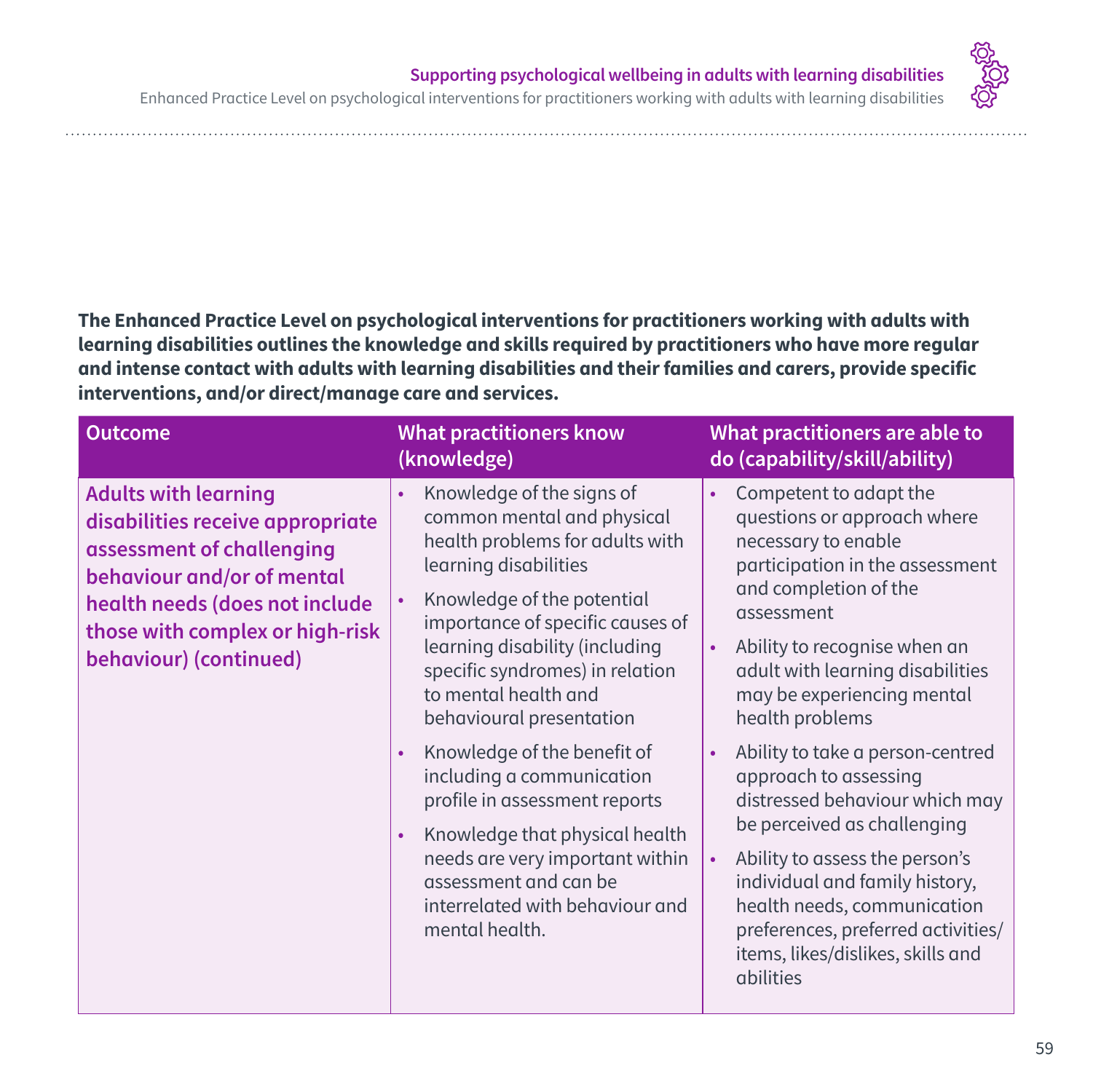**The Enhanced Practice Level on psychological interventions for practitioners working with adults with learning disabilities outlines the knowledge and skills required by practitioners who have more regular and intense contact with adults with learning disabilities and their families and carers, provide specific interventions, and/or direct/manage care and services.**

| Outcome | What practitioners know (knowledge) | What practitioners are able to do (capability/skill/ability) |
| --- | --- | --- |
| **Adults with learning disabilities receive appropriate assessment of challenging behaviour and/or of mental health needs (does not include those with complex or high-risk behaviour) (continued)** | • Knowledge of the signs of common mental and physical health problems for adults with learning disabilities<br>• Knowledge of the potential importance of specific causes of learning disability (including specific syndromes) in relation to mental health and behavioural presentation<br>• Knowledge of the benefit of including a communication profile in assessment reports<br>• Knowledge that physical health needs are very important within assessment and can be interrelated with behaviour and mental health. | • Competent to adapt the questions or approach where necessary to enable participation in the assessment and completion of the assessment<br>• Ability to recognise when an adult with learning disabilities may be experiencing mental health problems<br>• Ability to take a person-centred approach to assessing distressed behaviour which may be perceived as challenging<br>• Ability to assess the person's individual and family history, health needs, communication preferences, preferred activities/items, likes/dislikes, skills and abilities |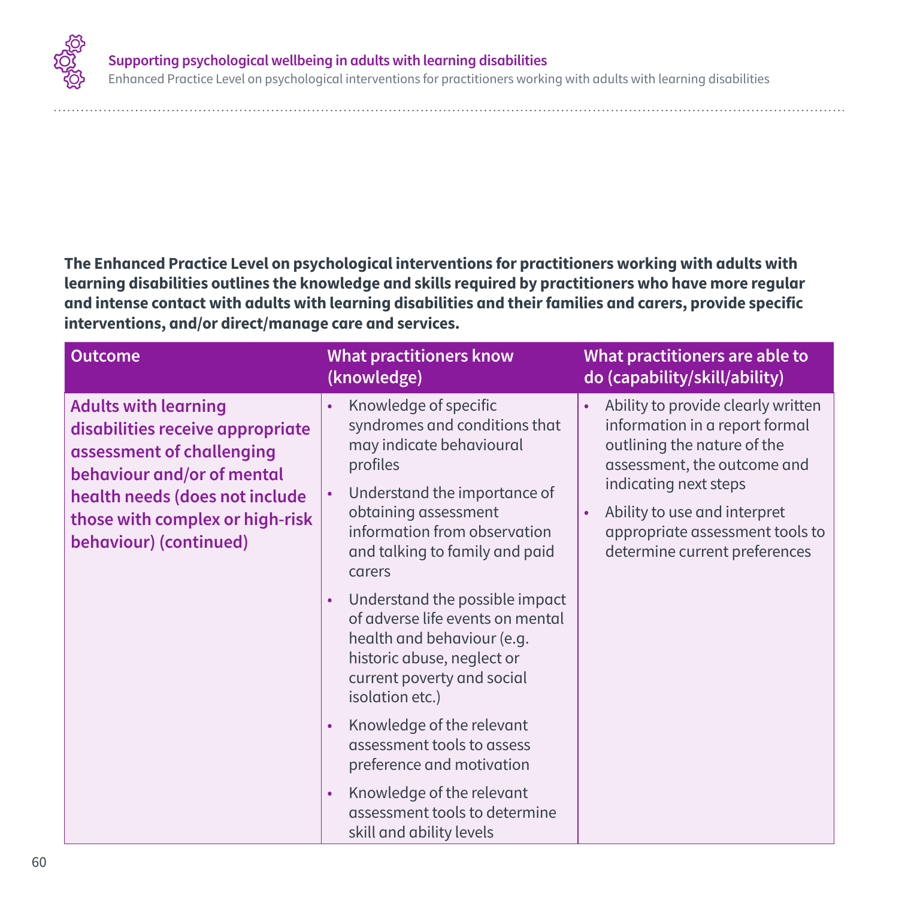**The Enhanced Practice Level on psychological interventions for practitioners working with adults with learning disabilities outlines the knowledge and skills required by practitioners who have more regular and intense contact with adults with learning disabilities and their families and carers, provide specific interventions, and/or direct/manage care and services.**

| Outcome | What practitioners know (knowledge) | What practitioners are able to do (capability/skill/ability) |
|---|---|---|
| **Adults with learning disabilities receive appropriate assessment of challenging behaviour and/or of mental health needs (does not include those with complex or high-risk behaviour) (continued)** | • Knowledge of specific syndromes and conditions that may indicate behavioural profiles<br>• Understand the importance of obtaining assessment information from observation and talking to family and paid carers<br>• Understand the possible impact of adverse life events on mental health and behaviour (e.g. historic abuse, neglect or current poverty and social isolation etc.)<br>• Knowledge of the relevant assessment tools to assess preference and motivation<br>• Knowledge of the relevant assessment tools to determine skill and ability levels | • Ability to provide clearly written information in a report formal outlining the nature of the assessment, the outcome and indicating next steps<br>• Ability to use and interpret appropriate assessment tools to determine current preferences |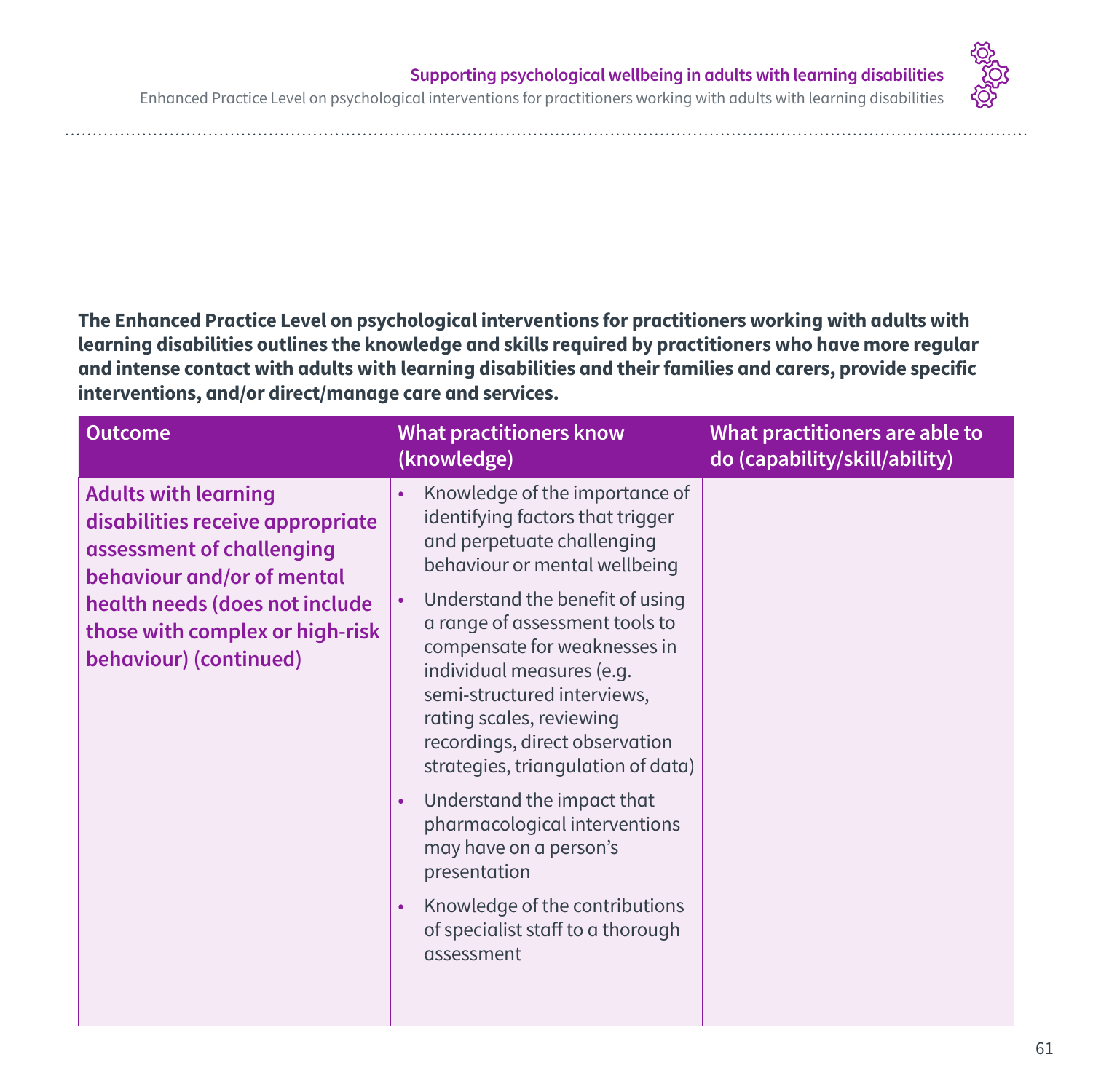**The Enhanced Practice Level on psychological interventions for practitioners working with adults with learning disabilities outlines the knowledge and skills required by practitioners who have more regular and intense contact with adults with learning disabilities and their families and carers, provide specific interventions, and/or direct/manage care and services.**

| Outcome | What practitioners know (knowledge) | What practitioners are able to do (capability/skill/ability) |
|---|---|---|
| **Adults with learning disabilities receive appropriate assessment of challenging behaviour and/or of mental health needs (does not include those with complex or high-risk behaviour) (continued)** | • Knowledge of the importance of identifying factors that trigger and perpetuate challenging behaviour or mental wellbeing<br>• Understand the benefit of using a range of assessment tools to compensate for weaknesses in individual measures (e.g. semi-structured interviews, rating scales, reviewing recordings, direct observation strategies, triangulation of data)<br>• Understand the impact that pharmacological interventions may have on a person's presentation<br>• Knowledge of the contributions of specialist staff to a thorough assessment | |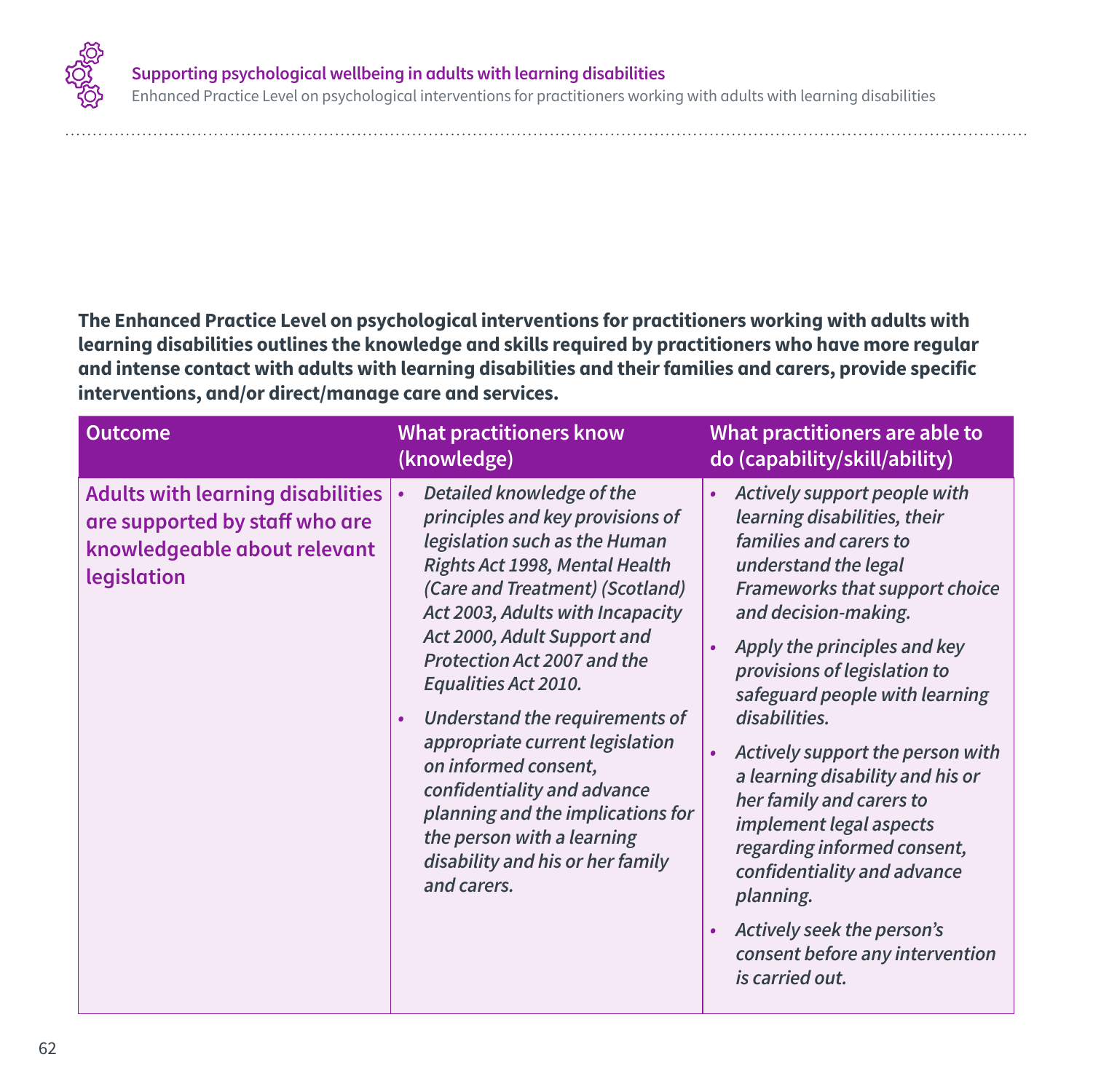**The Enhanced Practice Level on psychological interventions for practitioners working with adults with learning disabilities outlines the knowledge and skills required by practitioners who have more regular and intense contact with adults with learning disabilities and their families and carers, provide specific interventions, and/or direct/manage care and services.**

| Outcome | What practitioners know (knowledge) | What practitioners are able to do (capability/skill/ability) |
|---|---|---|
| **Adults with learning disabilities are supported by staff who are knowledgeable about relevant legislation** | • *Detailed knowledge of the principles and key provisions of legislation such as the Human Rights Act 1998, Mental Health (Care and Treatment) (Scotland) Act 2003, Adults with Incapacity Act 2000, Adult Support and Protection Act 2007 and the Equalities Act 2010.*<br>• *Understand the requirements of appropriate current legislation on informed consent, confidentiality and advance planning and the implications for the person with a learning disability and his or her family and carers.* | • *Actively support people with learning disabilities, their families and carers to understand the legal Frameworks that support choice and decision-making.*<br>• *Apply the principles and key provisions of legislation to safeguard people with learning disabilities.*<br>• *Actively support the person with a learning disability and his or her family and carers to implement legal aspects regarding informed consent, confidentiality and advance planning.*<br>• *Actively seek the person's consent before any intervention is carried out.* |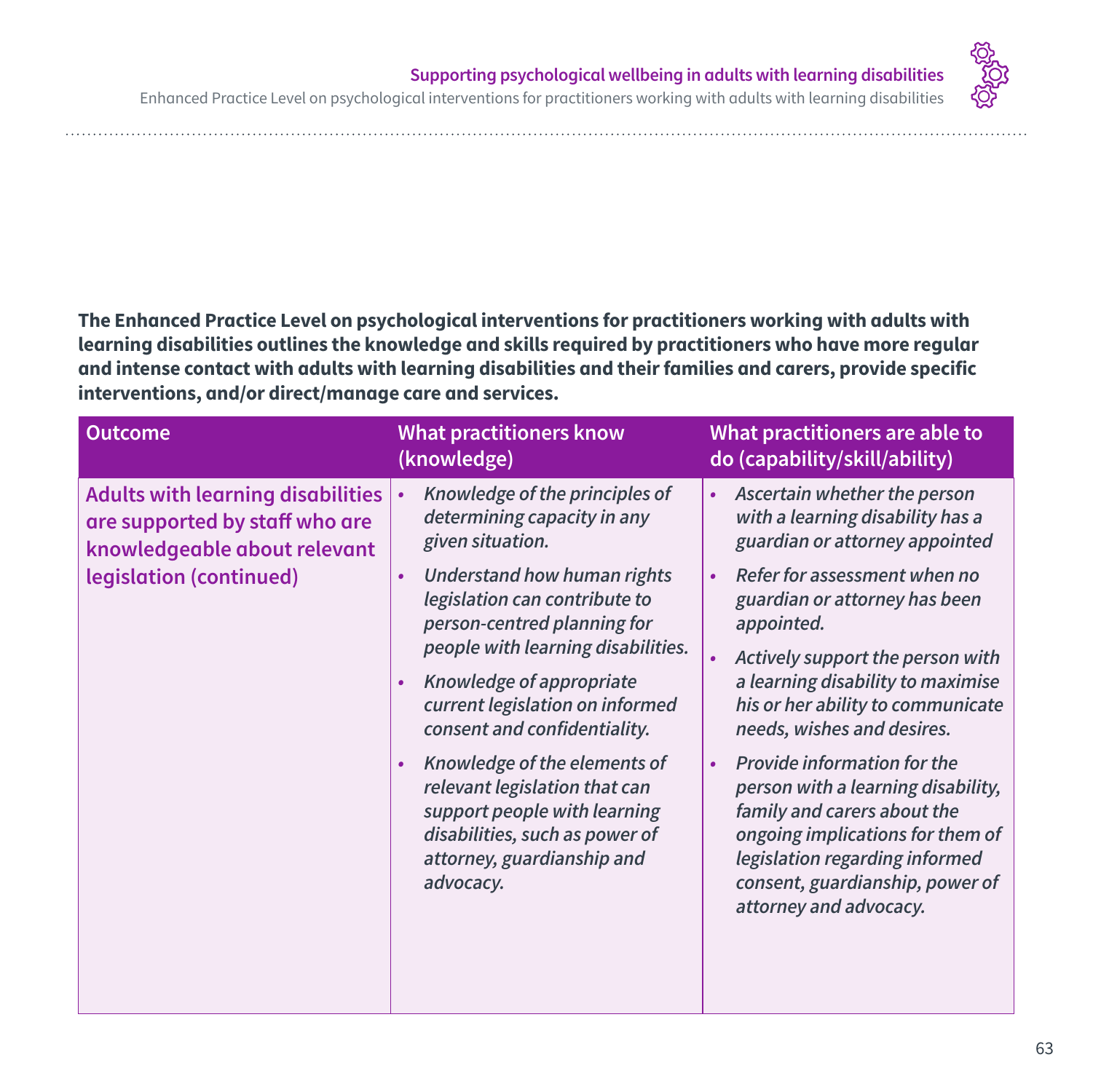**The Enhanced Practice Level on psychological interventions for practitioners working with adults with learning disabilities outlines the knowledge and skills required by practitioners who have more regular and intense contact with adults with learning disabilities and their families and carers, provide specific interventions, and/or direct/manage care and services.**

| Outcome | What practitioners know (knowledge) | What practitioners are able to do (capability/skill/ability) |
| --- | --- | --- |
| Adults with learning disabilities are supported by staff who are knowledgeable about relevant legislation (continued) | • *Knowledge of the principles of determining capacity in any given situation.*<br>• *Understand how human rights legislation can contribute to person-centred planning for people with learning disabilities.*<br>• *Knowledge of appropriate current legislation on informed consent and confidentiality.*<br>• *Knowledge of the elements of relevant legislation that can support people with learning disabilities, such as power of attorney, guardianship and advocacy.* | • *Ascertain whether the person with a learning disability has a guardian or attorney appointed*<br>• *Refer for assessment when no guardian or attorney has been appointed.*<br>• *Actively support the person with a learning disability to maximise his or her ability to communicate needs, wishes and desires.*<br>• *Provide information for the person with a learning disability, family and carers about the ongoing implications for them of legislation regarding informed consent, guardianship, power of attorney and advocacy.* |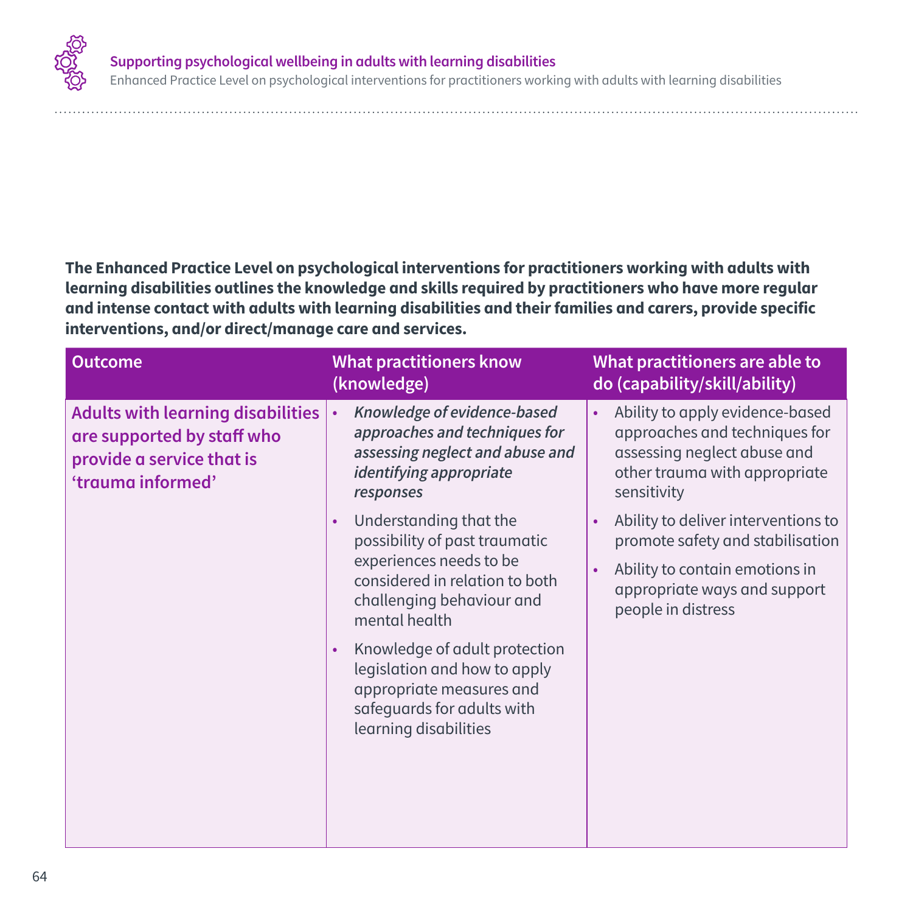**The Enhanced Practice Level on psychological interventions for practitioners working with adults with learning disabilities outlines the knowledge and skills required by practitioners who have more regular and intense contact with adults with learning disabilities and their families and carers, provide specific interventions, and/or direct/manage care and services.**

| Outcome | What practitioners know (knowledge) | What practitioners are able to do (capability/skill/ability) |
|---|---|---|
| **Adults with learning disabilities are supported by staff who provide a service that is 'trauma informed'** | • ***Knowledge of evidence-based approaches and techniques for assessing neglect and abuse and identifying appropriate responses***<br>• Understanding that the possibility of past traumatic experiences needs to be considered in relation to both challenging behaviour and mental health<br>• Knowledge of adult protection legislation and how to apply appropriate measures and safeguards for adults with learning disabilities | • Ability to apply evidence-based approaches and techniques for assessing neglect abuse and other trauma with appropriate sensitivity<br>• Ability to deliver interventions to promote safety and stabilisation<br>• Ability to contain emotions in appropriate ways and support people in distress |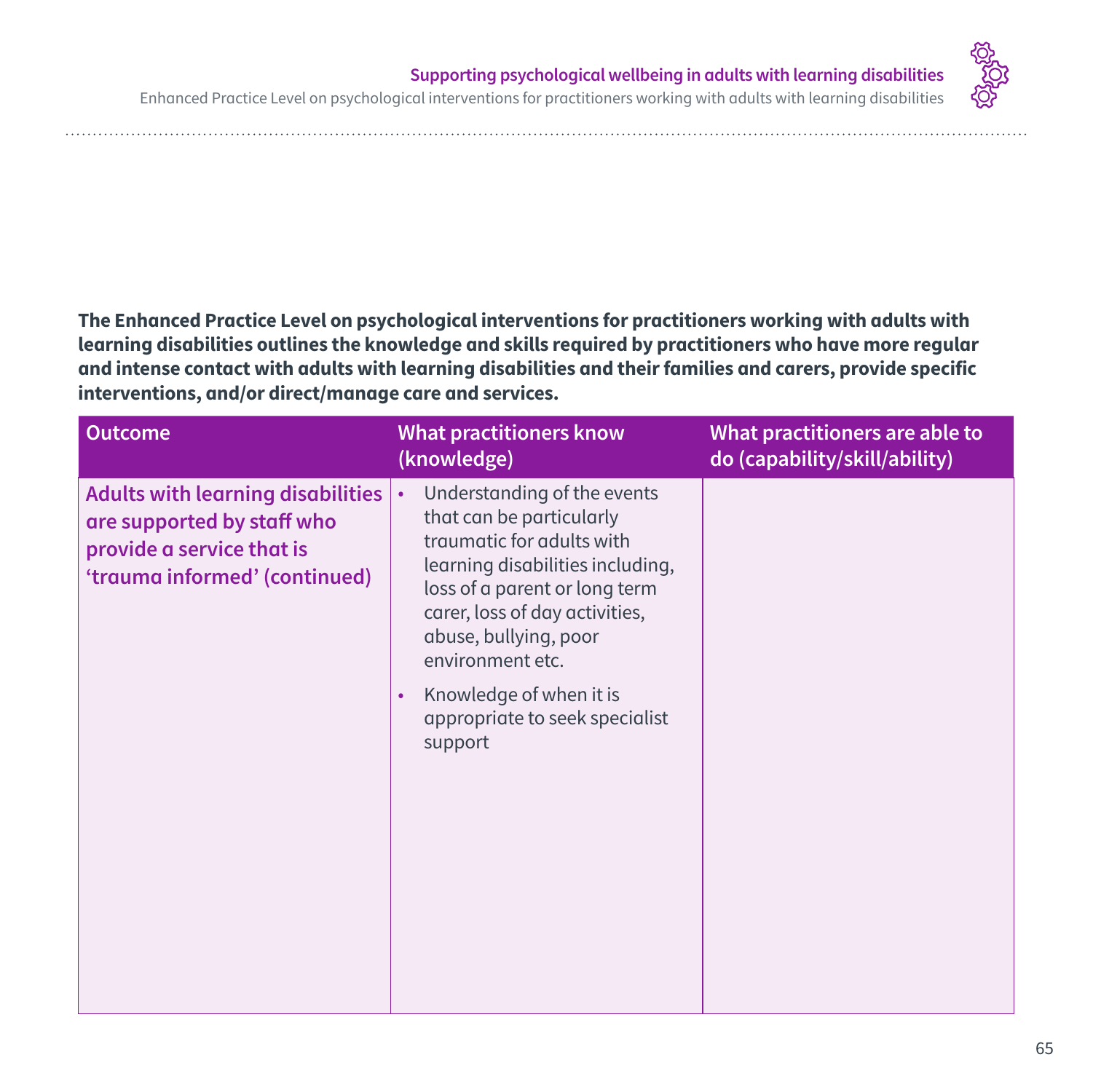**The Enhanced Practice Level on psychological interventions for practitioners working with adults with learning disabilities outlines the knowledge and skills required by practitioners who have more regular and intense contact with adults with learning disabilities and their families and carers, provide specific interventions, and/or direct/manage care and services.**

| Outcome | What practitioners know (knowledge) | What practitioners are able to do (capability/skill/ability) |
|---|---|---|
| **Adults with learning disabilities are supported by staff who provide a service that is 'trauma informed' (continued)** | • Understanding of the events that can be particularly traumatic for adults with learning disabilities including, loss of a parent or long term carer, loss of day activities, abuse, bullying, poor environment etc.<br>• Knowledge of when it is appropriate to seek specialist support | |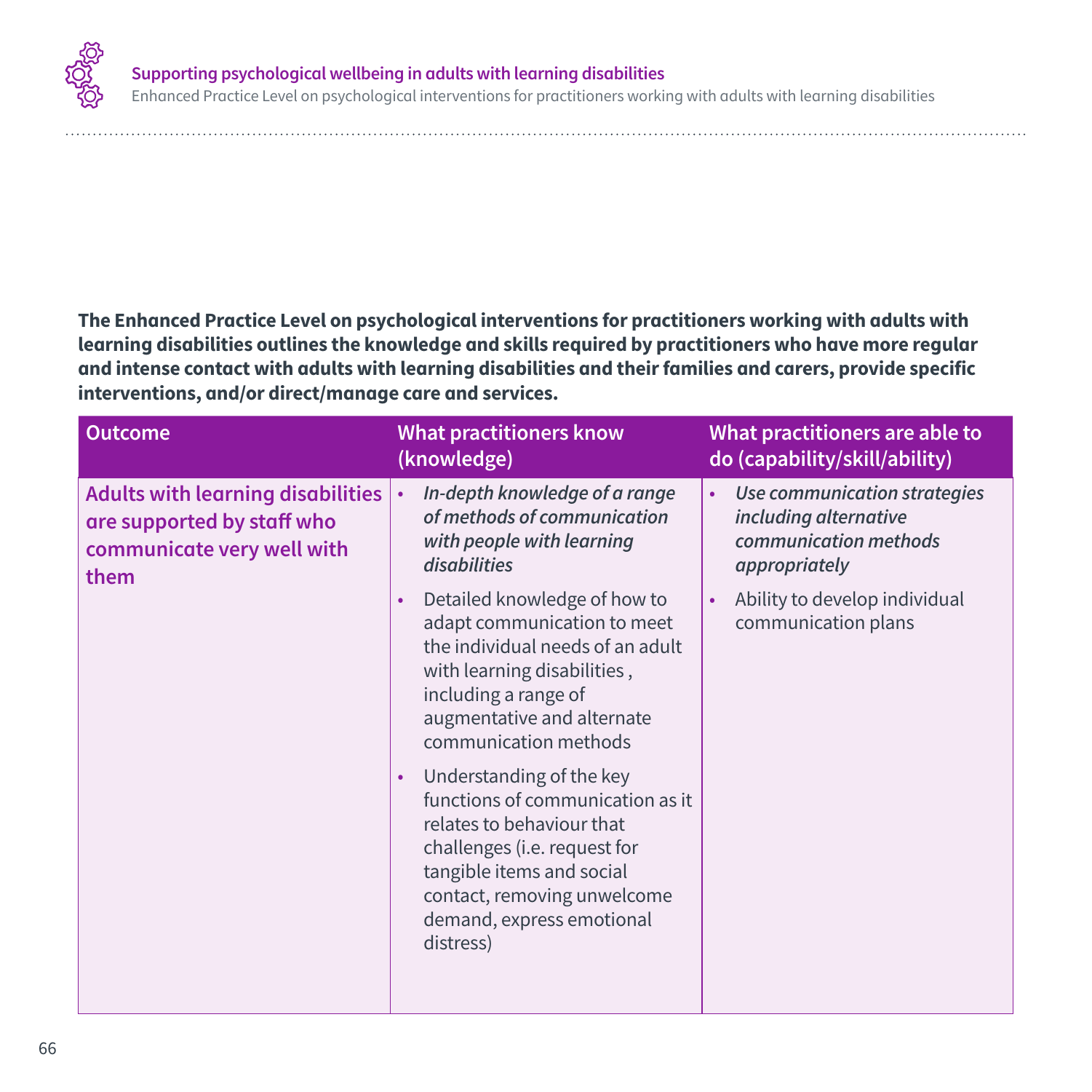**The Enhanced Practice Level on psychological interventions for practitioners working with adults with learning disabilities outlines the knowledge and skills required by practitioners who have more regular and intense contact with adults with learning disabilities and their families and carers, provide specific interventions, and/or direct/manage care and services.**

| Outcome | What practitioners know (knowledge) | What practitioners are able to do (capability/skill/ability) |
|---|---|---|
| **Adults with learning disabilities are supported by staff who communicate very well with them** | • *In-depth knowledge of a range of methods of communication with people with learning disabilities*<br>• Detailed knowledge of how to adapt communication to meet the individual needs of an adult with learning disabilities , including a range of augmentative and alternate communication methods<br>• Understanding of the key functions of communication as it relates to behaviour that challenges (i.e. request for tangible items and social contact, removing unwelcome demand, express emotional distress) | • *Use communication strategies including alternative communication methods appropriately*<br>• Ability to develop individual communication plans |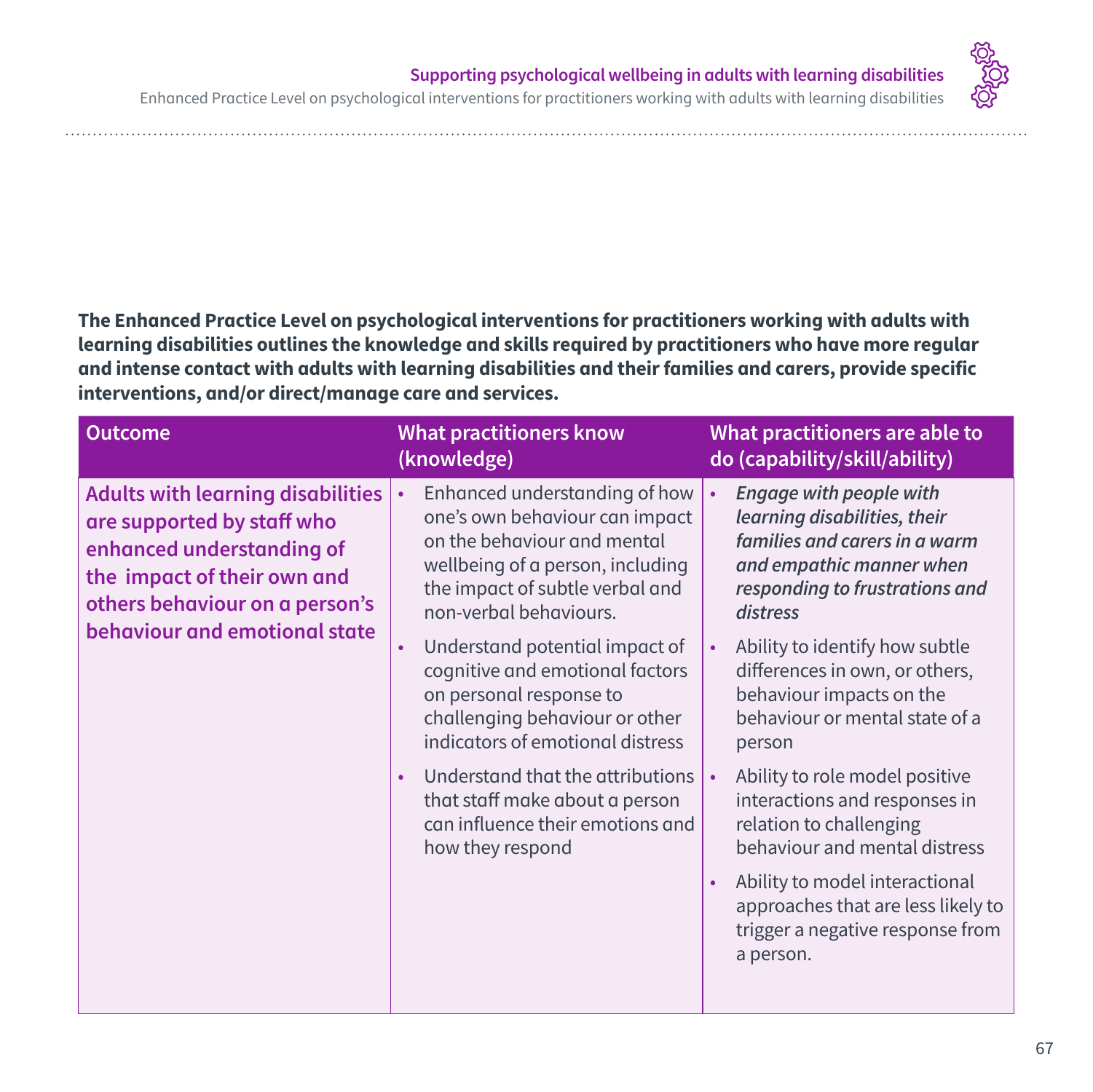**The Enhanced Practice Level on psychological interventions for practitioners working with adults with learning disabilities outlines the knowledge and skills required by practitioners who have more regular and intense contact with adults with learning disabilities and their families and carers, provide specific interventions, and/or direct/manage care and services.**

| Outcome | What practitioners know (knowledge) | What practitioners are able to do (capability/skill/ability) |
|---|---|---|
| **Adults with learning disabilities are supported by staff who enhanced understanding of the impact of their own and others behaviour on a person's behaviour and emotional state** | • Enhanced understanding of how one's own behaviour can impact on the behaviour and mental wellbeing of a person, including the impact of subtle verbal and non-verbal behaviours.<br>• Understand potential impact of cognitive and emotional factors on personal response to challenging behaviour or other indicators of emotional distress<br>• Understand that the attributions that staff make about a person can influence their emotions and how they respond | • ***Engage with people with learning disabilities, their families and carers in a warm and empathic manner when responding to frustrations and distress***<br>• Ability to identify how subtle differences in own, or others, behaviour impacts on the behaviour or mental state of a person<br>• Ability to role model positive interactions and responses in relation to challenging behaviour and mental distress<br>• Ability to model interactional approaches that are less likely to trigger a negative response from a person. |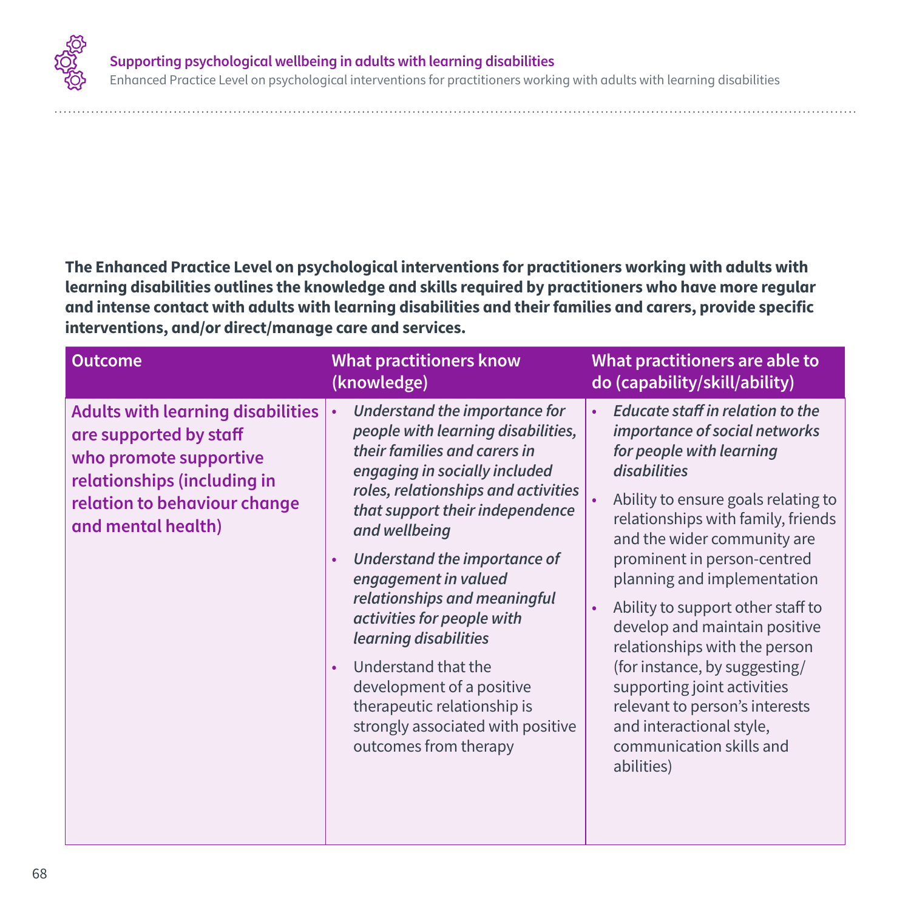**The Enhanced Practice Level on psychological interventions for practitioners working with adults with learning disabilities outlines the knowledge and skills required by practitioners who have more regular and intense contact with adults with learning disabilities and their families and carers, provide specific interventions, and/or direct/manage care and services.**

| Outcome | What practitioners know (knowledge) | What practitioners are able to do (capability/skill/ability) |
|---|---|---|
| **Adults with learning disabilities are supported by staff who promote supportive relationships (including in relation to behaviour change and mental health)** | • ***Understand the importance for people with learning disabilities, their families and carers in engaging in socially included roles, relationships and activities that support their independence and wellbeing***<br>• ***Understand the importance of engagement in valued relationships and meaningful activities for people with learning disabilities***<br>• Understand that the development of a positive therapeutic relationship is strongly associated with positive outcomes from therapy | • ***Educate staff in relation to the importance of social networks for people with learning disabilities***<br>• Ability to ensure goals relating to relationships with family, friends and the wider community are prominent in person-centred planning and implementation<br>• Ability to support other staff to develop and maintain positive relationships with the person (for instance, by suggesting/ supporting joint activities relevant to person's interests and interactional style, communication skills and abilities) |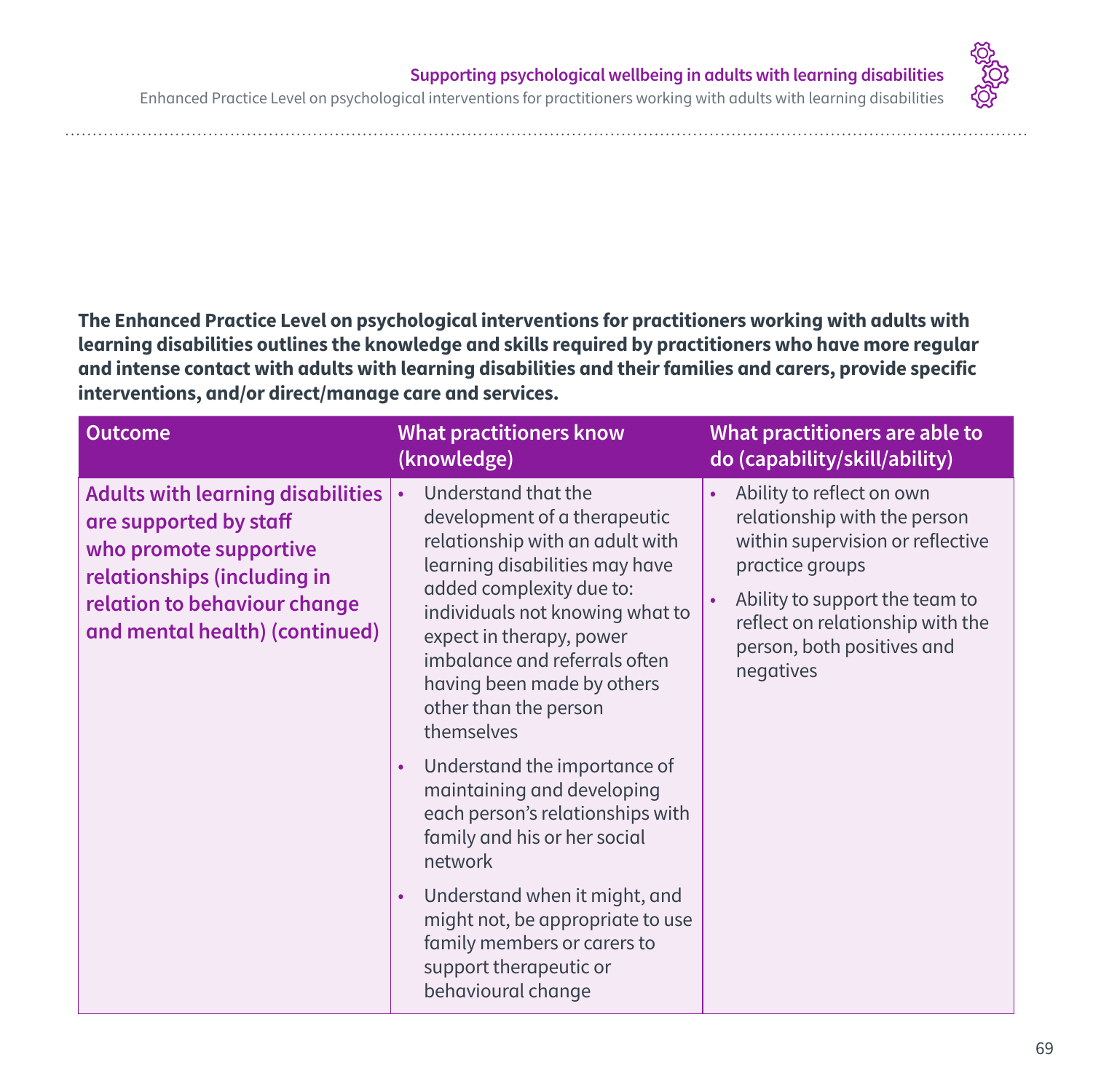**The Enhanced Practice Level on psychological interventions for practitioners working with adults with learning disabilities outlines the knowledge and skills required by practitioners who have more regular and intense contact with adults with learning disabilities and their families and carers, provide specific interventions, and/or direct/manage care and services.**

| Outcome | What practitioners know (knowledge) | What practitioners are able to do (capability/skill/ability) |
|---|---|---|
| **Adults with learning disabilities are supported by staff who promote supportive relationships (including in relation to behaviour change and mental health) (continued)** | • Understand that the development of a therapeutic relationship with an adult with learning disabilities may have added complexity due to: individuals not knowing what to expect in therapy, power imbalance and referrals often having been made by others other than the person themselves<br>• Understand the importance of maintaining and developing each person's relationships with family and his or her social network<br>• Understand when it might, and might not, be appropriate to use family members or carers to support therapeutic or behavioural change | • Ability to reflect on own relationship with the person within supervision or reflective practice groups<br>• Ability to support the team to reflect on relationship with the person, both positives and negatives |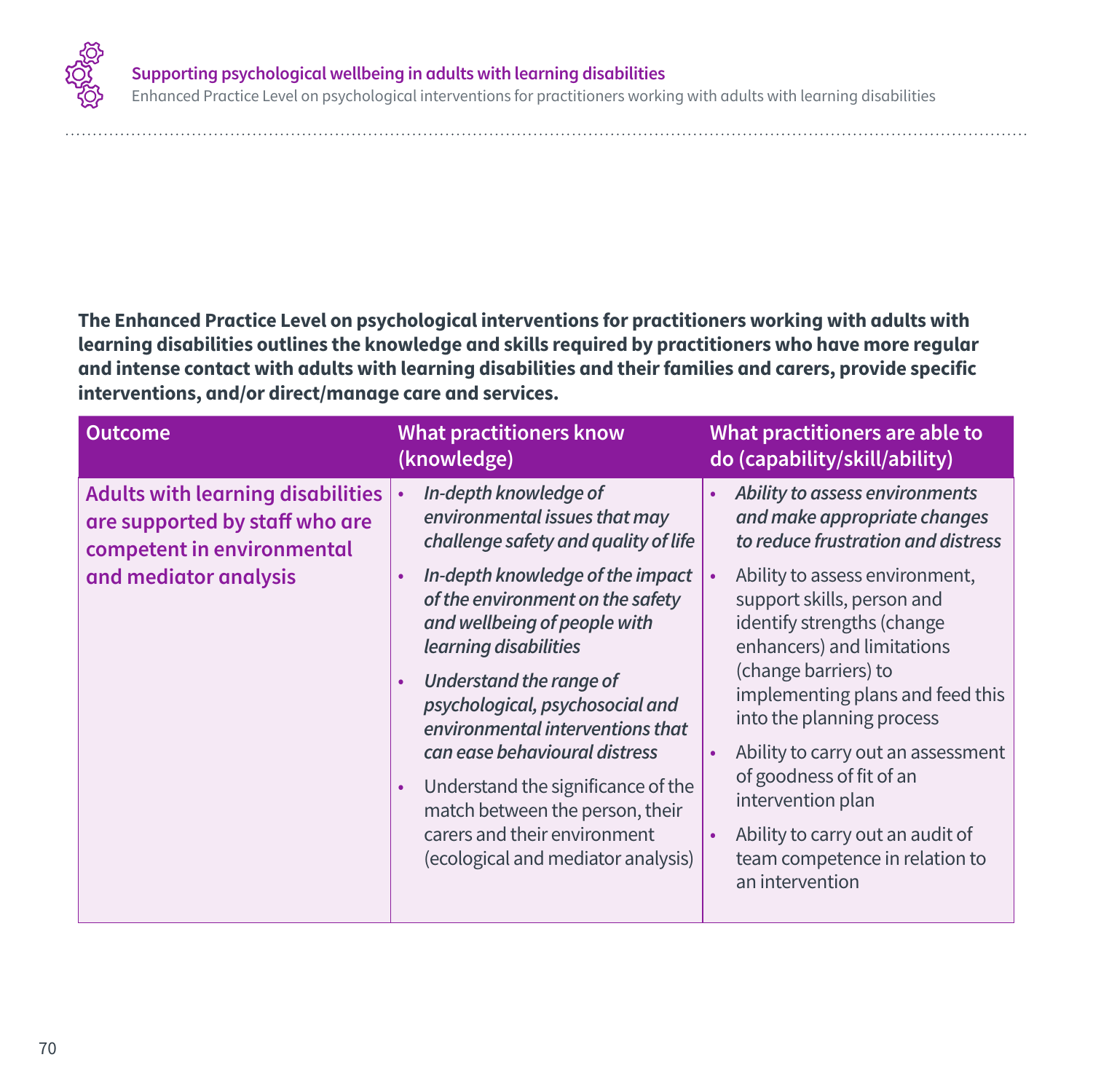**The Enhanced Practice Level on psychological interventions for practitioners working with adults with learning disabilities outlines the knowledge and skills required by practitioners who have more regular and intense contact with adults with learning disabilities and their families and carers, provide specific interventions, and/or direct/manage care and services.**

| Outcome | What practitioners know (knowledge) | What practitioners are able to do (capability/skill/ability) |
|---|---|---|
| **Adults with learning disabilities are supported by staff who are competent in environmental and mediator analysis** | • *In-depth knowledge of environmental issues that may challenge safety and quality of life*<br>• *In-depth knowledge of the impact of the environment on the safety and wellbeing of people with learning disabilities*<br>• *Understand the range of psychological, psychosocial and environmental interventions that can ease behavioural distress*<br>• Understand the significance of the match between the person, their carers and their environment (ecological and mediator analysis) | • *Ability to assess environments and make appropriate changes to reduce frustration and distress*<br>• Ability to assess environment, support skills, person and identify strengths (change enhancers) and limitations (change barriers) to implementing plans and feed this into the planning process<br>• Ability to carry out an assessment of goodness of fit of an intervention plan<br>• Ability to carry out an audit of team competence in relation to an intervention |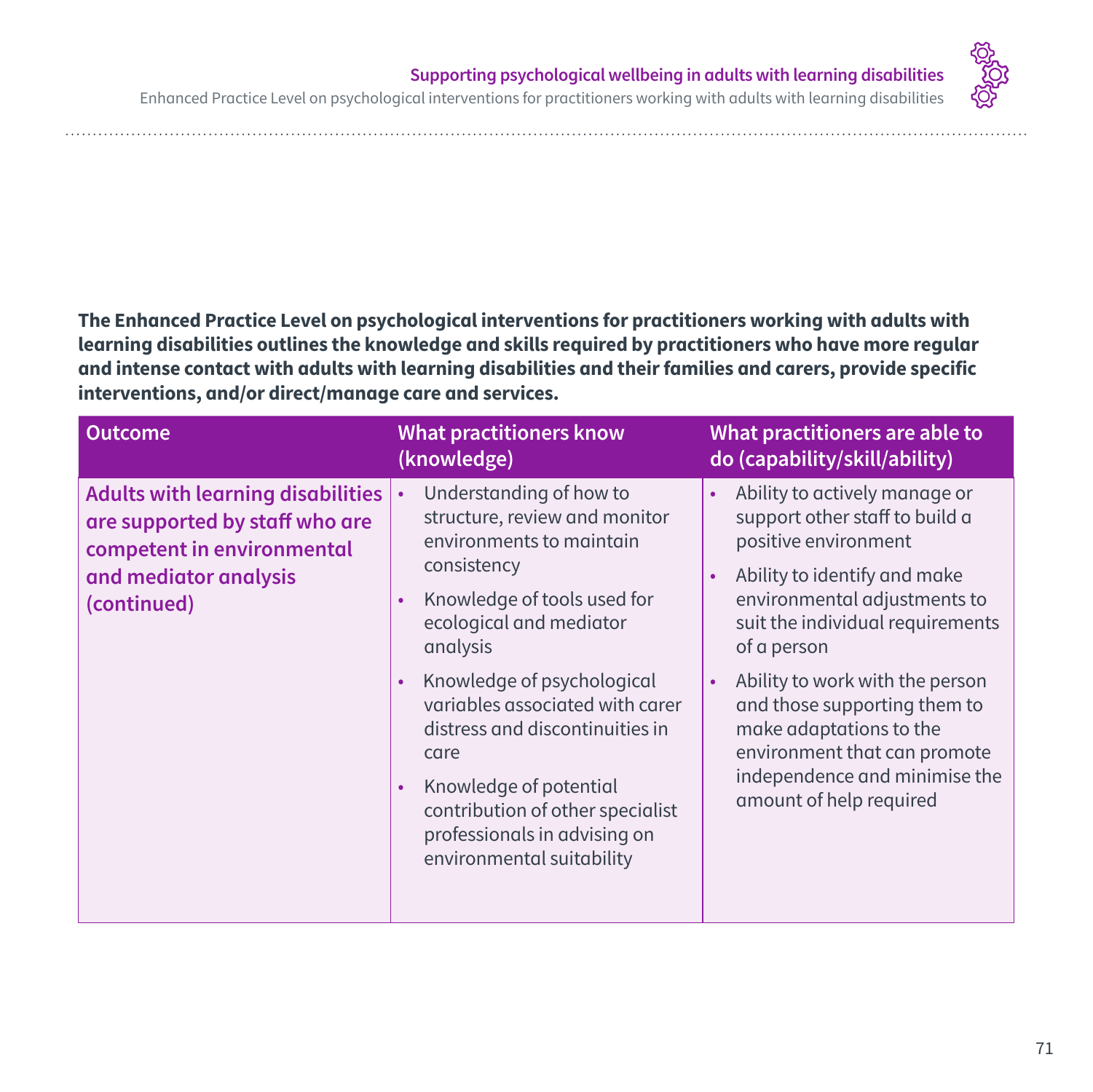**The Enhanced Practice Level on psychological interventions for practitioners working with adults with learning disabilities outlines the knowledge and skills required by practitioners who have more regular and intense contact with adults with learning disabilities and their families and carers, provide specific interventions, and/or direct/manage care and services.**

| Outcome | What practitioners know (knowledge) | What practitioners are able to do (capability/skill/ability) |
|---|---|---|
| **Adults with learning disabilities are supported by staff who are competent in environmental and mediator analysis (continued)** | • Understanding of how to structure, review and monitor environments to maintain consistency<br>• Knowledge of tools used for ecological and mediator analysis<br>• Knowledge of psychological variables associated with carer distress and discontinuities in care<br>• Knowledge of potential contribution of other specialist professionals in advising on environmental suitability | • Ability to actively manage or support other staff to build a positive environment<br>• Ability to identify and make environmental adjustments to suit the individual requirements of a person<br>• Ability to work with the person and those supporting them to make adaptations to the environment that can promote independence and minimise the amount of help required |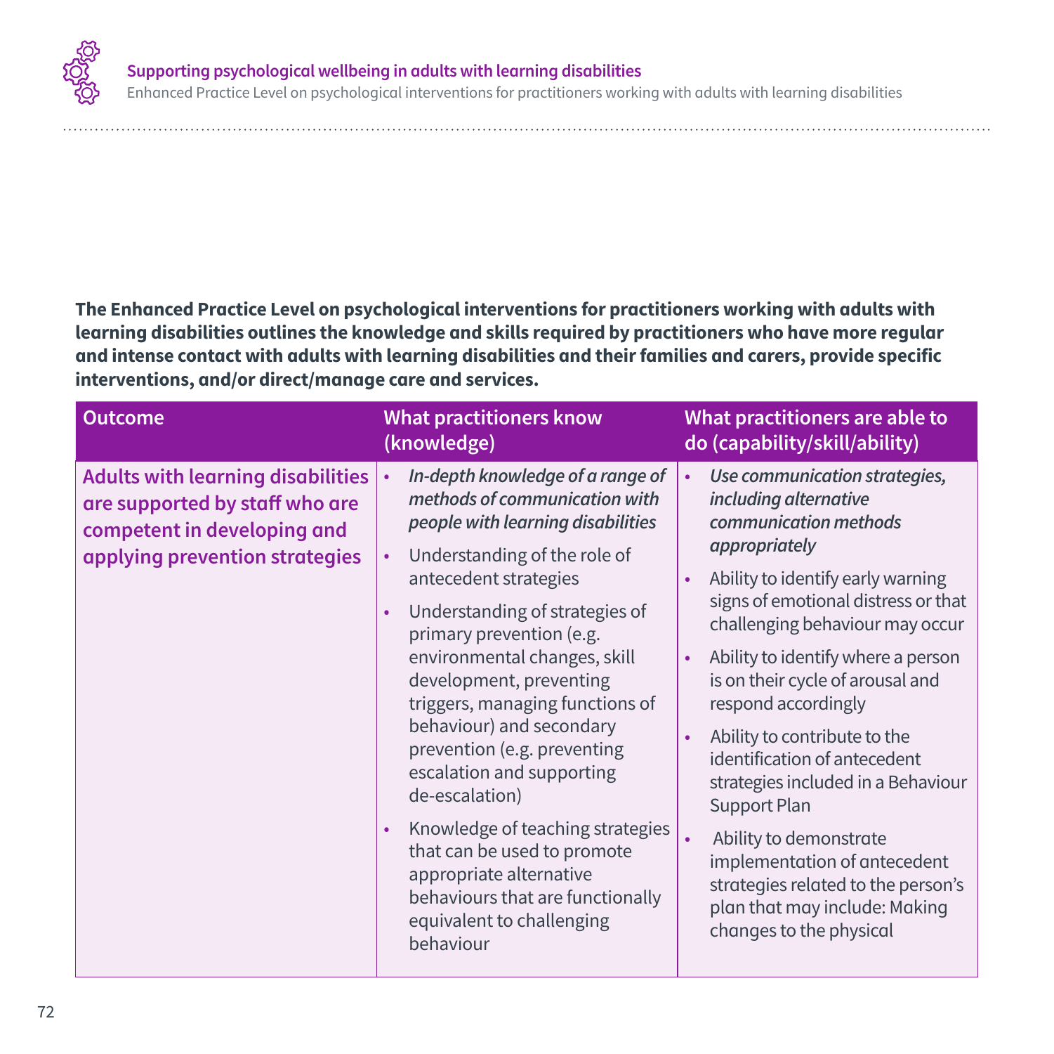**The Enhanced Practice Level on psychological interventions for practitioners working with adults with learning disabilities outlines the knowledge and skills required by practitioners who have more regular and intense contact with adults with learning disabilities and their families and carers, provide specific interventions, and/or direct/manage care and services.**

| Outcome | What practitioners know (knowledge) | What practitioners are able to do (capability/skill/ability) |
|---|---|---|
| **Adults with learning disabilities are supported by staff who are competent in developing and applying prevention strategies** | • *In-depth knowledge of a range of methods of communication with people with learning disabilities*<br>• Understanding of the role of antecedent strategies<br>• Understanding of strategies of primary prevention (e.g. environmental changes, skill development, preventing triggers, managing functions of behaviour) and secondary prevention (e.g. preventing escalation and supporting de-escalation)<br>• Knowledge of teaching strategies that can be used to promote appropriate alternative behaviours that are functionally equivalent to challenging behaviour | • *Use communication strategies, including alternative communication methods appropriately*<br>• Ability to identify early warning signs of emotional distress or that challenging behaviour may occur<br>• Ability to identify where a person is on their cycle of arousal and respond accordingly<br>• Ability to contribute to the identification of antecedent strategies included in a Behaviour Support Plan<br>• Ability to demonstrate implementation of antecedent strategies related to the person's plan that may include: Making changes to the physical |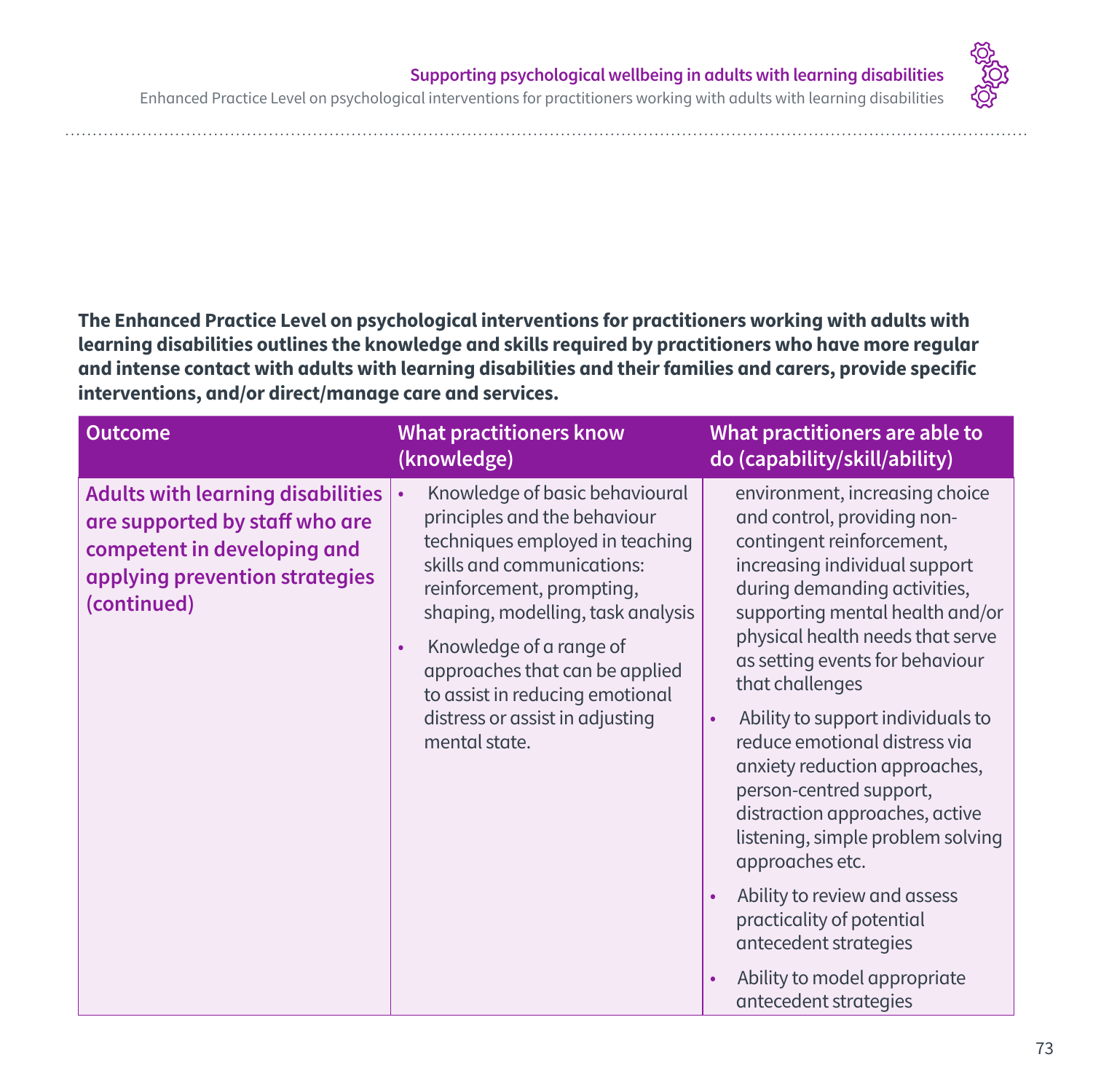**The Enhanced Practice Level on psychological interventions for practitioners working with adults with learning disabilities outlines the knowledge and skills required by practitioners who have more regular and intense contact with adults with learning disabilities and their families and carers, provide specific interventions, and/or direct/manage care and services.**

| Outcome | What practitioners know (knowledge) | What practitioners are able to do (capability/skill/ability) |
|---|---|---|
| **Adults with learning disabilities are supported by staff who are competent in developing and applying prevention strategies (continued)** | • Knowledge of basic behavioural principles and the behaviour techniques employed in teaching skills and communications: reinforcement, prompting, shaping, modelling, task analysis<br>• Knowledge of a range of approaches that can be applied to assist in reducing emotional distress or assist in adjusting mental state. | environment, increasing choice and control, providing non-contingent reinforcement, increasing individual support during demanding activities, supporting mental health and/or physical health needs that serve as setting events for behaviour that challenges<br>• Ability to support individuals to reduce emotional distress via anxiety reduction approaches, person-centred support, distraction approaches, active listening, simple problem solving approaches etc.<br>• Ability to review and assess practicality of potential antecedent strategies<br>• Ability to model appropriate antecedent strategies |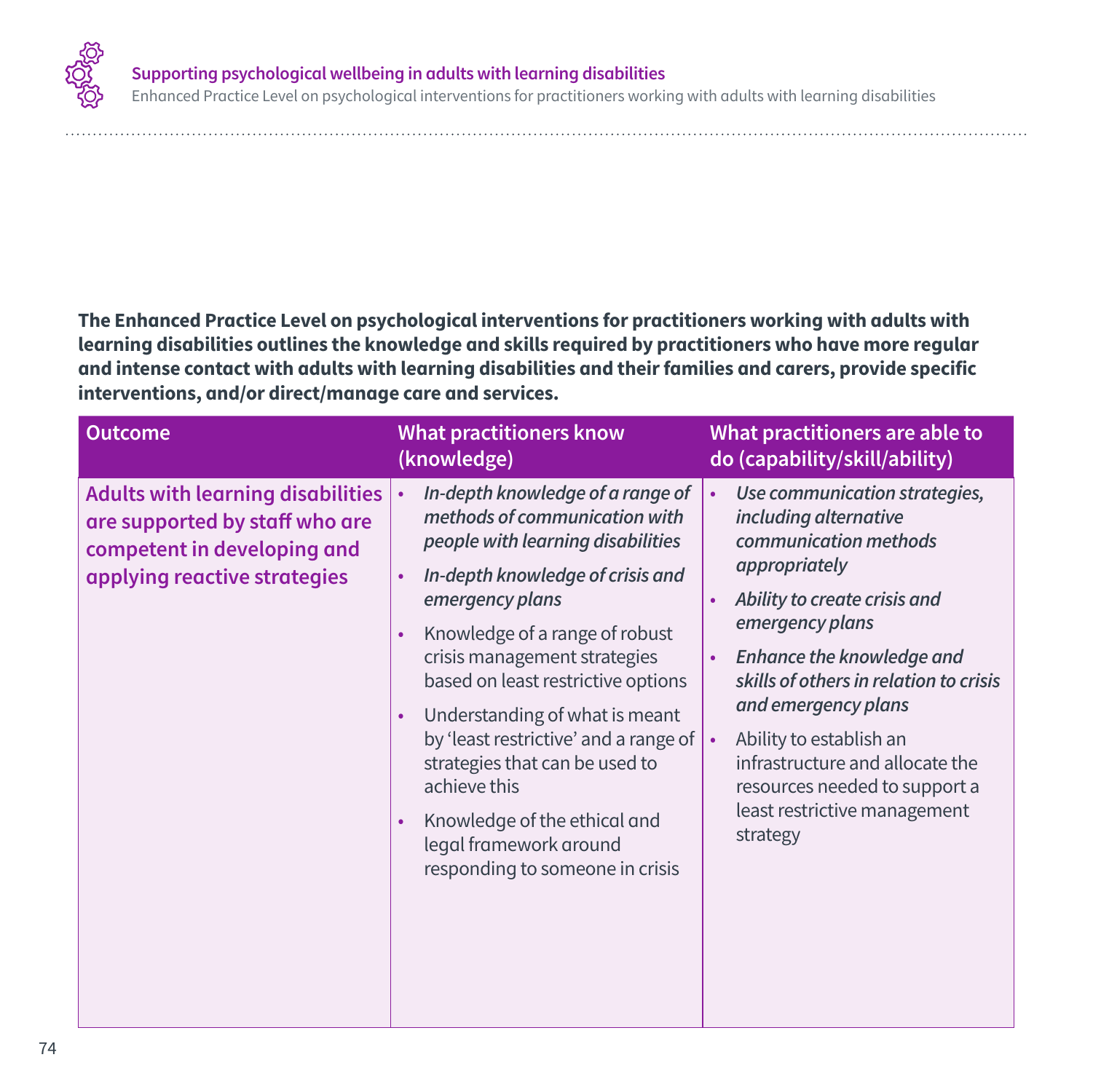**The Enhanced Practice Level on psychological interventions for practitioners working with adults with learning disabilities outlines the knowledge and skills required by practitioners who have more regular and intense contact with adults with learning disabilities and their families and carers, provide specific interventions, and/or direct/manage care and services.**

| Outcome | What practitioners know (knowledge) | What practitioners are able to do (capability/skill/ability) |
|---|---|---|
| **Adults with learning disabilities are supported by staff who are competent in developing and applying reactive strategies** | • *In-depth knowledge of a range of methods of communication with people with learning disabilities*<br>• *In-depth knowledge of crisis and emergency plans*<br>• Knowledge of a range of robust crisis management strategies based on least restrictive options<br>• Understanding of what is meant by 'least restrictive' and a range of strategies that can be used to achieve this<br>• Knowledge of the ethical and legal framework around responding to someone in crisis | • *Use communication strategies, including alternative communication methods appropriately*<br>• *Ability to create crisis and emergency plans*<br>• *Enhance the knowledge and skills of others in relation to crisis and emergency plans*<br>• Ability to establish an infrastructure and allocate the resources needed to support a least restrictive management strategy |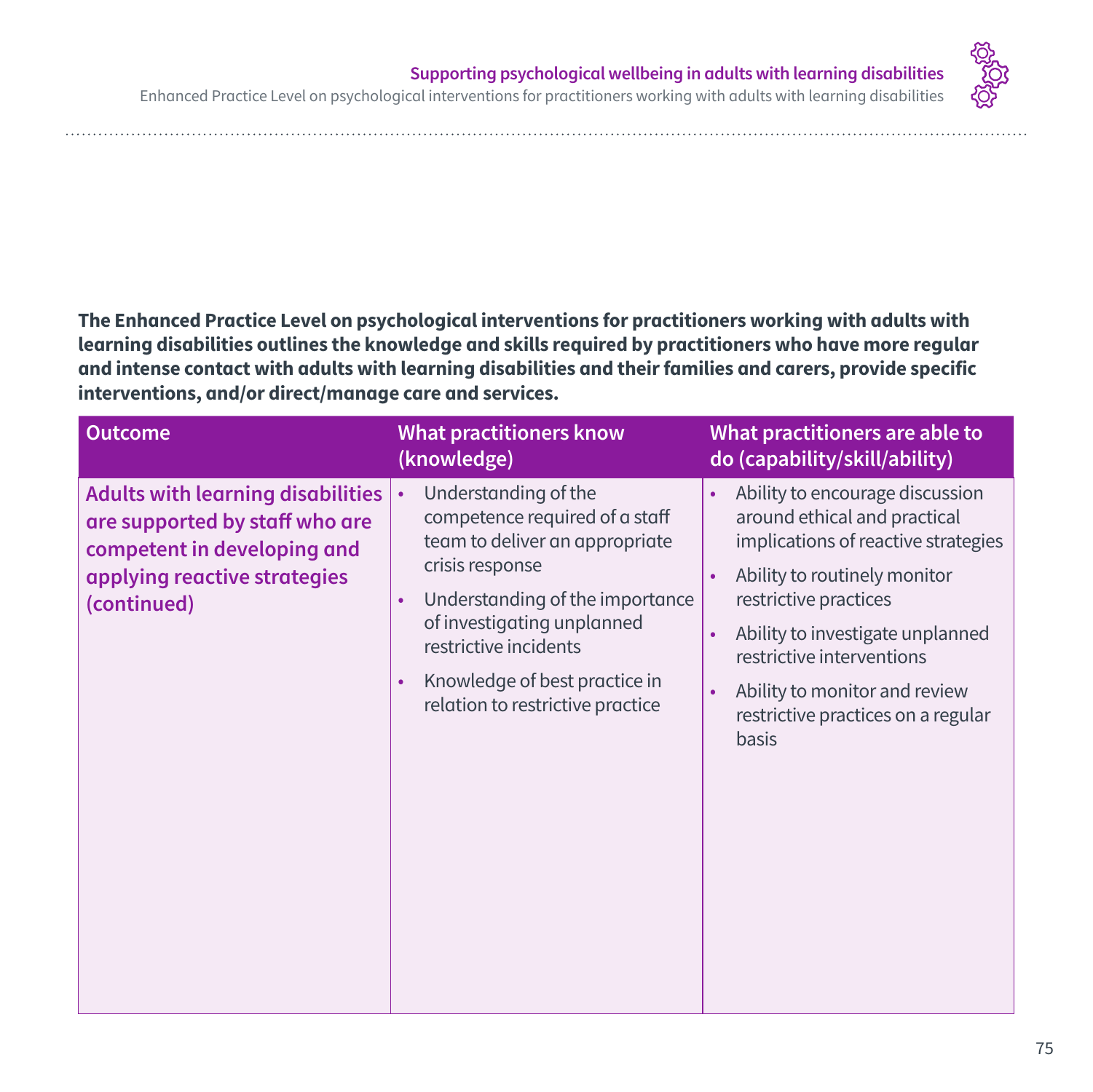**The Enhanced Practice Level on psychological interventions for practitioners working with adults with learning disabilities outlines the knowledge and skills required by practitioners who have more regular and intense contact with adults with learning disabilities and their families and carers, provide specific interventions, and/or direct/manage care and services.**

| Outcome | What practitioners know (knowledge) | What practitioners are able to do (capability/skill/ability) |
|---|---|---|
| **Adults with learning disabilities are supported by staff who are competent in developing and applying reactive strategies (continued)** | • Understanding of the competence required of a staff team to deliver an appropriate crisis response<br>• Understanding of the importance of investigating unplanned restrictive incidents<br>• Knowledge of best practice in relation to restrictive practice | • Ability to encourage discussion around ethical and practical implications of reactive strategies<br>• Ability to routinely monitor restrictive practices<br>• Ability to investigate unplanned restrictive interventions<br>• Ability to monitor and review restrictive practices on a regular basis |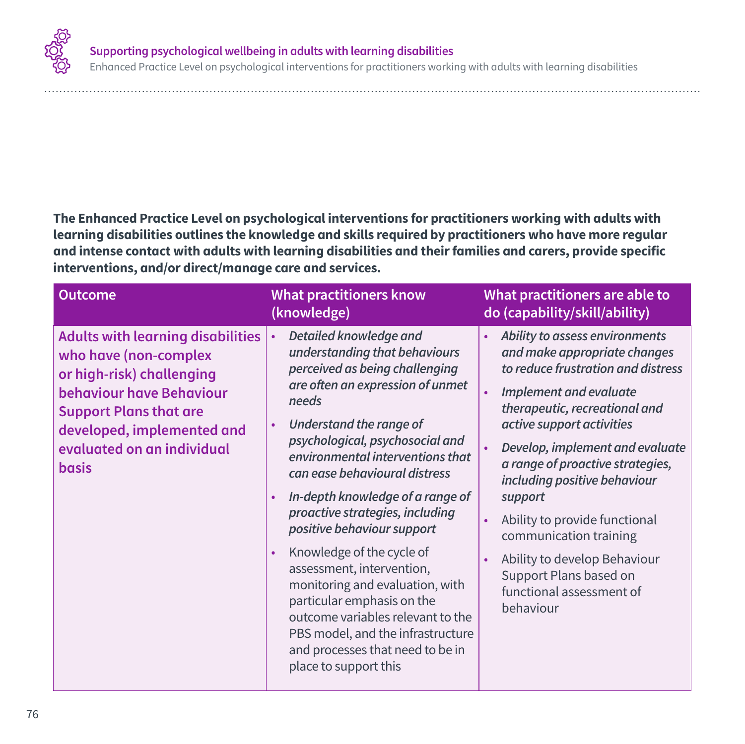**The Enhanced Practice Level on psychological interventions for practitioners working with adults with learning disabilities outlines the knowledge and skills required by practitioners who have more regular and intense contact with adults with learning disabilities and their families and carers, provide specific interventions, and/or direct/manage care and services.**

| Outcome | What practitioners know (knowledge) | What practitioners are able to do (capability/skill/ability) |
|---|---|---|
| **Adults with learning disabilities who have (non-complex or high-risk) challenging behaviour have Behaviour Support Plans that are developed, implemented and evaluated on an individual basis** | • *Detailed knowledge and understanding that behaviours perceived as being challenging are often an expression of unmet needs*<br>• *Understand the range of psychological, psychosocial and environmental interventions that can ease behavioural distress*<br>• *In-depth knowledge of a range of proactive strategies, including positive behaviour support*<br>• Knowledge of the cycle of assessment, intervention, monitoring and evaluation, with particular emphasis on the outcome variables relevant to the PBS model, and the infrastructure and processes that need to be in place to support this | • *Ability to assess environments and make appropriate changes to reduce frustration and distress*<br>• *Implement and evaluate therapeutic, recreational and active support activities*<br>• *Develop, implement and evaluate a range of proactive strategies, including positive behaviour support*<br>• Ability to provide functional communication training<br>• Ability to develop Behaviour Support Plans based on functional assessment of behaviour |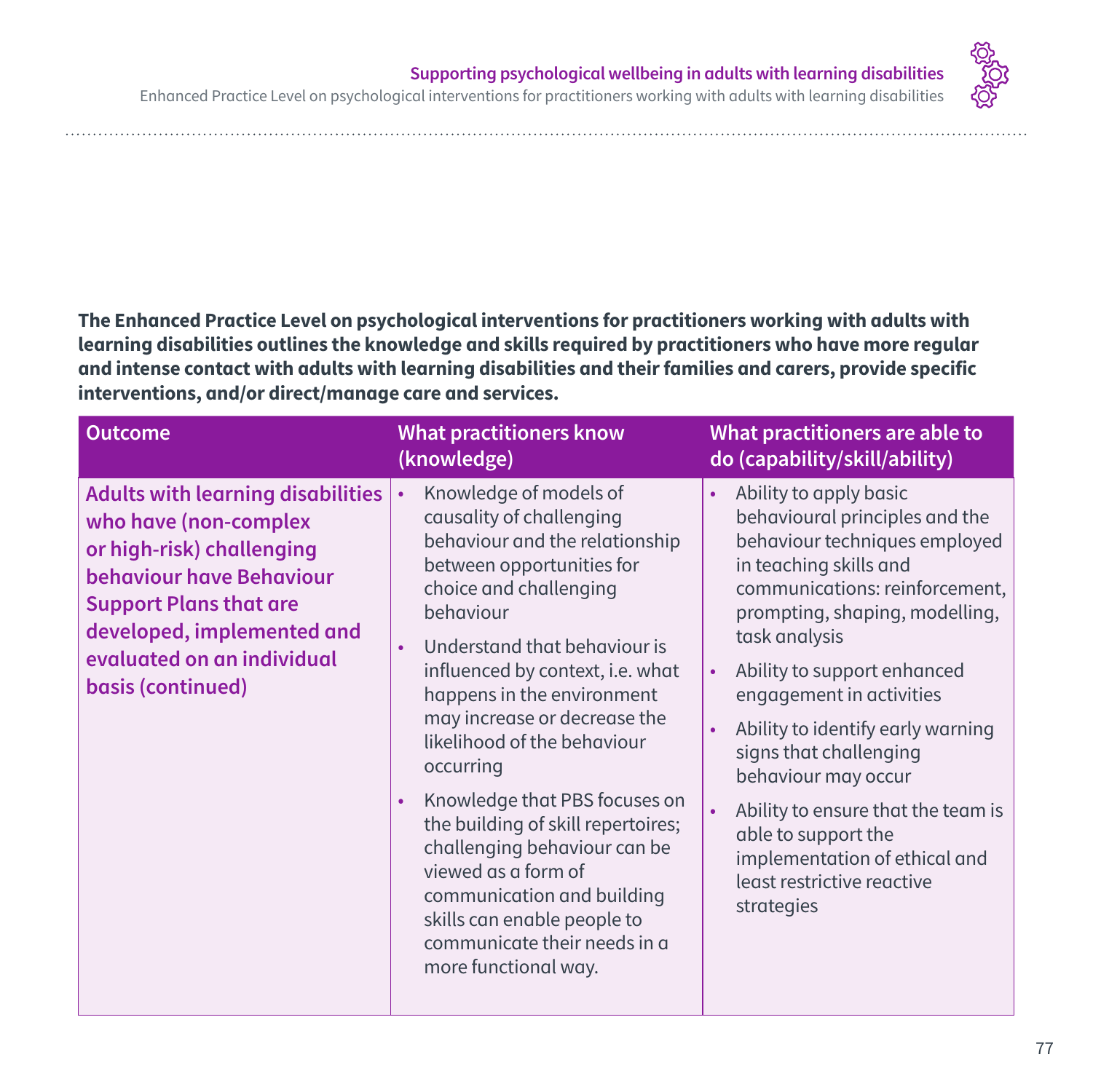**The Enhanced Practice Level on psychological interventions for practitioners working with adults with learning disabilities outlines the knowledge and skills required by practitioners who have more regular and intense contact with adults with learning disabilities and their families and carers, provide specific interventions, and/or direct/manage care and services.**

| Outcome | What practitioners know (knowledge) | What practitioners are able to do (capability/skill/ability) |
|---|---|---|
| **Adults with learning disabilities who have (non-complex or high-risk) challenging behaviour have Behaviour Support Plans that are developed, implemented and evaluated on an individual basis (continued)** | • Knowledge of models of causality of challenging behaviour and the relationship between opportunities for choice and challenging behaviour<br>• Understand that behaviour is influenced by context, i.e. what happens in the environment may increase or decrease the likelihood of the behaviour occurring<br>• Knowledge that PBS focuses on the building of skill repertoires; challenging behaviour can be viewed as a form of communication and building skills can enable people to communicate their needs in a more functional way. | • Ability to apply basic behavioural principles and the behaviour techniques employed in teaching skills and communications: reinforcement, prompting, shaping, modelling, task analysis<br>• Ability to support enhanced engagement in activities<br>• Ability to identify early warning signs that challenging behaviour may occur<br>• Ability to ensure that the team is able to support the implementation of ethical and least restrictive reactive strategies |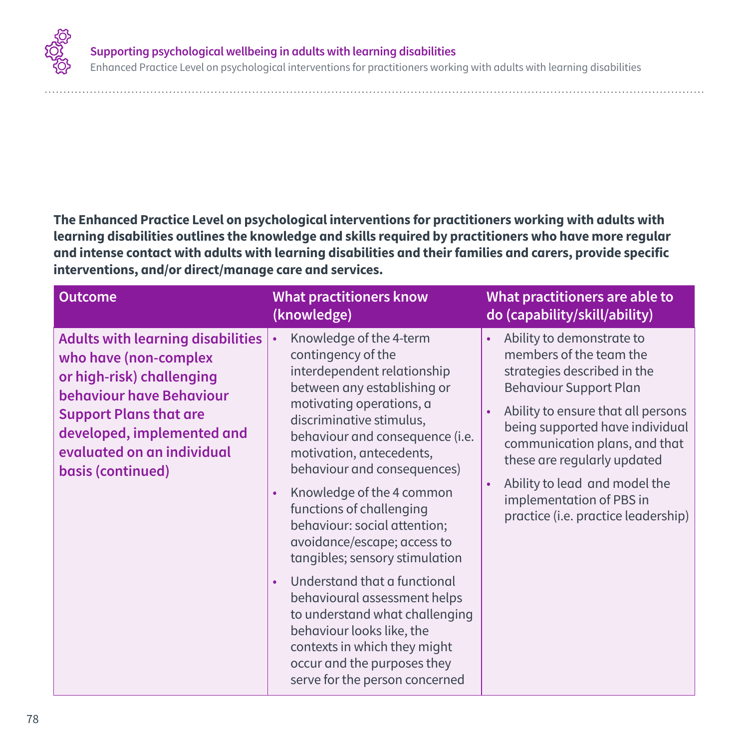**The Enhanced Practice Level on psychological interventions for practitioners working with adults with learning disabilities outlines the knowledge and skills required by practitioners who have more regular and intense contact with adults with learning disabilities and their families and carers, provide specific interventions, and/or direct/manage care and services.**

| Outcome | What practitioners know (knowledge) | What practitioners are able to do (capability/skill/ability) |
|---|---|---|
| **Adults with learning disabilities who have (non-complex or high-risk) challenging behaviour have Behaviour Support Plans that are developed, implemented and evaluated on an individual basis (continued)** | • Knowledge of the 4-term contingency of the interdependent relationship between any establishing or motivating operations, a discriminative stimulus, behaviour and consequence (i.e. motivation, antecedents, behaviour and consequences)<br>• Knowledge of the 4 common functions of challenging behaviour: social attention; avoidance/escape; access to tangibles; sensory stimulation<br>• Understand that a functional behavioural assessment helps to understand what challenging behaviour looks like, the contexts in which they might occur and the purposes they serve for the person concerned | • Ability to demonstrate to members of the team the strategies described in the Behaviour Support Plan<br>• Ability to ensure that all persons being supported have individual communication plans, and that these are regularly updated<br>• Ability to lead and model the implementation of PBS in practice (i.e. practice leadership) |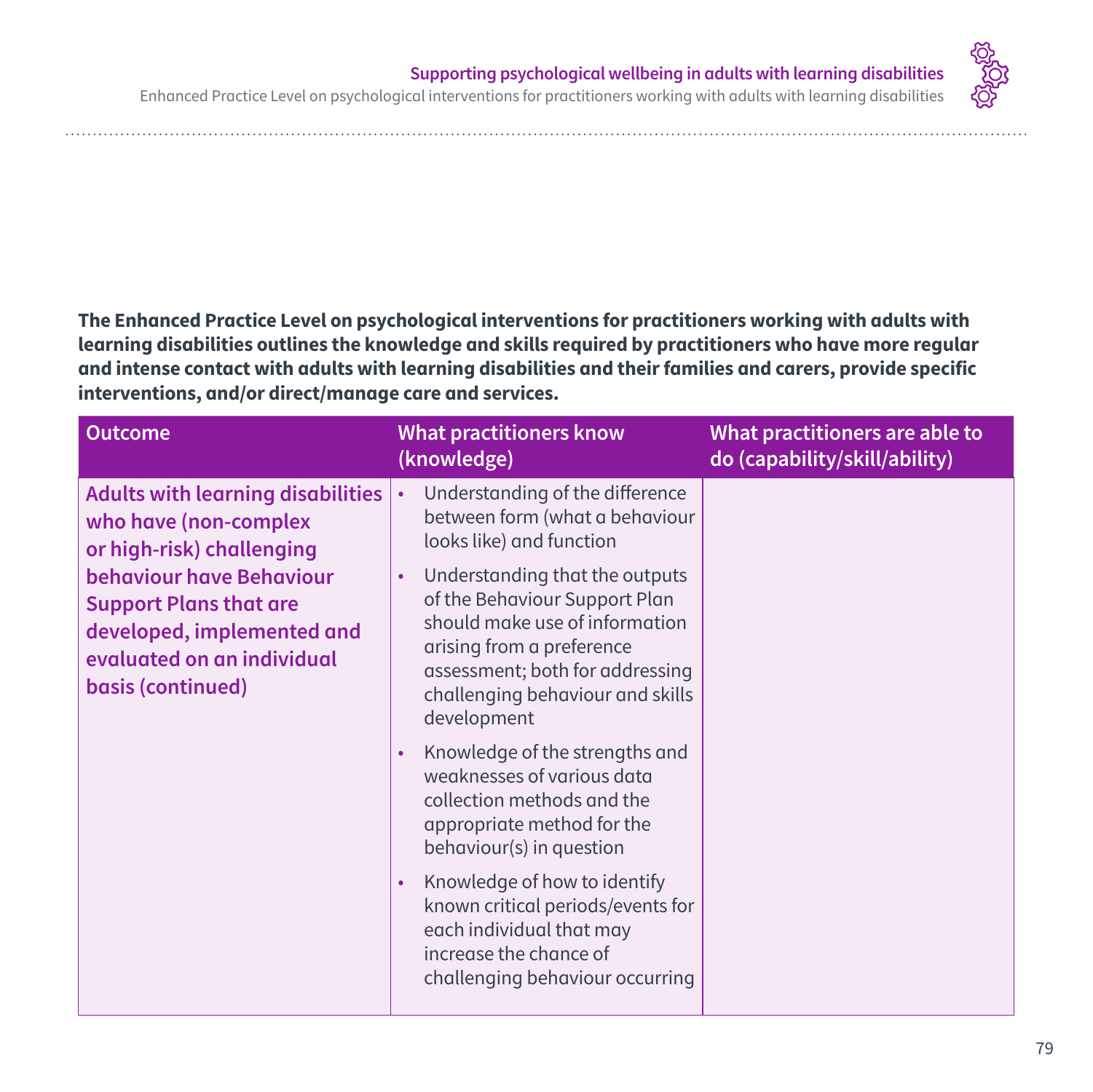**The Enhanced Practice Level on psychological interventions for practitioners working with adults with learning disabilities outlines the knowledge and skills required by practitioners who have more regular and intense contact with adults with learning disabilities and their families and carers, provide specific interventions, and/or direct/manage care and services.**

| Outcome | What practitioners know (knowledge) | What practitioners are able to do (capability/skill/ability) |
|---|---|---|
| **Adults with learning disabilities who have (non-complex or high-risk) challenging behaviour have Behaviour Support Plans that are developed, implemented and evaluated on an individual basis (continued)** | • Understanding of the difference between form (what a behaviour looks like) and function<br>• Understanding that the outputs of the Behaviour Support Plan should make use of information arising from a preference assessment; both for addressing challenging behaviour and skills development<br>• Knowledge of the strengths and weaknesses of various data collection methods and the appropriate method for the behaviour(s) in question<br>• Knowledge of how to identify known critical periods/events for each individual that may increase the chance of challenging behaviour occurring | |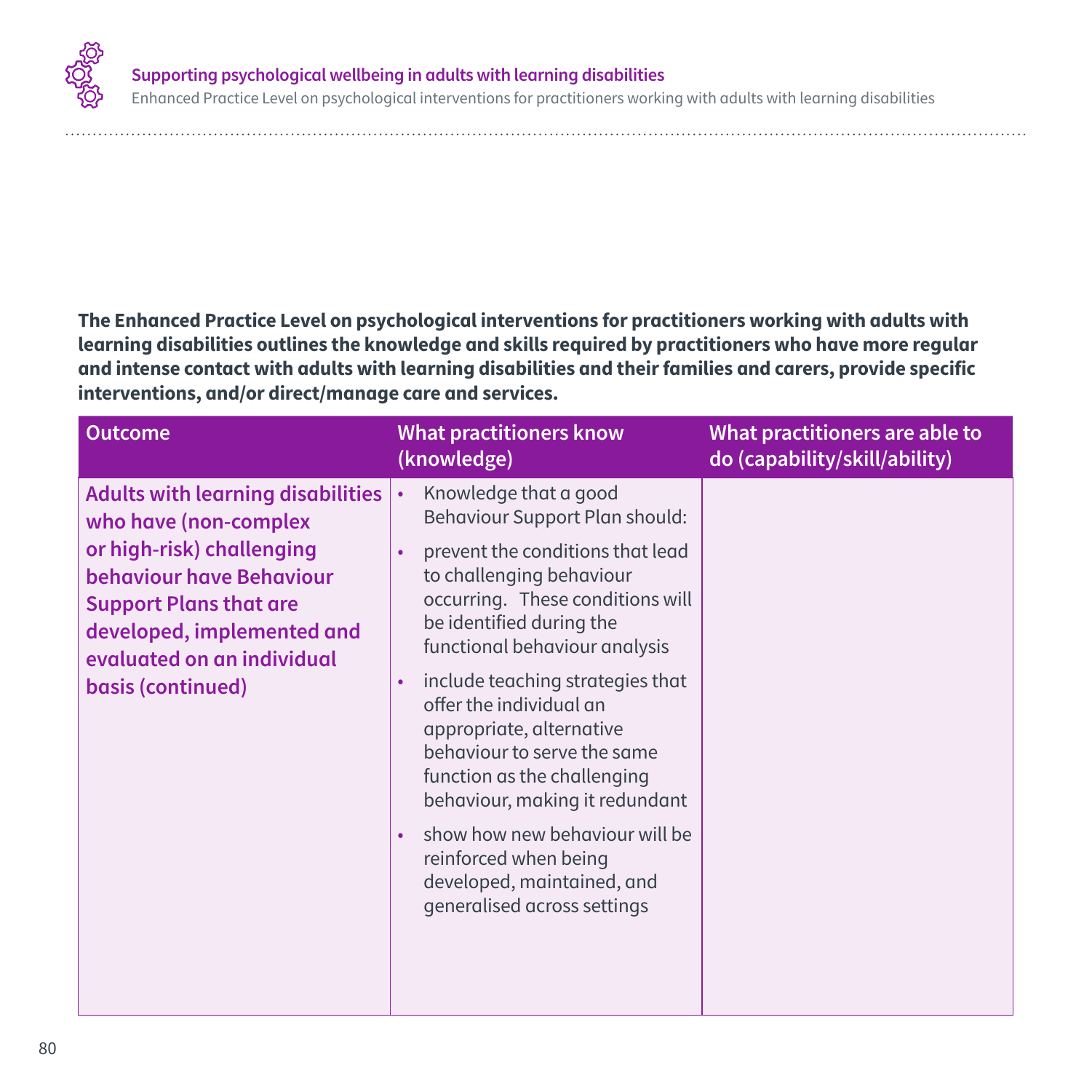**The Enhanced Practice Level on psychological interventions for practitioners working with adults with learning disabilities outlines the knowledge and skills required by practitioners who have more regular and intense contact with adults with learning disabilities and their families and carers, provide specific interventions, and/or direct/manage care and services.**

| Outcome | What practitioners know (knowledge) | What practitioners are able to do (capability/skill/ability) |
|---|---|---|
| **Adults with learning disabilities who have (non-complex or high-risk) challenging behaviour have Behaviour Support Plans that are developed, implemented and evaluated on an individual basis (continued)** | • Knowledge that a good Behaviour Support Plan should:<br>• prevent the conditions that lead to challenging behaviour occurring. These conditions will be identified during the functional behaviour analysis<br>• include teaching strategies that offer the individual an appropriate, alternative behaviour to serve the same function as the challenging behaviour, making it redundant<br>• show how new behaviour will be reinforced when being developed, maintained, and generalised across settings | |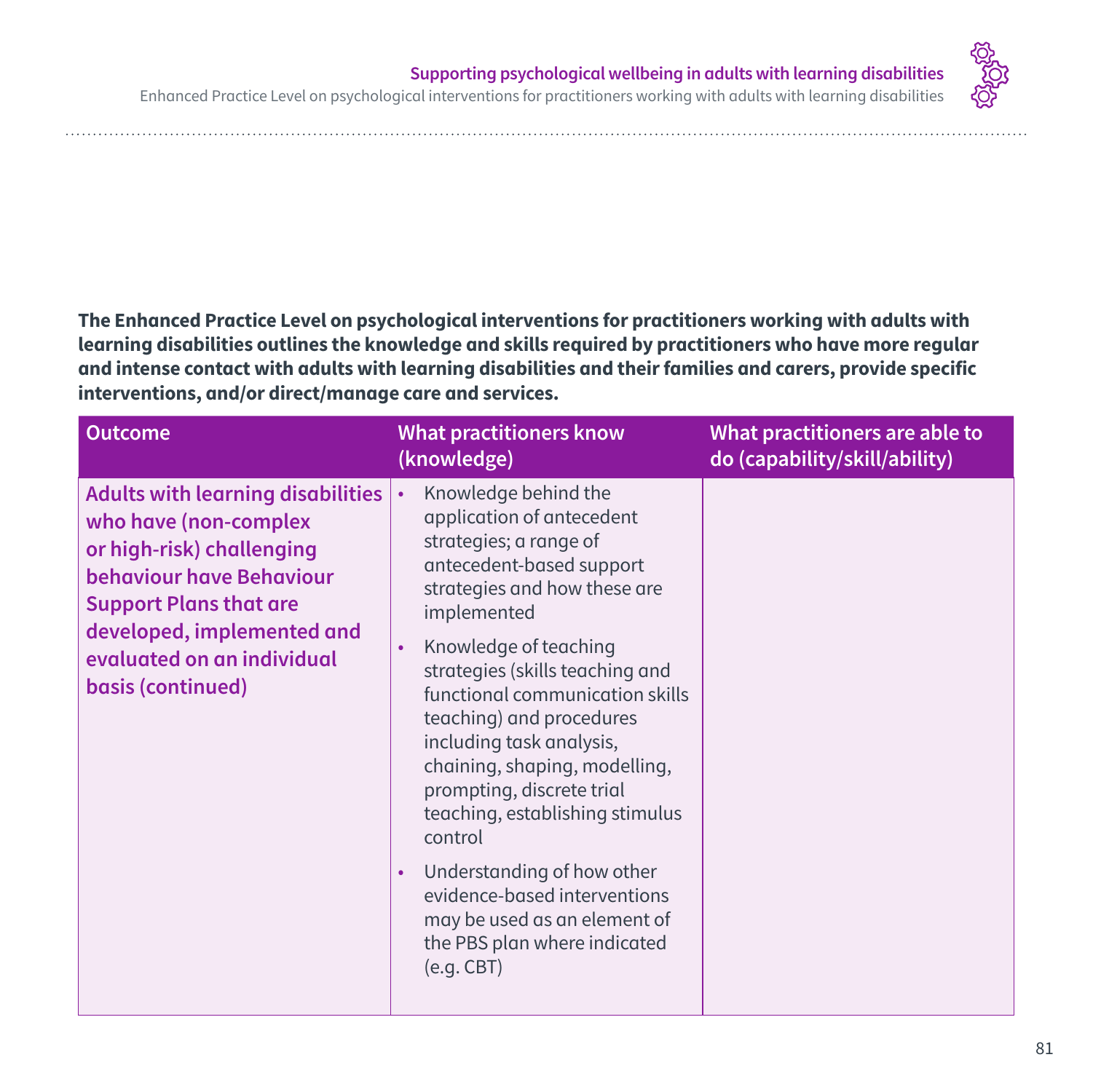**The Enhanced Practice Level on psychological interventions for practitioners working with adults with learning disabilities outlines the knowledge and skills required by practitioners who have more regular and intense contact with adults with learning disabilities and their families and carers, provide specific interventions, and/or direct/manage care and services.**

| Outcome | What practitioners know (knowledge) | What practitioners are able to do (capability/skill/ability) |
|---|---|---|
| **Adults with learning disabilities who have (non-complex or high-risk) challenging behaviour have Behaviour Support Plans that are developed, implemented and evaluated on an individual basis (continued)** | • Knowledge behind the application of antecedent strategies; a range of antecedent-based support strategies and how these are implemented<br>• Knowledge of teaching strategies (skills teaching and functional communication skills teaching) and procedures including task analysis, chaining, shaping, modelling, prompting, discrete trial teaching, establishing stimulus control<br>• Understanding of how other evidence-based interventions may be used as an element of the PBS plan where indicated (e.g. CBT) | |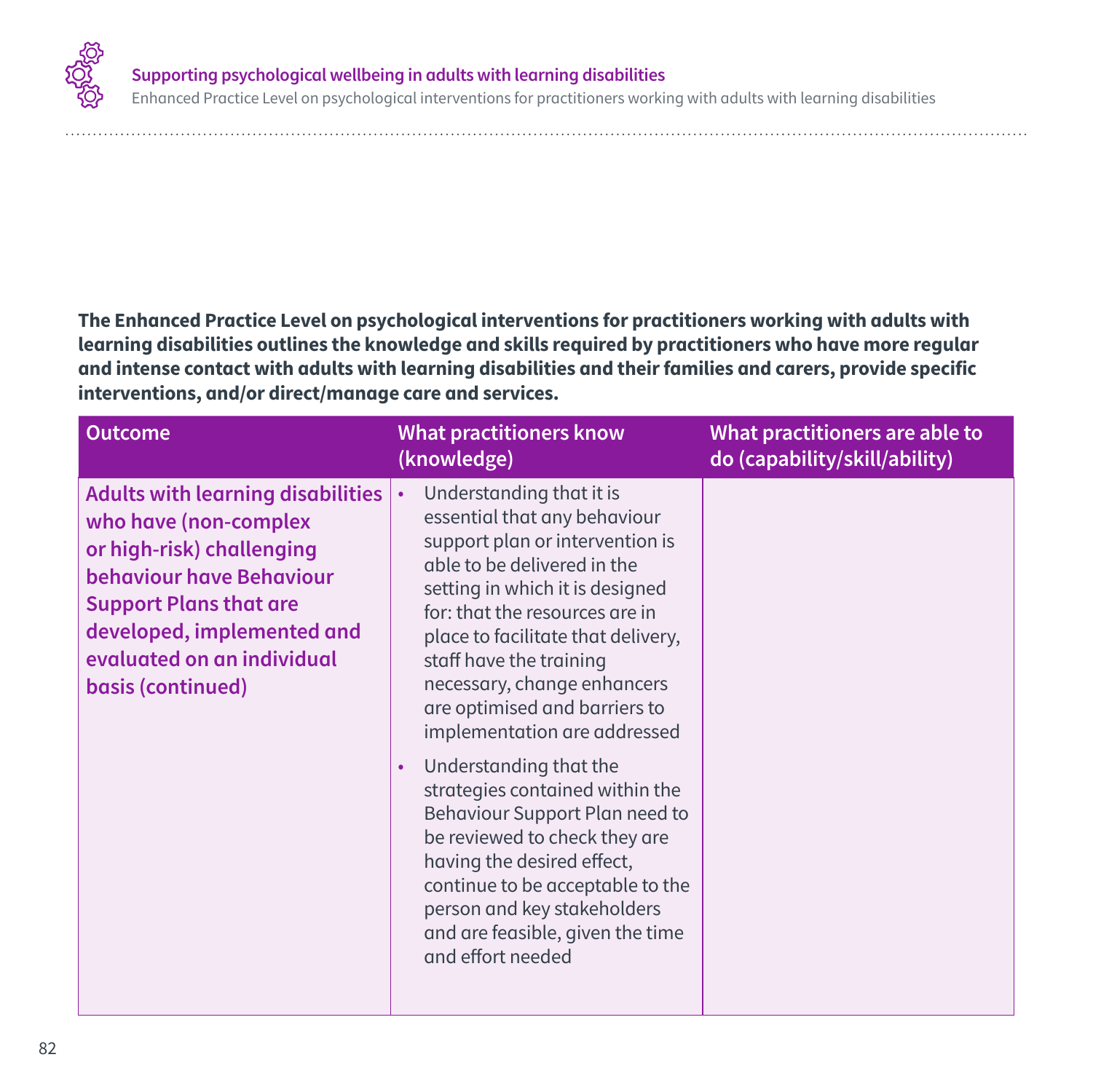**The Enhanced Practice Level on psychological interventions for practitioners working with adults with learning disabilities outlines the knowledge and skills required by practitioners who have more regular and intense contact with adults with learning disabilities and their families and carers, provide specific interventions, and/or direct/manage care and services.**

| Outcome | What practitioners know (knowledge) | What practitioners are able to do (capability/skill/ability) |
|---|---|---|
| **Adults with learning disabilities who have (non-complex or high-risk) challenging behaviour have Behaviour Support Plans that are developed, implemented and evaluated on an individual basis (continued)** | • Understanding that it is essential that any behaviour support plan or intervention is able to be delivered in the setting in which it is designed for: that the resources are in place to facilitate that delivery, staff have the training necessary, change enhancers are optimised and barriers to implementation are addressed<br>• Understanding that the strategies contained within the Behaviour Support Plan need to be reviewed to check they are having the desired effect, continue to be acceptable to the person and key stakeholders and are feasible, given the time and effort needed | |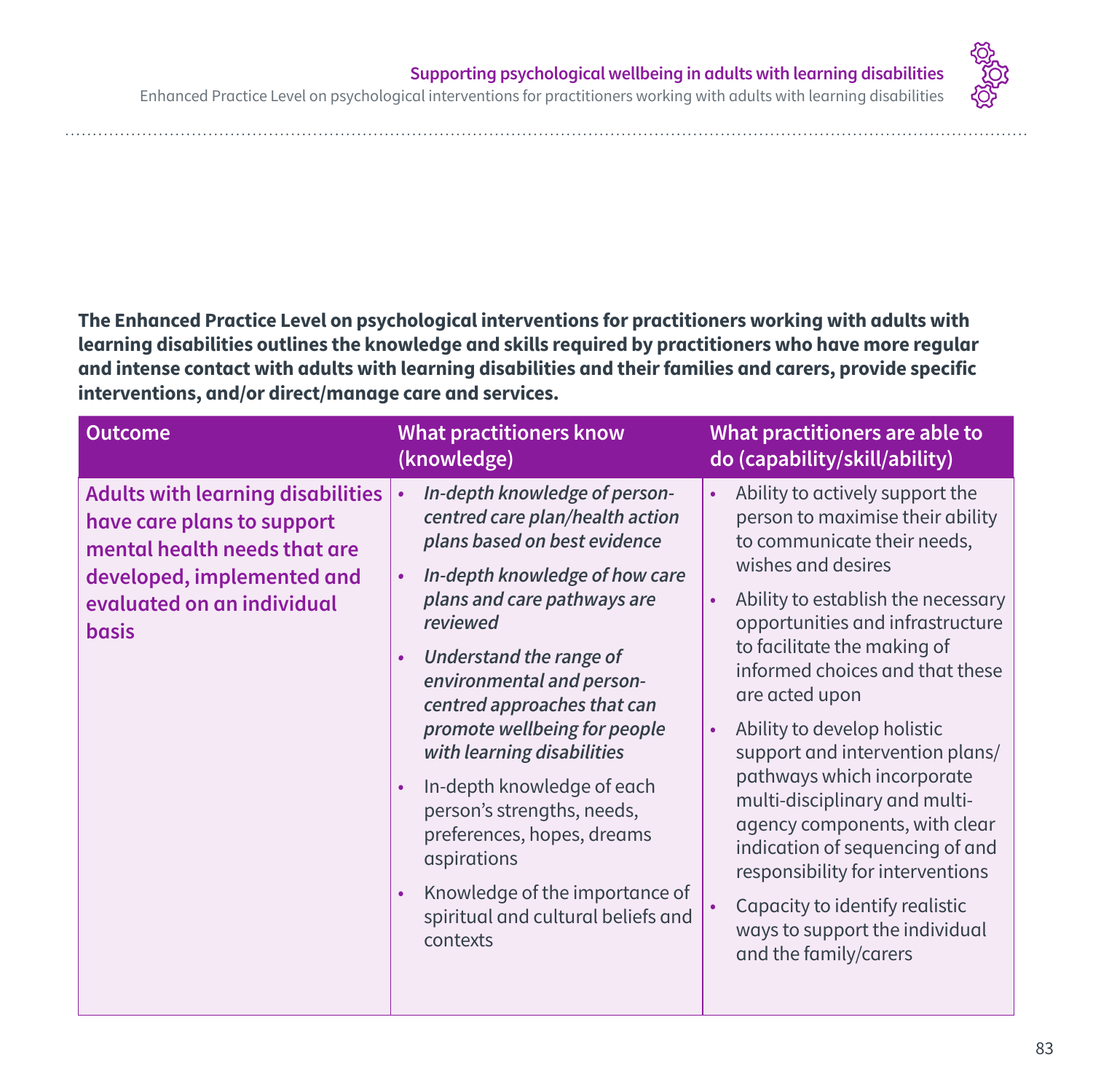**The Enhanced Practice Level on psychological interventions for practitioners working with adults with learning disabilities outlines the knowledge and skills required by practitioners who have more regular and intense contact with adults with learning disabilities and their families and carers, provide specific interventions, and/or direct/manage care and services.**

| Outcome | What practitioners know (knowledge) | What practitioners are able to do (capability/skill/ability) |
|---|---|---|
| **Adults with learning disabilities have care plans to support mental health needs that are developed, implemented and evaluated on an individual basis** | • ***In-depth knowledge of person-centred care plan/health action plans based on best evidence***<br>• ***In-depth knowledge of how care plans and care pathways are reviewed***<br>• ***Understand the range of environmental and person-centred approaches that can promote wellbeing for people with learning disabilities***<br>• In-depth knowledge of each person's strengths, needs, preferences, hopes, dreams aspirations<br>• Knowledge of the importance of spiritual and cultural beliefs and contexts | • Ability to actively support the person to maximise their ability to communicate their needs, wishes and desires<br>• Ability to establish the necessary opportunities and infrastructure to facilitate the making of informed choices and that these are acted upon<br>• Ability to develop holistic support and intervention plans/ pathways which incorporate multi-disciplinary and multi-agency components, with clear indication of sequencing of and responsibility for interventions<br>• Capacity to identify realistic ways to support the individual and the family/carers |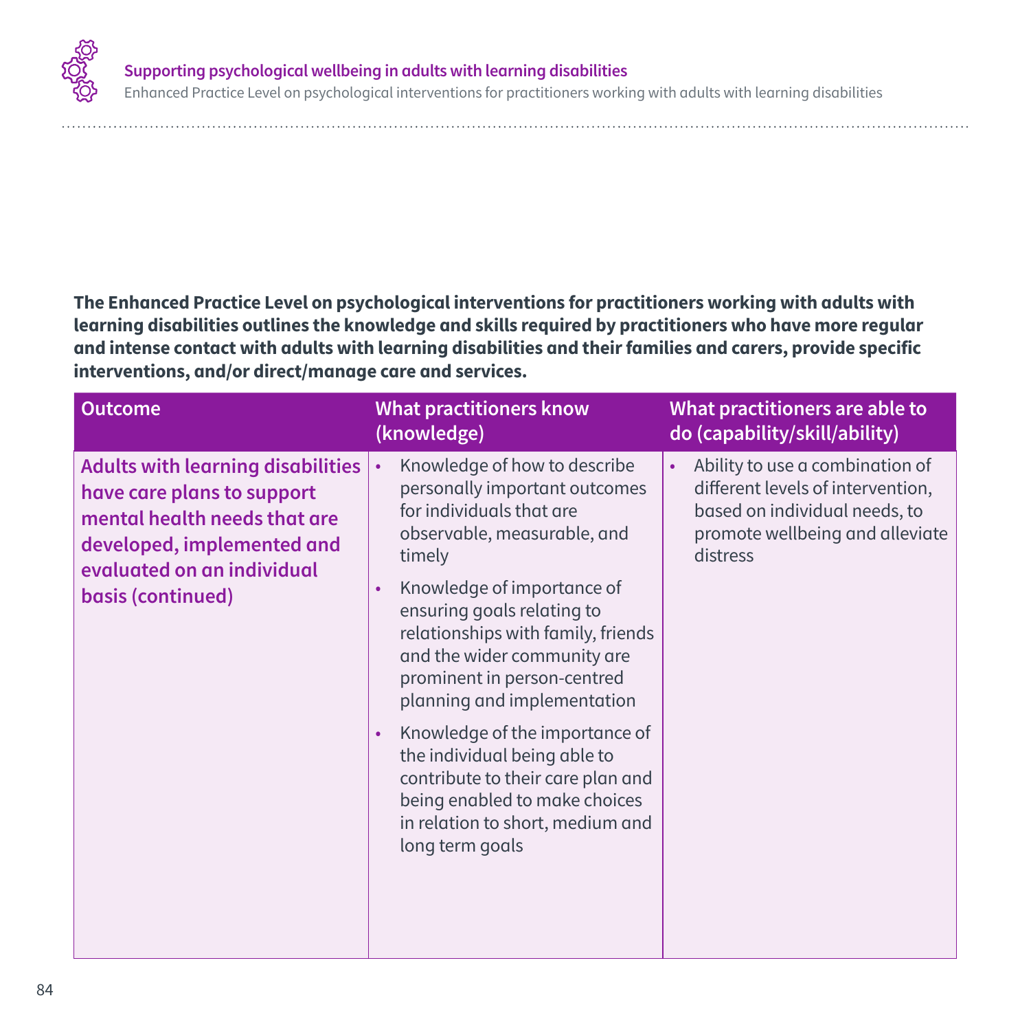**The Enhanced Practice Level on psychological interventions for practitioners working with adults with learning disabilities outlines the knowledge and skills required by practitioners who have more regular and intense contact with adults with learning disabilities and their families and carers, provide specific interventions, and/or direct/manage care and services.**

| Outcome | What practitioners know (knowledge) | What practitioners are able to do (capability/skill/ability) |
|---|---|---|
| **Adults with learning disabilities have care plans to support mental health needs that are developed, implemented and evaluated on an individual basis (continued)** | • Knowledge of how to describe personally important outcomes for individuals that are observable, measurable, and timely<br>• Knowledge of importance of ensuring goals relating to relationships with family, friends and the wider community are prominent in person-centred planning and implementation<br>• Knowledge of the importance of the individual being able to contribute to their care plan and being enabled to make choices in relation to short, medium and long term goals | • Ability to use a combination of different levels of intervention, based on individual needs, to promote wellbeing and alleviate distress |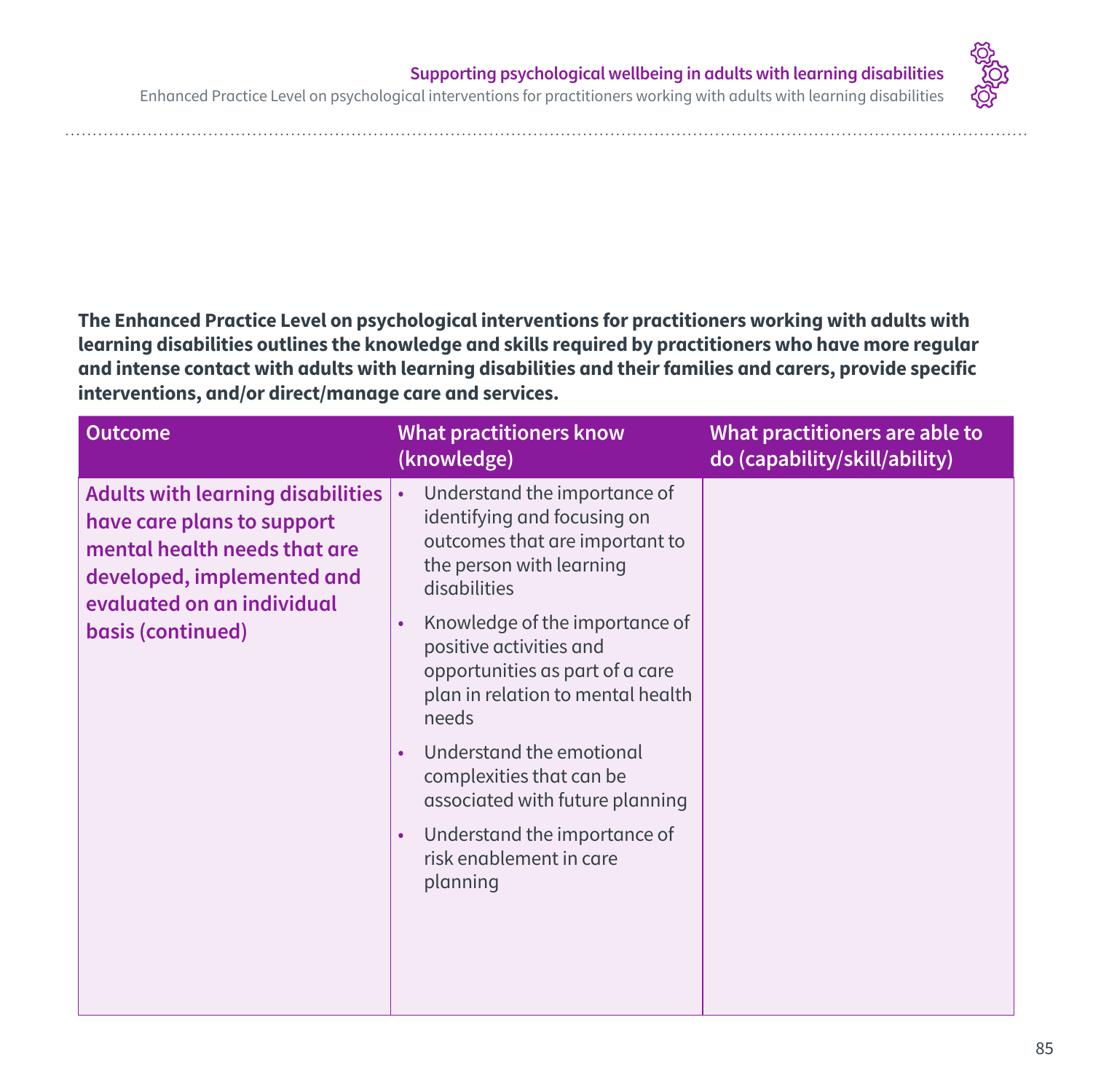**The Enhanced Practice Level on psychological interventions for practitioners working with adults with learning disabilities outlines the knowledge and skills required by practitioners who have more regular and intense contact with adults with learning disabilities and their families and carers, provide specific interventions, and/or direct/manage care and services.**

| Outcome | What practitioners know (knowledge) | What practitioners are able to do (capability/skill/ability) |
|---|---|---|
| **Adults with learning disabilities have care plans to support mental health needs that are developed, implemented and evaluated on an individual basis (continued)** | • Understand the importance of identifying and focusing on outcomes that are important to the person with learning disabilities<br>• Knowledge of the importance of positive activities and opportunities as part of a care plan in relation to mental health needs<br>• Understand the emotional complexities that can be associated with future planning<br>• Understand the importance of risk enablement in care planning | |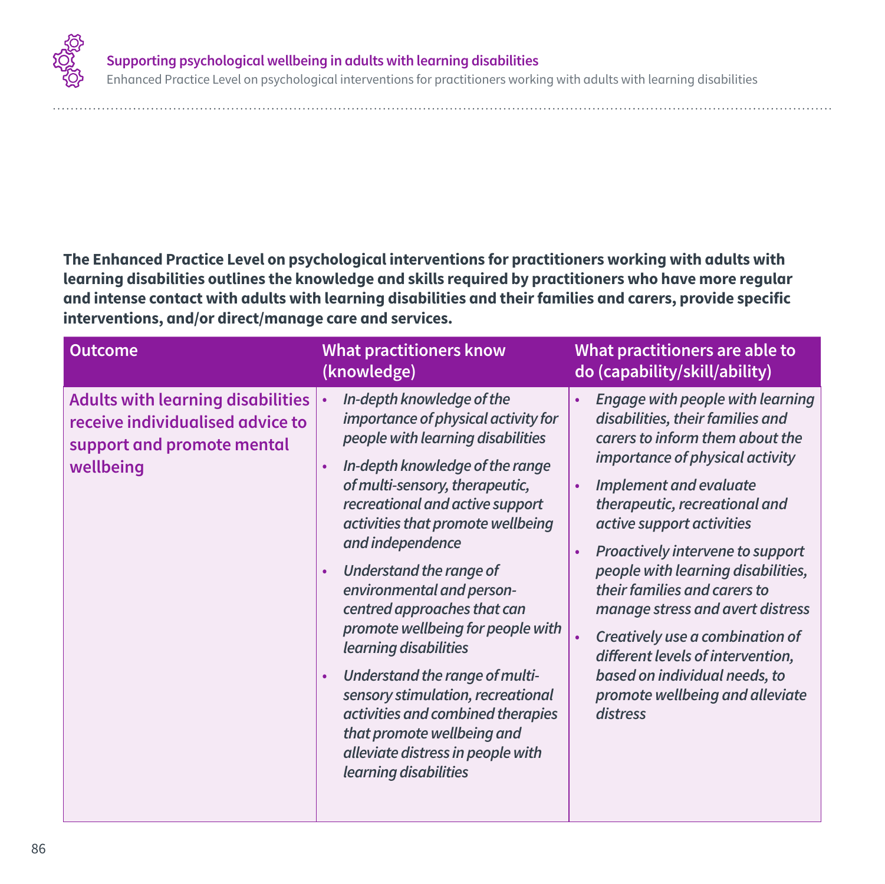**The Enhanced Practice Level on psychological interventions for practitioners working with adults with learning disabilities outlines the knowledge and skills required by practitioners who have more regular and intense contact with adults with learning disabilities and their families and carers, provide specific interventions, and/or direct/manage care and services.**

| Outcome | What practitioners know (knowledge) | What practitioners are able to do (capability/skill/ability) |
|---|---|---|
| **Adults with learning disabilities receive individualised advice to support and promote mental wellbeing** | • *In-depth knowledge of the importance of physical activity for people with learning disabilities*<br>• *In-depth knowledge of the range of multi-sensory, therapeutic, recreational and active support activities that promote wellbeing and independence*<br>• *Understand the range of environmental and person-centred approaches that can promote wellbeing for people with learning disabilities*<br>• *Understand the range of multi-sensory stimulation, recreational activities and combined therapies that promote wellbeing and alleviate distress in people with learning disabilities* | • *Engage with people with learning disabilities, their families and carers to inform them about the importance of physical activity*<br>• *Implement and evaluate therapeutic, recreational and active support activities*<br>• *Proactively intervene to support people with learning disabilities, their families and carers to manage stress and avert distress*<br>• *Creatively use a combination of different levels of intervention, based on individual needs, to promote wellbeing and alleviate distress* |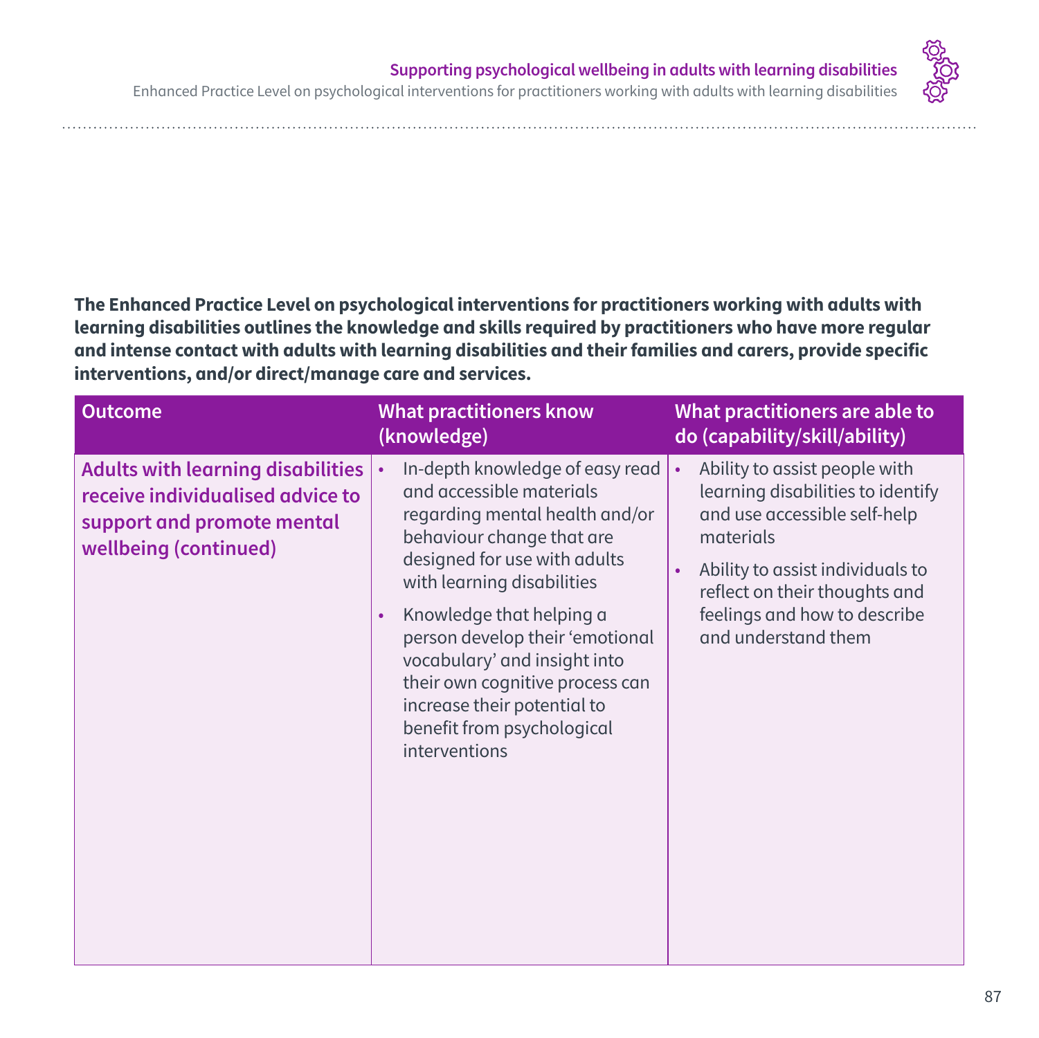**The Enhanced Practice Level on psychological interventions for practitioners working with adults with learning disabilities outlines the knowledge and skills required by practitioners who have more regular and intense contact with adults with learning disabilities and their families and carers, provide specific interventions, and/or direct/manage care and services.**

| Outcome | What practitioners know (knowledge) | What practitioners are able to do (capability/skill/ability) |
|---|---|---|
| **Adults with learning disabilities receive individualised advice to support and promote mental wellbeing (continued)** | • In-depth knowledge of easy read and accessible materials regarding mental health and/or behaviour change that are designed for use with adults with learning disabilities<br>• Knowledge that helping a person develop their 'emotional vocabulary' and insight into their own cognitive process can increase their potential to benefit from psychological interventions | • Ability to assist people with learning disabilities to identify and use accessible self-help materials<br>• Ability to assist individuals to reflect on their thoughts and feelings and how to describe and understand them |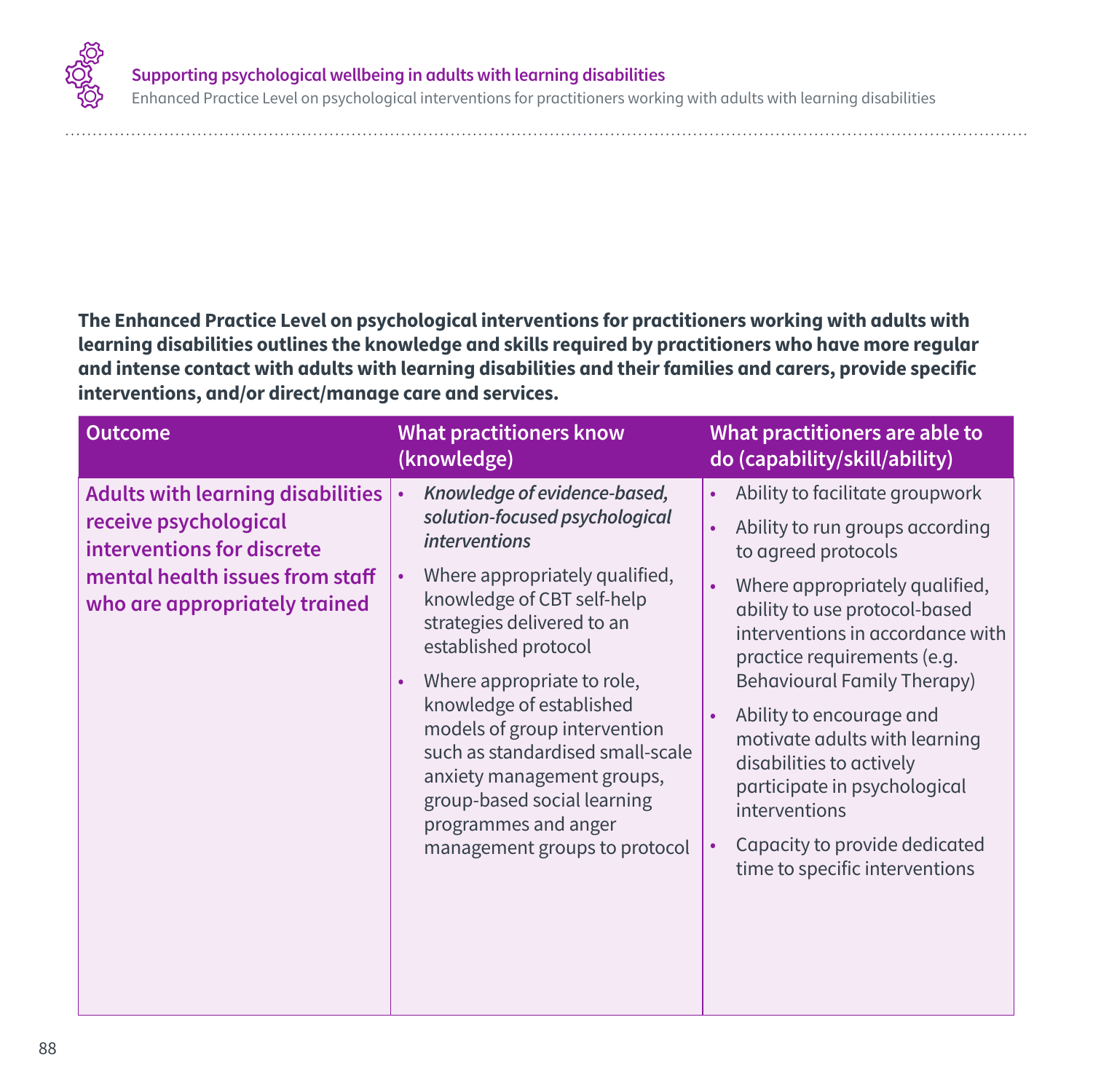**The Enhanced Practice Level on psychological interventions for practitioners working with adults with learning disabilities outlines the knowledge and skills required by practitioners who have more regular and intense contact with adults with learning disabilities and their families and carers, provide specific interventions, and/or direct/manage care and services.**

| Outcome | What practitioners know (knowledge) | What practitioners are able to do (capability/skill/ability) |
|---|---|---|
| **Adults with learning disabilities receive psychological interventions for discrete mental health issues from staff who are appropriately trained** | • *Knowledge of evidence-based, solution-focused psychological interventions*<br>• Where appropriately qualified, knowledge of CBT self-help strategies delivered to an established protocol<br>• Where appropriate to role, knowledge of established models of group intervention such as standardised small-scale anxiety management groups, group-based social learning programmes and anger management groups to protocol | • Ability to facilitate groupwork<br>• Ability to run groups according to agreed protocols<br>• Where appropriately qualified, ability to use protocol-based interventions in accordance with practice requirements (e.g. Behavioural Family Therapy)<br>• Ability to encourage and motivate adults with learning disabilities to actively participate in psychological interventions<br>• Capacity to provide dedicated time to specific interventions |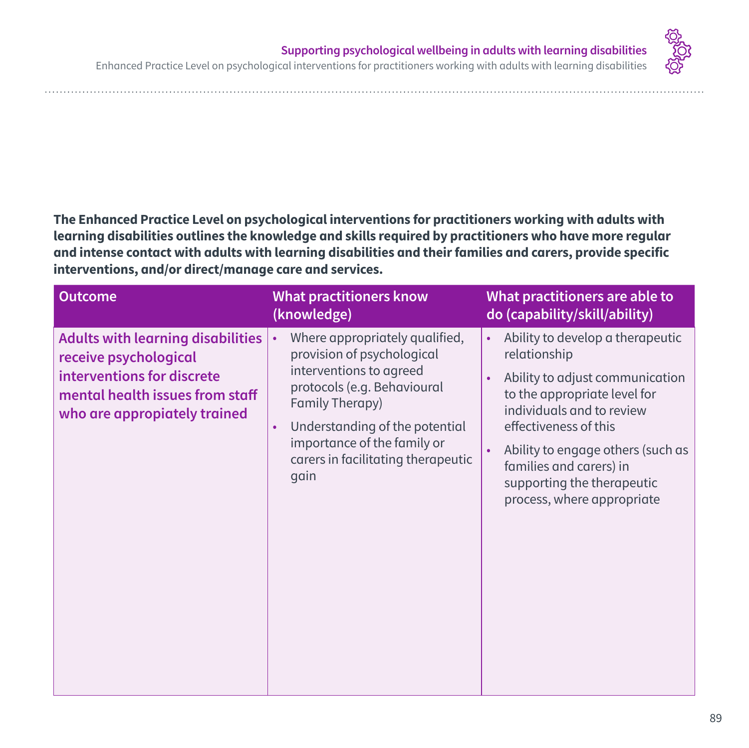**The Enhanced Practice Level on psychological interventions for practitioners working with adults with learning disabilities outlines the knowledge and skills required by practitioners who have more regular and intense contact with adults with learning disabilities and their families and carers, provide specific interventions, and/or direct/manage care and services.**

| Outcome | What practitioners know (knowledge) | What practitioners are able to do (capability/skill/ability) |
|---|---|---|
| **Adults with learning disabilities receive psychological interventions for discrete mental health issues from staff who are appropiately trained** | • Where appropriately qualified, provision of psychological interventions to agreed protocols (e.g. Behavioural Family Therapy)<br>• Understanding of the potential importance of the family or carers in facilitating therapeutic gain | • Ability to develop a therapeutic relationship<br>• Ability to adjust communication to the appropriate level for individuals and to review effectiveness of this<br>• Ability to engage others (such as families and carers) in supporting the therapeutic process, where appropriate |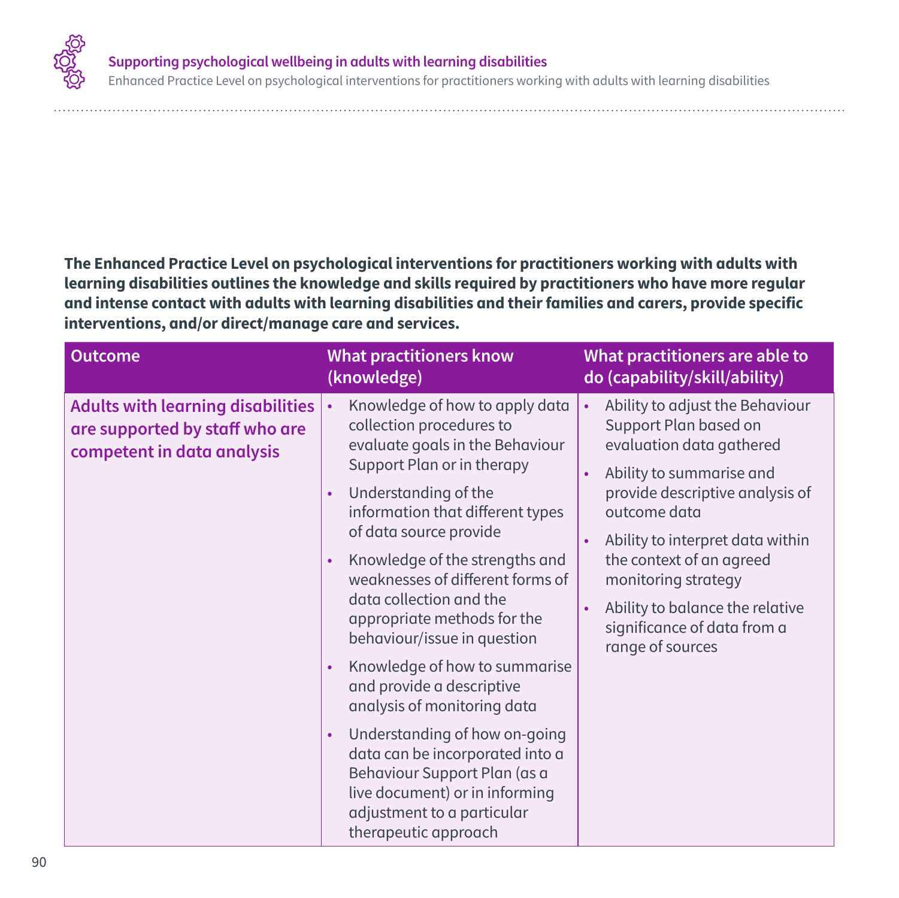**The Enhanced Practice Level on psychological interventions for practitioners working with adults with learning disabilities outlines the knowledge and skills required by practitioners who have more regular and intense contact with adults with learning disabilities and their families and carers, provide specific interventions, and/or direct/manage care and services.**

| Outcome | What practitioners know (knowledge) | What practitioners are able to do (capability/skill/ability) |
|---|---|---|
| **Adults with learning disabilities are supported by staff who are competent in data analysis** | • Knowledge of how to apply data collection procedures to evaluate goals in the Behaviour Support Plan or in therapy<br>• Understanding of the information that different types of data source provide<br>• Knowledge of the strengths and weaknesses of different forms of data collection and the appropriate methods for the behaviour/issue in question<br>• Knowledge of how to summarise and provide a descriptive analysis of monitoring data<br>• Understanding of how on-going data can be incorporated into a Behaviour Support Plan (as a live document) or in informing adjustment to a particular therapeutic approach | • Ability to adjust the Behaviour Support Plan based on evaluation data gathered<br>• Ability to summarise and provide descriptive analysis of outcome data<br>• Ability to interpret data within the context of an agreed monitoring strategy<br>• Ability to balance the relative significance of data from a range of sources |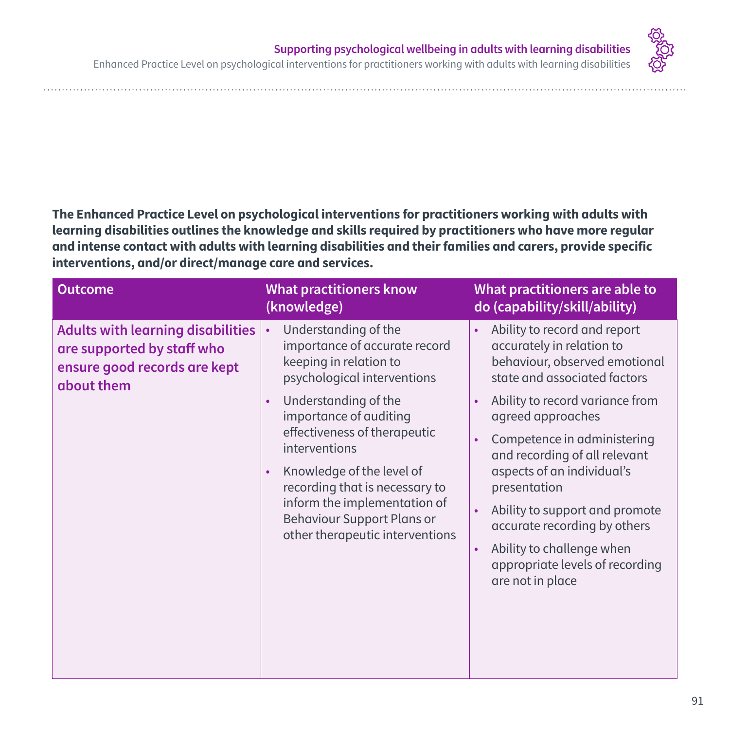**The Enhanced Practice Level on psychological interventions for practitioners working with adults with learning disabilities outlines the knowledge and skills required by practitioners who have more regular and intense contact with adults with learning disabilities and their families and carers, provide specific interventions, and/or direct/manage care and services.**

| Outcome | What practitioners know (knowledge) | What practitioners are able to do (capability/skill/ability) |
|---|---|---|
| **Adults with learning disabilities are supported by staff who ensure good records are kept about them** | • Understanding of the importance of accurate record keeping in relation to psychological interventions<br>• Understanding of the importance of auditing effectiveness of therapeutic interventions<br>• Knowledge of the level of recording that is necessary to inform the implementation of Behaviour Support Plans or other therapeutic interventions | • Ability to record and report accurately in relation to behaviour, observed emotional state and associated factors<br>• Ability to record variance from agreed approaches<br>• Competence in administering and recording of all relevant aspects of an individual's presentation<br>• Ability to support and promote accurate recording by others<br>• Ability to challenge when appropriate levels of recording are not in place |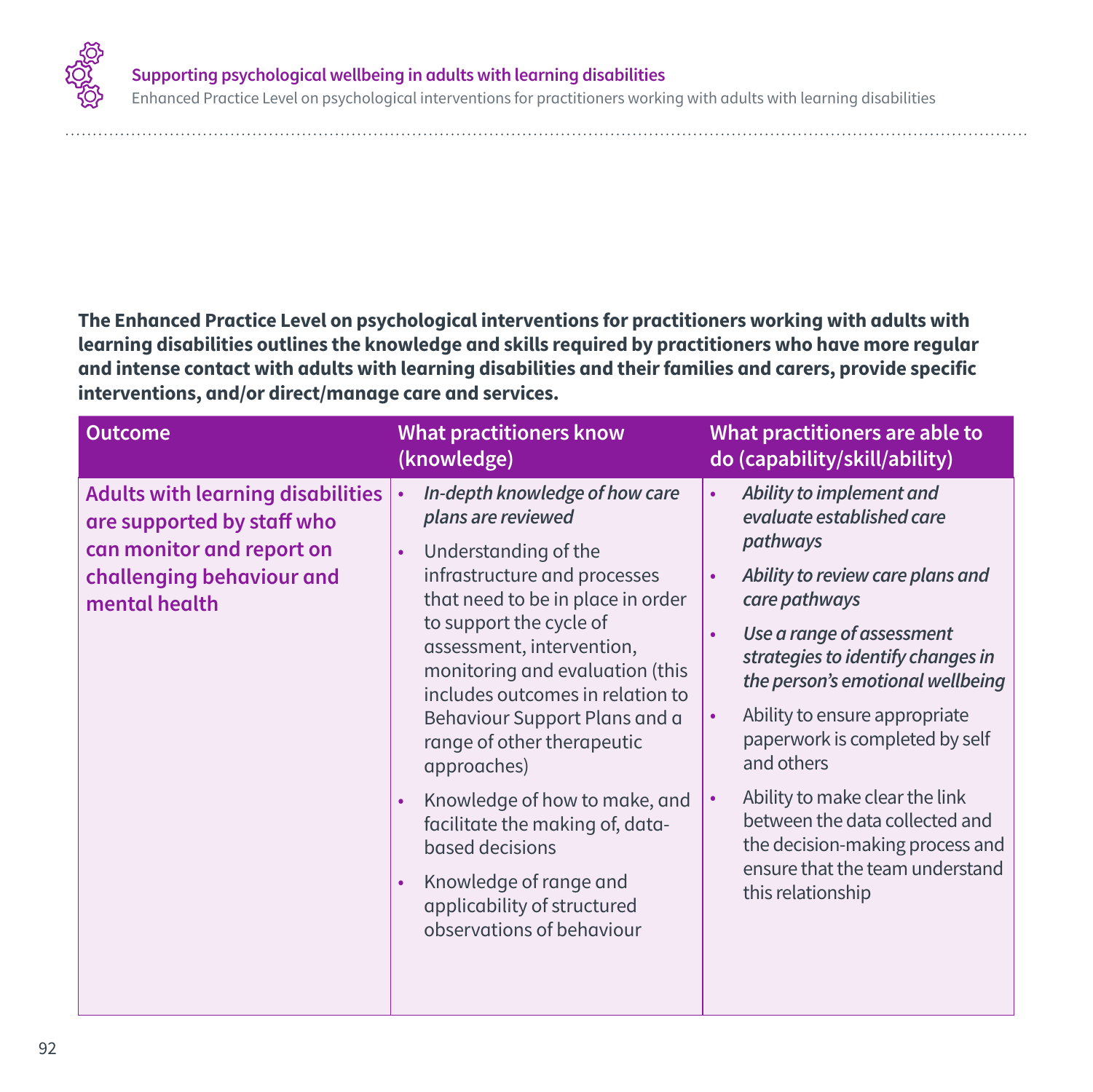**The Enhanced Practice Level on psychological interventions for practitioners working with adults with learning disabilities outlines the knowledge and skills required by practitioners who have more regular and intense contact with adults with learning disabilities and their families and carers, provide specific interventions, and/or direct/manage care and services.**

| Outcome | What practitioners know (knowledge) | What practitioners are able to do (capability/skill/ability) |
|---|---|---|
| **Adults with learning disabilities are supported by staff who can monitor and report on challenging behaviour and mental health** | • *In-depth knowledge of how care plans are reviewed*<br>• Understanding of the infrastructure and processes that need to be in place in order to support the cycle of assessment, intervention, monitoring and evaluation (this includes outcomes in relation to Behaviour Support Plans and a range of other therapeutic approaches)<br>• Knowledge of how to make, and facilitate the making of, data-based decisions<br>• Knowledge of range and applicability of structured observations of behaviour | • *Ability to implement and evaluate established care pathways*<br>• *Ability to review care plans and care pathways*<br>• *Use a range of assessment strategies to identify changes in the person's emotional wellbeing*<br>• Ability to ensure appropriate paperwork is completed by self and others<br>• Ability to make clear the link between the data collected and the decision-making process and ensure that the team understand this relationship |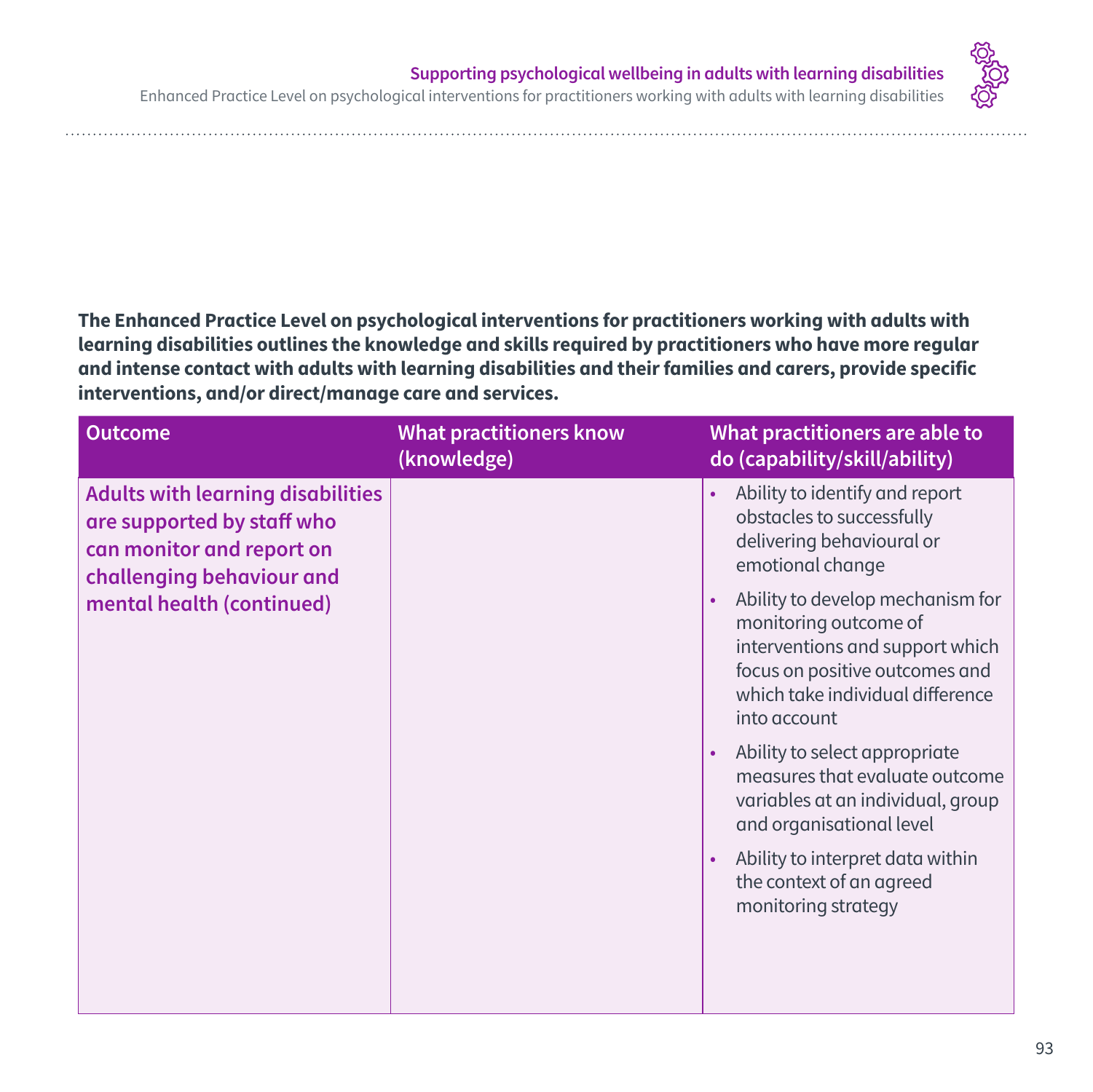**The Enhanced Practice Level on psychological interventions for practitioners working with adults with learning disabilities outlines the knowledge and skills required by practitioners who have more regular and intense contact with adults with learning disabilities and their families and carers, provide specific interventions, and/or direct/manage care and services.**

| Outcome | What practitioners know (knowledge) | What practitioners are able to do (capability/skill/ability) |
| --- | --- | --- |
| **Adults with learning disabilities are supported by staff who can monitor and report on challenging behaviour and mental health (continued)** | | • Ability to identify and report obstacles to successfully delivering behavioural or emotional change<br>• Ability to develop mechanism for monitoring outcome of interventions and support which focus on positive outcomes and which take individual difference into account<br>• Ability to select appropriate measures that evaluate outcome variables at an individual, group and organisational level<br>• Ability to interpret data within the context of an agreed monitoring strategy |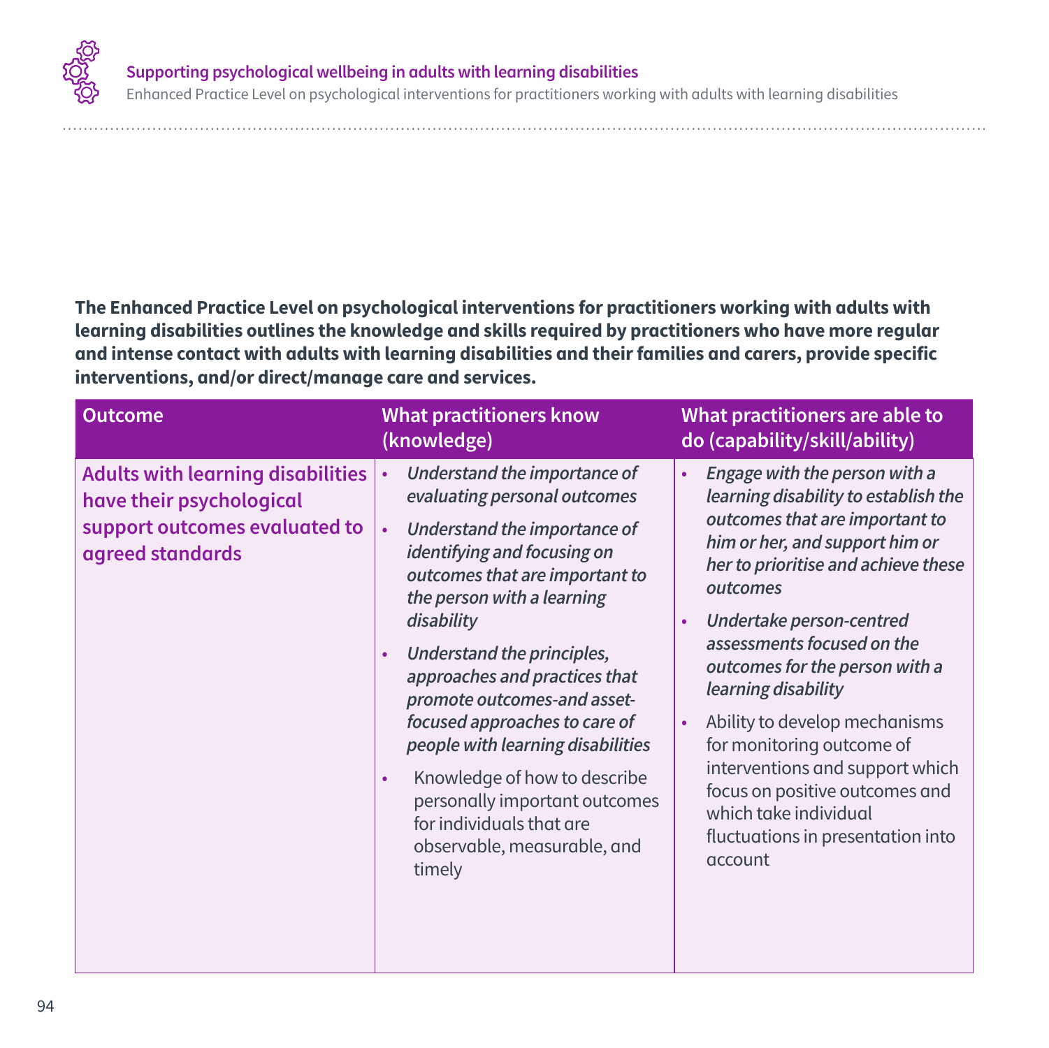**The Enhanced Practice Level on psychological interventions for practitioners working with adults with learning disabilities outlines the knowledge and skills required by practitioners who have more regular and intense contact with adults with learning disabilities and their families and carers, provide specific interventions, and/or direct/manage care and services.**

| Outcome | What practitioners know (knowledge) | What practitioners are able to do (capability/skill/ability) |
|---|---|---|
| **Adults with learning disabilities have their psychological support outcomes evaluated to agreed standards** | • *Understand the importance of evaluating personal outcomes*<br>• *Understand the importance of identifying and focusing on outcomes that are important to the person with a learning disability*<br>• *Understand the principles, approaches and practices that promote outcomes-and asset-focused approaches to care of people with learning disabilities*<br>• Knowledge of how to describe personally important outcomes for individuals that are observable, measurable, and timely | • *Engage with the person with a learning disability to establish the outcomes that are important to him or her, and support him or her to prioritise and achieve these outcomes*<br>• *Undertake person-centred assessments focused on the outcomes for the person with a learning disability*<br>• Ability to develop mechanisms for monitoring outcome of interventions and support which focus on positive outcomes and which take individual fluctuations in presentation into account |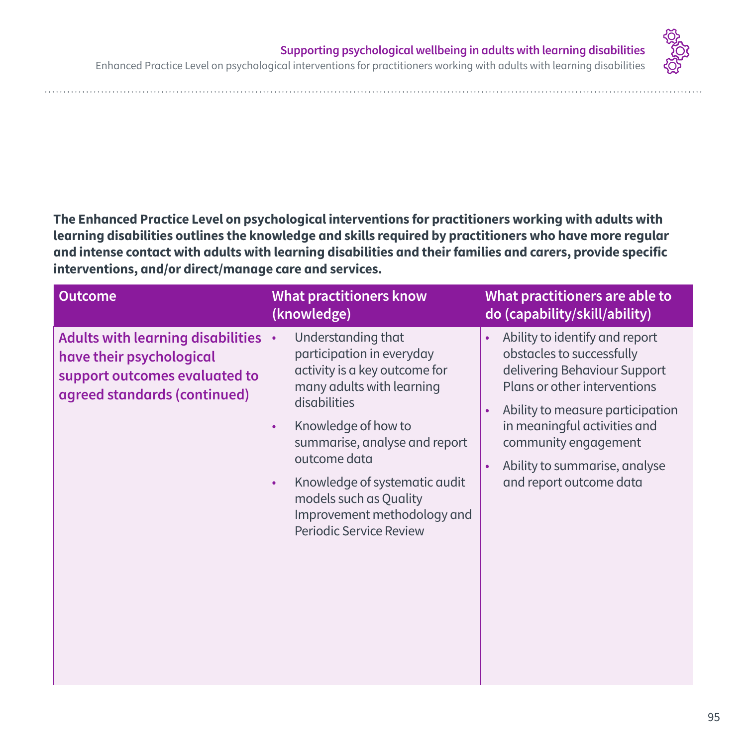**The Enhanced Practice Level on psychological interventions for practitioners working with adults with learning disabilities outlines the knowledge and skills required by practitioners who have more regular and intense contact with adults with learning disabilities and their families and carers, provide specific interventions, and/or direct/manage care and services.**

| Outcome | What practitioners know (knowledge) | What practitioners are able to do (capability/skill/ability) |
|---|---|---|
| **Adults with learning disabilities have their psychological support outcomes evaluated to agreed standards (continued)** | • Understanding that participation in everyday activity is a key outcome for many adults with learning disabilities<br>• Knowledge of how to summarise, analyse and report outcome data<br>• Knowledge of systematic audit models such as Quality Improvement methodology and Periodic Service Review | • Ability to identify and report obstacles to successfully delivering Behaviour Support Plans or other interventions<br>• Ability to measure participation in meaningful activities and community engagement<br>• Ability to summarise, analyse and report outcome data |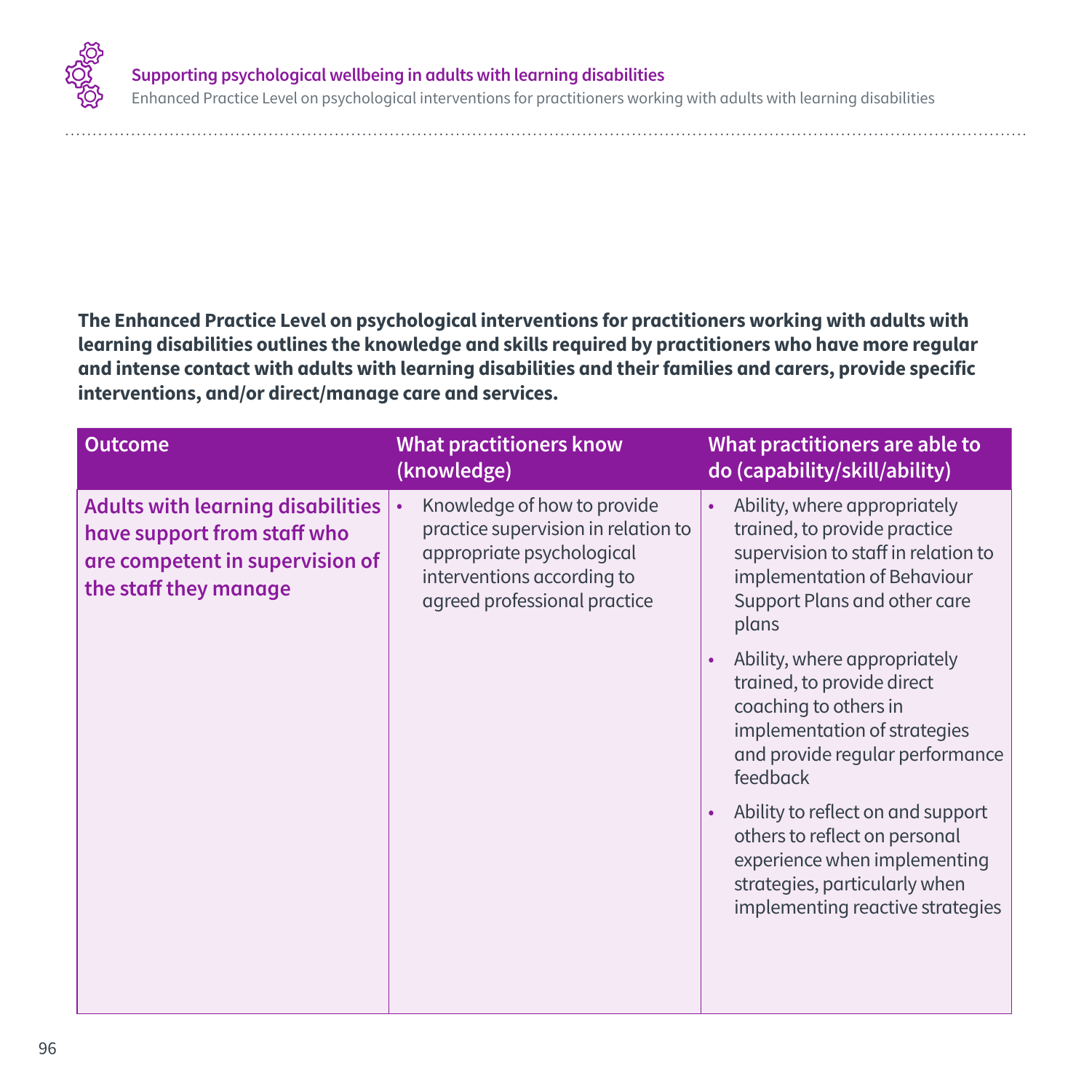**The Enhanced Practice Level on psychological interventions for practitioners working with adults with learning disabilities outlines the knowledge and skills required by practitioners who have more regular and intense contact with adults with learning disabilities and their families and carers, provide specific interventions, and/or direct/manage care and services.**

| Outcome | What practitioners know (knowledge) | What practitioners are able to do (capability/skill/ability) |
|---|---|---|
| **Adults with learning disabilities have support from staff who are competent in supervision of the staff they manage** | • Knowledge of how to provide practice supervision in relation to appropriate psychological interventions according to agreed professional practice | • Ability, where appropriately trained, to provide practice supervision to staff in relation to implementation of Behaviour Support Plans and other care plans<br>• Ability, where appropriately trained, to provide direct coaching to others in implementation of strategies and provide regular performance feedback<br>• Ability to reflect on and support others to reflect on personal experience when implementing strategies, particularly when implementing reactive strategies |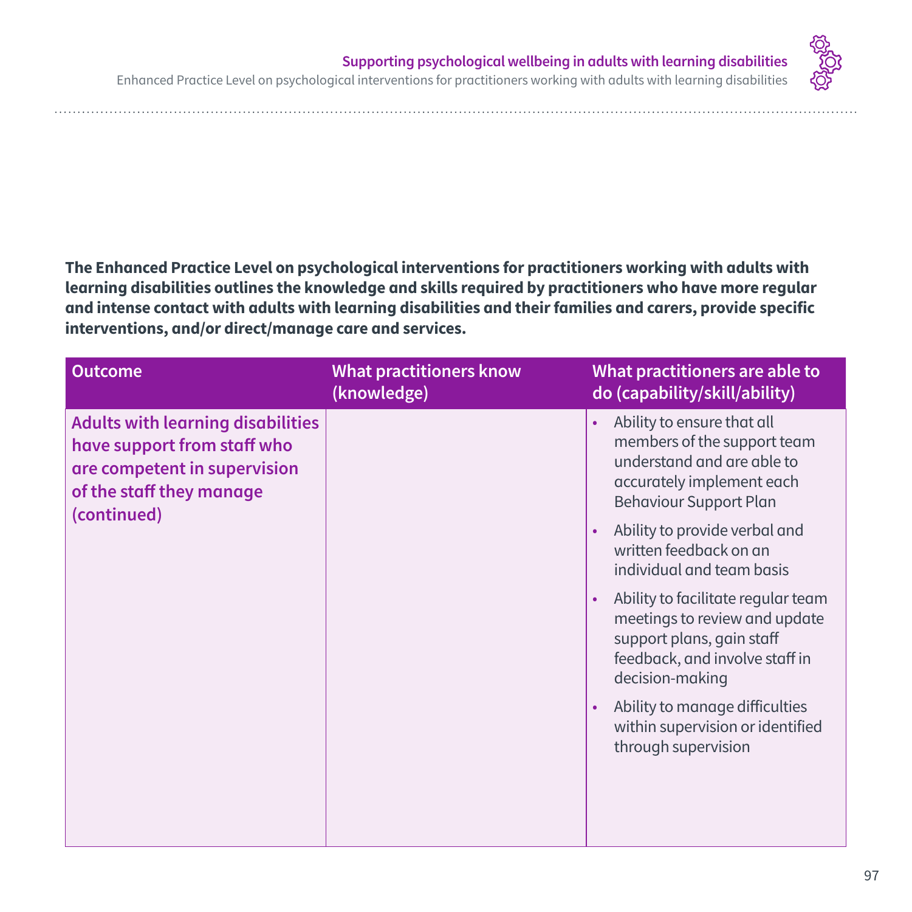**The Enhanced Practice Level on psychological interventions for practitioners working with adults with learning disabilities outlines the knowledge and skills required by practitioners who have more regular and intense contact with adults with learning disabilities and their families and carers, provide specific interventions, and/or direct/manage care and services.**

| Outcome | What practitioners know (knowledge) | What practitioners are able to do (capability/skill/ability) |
|---|---|---|
| Adults with learning disabilities have support from staff who are competent in supervision of the staff they manage (continued) | | • Ability to ensure that all members of the support team understand and are able to accurately implement each Behaviour Support Plan<br>• Ability to provide verbal and written feedback on an individual and team basis<br>• Ability to facilitate regular team meetings to review and update support plans, gain staff feedback, and involve staff in decision-making<br>• Ability to manage difficulties within supervision or identified through supervision |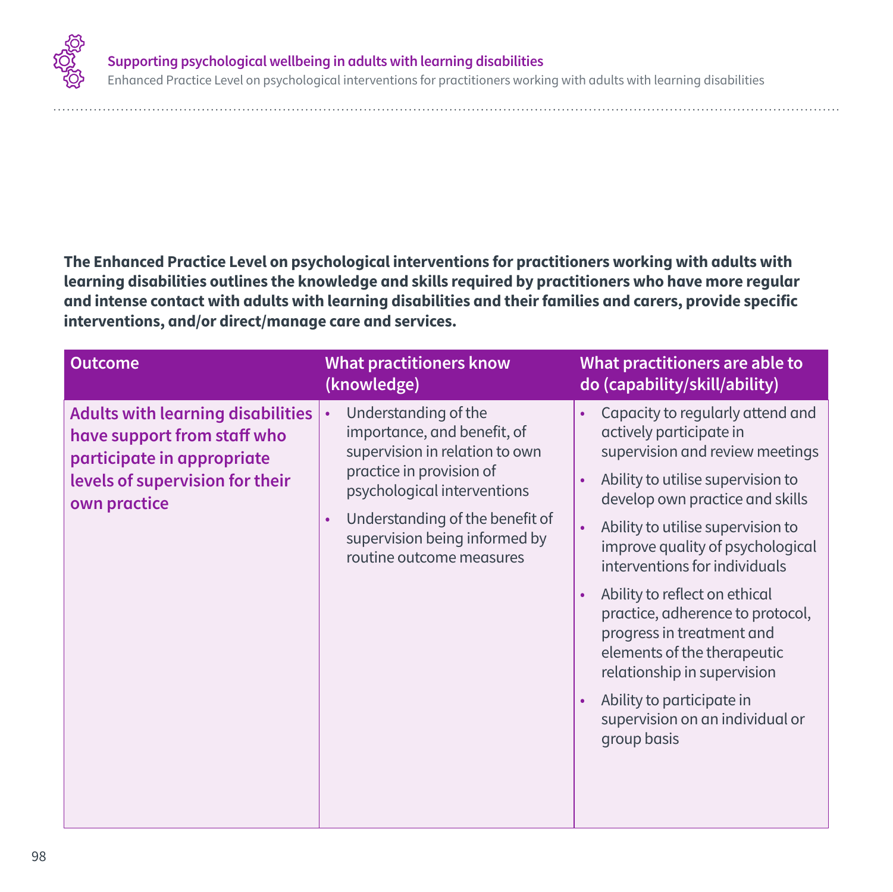**The Enhanced Practice Level on psychological interventions for practitioners working with adults with learning disabilities outlines the knowledge and skills required by practitioners who have more regular and intense contact with adults with learning disabilities and their families and carers, provide specific interventions, and/or direct/manage care and services.**

| Outcome | What practitioners know (knowledge) | What practitioners are able to do (capability/skill/ability) |
|---|---|---|
| **Adults with learning disabilities have support from staff who participate in appropriate levels of supervision for their own practice** | • Understanding of the importance, and benefit, of supervision in relation to own practice in provision of psychological interventions<br>• Understanding of the benefit of supervision being informed by routine outcome measures | • Capacity to regularly attend and actively participate in supervision and review meetings<br>• Ability to utilise supervision to develop own practice and skills<br>• Ability to utilise supervision to improve quality of psychological interventions for individuals<br>• Ability to reflect on ethical practice, adherence to protocol, progress in treatment and elements of the therapeutic relationship in supervision<br>• Ability to participate in supervision on an individual or group basis |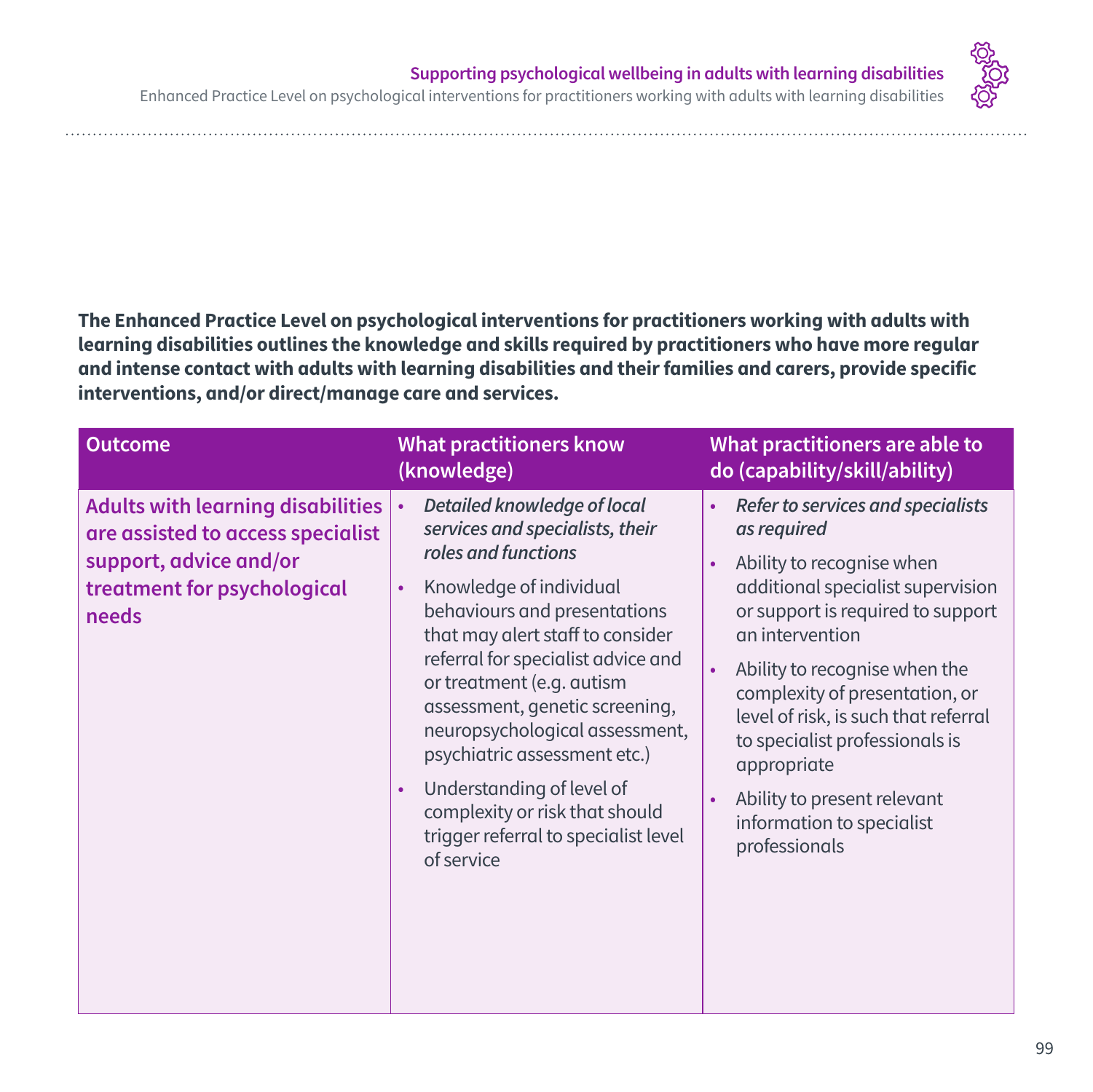**The Enhanced Practice Level on psychological interventions for practitioners working with adults with learning disabilities outlines the knowledge and skills required by practitioners who have more regular and intense contact with adults with learning disabilities and their families and carers, provide specific interventions, and/or direct/manage care and services.**

| Outcome | What practitioners know (knowledge) | What practitioners are able to do (capability/skill/ability) |
|---|---|---|
| **Adults with learning disabilities are assisted to access specialist support, advice and/or treatment for psychological needs** | • *Detailed knowledge of local services and specialists, their roles and functions*<br>• Knowledge of individual behaviours and presentations that may alert staff to consider referral for specialist advice and or treatment (e.g. autism assessment, genetic screening, neuropsychological assessment, psychiatric assessment etc.)<br>• Understanding of level of complexity or risk that should trigger referral to specialist level of service | • *Refer to services and specialists as required*<br>• Ability to recognise when additional specialist supervision or support is required to support an intervention<br>• Ability to recognise when the complexity of presentation, or level of risk, is such that referral to specialist professionals is appropriate<br>• Ability to present relevant information to specialist professionals |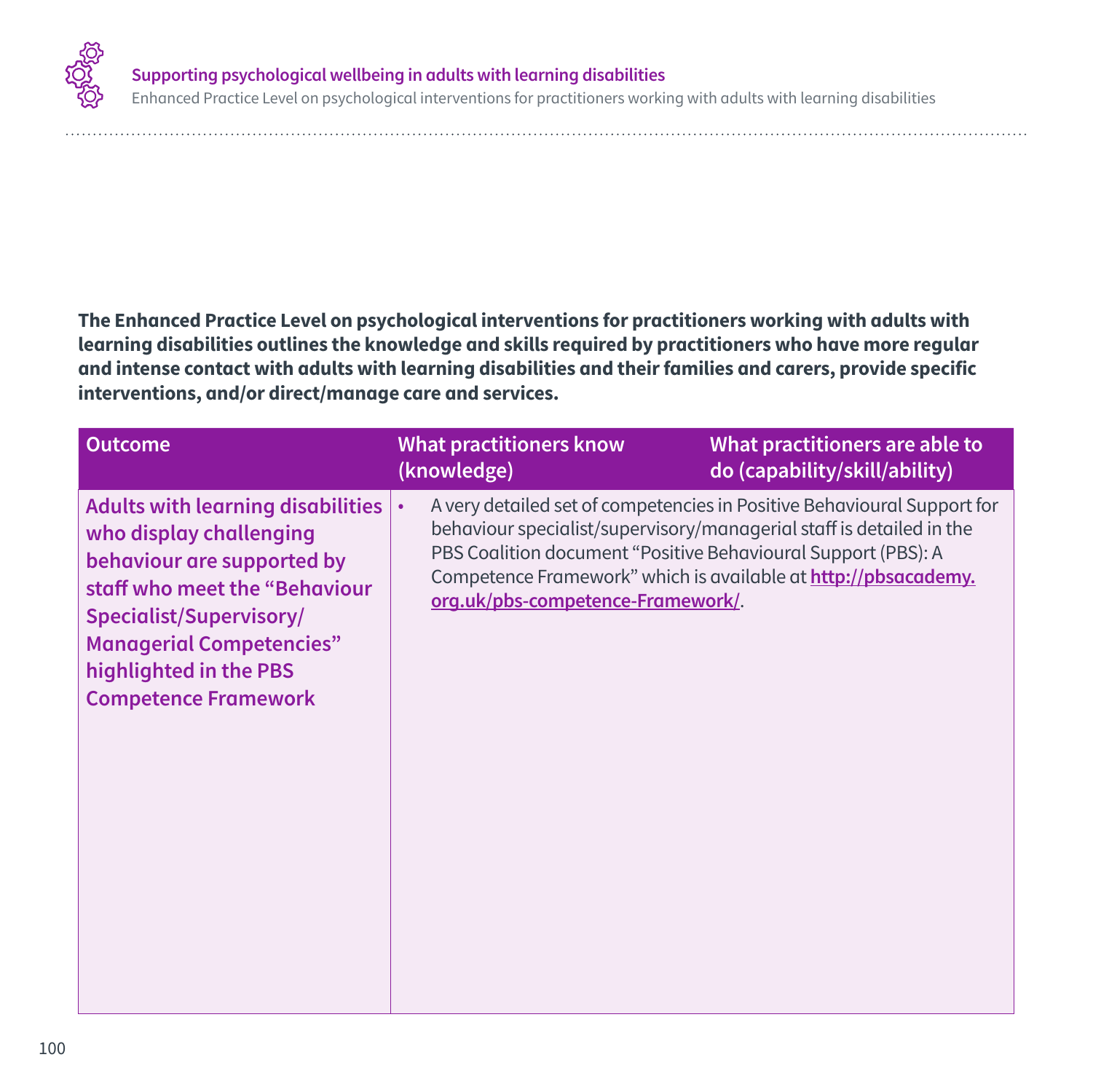**The Enhanced Practice Level on psychological interventions for practitioners working with adults with learning disabilities outlines the knowledge and skills required by practitioners who have more regular and intense contact with adults with learning disabilities and their families and carers, provide specific interventions, and/or direct/manage care and services.**

| Outcome | What practitioners know (knowledge) | What practitioners are able to do (capability/skill/ability) |
|---|---|---|
| **Adults with learning disabilities who display challenging behaviour are supported by staff who meet the "Behaviour Specialist/Supervisory/ Managerial Competencies" highlighted in the PBS Competence Framework** | • A very detailed set of competencies in Positive Behavioural Support for behaviour specialist/supervisory/managerial staff is detailed in the PBS Coalition document "Positive Behavioural Support (PBS): A Competence Framework" which is available at **http://pbsacademy.org.uk/pbs-competence-Framework/**. | |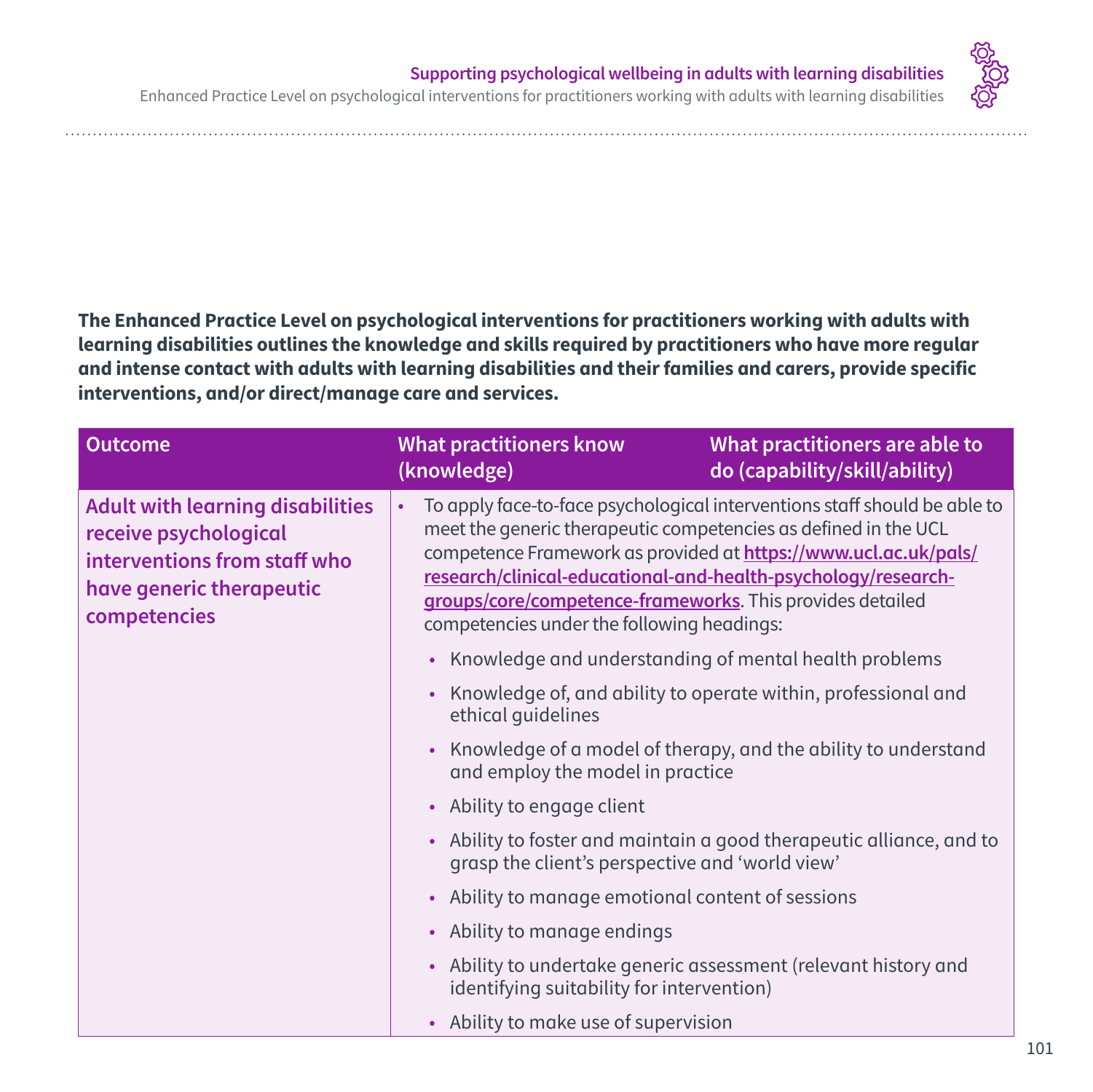**The Enhanced Practice Level on psychological interventions for practitioners working with adults with learning disabilities outlines the knowledge and skills required by practitioners who have more regular and intense contact with adults with learning disabilities and their families and carers, provide specific interventions, and/or direct/manage care and services.**

| Outcome | What practitioners know (knowledge) | What practitioners are able to do (capability/skill/ability) |
|---|---|---|
| **Adult with learning disabilities receive psychological interventions from staff who have generic therapeutic competencies** | • To apply face-to-face psychological interventions staff should be able to meet the generic therapeutic competencies as defined in the UCL competence Framework as provided at **https://www.ucl.ac.uk/pals/research/clinical-educational-and-health-psychology/research-groups/core/competence-frameworks**. This provides detailed competencies under the following headings:<br>• Knowledge and understanding of mental health problems<br>• Knowledge of, and ability to operate within, professional and ethical guidelines<br>• Knowledge of a model of therapy, and the ability to understand and employ the model in practice<br>• Ability to engage client<br>• Ability to foster and maintain a good therapeutic alliance, and to grasp the client's perspective and 'world view'<br>• Ability to manage emotional content of sessions<br>• Ability to manage endings<br>• Ability to undertake generic assessment (relevant history and identifying suitability for intervention)<br>• Ability to make use of supervision | |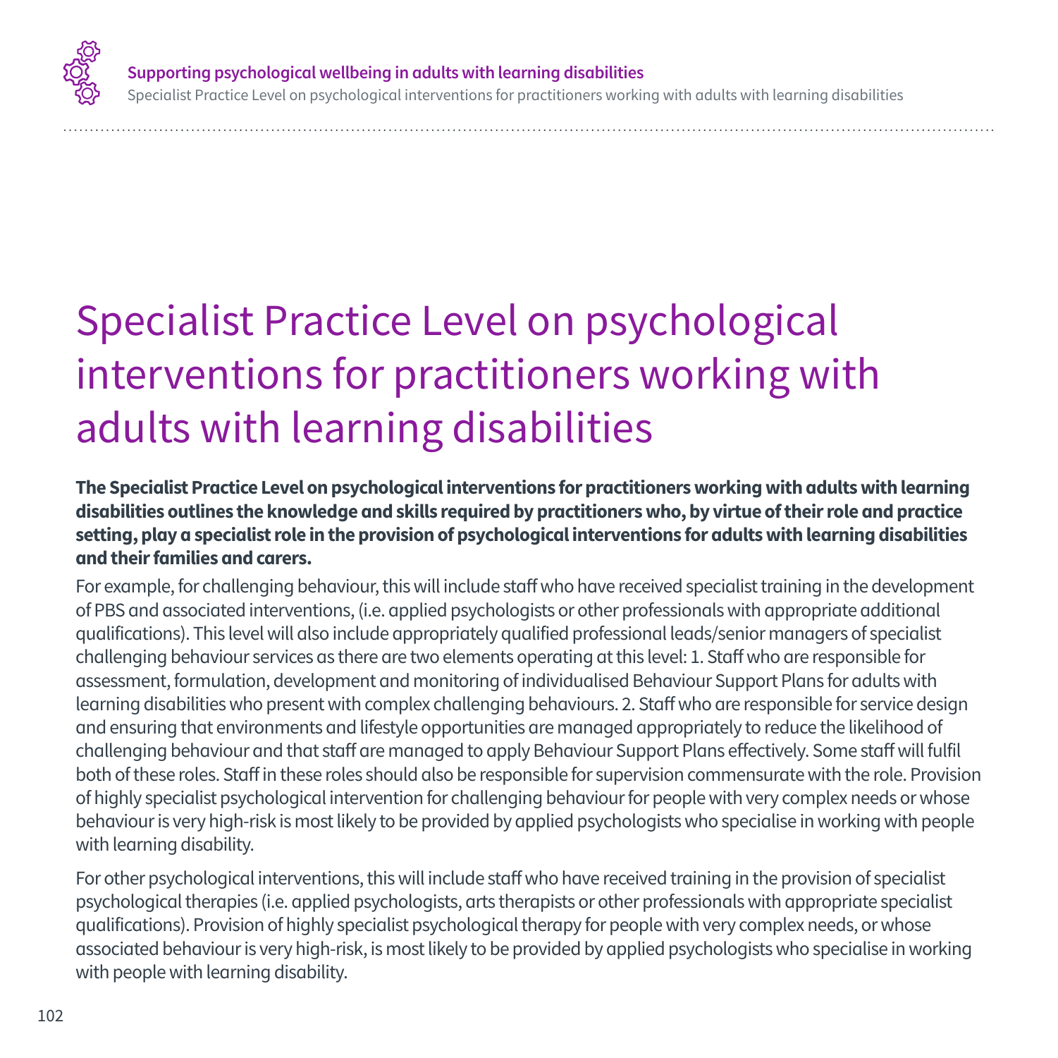# Specialist Practice Level on psychological interventions for practitioners working with adults with learning disabilities

**The Specialist Practice Level on psychological interventions for practitioners working with adults with learning disabilities outlines the knowledge and skills required by practitioners who, by virtue of their role and practice setting, play a specialist role in the provision of psychological interventions for adults with learning disabilities and their families and carers.**

For example, for challenging behaviour, this will include staff who have received specialist training in the development of PBS and associated interventions, (i.e. applied psychologists or other professionals with appropriate additional qualifications). This level will also include appropriately qualified professional leads/senior managers of specialist challenging behaviour services as there are two elements operating at this level: 1. Staff who are responsible for assessment, formulation, development and monitoring of individualised Behaviour Support Plans for adults with learning disabilities who present with complex challenging behaviours. 2. Staff who are responsible for service design and ensuring that environments and lifestyle opportunities are managed appropriately to reduce the likelihood of challenging behaviour and that staff are managed to apply Behaviour Support Plans effectively. Some staff will fulfil both of these roles. Staff in these roles should also be responsible for supervision commensurate with the role. Provision of highly specialist psychological intervention for challenging behaviour for people with very complex needs or whose behaviour is very high-risk is most likely to be provided by applied psychologists who specialise in working with people with learning disability.

For other psychological interventions, this will include staff who have received training in the provision of specialist psychological therapies (i.e. applied psychologists, arts therapists or other professionals with appropriate specialist qualifications). Provision of highly specialist psychological therapy for people with very complex needs, or whose associated behaviour is very high-risk, is most likely to be provided by applied psychologists who specialise in working with people with learning disability.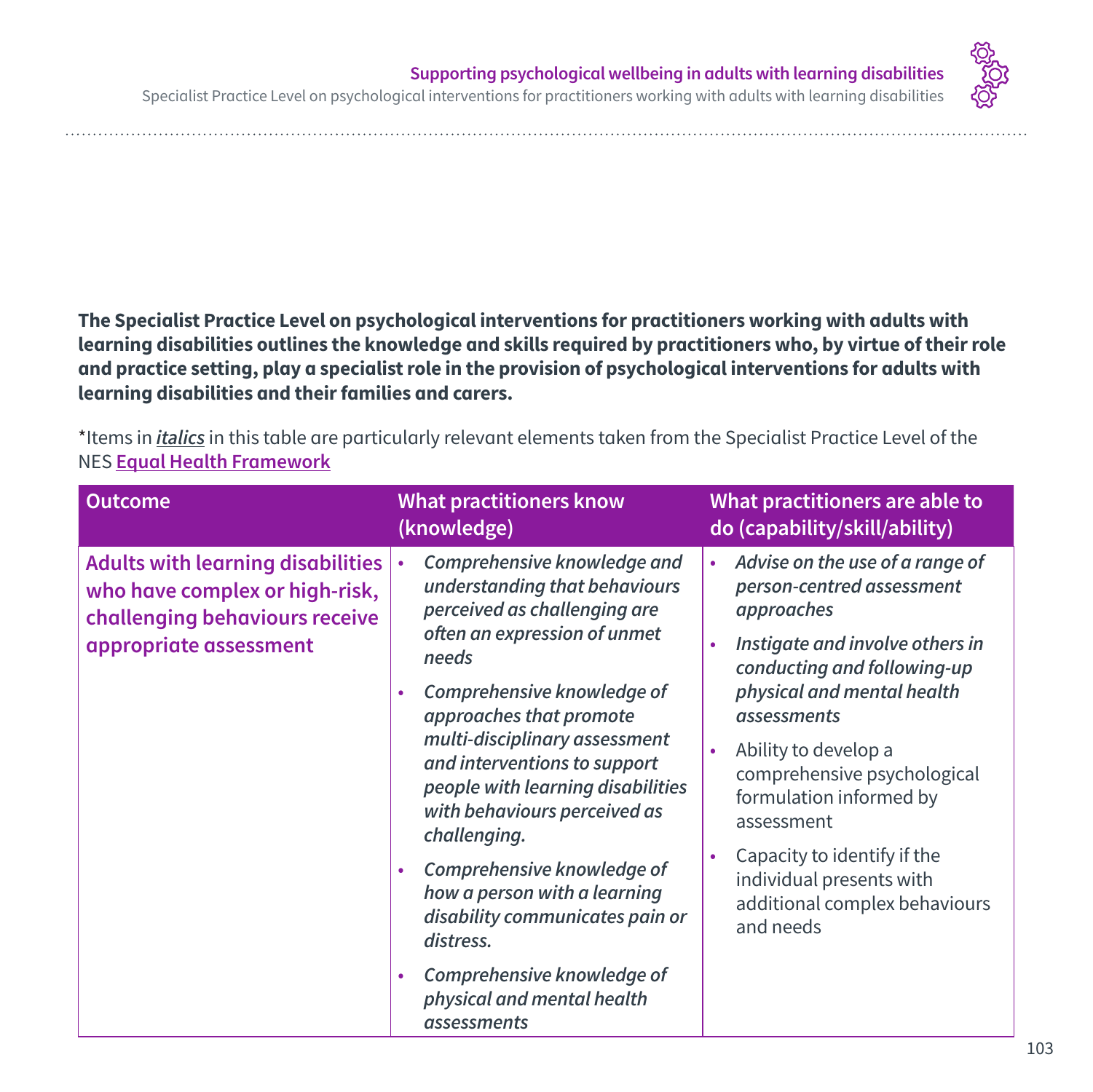**The Specialist Practice Level on psychological interventions for practitioners working with adults with learning disabilities outlines the knowledge and skills required by practitioners who, by virtue of their role and practice setting, play a specialist role in the provision of psychological interventions for adults with learning disabilities and their families and carers.**

*Items in ***italics*** in this table are particularly relevant elements taken from the Specialist Practice Level of the NES **Equal Health Framework**

| Outcome | What practitioners know (knowledge) | What practitioners are able to do (capability/skill/ability) |
|---|---|---|
| **Adults with learning disabilities who have complex or high-risk, challenging behaviours receive appropriate assessment** | • *Comprehensive knowledge and understanding that behaviours perceived as challenging are often an expression of unmet needs*<br>• *Comprehensive knowledge of approaches that promote multi-disciplinary assessment and interventions to support people with learning disabilities with behaviours perceived as challenging.*<br>• *Comprehensive knowledge of how a person with a learning disability communicates pain or distress.*<br>• *Comprehensive knowledge of physical and mental health assessments* | • *Advise on the use of a range of person-centred assessment approaches*<br>• *Instigate and involve others in conducting and following-up physical and mental health assessments*<br>• Ability to develop a comprehensive psychological formulation informed by assessment<br>• Capacity to identify if the individual presents with additional complex behaviours and needs |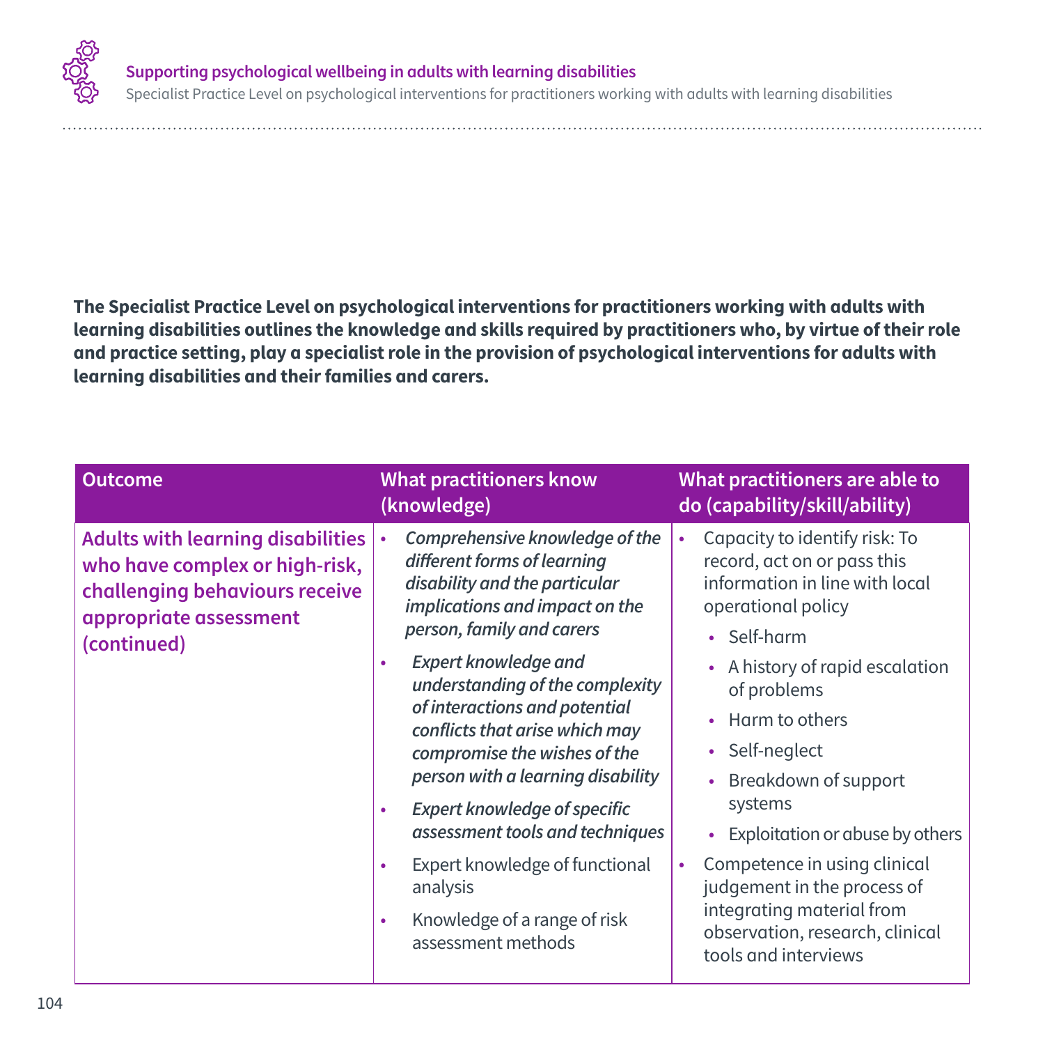**The Specialist Practice Level on psychological interventions for practitioners working with adults with learning disabilities outlines the knowledge and skills required by practitioners who, by virtue of their role and practice setting, play a specialist role in the provision of psychological interventions for adults with learning disabilities and their families and carers.**

| Outcome | What practitioners know (knowledge) | What practitioners are able to do (capability/skill/ability) |
|---|---|---|
| **Adults with learning disabilities who have complex or high-risk, challenging behaviours receive appropriate assessment (continued)** | • *Comprehensive knowledge of the different forms of learning disability and the particular implications and impact on the person, family and carers*<br>• *Expert knowledge and understanding of the complexity of interactions and potential conflicts that arise which may compromise the wishes of the person with a learning disability*<br>• *Expert knowledge of specific assessment tools and techniques*<br>• Expert knowledge of functional analysis<br>• Knowledge of a range of risk assessment methods | • Capacity to identify risk: To record, act on or pass this information in line with local operational policy<br>  ◦ Self-harm<br>  ◦ A history of rapid escalation of problems<br>  ◦ Harm to others<br>  ◦ Self-neglect<br>  ◦ Breakdown of support systems<br>  ◦ Exploitation or abuse by others<br>• Competence in using clinical judgement in the process of integrating material from observation, research, clinical tools and interviews |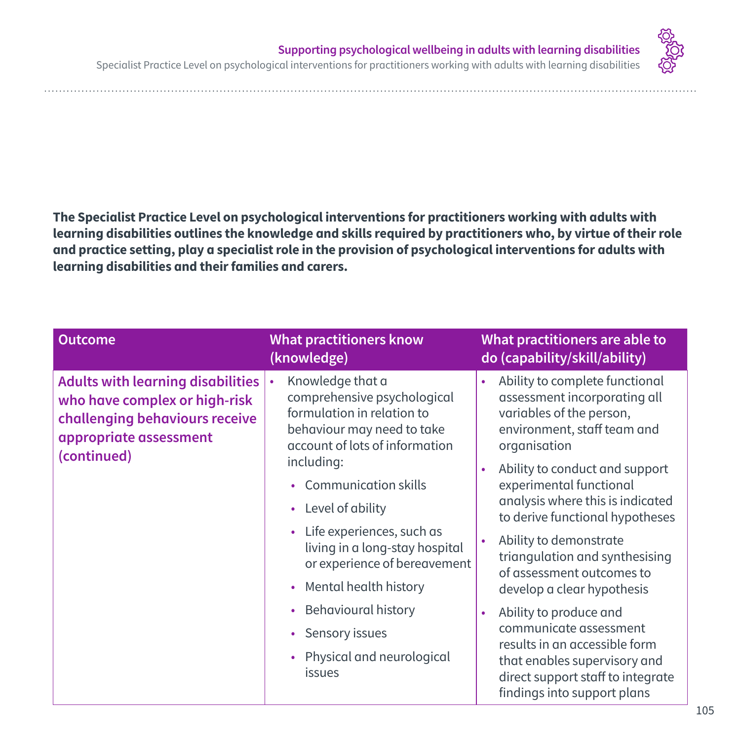**The Specialist Practice Level on psychological interventions for practitioners working with adults with learning disabilities outlines the knowledge and skills required by practitioners who, by virtue of their role and practice setting, play a specialist role in the provision of psychological interventions for adults with learning disabilities and their families and carers.**

| Outcome | What practitioners know (knowledge) | What practitioners are able to do (capability/skill/ability) |
| --- | --- | --- |
| **Adults with learning disabilities who have complex or high-risk challenging behaviours receive appropriate assessment (continued)** | • Knowledge that a comprehensive psychological formulation in relation to behaviour may need to take account of lots of information including:<br>• Communication skills<br>• Level of ability<br>• Life experiences, such as living in a long-stay hospital or experience of bereavement<br>• Mental health history<br>• Behavioural history<br>• Sensory issues<br>• Physical and neurological issues | • Ability to complete functional assessment incorporating all variables of the person, environment, staff team and organisation<br>• Ability to conduct and support experimental functional analysis where this is indicated to derive functional hypotheses<br>• Ability to demonstrate triangulation and synthesising of assessment outcomes to develop a clear hypothesis<br>• Ability to produce and communicate assessment results in an accessible form that enables supervisory and direct support staff to integrate findings into support plans |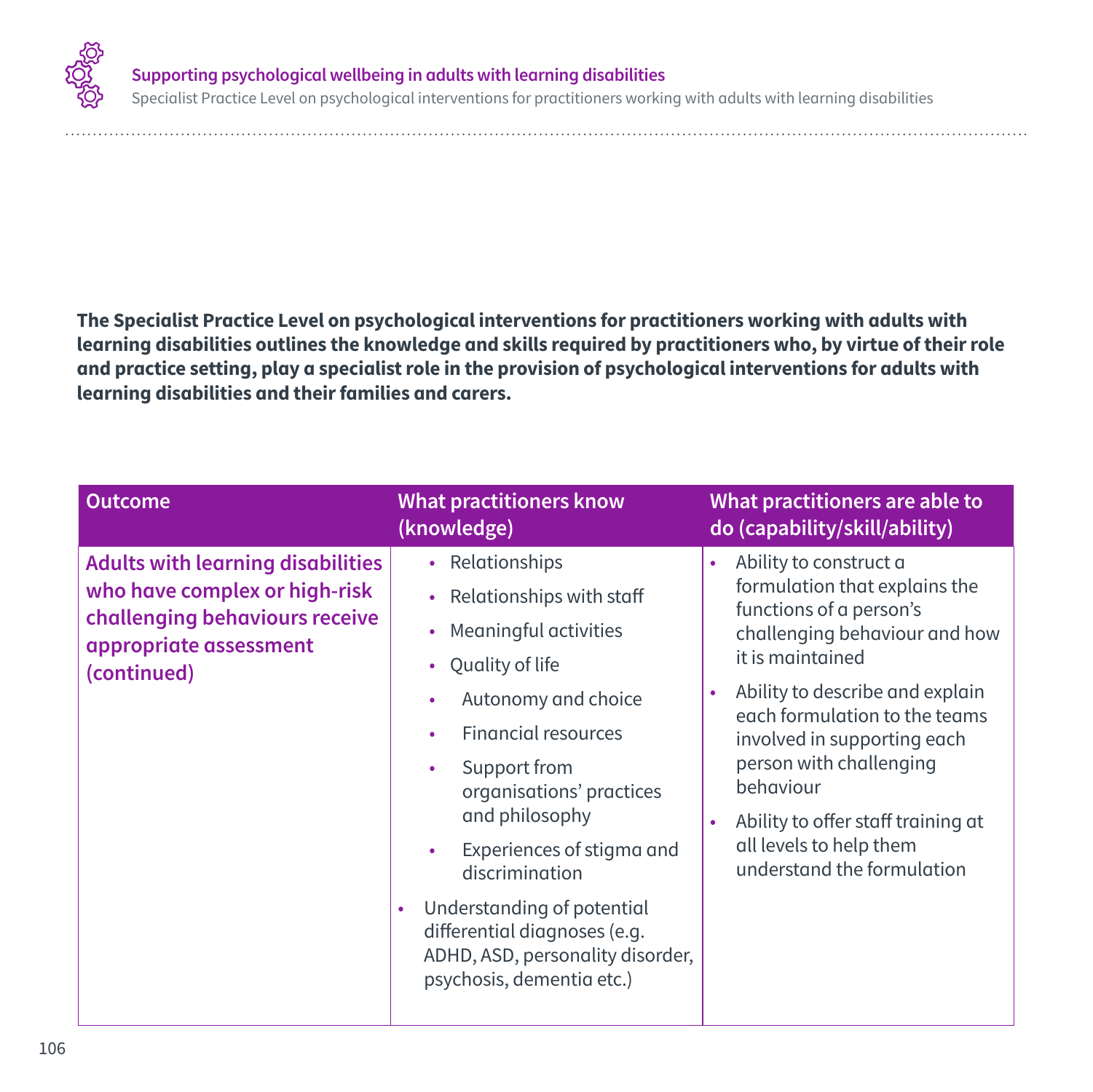**The Specialist Practice Level on psychological interventions for practitioners working with adults with learning disabilities outlines the knowledge and skills required by practitioners who, by virtue of their role and practice setting, play a specialist role in the provision of psychological interventions for adults with learning disabilities and their families and carers.**

| Outcome | What practitioners know (knowledge) | What practitioners are able to do (capability/skill/ability) |
|---|---|---|
| **Adults with learning disabilities who have complex or high-risk challenging behaviours receive appropriate assessment (continued)** | • Relationships<br>• Relationships with staff<br>• Meaningful activities<br>• Quality of life<br>  • Autonomy and choice<br>  • Financial resources<br>  • Support from organisations' practices and philosophy<br>  • Experiences of stigma and discrimination<br>• Understanding of potential differential diagnoses (e.g. ADHD, ASD, personality disorder, psychosis, dementia etc.) | • Ability to construct a formulation that explains the functions of a person's challenging behaviour and how it is maintained<br>• Ability to describe and explain each formulation to the teams involved in supporting each person with challenging behaviour<br>• Ability to offer staff training at all levels to help them understand the formulation |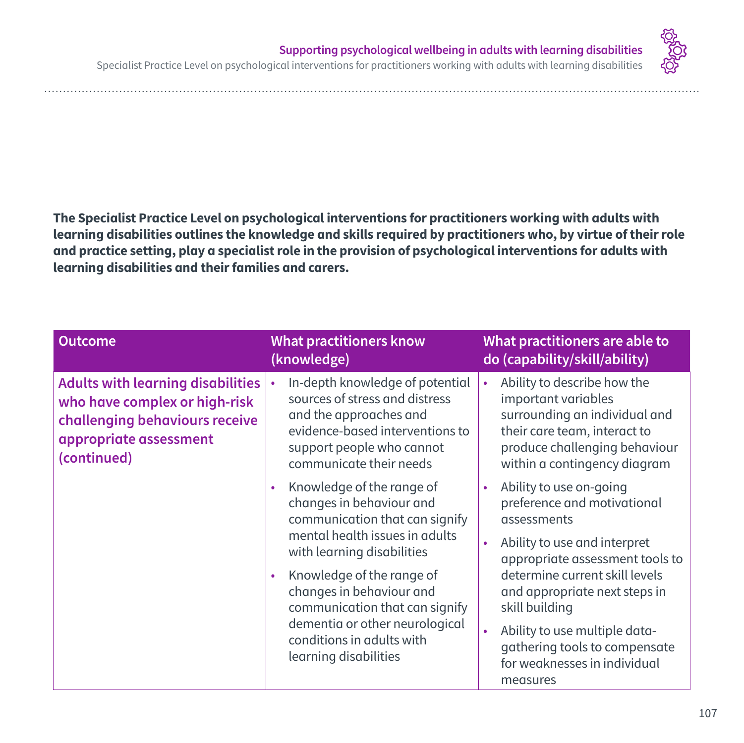**The Specialist Practice Level on psychological interventions for practitioners working with adults with learning disabilities outlines the knowledge and skills required by practitioners who, by virtue of their role and practice setting, play a specialist role in the provision of psychological interventions for adults with learning disabilities and their families and carers.**

| Outcome | What practitioners know (knowledge) | What practitioners are able to do (capability/skill/ability) |
| --- | --- | --- |
| **Adults with learning disabilities who have complex or high-risk challenging behaviours receive appropriate assessment (continued)** | • In-depth knowledge of potential sources of stress and distress and the approaches and evidence-based interventions to support people who cannot communicate their needs<br>• Knowledge of the range of changes in behaviour and communication that can signify mental health issues in adults with learning disabilities<br>• Knowledge of the range of changes in behaviour and communication that can signify dementia or other neurological conditions in adults with learning disabilities | • Ability to describe how the important variables surrounding an individual and their care team, interact to produce challenging behaviour within a contingency diagram<br>• Ability to use on-going preference and motivational assessments<br>• Ability to use and interpret appropriate assessment tools to determine current skill levels and appropriate next steps in skill building<br>• Ability to use multiple data-gathering tools to compensate for weaknesses in individual measures |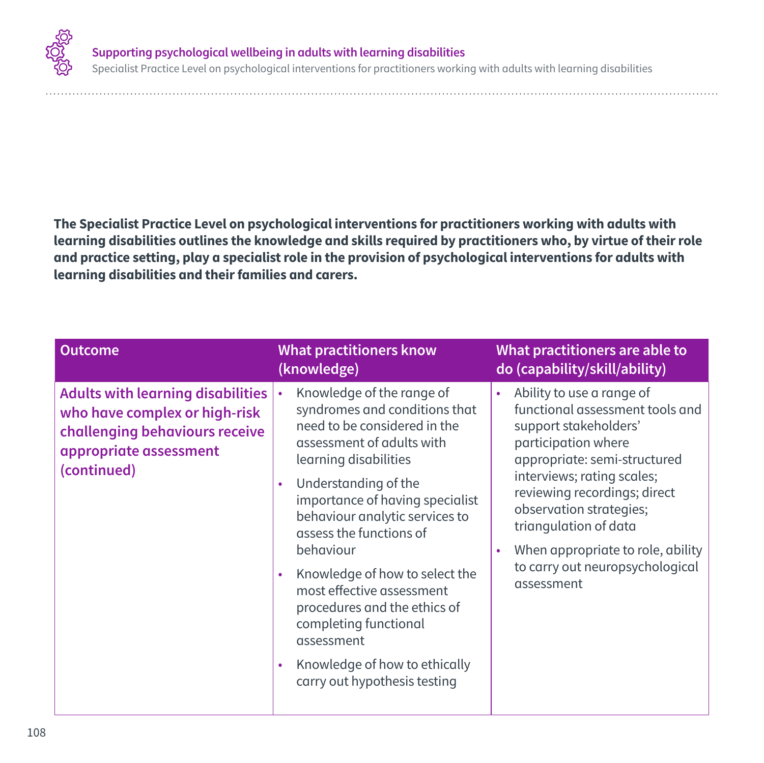**The Specialist Practice Level on psychological interventions for practitioners working with adults with learning disabilities outlines the knowledge and skills required by practitioners who, by virtue of their role and practice setting, play a specialist role in the provision of psychological interventions for adults with learning disabilities and their families and carers.**

| Outcome | What practitioners know (knowledge) | What practitioners are able to do (capability/skill/ability) |
| --- | --- | --- |
| **Adults with learning disabilities who have complex or high-risk challenging behaviours receive appropriate assessment (continued)** | • Knowledge of the range of syndromes and conditions that need to be considered in the assessment of adults with learning disabilities<br>• Understanding of the importance of having specialist behaviour analytic services to assess the functions of behaviour<br>• Knowledge of how to select the most effective assessment procedures and the ethics of completing functional assessment<br>• Knowledge of how to ethically carry out hypothesis testing | • Ability to use a range of functional assessment tools and support stakeholders' participation where appropriate: semi-structured interviews; rating scales; reviewing recordings; direct observation strategies; triangulation of data<br>• When appropriate to role, ability to carry out neuropsychological assessment |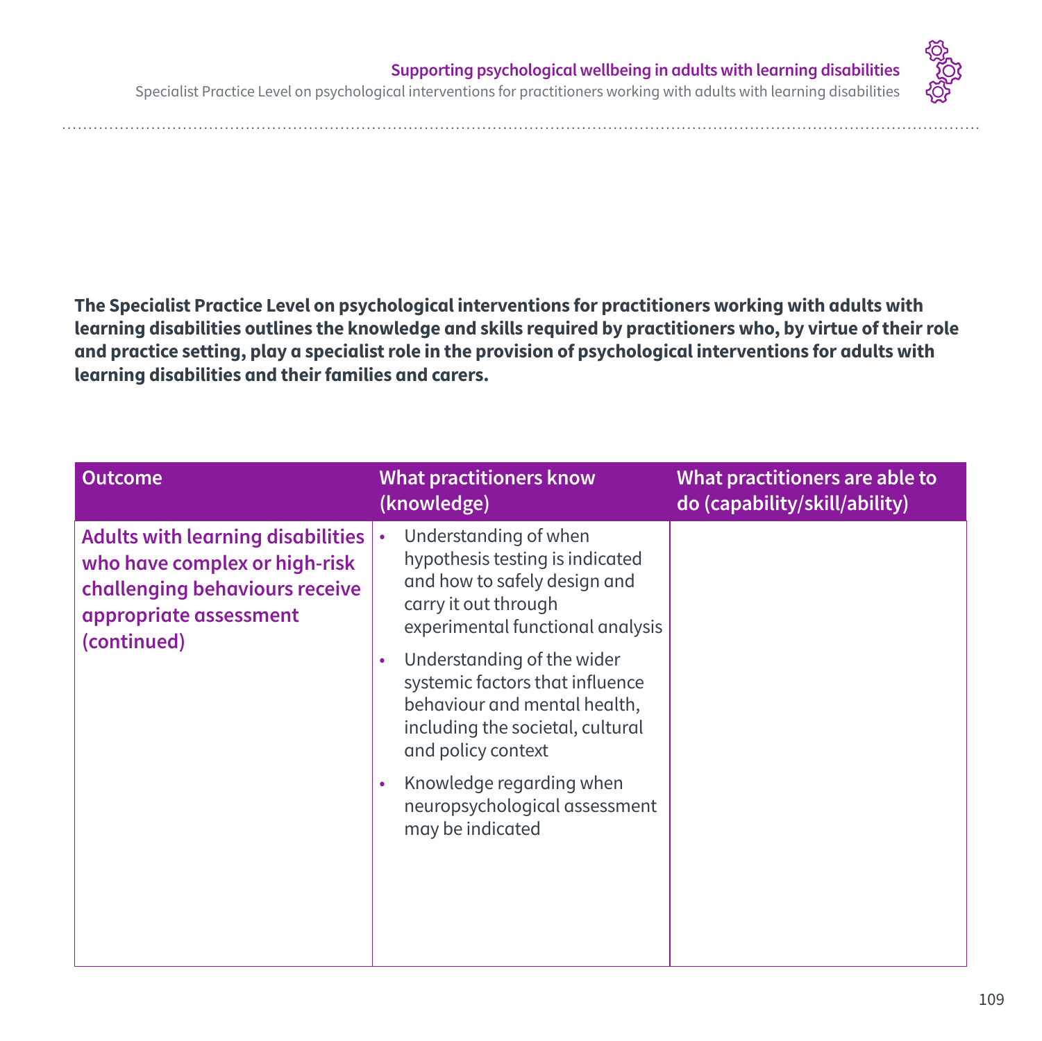**The Specialist Practice Level on psychological interventions for practitioners working with adults with learning disabilities outlines the knowledge and skills required by practitioners who, by virtue of their role and practice setting, play a specialist role in the provision of psychological interventions for adults with learning disabilities and their families and carers.**

| Outcome | What practitioners know (knowledge) | What practitioners are able to do (capability/skill/ability) |
|---|---|---|
| **Adults with learning disabilities who have complex or high-risk challenging behaviours receive appropriate assessment (continued)** | • Understanding of when hypothesis testing is indicated and how to safely design and carry it out through experimental functional analysis<br>• Understanding of the wider systemic factors that influence behaviour and mental health, including the societal, cultural and policy context<br>• Knowledge regarding when neuropsychological assessment may be indicated | |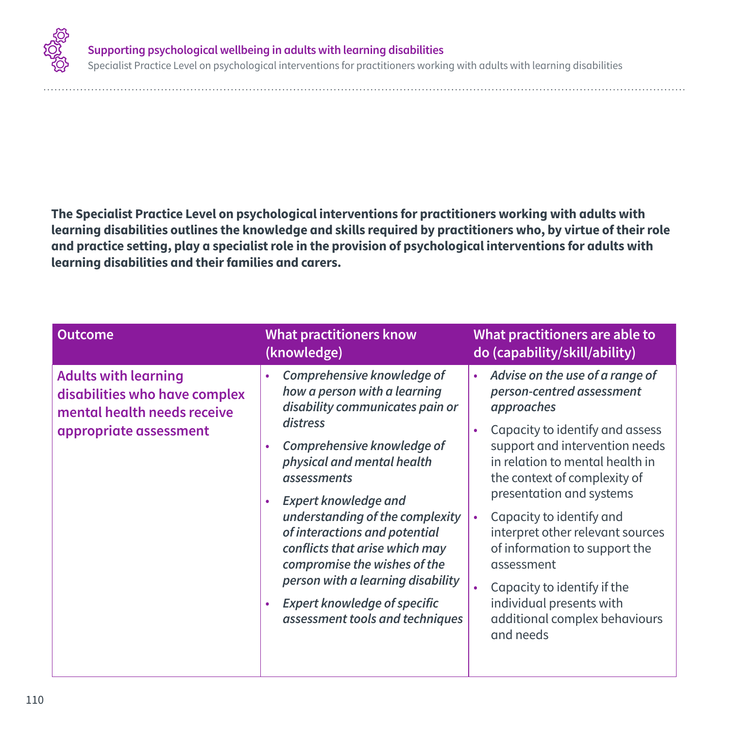**The Specialist Practice Level on psychological interventions for practitioners working with adults with learning disabilities outlines the knowledge and skills required by practitioners who, by virtue of their role and practice setting, play a specialist role in the provision of psychological interventions for adults with learning disabilities and their families and carers.**

| Outcome | What practitioners know (knowledge) | What practitioners are able to do (capability/skill/ability) |
| --- | --- | --- |
| **Adults with learning disabilities who have complex mental health needs receive appropriate assessment** | • *Comprehensive knowledge of how a person with a learning disability communicates pain or distress*<br>• *Comprehensive knowledge of physical and mental health assessments*<br>• *Expert knowledge and understanding of the complexity of interactions and potential conflicts that arise which may compromise the wishes of the person with a learning disability*<br>• *Expert knowledge of specific assessment tools and techniques* | • *Advise on the use of a range of person-centred assessment approaches*<br>• Capacity to identify and assess support and intervention needs in relation to mental health in the context of complexity of presentation and systems<br>• Capacity to identify and interpret other relevant sources of information to support the assessment<br>• Capacity to identify if the individual presents with additional complex behaviours and needs |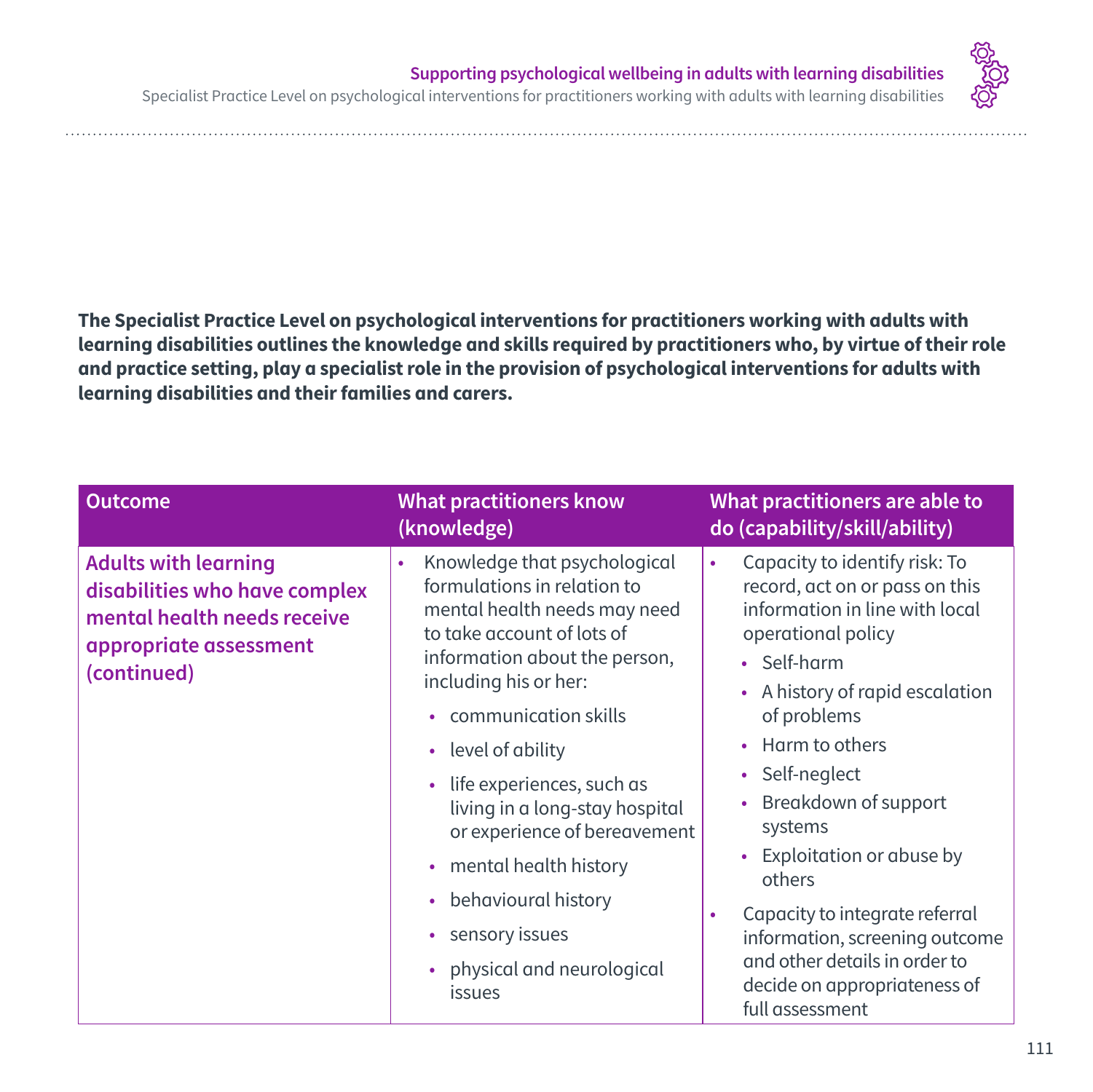**The Specialist Practice Level on psychological interventions for practitioners working with adults with learning disabilities outlines the knowledge and skills required by practitioners who, by virtue of their role and practice setting, play a specialist role in the provision of psychological interventions for adults with learning disabilities and their families and carers.**

| Outcome | What practitioners know (knowledge) | What practitioners are able to do (capability/skill/ability) |
|---|---|---|
| **Adults with learning disabilities who have complex mental health needs receive appropriate assessment (continued)** | • Knowledge that psychological formulations in relation to mental health needs may need to take account of lots of information about the person, including his or her:<br>• communication skills<br>• level of ability<br>• life experiences, such as living in a long-stay hospital or experience of bereavement<br>• mental health history<br>• behavioural history<br>• sensory issues<br>• physical and neurological issues | • Capacity to identify risk: To record, act on or pass on this information in line with local operational policy<br>• Self-harm<br>• A history of rapid escalation of problems<br>• Harm to others<br>• Self-neglect<br>• Breakdown of support systems<br>• Exploitation or abuse by others<br>• Capacity to integrate referral information, screening outcome and other details in order to decide on appropriateness of full assessment |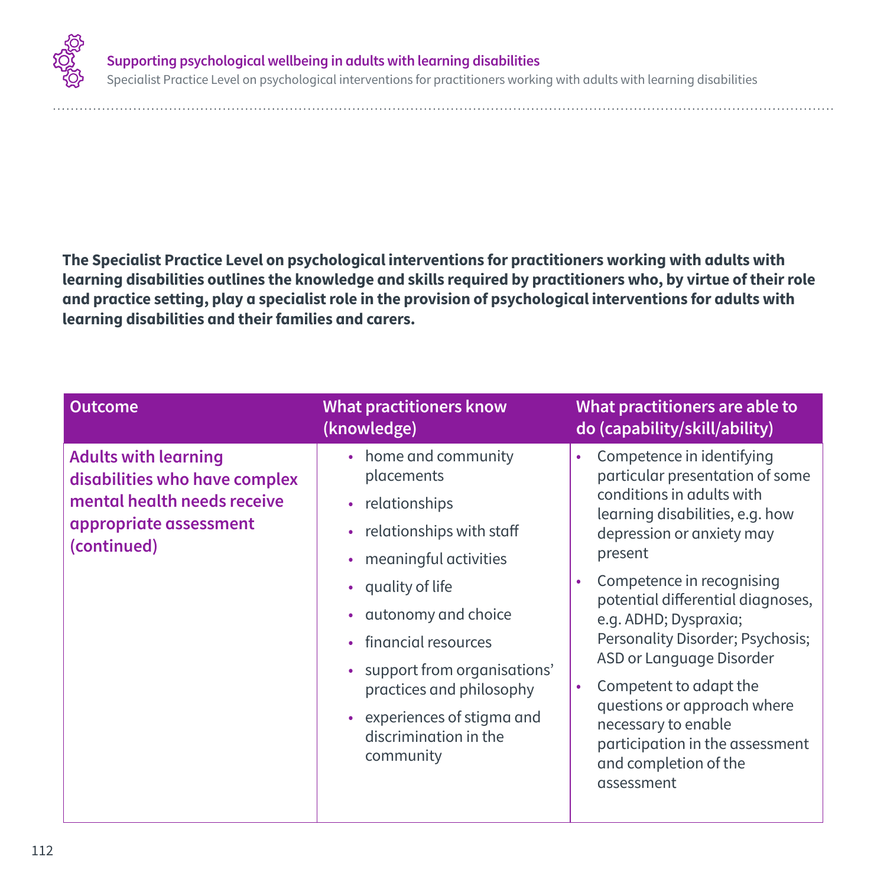**The Specialist Practice Level on psychological interventions for practitioners working with adults with learning disabilities outlines the knowledge and skills required by practitioners who, by virtue of their role and practice setting, play a specialist role in the provision of psychological interventions for adults with learning disabilities and their families and carers.**

| Outcome | What practitioners know (knowledge) | What practitioners are able to do (capability/skill/ability) |
| --- | --- | --- |
| **Adults with learning disabilities who have complex mental health needs receive appropriate assessment (continued)** | • home and community placements<br>• relationships<br>• relationships with staff<br>• meaningful activities<br>• quality of life<br>• autonomy and choice<br>• financial resources<br>• support from organisations' practices and philosophy<br>• experiences of stigma and discrimination in the community | • Competence in identifying particular presentation of some conditions in adults with learning disabilities, e.g. how depression or anxiety may present<br>• Competence in recognising potential differential diagnoses, e.g. ADHD; Dyspraxia; Personality Disorder; Psychosis; ASD or Language Disorder<br>• Competent to adapt the questions or approach where necessary to enable participation in the assessment and completion of the assessment |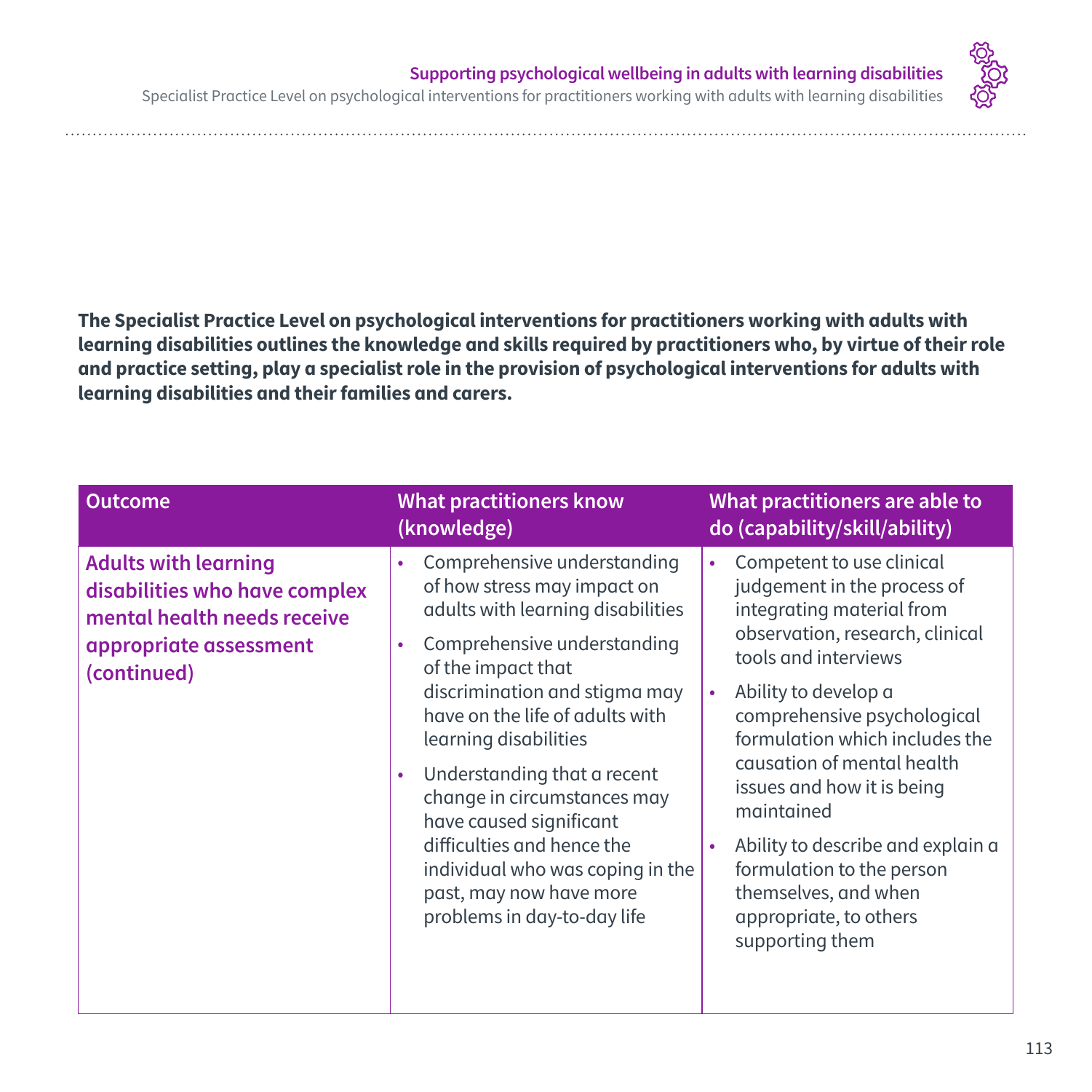**The Specialist Practice Level on psychological interventions for practitioners working with adults with learning disabilities outlines the knowledge and skills required by practitioners who, by virtue of their role and practice setting, play a specialist role in the provision of psychological interventions for adults with learning disabilities and their families and carers.**

| Outcome | What practitioners know (knowledge) | What practitioners are able to do (capability/skill/ability) |
|---|---|---|
| **Adults with learning disabilities who have complex mental health needs receive appropriate assessment (continued)** | • Comprehensive understanding of how stress may impact on adults with learning disabilities<br>• Comprehensive understanding of the impact that discrimination and stigma may have on the life of adults with learning disabilities<br>• Understanding that a recent change in circumstances may have caused significant difficulties and hence the individual who was coping in the past, may now have more problems in day-to-day life | • Competent to use clinical judgement in the process of integrating material from observation, research, clinical tools and interviews<br>• Ability to develop a comprehensive psychological formulation which includes the causation of mental health issues and how it is being maintained<br>• Ability to describe and explain a formulation to the person themselves, and when appropriate, to others supporting them |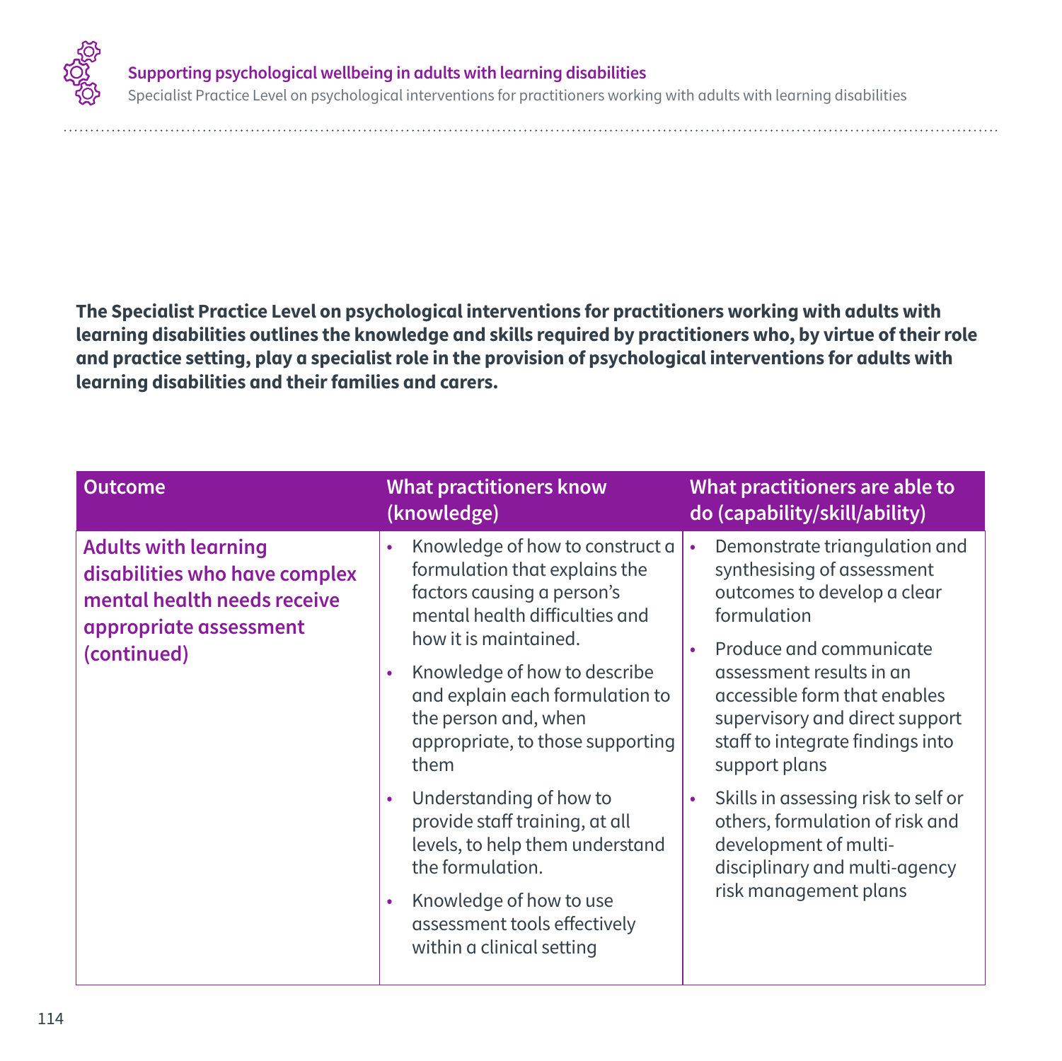**The Specialist Practice Level on psychological interventions for practitioners working with adults with learning disabilities outlines the knowledge and skills required by practitioners who, by virtue of their role and practice setting, play a specialist role in the provision of psychological interventions for adults with learning disabilities and their families and carers.**

| Outcome | What practitioners know (knowledge) | What practitioners are able to do (capability/skill/ability) |
|---|---|---|
| **Adults with learning disabilities who have complex mental health needs receive appropriate assessment (continued)** | • Knowledge of how to construct a formulation that explains the factors causing a person's mental health difficulties and how it is maintained.<br>• Knowledge of how to describe and explain each formulation to the person and, when appropriate, to those supporting them<br>• Understanding of how to provide staff training, at all levels, to help them understand the formulation.<br>• Knowledge of how to use assessment tools effectively within a clinical setting | • Demonstrate triangulation and synthesising of assessment outcomes to develop a clear formulation<br>• Produce and communicate assessment results in an accessible form that enables supervisory and direct support staff to integrate findings into support plans<br>• Skills in assessing risk to self or others, formulation of risk and development of multi-disciplinary and multi-agency risk management plans |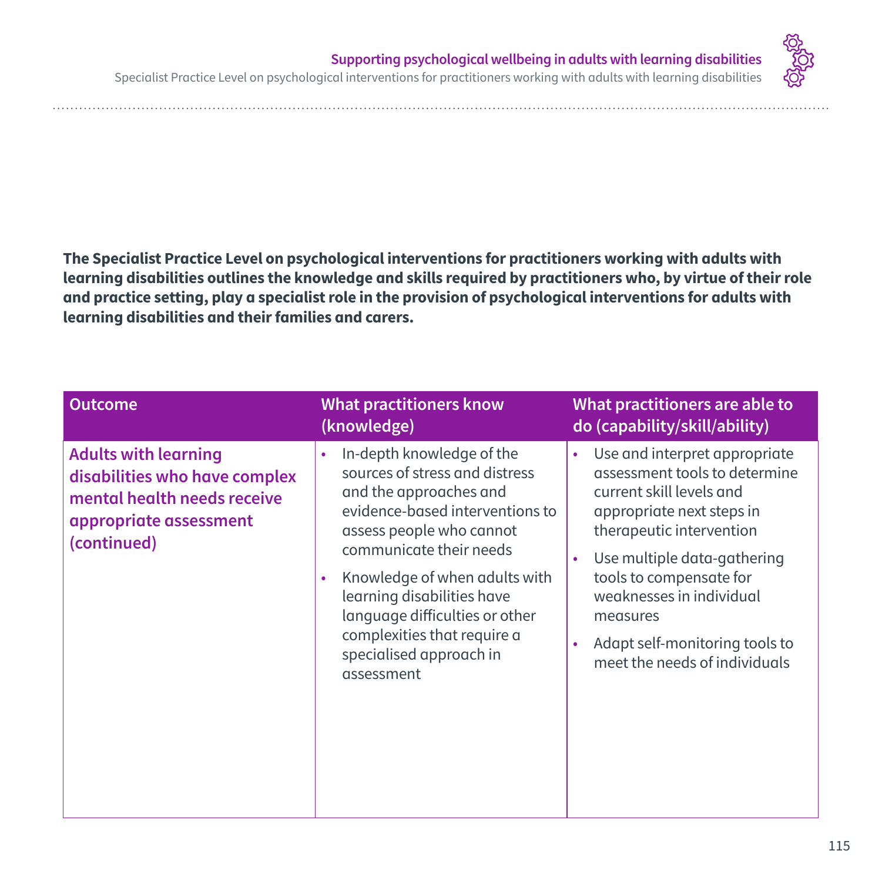**The Specialist Practice Level on psychological interventions for practitioners working with adults with learning disabilities outlines the knowledge and skills required by practitioners who, by virtue of their role and practice setting, play a specialist role in the provision of psychological interventions for adults with learning disabilities and their families and carers.**

| Outcome | What practitioners know (knowledge) | What practitioners are able to do (capability/skill/ability) |
|---|---|---|
| **Adults with learning disabilities who have complex mental health needs receive appropriate assessment (continued)** | • In-depth knowledge of the sources of stress and distress and the approaches and evidence-based interventions to assess people who cannot communicate their needs<br>• Knowledge of when adults with learning disabilities have language difficulties or other complexities that require a specialised approach in assessment | • Use and interpret appropriate assessment tools to determine current skill levels and appropriate next steps in therapeutic intervention<br>• Use multiple data-gathering tools to compensate for weaknesses in individual measures<br>• Adapt self-monitoring tools to meet the needs of individuals |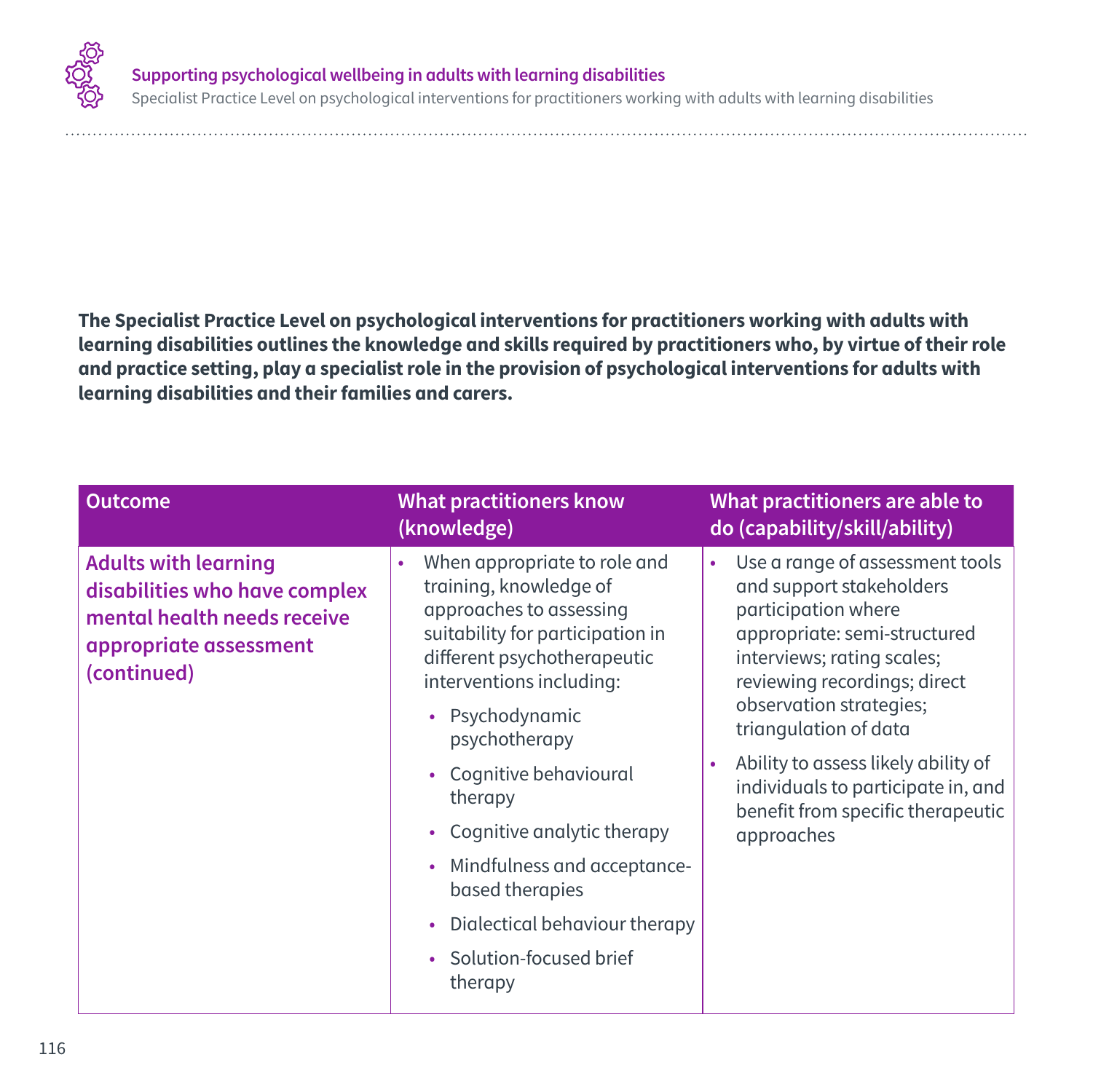**The Specialist Practice Level on psychological interventions for practitioners working with adults with learning disabilities outlines the knowledge and skills required by practitioners who, by virtue of their role and practice setting, play a specialist role in the provision of psychological interventions for adults with learning disabilities and their families and carers.**

| Outcome | What practitioners know (knowledge) | What practitioners are able to do (capability/skill/ability) |
| --- | --- | --- |
| **Adults with learning disabilities who have complex mental health needs receive appropriate assessment (continued)** | • When appropriate to role and training, knowledge of approaches to assessing suitability for participation in different psychotherapeutic interventions including:<br>  • Psychodynamic psychotherapy<br>  • Cognitive behavioural therapy<br>  • Cognitive analytic therapy<br>  • Mindfulness and acceptance-based therapies<br>  • Dialectical behaviour therapy<br>  • Solution-focused brief therapy | • Use a range of assessment tools and support stakeholders participation where appropriate: semi-structured interviews; rating scales; reviewing recordings; direct observation strategies; triangulation of data<br>• Ability to assess likely ability of individuals to participate in, and benefit from specific therapeutic approaches |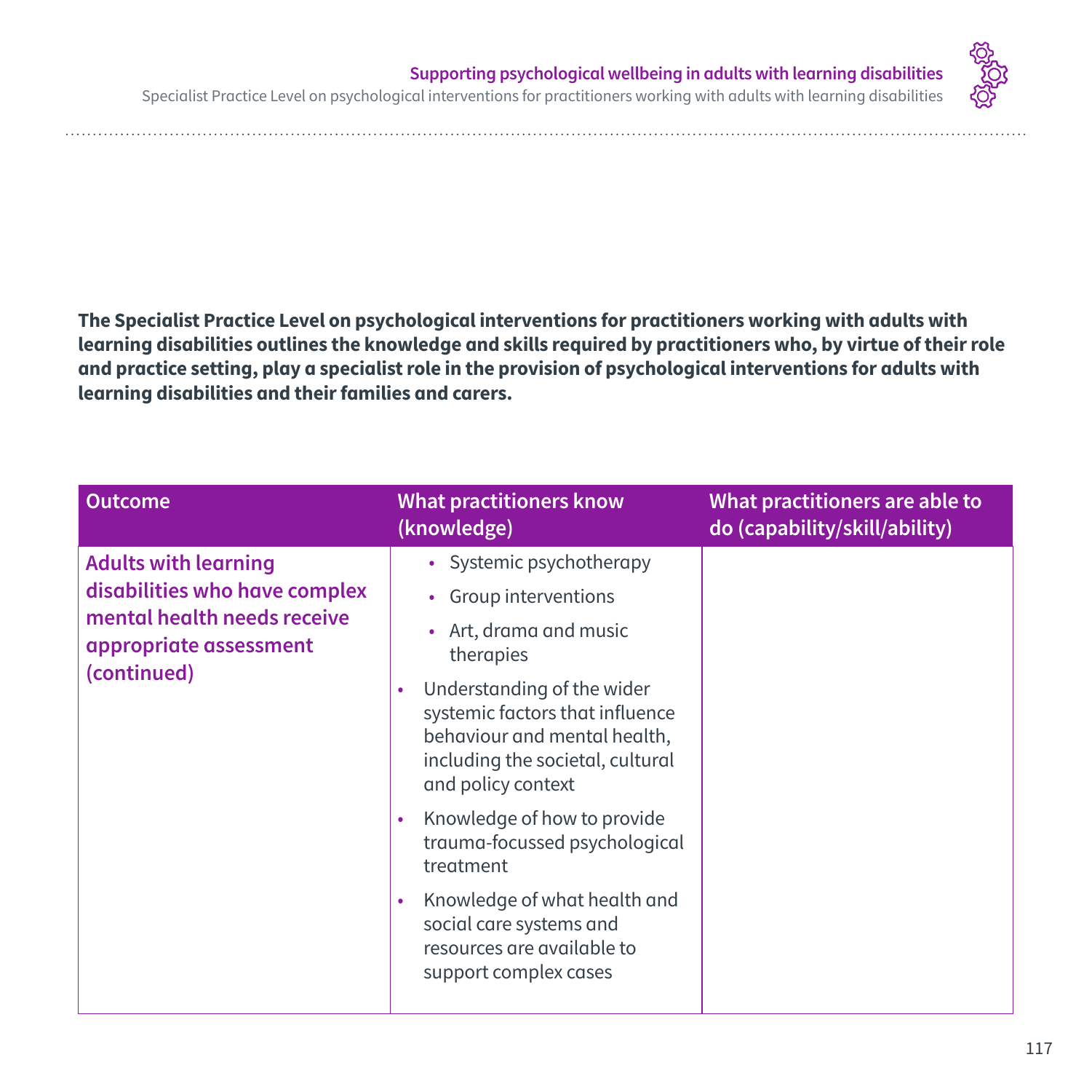**The Specialist Practice Level on psychological interventions for practitioners working with adults with learning disabilities outlines the knowledge and skills required by practitioners who, by virtue of their role and practice setting, play a specialist role in the provision of psychological interventions for adults with learning disabilities and their families and carers.**

| Outcome | What practitioners know (knowledge) | What practitioners are able to do (capability/skill/ability) |
|---|---|---|
| Adults with learning disabilities who have complex mental health needs receive appropriate assessment (continued) | • Systemic psychotherapy<br>• Group interventions<br>• Art, drama and music therapies<br>• Understanding of the wider systemic factors that influence behaviour and mental health, including the societal, cultural and policy context<br>• Knowledge of how to provide trauma-focussed psychological treatment<br>• Knowledge of what health and social care systems and resources are available to support complex cases | |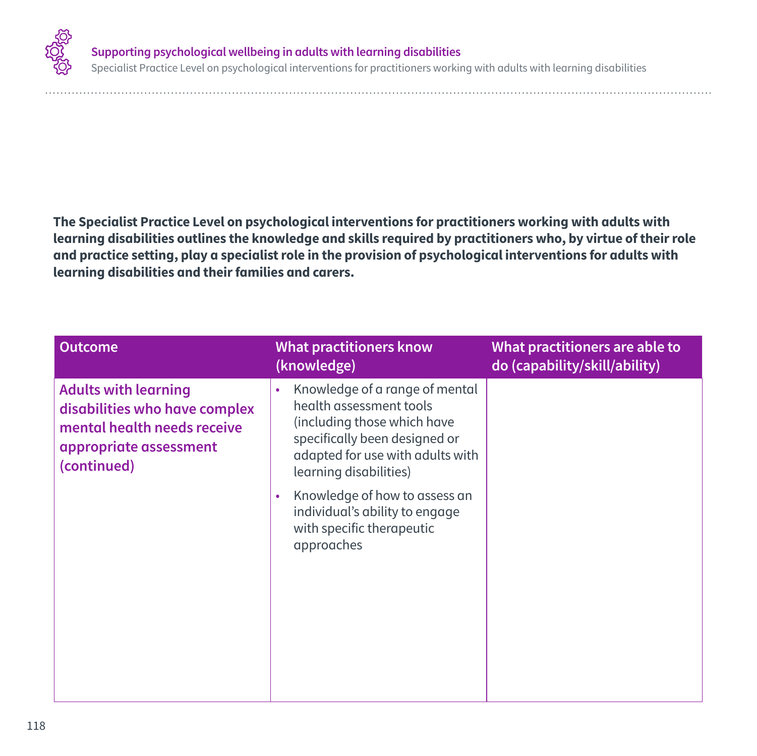**The Specialist Practice Level on psychological interventions for practitioners working with adults with learning disabilities outlines the knowledge and skills required by practitioners who, by virtue of their role and practice setting, play a specialist role in the provision of psychological interventions for adults with learning disabilities and their families and carers.**

| Outcome | What practitioners know (knowledge) | What practitioners are able to do (capability/skill/ability) |
|---|---|---|
| **Adults with learning disabilities who have complex mental health needs receive appropriate assessment (continued)** | • Knowledge of a range of mental health assessment tools (including those which have specifically been designed or adapted for use with adults with learning disabilities)<br>• Knowledge of how to assess an individual's ability to engage with specific therapeutic approaches | |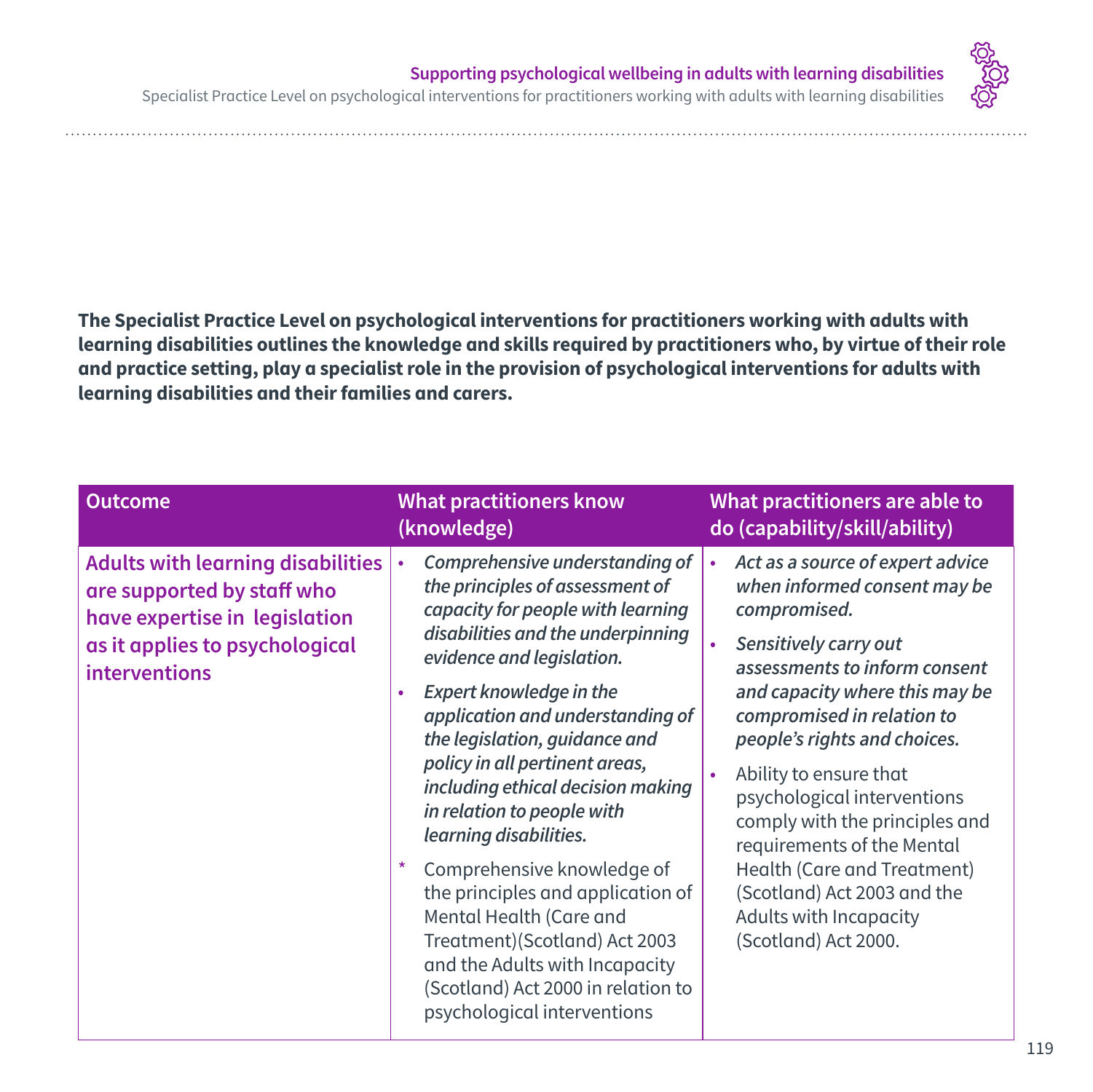**The Specialist Practice Level on psychological interventions for practitioners working with adults with learning disabilities outlines the knowledge and skills required by practitioners who, by virtue of their role and practice setting, play a specialist role in the provision of psychological interventions for adults with learning disabilities and their families and carers.**

| Outcome | What practitioners know (knowledge) | What practitioners are able to do (capability/skill/ability) |
|---|---|---|
| **Adults with learning disabilities are supported by staff who have expertise in legislation as it applies to psychological interventions** | • *Comprehensive understanding of the principles of assessment of capacity for people with learning disabilities and the underpinning evidence and legislation.*<br>• *Expert knowledge in the application and understanding of the legislation, guidance and policy in all pertinent areas, including ethical decision making in relation to people with learning disabilities.*<br>* Comprehensive knowledge of the principles and application of Mental Health (Care and Treatment)(Scotland) Act 2003 and the Adults with Incapacity (Scotland) Act 2000 in relation to psychological interventions | • *Act as a source of expert advice when informed consent may be compromised.*<br>• *Sensitively carry out assessments to inform consent and capacity where this may be compromised in relation to people's rights and choices.*<br>• Ability to ensure that psychological interventions comply with the principles and requirements of the Mental Health (Care and Treatment) (Scotland) Act 2003 and the Adults with Incapacity (Scotland) Act 2000. |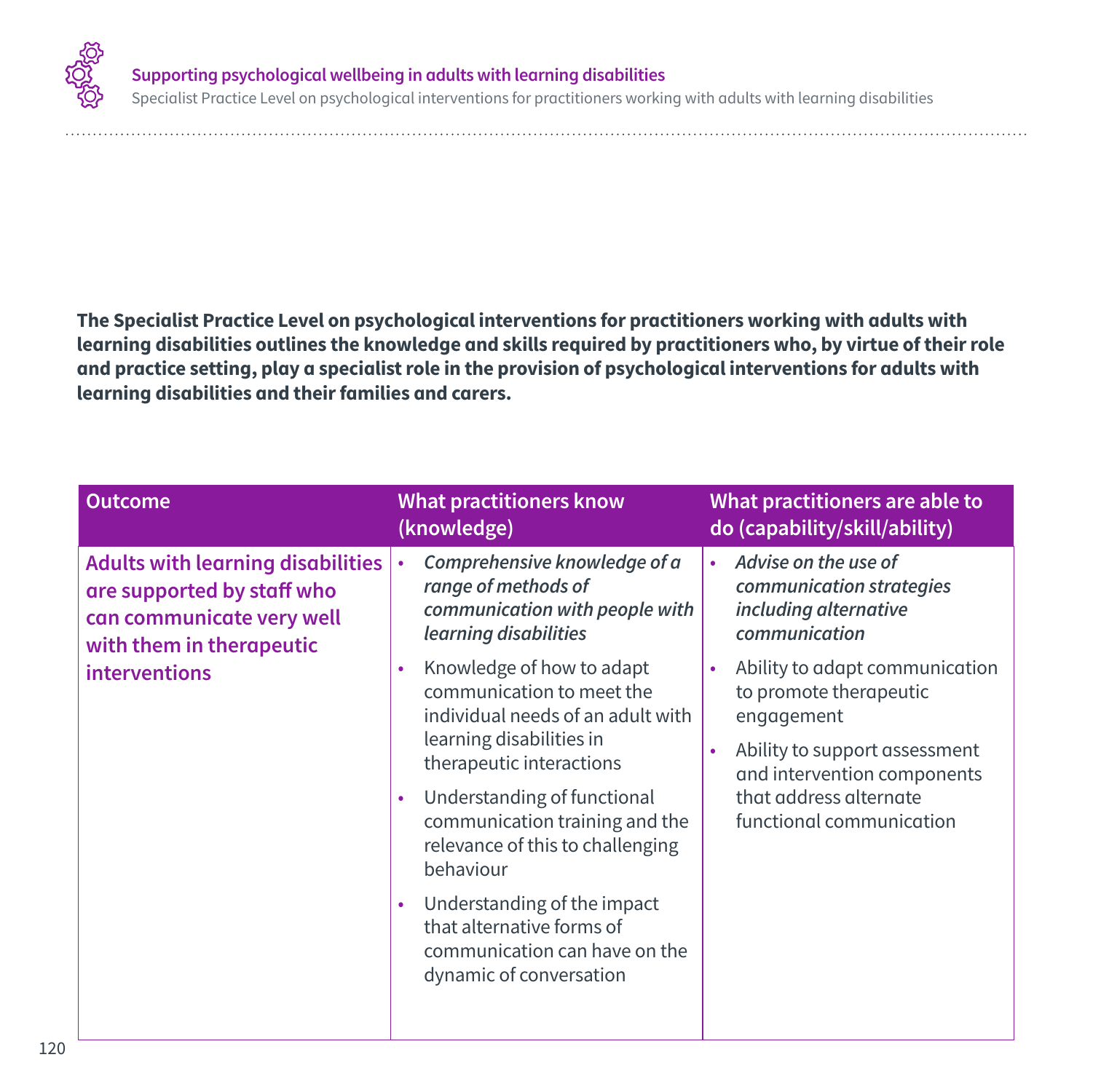**The Specialist Practice Level on psychological interventions for practitioners working with adults with learning disabilities outlines the knowledge and skills required by practitioners who, by virtue of their role and practice setting, play a specialist role in the provision of psychological interventions for adults with learning disabilities and their families and carers.**

| Outcome | What practitioners know (knowledge) | What practitioners are able to do (capability/skill/ability) |
|---|---|---|
| **Adults with learning disabilities are supported by staff who can communicate very well with them in therapeutic interventions** | • ***Comprehensive knowledge of a range of methods of communication with people with learning disabilities***<br>• Knowledge of how to adapt communication to meet the individual needs of an adult with learning disabilities in therapeutic interactions<br>• Understanding of functional communication training and the relevance of this to challenging behaviour<br>• Understanding of the impact that alternative forms of communication can have on the dynamic of conversation | • ***Advise on the use of communication strategies including alternative communication***<br>• Ability to adapt communication to promote therapeutic engagement<br>• Ability to support assessment and intervention components that address alternate functional communication |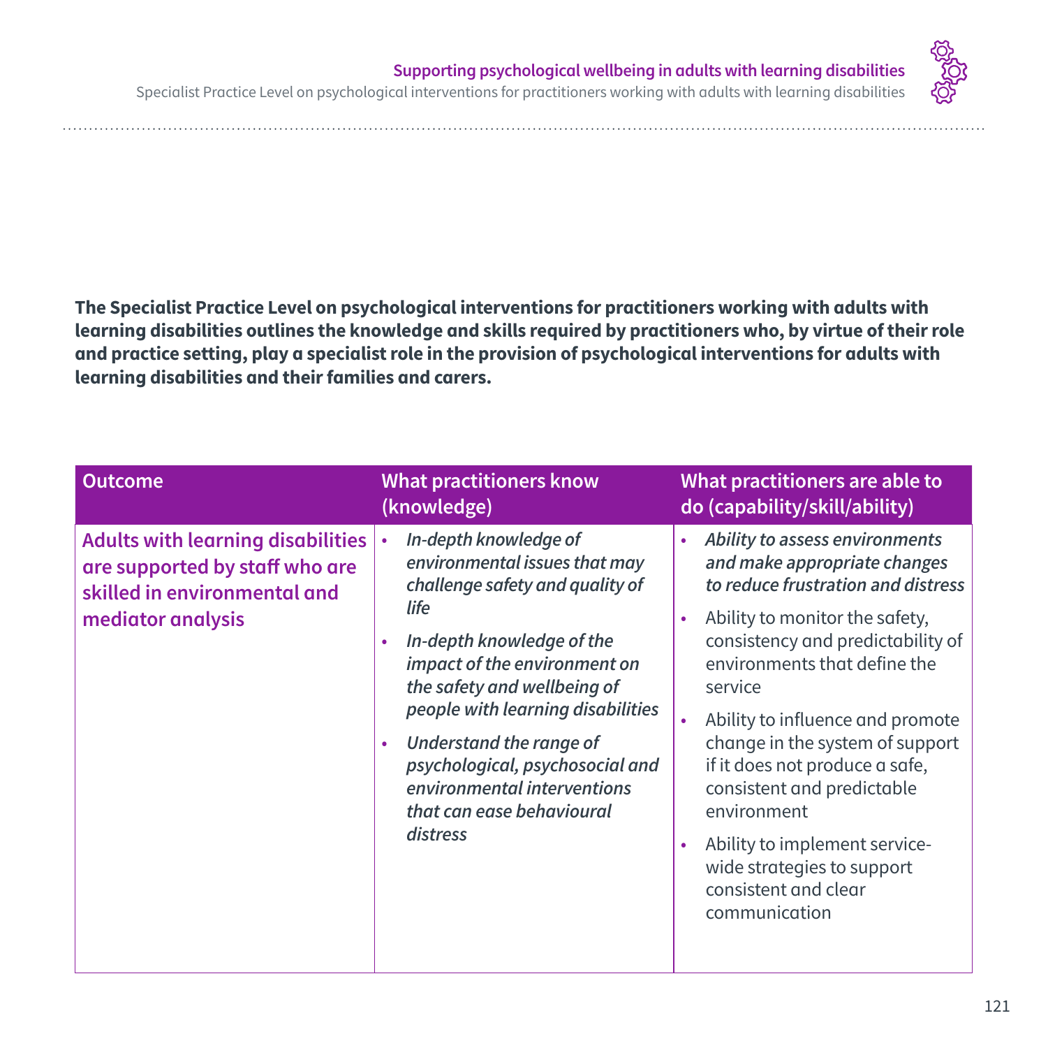**The Specialist Practice Level on psychological interventions for practitioners working with adults with learning disabilities outlines the knowledge and skills required by practitioners who, by virtue of their role and practice setting, play a specialist role in the provision of psychological interventions for adults with learning disabilities and their families and carers.**

| Outcome | What practitioners know (knowledge) | What practitioners are able to do (capability/skill/ability) |
| --- | --- | --- |
| **Adults with learning disabilities are supported by staff who are skilled in environmental and mediator analysis** | • *In-depth knowledge of environmental issues that may challenge safety and quality of life*<br>• *In-depth knowledge of the impact of the environment on the safety and wellbeing of people with learning disabilities*<br>• *Understand the range of psychological, psychosocial and environmental interventions that can ease behavioural distress* | • *Ability to assess environments and make appropriate changes to reduce frustration and distress*<br>• Ability to monitor the safety, consistency and predictability of environments that define the service<br>• Ability to influence and promote change in the system of support if it does not produce a safe, consistent and predictable environment<br>• Ability to implement service-wide strategies to support consistent and clear communication |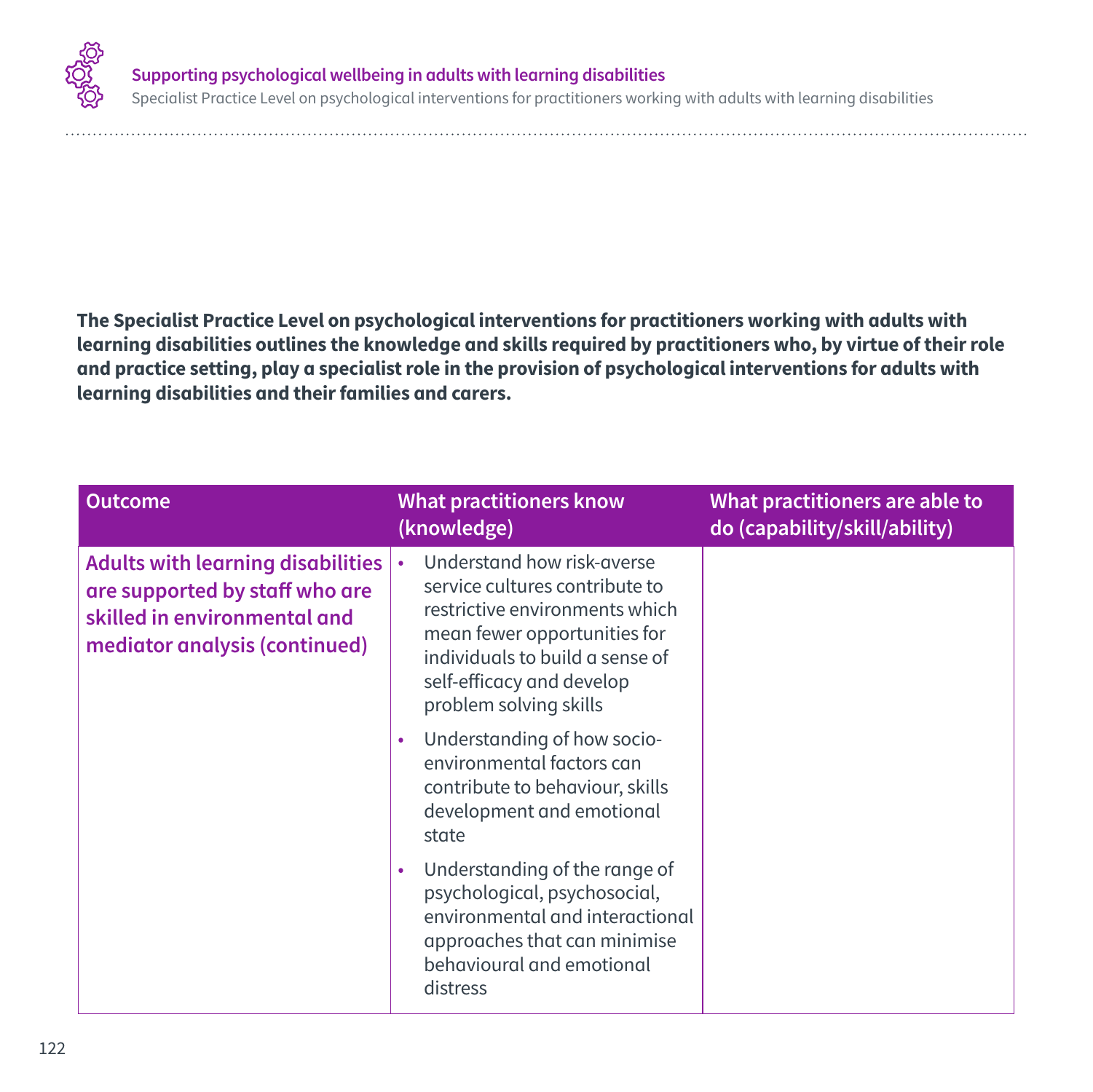**The Specialist Practice Level on psychological interventions for practitioners working with adults with learning disabilities outlines the knowledge and skills required by practitioners who, by virtue of their role and practice setting, play a specialist role in the provision of psychological interventions for adults with learning disabilities and their families and carers.**

| Outcome | What practitioners know (knowledge) | What practitioners are able to do (capability/skill/ability) |
|---|---|---|
| **Adults with learning disabilities are supported by staff who are skilled in environmental and mediator analysis (continued)** | • Understand how risk-averse service cultures contribute to restrictive environments which mean fewer opportunities for individuals to build a sense of self-efficacy and develop problem solving skills<br>• Understanding of how socio-environmental factors can contribute to behaviour, skills development and emotional state<br>• Understanding of the range of psychological, psychosocial, environmental and interactional approaches that can minimise behavioural and emotional distress | |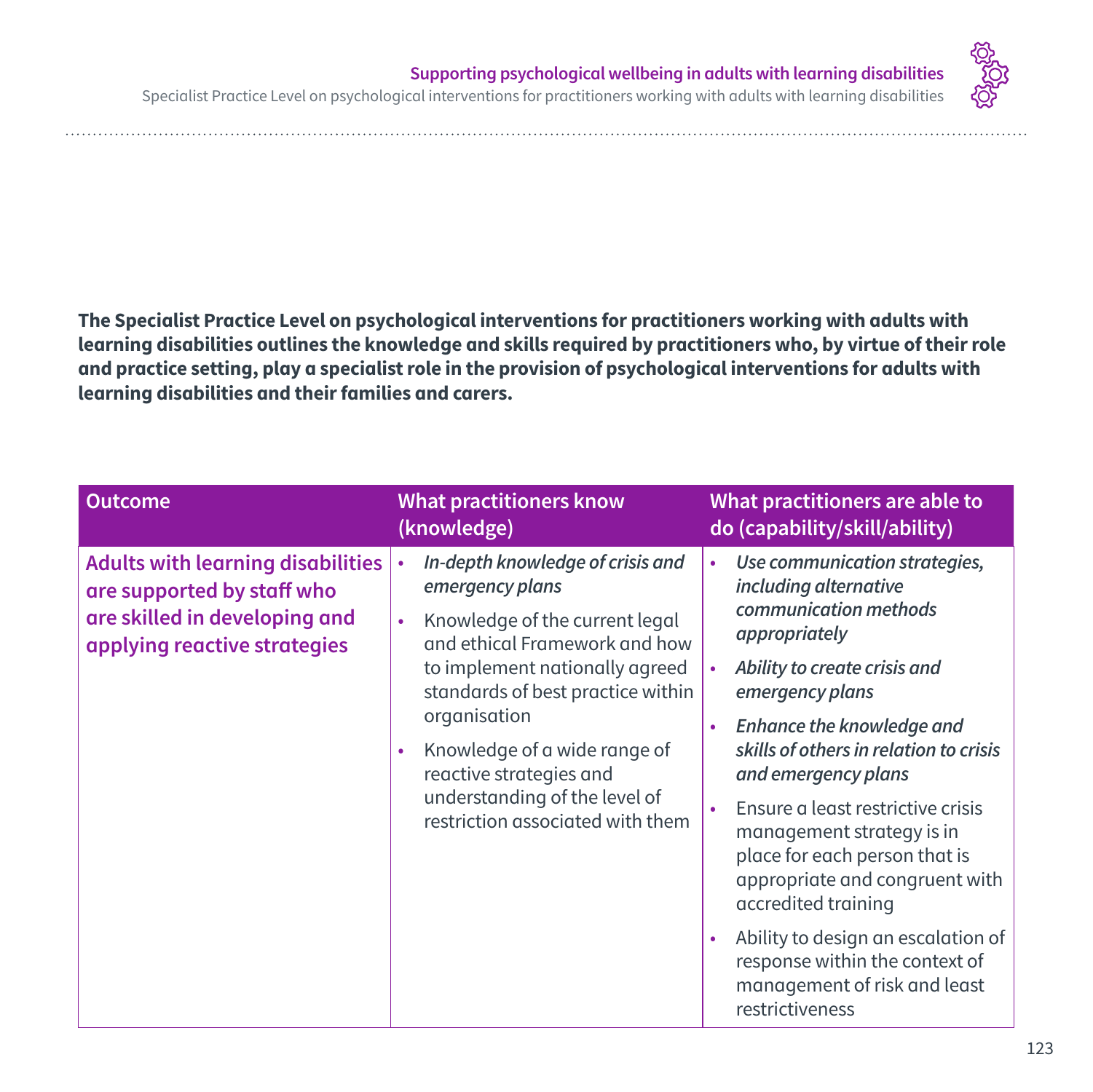**The Specialist Practice Level on psychological interventions for practitioners working with adults with learning disabilities outlines the knowledge and skills required by practitioners who, by virtue of their role and practice setting, play a specialist role in the provision of psychological interventions for adults with learning disabilities and their families and carers.**

| Outcome | What practitioners know (knowledge) | What practitioners are able to do (capability/skill/ability) |
|---|---|---|
| **Adults with learning disabilities are supported by staff who are skilled in developing and applying reactive strategies** | • *In-depth knowledge of crisis and emergency plans*<br>• Knowledge of the current legal and ethical Framework and how to implement nationally agreed standards of best practice within organisation<br>• Knowledge of a wide range of reactive strategies and understanding of the level of restriction associated with them | • *Use communication strategies, including alternative communication methods appropriately*<br>• *Ability to create crisis and emergency plans*<br>• *Enhance the knowledge and skills of others in relation to crisis and emergency plans*<br>• Ensure a least restrictive crisis management strategy is in place for each person that is appropriate and congruent with accredited training<br>• Ability to design an escalation of response within the context of management of risk and least restrictiveness |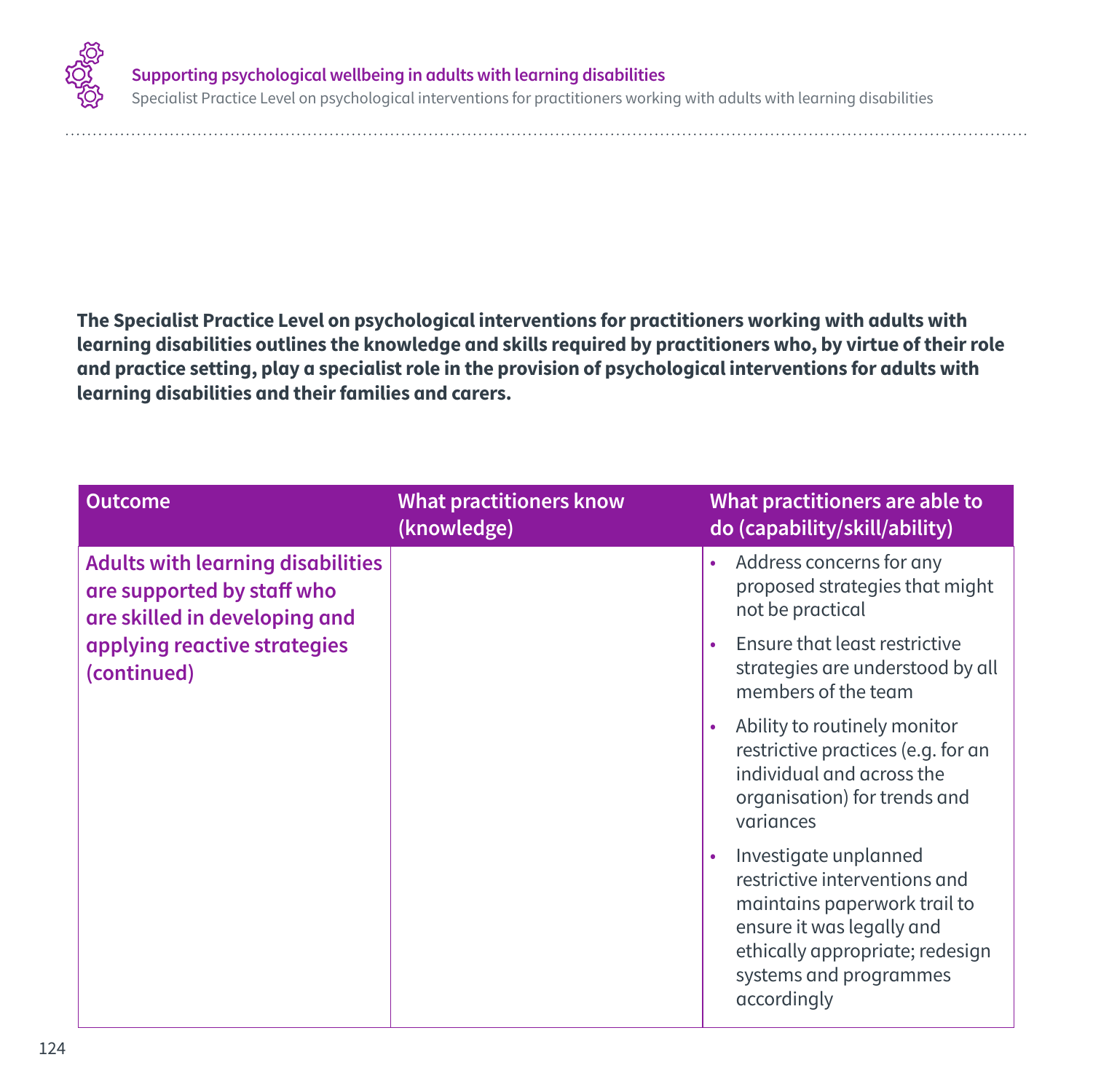**The Specialist Practice Level on psychological interventions for practitioners working with adults with learning disabilities outlines the knowledge and skills required by practitioners who, by virtue of their role and practice setting, play a specialist role in the provision of psychological interventions for adults with learning disabilities and their families and carers.**

| Outcome | What practitioners know (knowledge) | What practitioners are able to do (capability/skill/ability) |
|---|---|---|
| Adults with learning disabilities are supported by staff who are skilled in developing and applying reactive strategies (continued) | | • Address concerns for any proposed strategies that might not be practical<br>• Ensure that least restrictive strategies are understood by all members of the team<br>• Ability to routinely monitor restrictive practices (e.g. for an individual and across the organisation) for trends and variances<br>• Investigate unplanned restrictive interventions and maintains paperwork trail to ensure it was legally and ethically appropriate; redesign systems and programmes accordingly |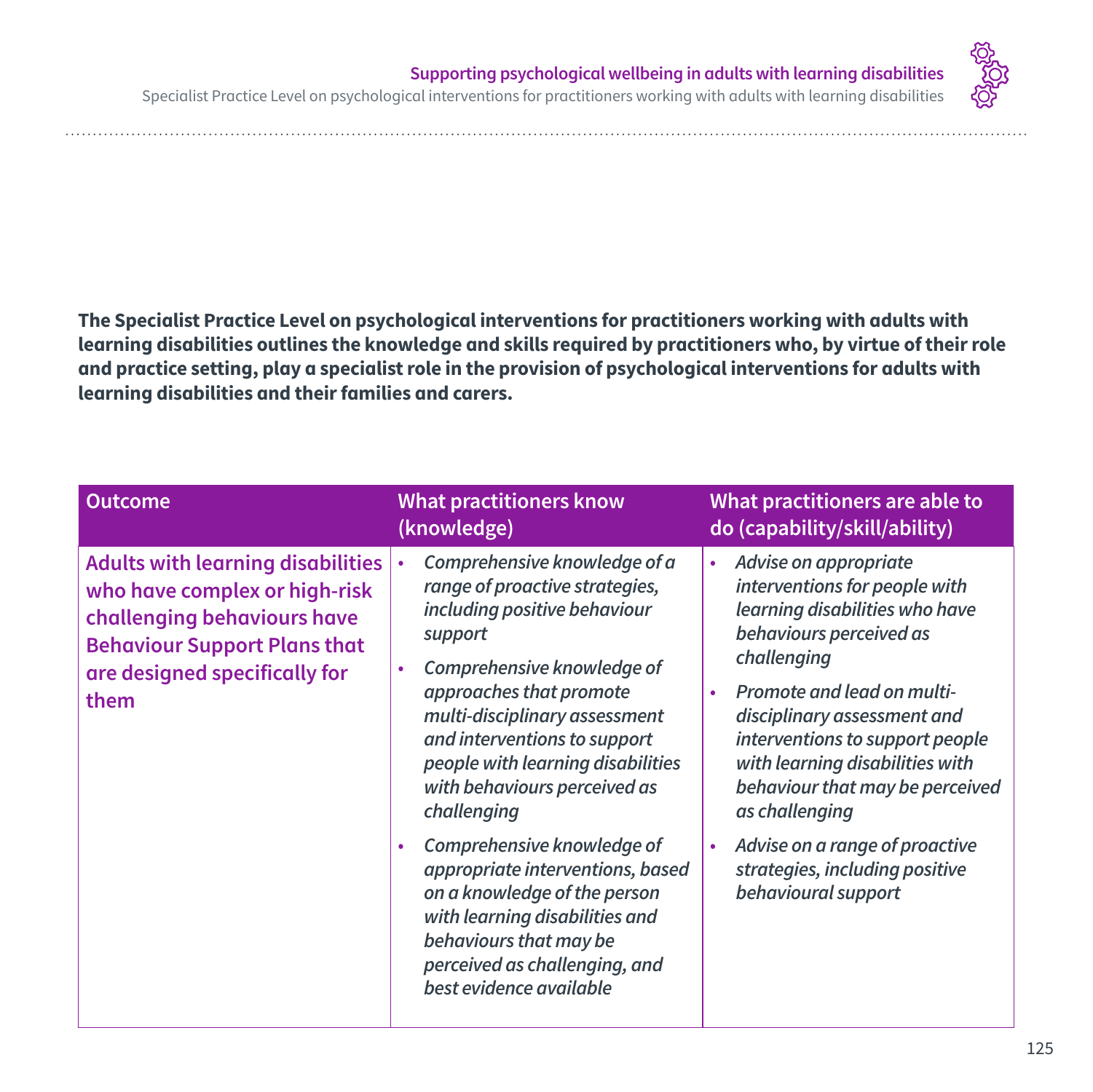**The Specialist Practice Level on psychological interventions for practitioners working with adults with learning disabilities outlines the knowledge and skills required by practitioners who, by virtue of their role and practice setting, play a specialist role in the provision of psychological interventions for adults with learning disabilities and their families and carers.**

| Outcome | What practitioners know (knowledge) | What practitioners are able to do (capability/skill/ability) |
|---|---|---|
| **Adults with learning disabilities who have complex or high-risk challenging behaviours have Behaviour Support Plans that are designed specifically for them** | • *Comprehensive knowledge of a range of proactive strategies, including positive behaviour support*<br>• *Comprehensive knowledge of approaches that promote multi-disciplinary assessment and interventions to support people with learning disabilities with behaviours perceived as challenging*<br>• *Comprehensive knowledge of appropriate interventions, based on a knowledge of the person with learning disabilities and behaviours that may be perceived as challenging, and best evidence available* | • *Advise on appropriate interventions for people with learning disabilities who have behaviours perceived as challenging*<br>• *Promote and lead on multi-disciplinary assessment and interventions to support people with learning disabilities with behaviour that may be perceived as challenging*<br>• *Advise on a range of proactive strategies, including positive behavioural support* |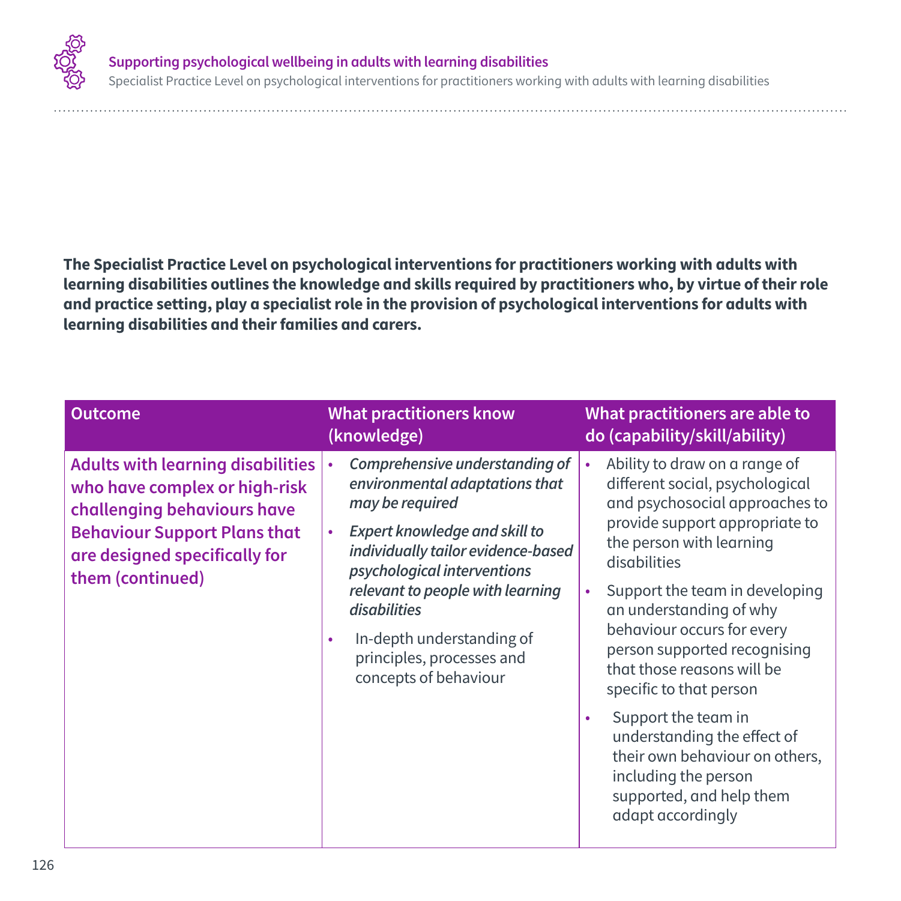**The Specialist Practice Level on psychological interventions for practitioners working with adults with learning disabilities outlines the knowledge and skills required by practitioners who, by virtue of their role and practice setting, play a specialist role in the provision of psychological interventions for adults with learning disabilities and their families and carers.**

| Outcome | What practitioners know (knowledge) | What practitioners are able to do (capability/skill/ability) |
|---|---|---|
| **Adults with learning disabilities who have complex or high-risk challenging behaviours have Behaviour Support Plans that are designed specifically for them (continued)** | • *Comprehensive understanding of environmental adaptations that may be required*<br>• *Expert knowledge and skill to individually tailor evidence-based psychological interventions relevant to people with learning disabilities*<br>• In-depth understanding of principles, processes and concepts of behaviour | • Ability to draw on a range of different social, psychological and psychosocial approaches to provide support appropriate to the person with learning disabilities<br>• Support the team in developing an understanding of why behaviour occurs for every person supported recognising that those reasons will be specific to that person<br>• Support the team in understanding the effect of their own behaviour on others, including the person supported, and help them adapt accordingly |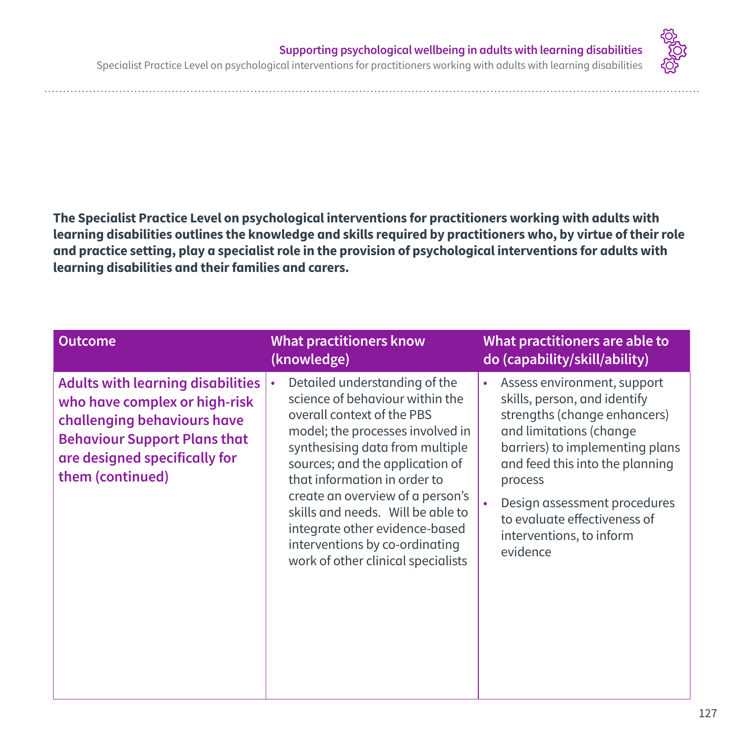**The Specialist Practice Level on psychological interventions for practitioners working with adults with learning disabilities outlines the knowledge and skills required by practitioners who, by virtue of their role and practice setting, play a specialist role in the provision of psychological interventions for adults with learning disabilities and their families and carers.**

| Outcome | What practitioners know (knowledge) | What practitioners are able to do (capability/skill/ability) |
| --- | --- | --- |
| **Adults with learning disabilities who have complex or high-risk challenging behaviours have Behaviour Support Plans that are designed specifically for them (continued)** | • Detailed understanding of the science of behaviour within the overall context of the PBS model; the processes involved in synthesising data from multiple sources; and the application of that information in order to create an overview of a person's skills and needs. Will be able to integrate other evidence-based interventions by co-ordinating work of other clinical specialists | • Assess environment, support skills, person, and identify strengths (change enhancers) and limitations (change barriers) to implementing plans and feed this into the planning process<br>• Design assessment procedures to evaluate effectiveness of interventions, to inform evidence |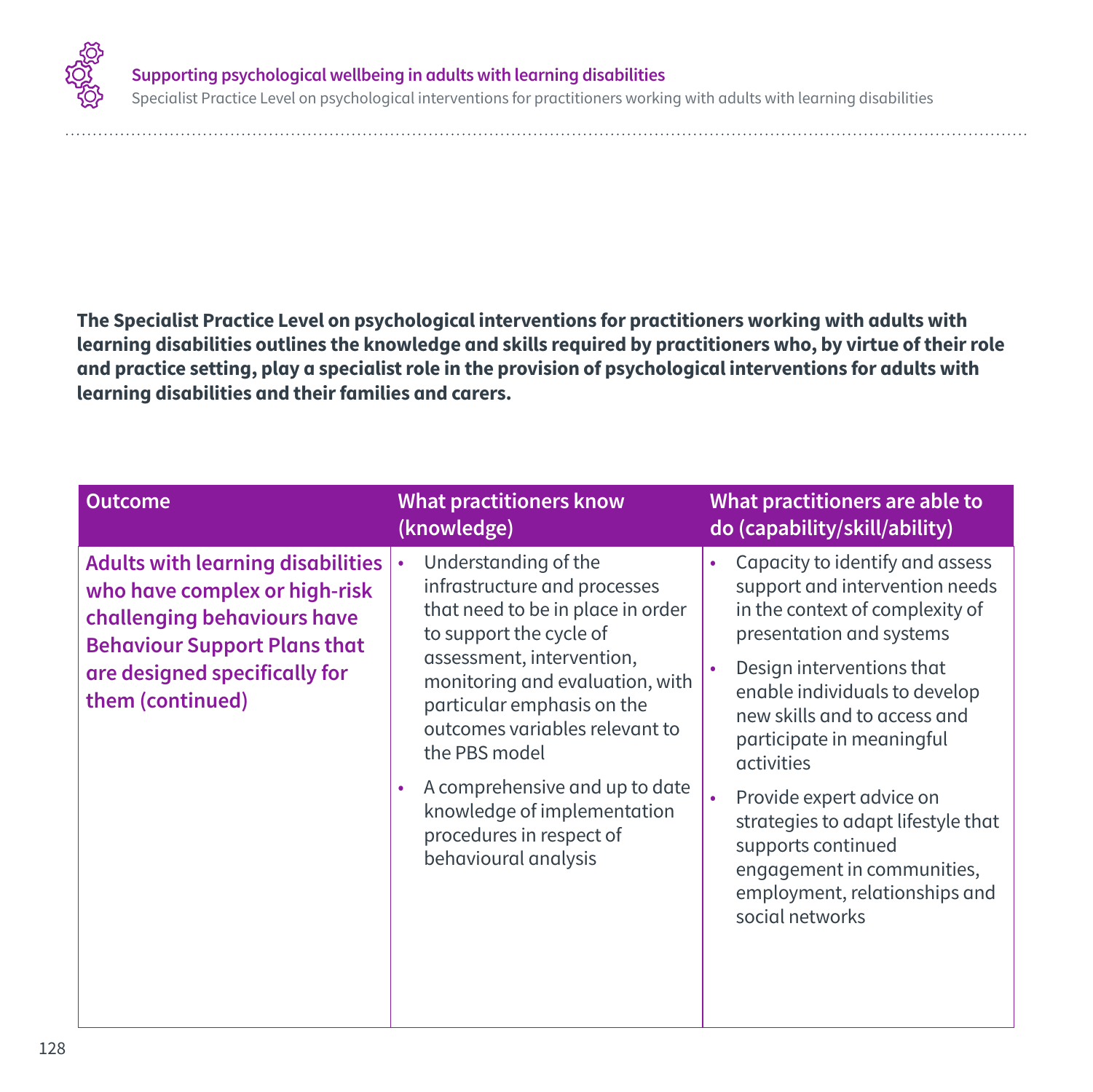**The Specialist Practice Level on psychological interventions for practitioners working with adults with learning disabilities outlines the knowledge and skills required by practitioners who, by virtue of their role and practice setting, play a specialist role in the provision of psychological interventions for adults with learning disabilities and their families and carers.**

| Outcome | What practitioners know (knowledge) | What practitioners are able to do (capability/skill/ability) |
|---|---|---|
| **Adults with learning disabilities who have complex or high-risk challenging behaviours have Behaviour Support Plans that are designed specifically for them (continued)** | • Understanding of the infrastructure and processes that need to be in place in order to support the cycle of assessment, intervention, monitoring and evaluation, with particular emphasis on the outcomes variables relevant to the PBS model<br>• A comprehensive and up to date knowledge of implementation procedures in respect of behavioural analysis | • Capacity to identify and assess support and intervention needs in the context of complexity of presentation and systems<br>• Design interventions that enable individuals to develop new skills and to access and participate in meaningful activities<br>• Provide expert advice on strategies to adapt lifestyle that supports continued engagement in communities, employment, relationships and social networks |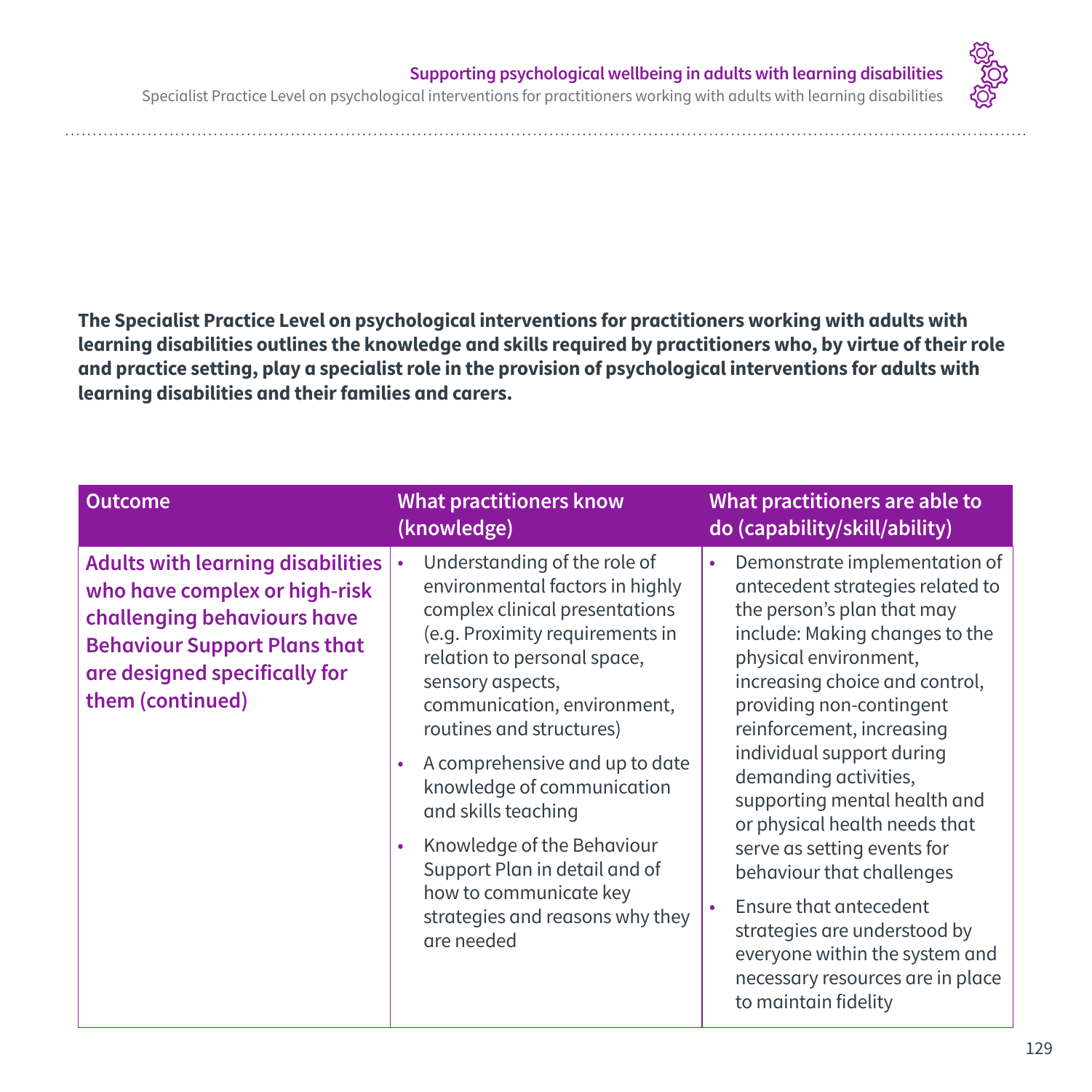**The Specialist Practice Level on psychological interventions for practitioners working with adults with learning disabilities outlines the knowledge and skills required by practitioners who, by virtue of their role and practice setting, play a specialist role in the provision of psychological interventions for adults with learning disabilities and their families and carers.**

| Outcome | What practitioners know (knowledge) | What practitioners are able to do (capability/skill/ability) |
|---|---|---|
| **Adults with learning disabilities who have complex or high-risk challenging behaviours have Behaviour Support Plans that are designed specifically for them (continued)** | • Understanding of the role of environmental factors in highly complex clinical presentations (e.g. Proximity requirements in relation to personal space, sensory aspects, communication, environment, routines and structures)<br>• A comprehensive and up to date knowledge of communication and skills teaching<br>• Knowledge of the Behaviour Support Plan in detail and of how to communicate key strategies and reasons why they are needed | • Demonstrate implementation of antecedent strategies related to the person's plan that may include: Making changes to the physical environment, increasing choice and control, providing non-contingent reinforcement, increasing individual support during demanding activities, supporting mental health and or physical health needs that serve as setting events for behaviour that challenges<br>• Ensure that antecedent strategies are understood by everyone within the system and necessary resources are in place to maintain fidelity |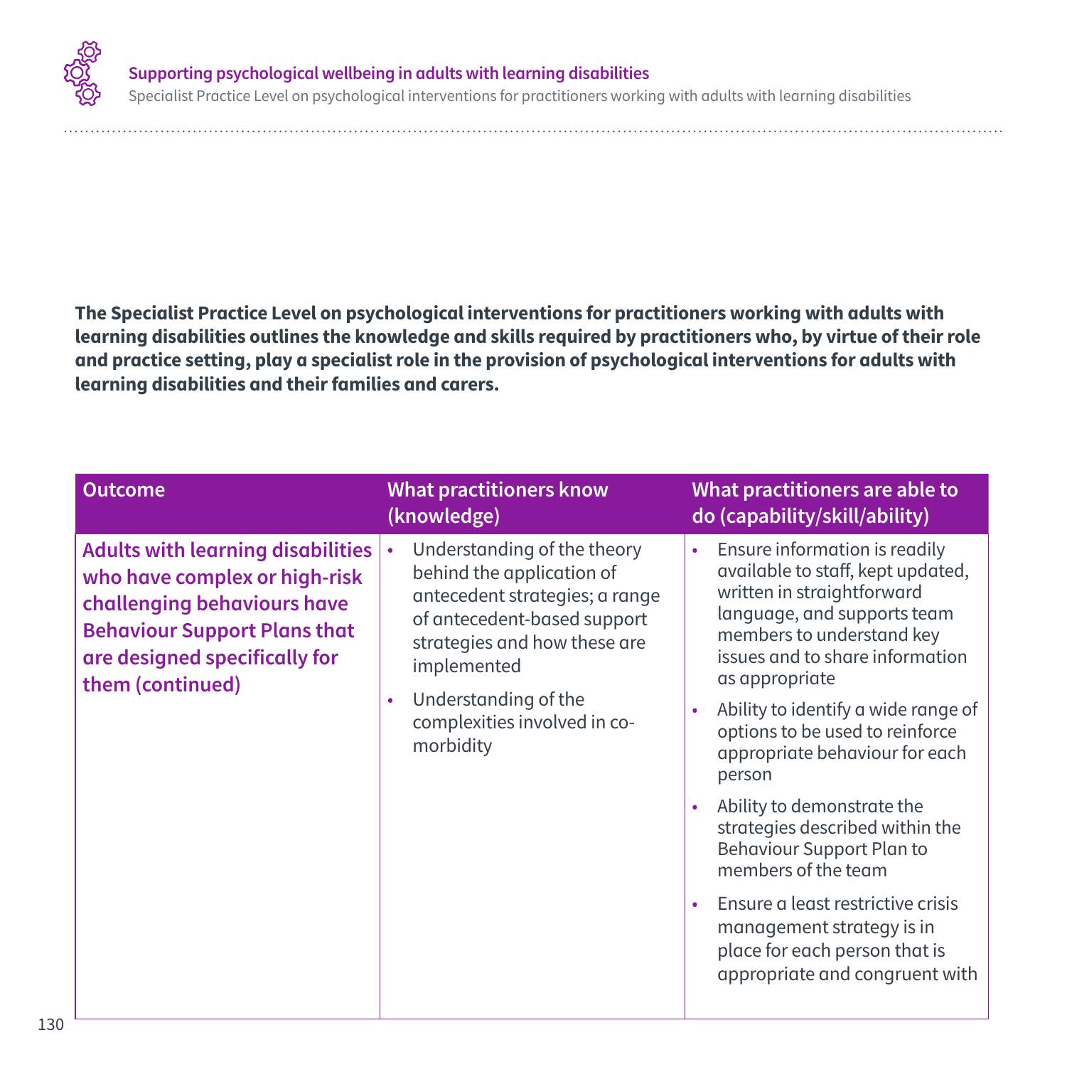**The Specialist Practice Level on psychological interventions for practitioners working with adults with learning disabilities outlines the knowledge and skills required by practitioners who, by virtue of their role and practice setting, play a specialist role in the provision of psychological interventions for adults with learning disabilities and their families and carers.**

| Outcome | What practitioners know (knowledge) | What practitioners are able to do (capability/skill/ability) |
|---|---|---|
| **Adults with learning disabilities who have complex or high-risk challenging behaviours have Behaviour Support Plans that are designed specifically for them (continued)** | • Understanding of the theory behind the application of antecedent strategies; a range of antecedent-based support strategies and how these are implemented<br>• Understanding of the complexities involved in co-morbidity | • Ensure information is readily available to staff, kept updated, written in straightforward language, and supports team members to understand key issues and to share information as appropriate<br>• Ability to identify a wide range of options to be used to reinforce appropriate behaviour for each person<br>• Ability to demonstrate the strategies described within the Behaviour Support Plan to members of the team<br>• Ensure a least restrictive crisis management strategy is in place for each person that is appropriate and congruent with |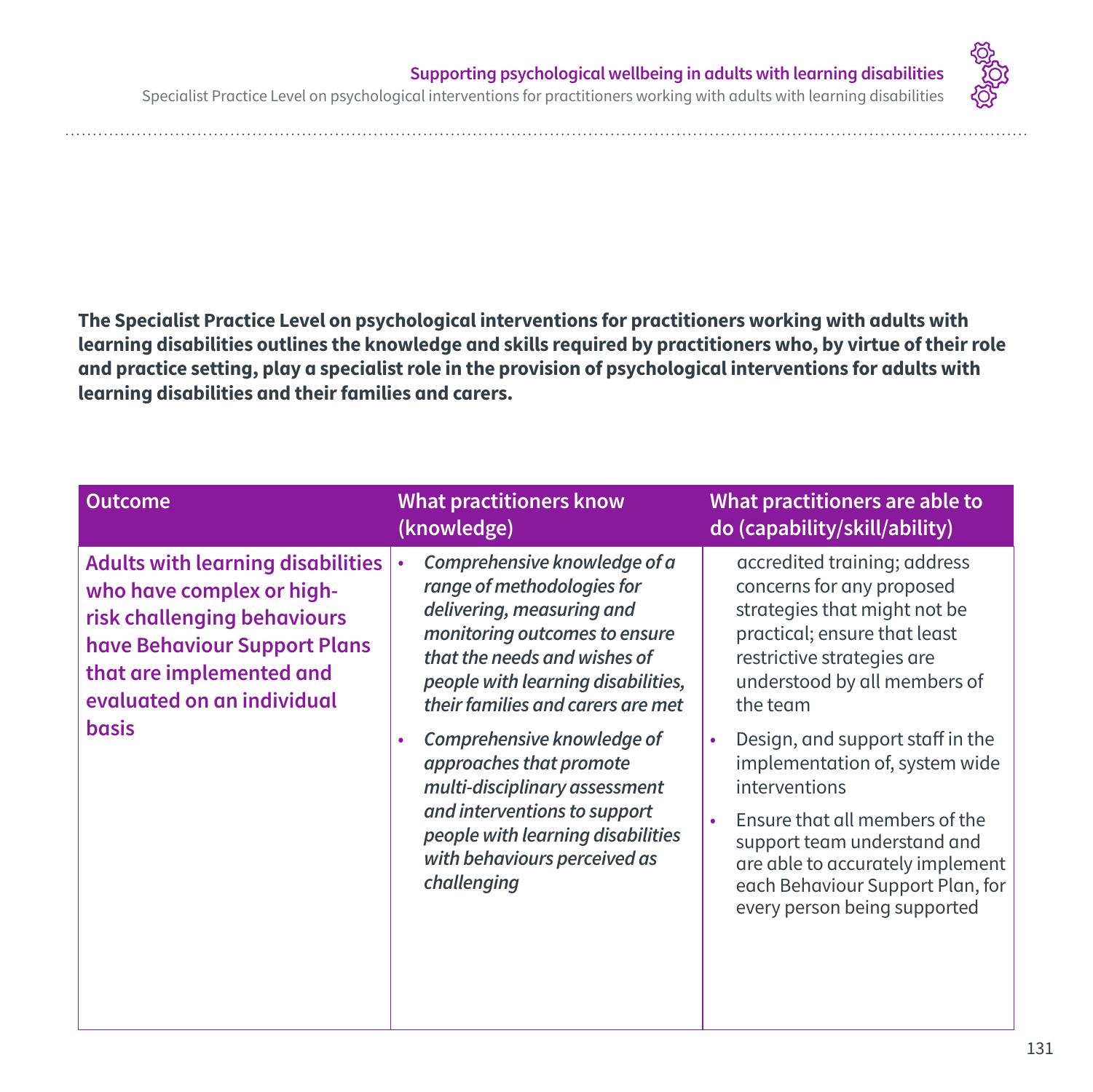**The Specialist Practice Level on psychological interventions for practitioners working with adults with learning disabilities outlines the knowledge and skills required by practitioners who, by virtue of their role and practice setting, play a specialist role in the provision of psychological interventions for adults with learning disabilities and their families and carers.**

| Outcome | What practitioners know (knowledge) | What practitioners are able to do (capability/skill/ability) |
|---|---|---|
| **Adults with learning disabilities who have complex or high-risk challenging behaviours have Behaviour Support Plans that are implemented and evaluated on an individual basis** | • *Comprehensive knowledge of a range of methodologies for delivering, measuring and monitoring outcomes to ensure that the needs and wishes of people with learning disabilities, their families and carers are met*<br>• *Comprehensive knowledge of approaches that promote multi-disciplinary assessment and interventions to support people with learning disabilities with behaviours perceived as challenging* | accredited training; address concerns for any proposed strategies that might not be practical; ensure that least restrictive strategies are understood by all members of the team<br>• Design, and support staff in the implementation of, system wide interventions<br>• Ensure that all members of the support team understand and are able to accurately implement each Behaviour Support Plan, for every person being supported |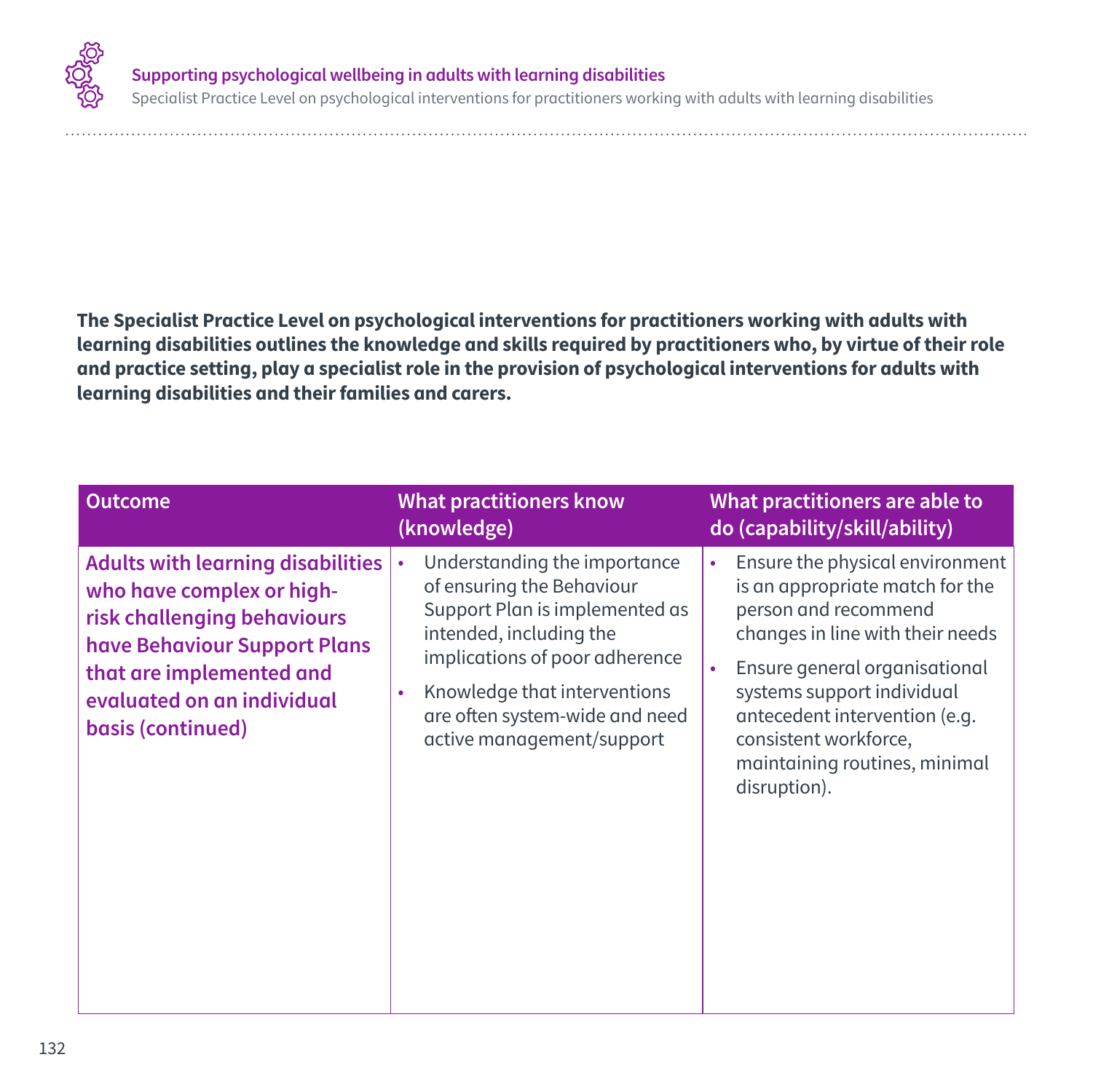**The Specialist Practice Level on psychological interventions for practitioners working with adults with learning disabilities outlines the knowledge and skills required by practitioners who, by virtue of their role and practice setting, play a specialist role in the provision of psychological interventions for adults with learning disabilities and their families and carers.**

| Outcome | What practitioners know (knowledge) | What practitioners are able to do (capability/skill/ability) |
|---|---|---|
| **Adults with learning disabilities who have complex or high-risk challenging behaviours have Behaviour Support Plans that are implemented and evaluated on an individual basis (continued)** | • Understanding the importance of ensuring the Behaviour Support Plan is implemented as intended, including the implications of poor adherence<br>• Knowledge that interventions are often system-wide and need active management/support | • Ensure the physical environment is an appropriate match for the person and recommend changes in line with their needs<br>• Ensure general organisational systems support individual antecedent intervention (e.g. consistent workforce, maintaining routines, minimal disruption). |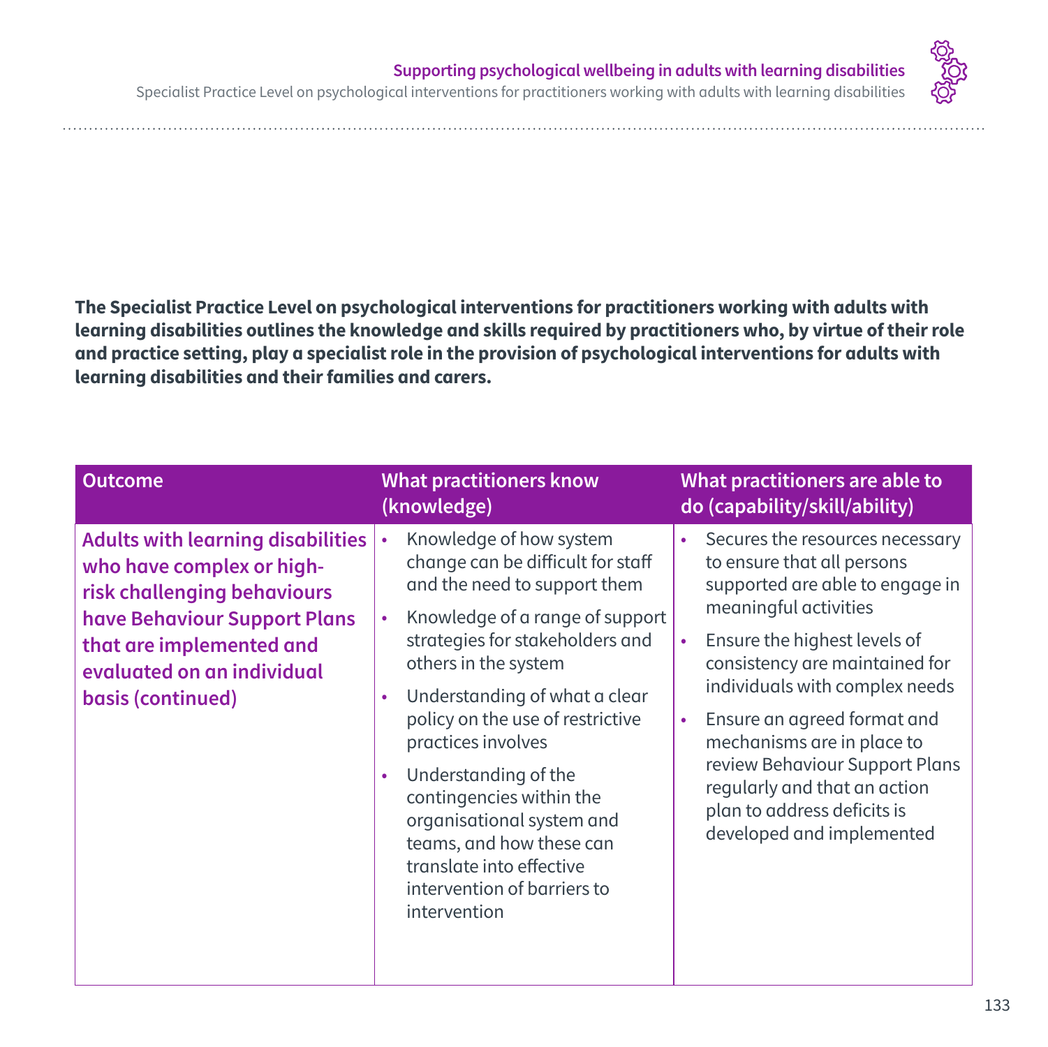**The Specialist Practice Level on psychological interventions for practitioners working with adults with learning disabilities outlines the knowledge and skills required by practitioners who, by virtue of their role and practice setting, play a specialist role in the provision of psychological interventions for adults with learning disabilities and their families and carers.**

| Outcome | What practitioners know (knowledge) | What practitioners are able to do (capability/skill/ability) |
|---|---|---|
| **Adults with learning disabilities who have complex or high-risk challenging behaviours have Behaviour Support Plans that are implemented and evaluated on an individual basis (continued)** | • Knowledge of how system change can be difficult for staff and the need to support them<br>• Knowledge of a range of support strategies for stakeholders and others in the system<br>• Understanding of what a clear policy on the use of restrictive practices involves<br>• Understanding of the contingencies within the organisational system and teams, and how these can translate into effective intervention of barriers to intervention | • Secures the resources necessary to ensure that all persons supported are able to engage in meaningful activities<br>• Ensure the highest levels of consistency are maintained for individuals with complex needs<br>• Ensure an agreed format and mechanisms are in place to review Behaviour Support Plans regularly and that an action plan to address deficits is developed and implemented |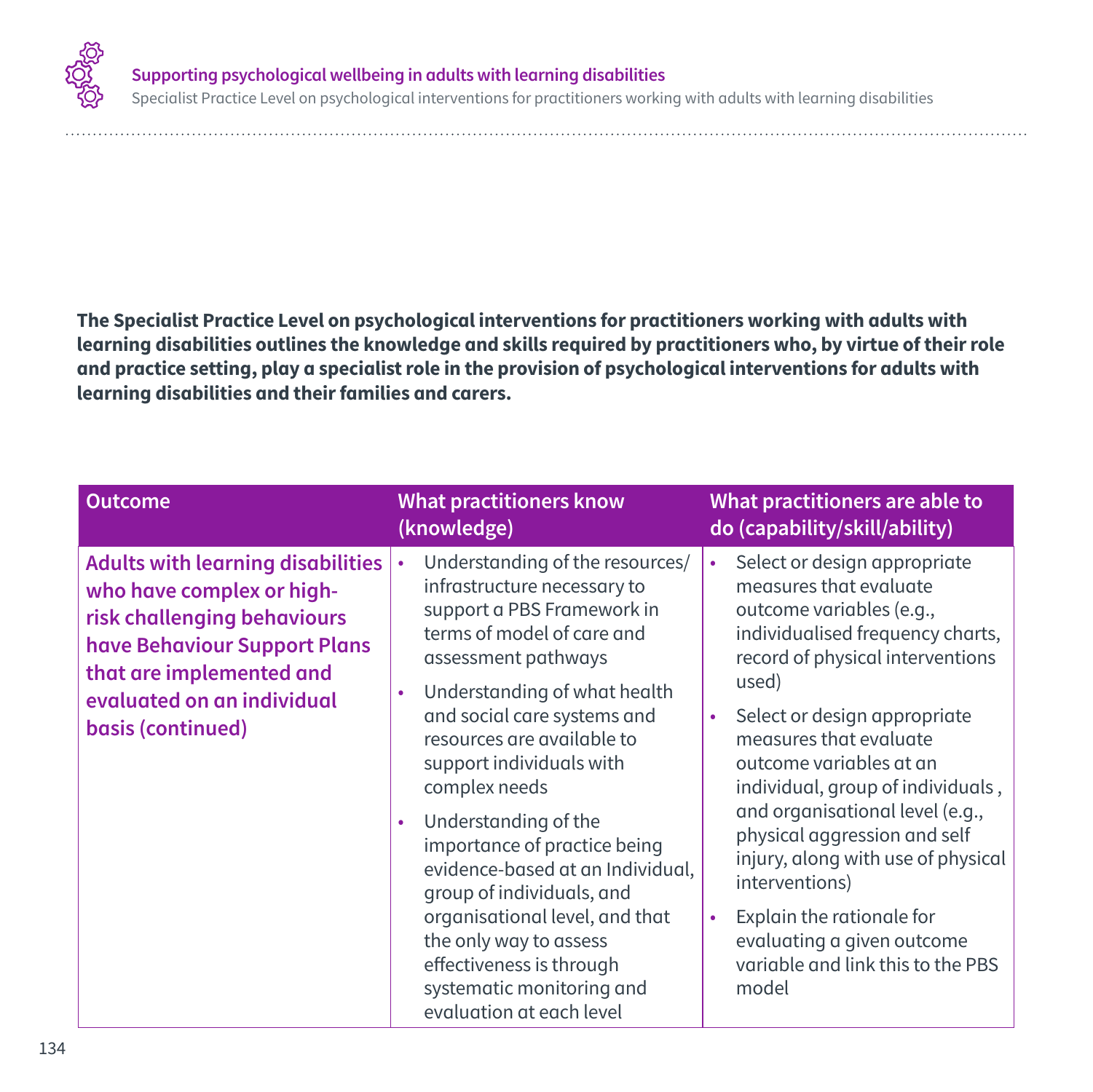**The Specialist Practice Level on psychological interventions for practitioners working with adults with learning disabilities outlines the knowledge and skills required by practitioners who, by virtue of their role and practice setting, play a specialist role in the provision of psychological interventions for adults with learning disabilities and their families and carers.**

| Outcome | What practitioners know (knowledge) | What practitioners are able to do (capability/skill/ability) |
|---|---|---|
| **Adults with learning disabilities who have complex or high-risk challenging behaviours have Behaviour Support Plans that are implemented and evaluated on an individual basis (continued)** | • Understanding of the resources/ infrastructure necessary to support a PBS Framework in terms of model of care and assessment pathways<br>• Understanding of what health and social care systems and resources are available to support individuals with complex needs<br>• Understanding of the importance of practice being evidence-based at an Individual, group of individuals, and organisational level, and that the only way to assess effectiveness is through systematic monitoring and evaluation at each level | • Select or design appropriate measures that evaluate outcome variables (e.g., individualised frequency charts, record of physical interventions used)<br>• Select or design appropriate measures that evaluate outcome variables at an individual, group of individuals , and organisational level (e.g., physical aggression and self injury, along with use of physical interventions)<br>• Explain the rationale for evaluating a given outcome variable and link this to the PBS model |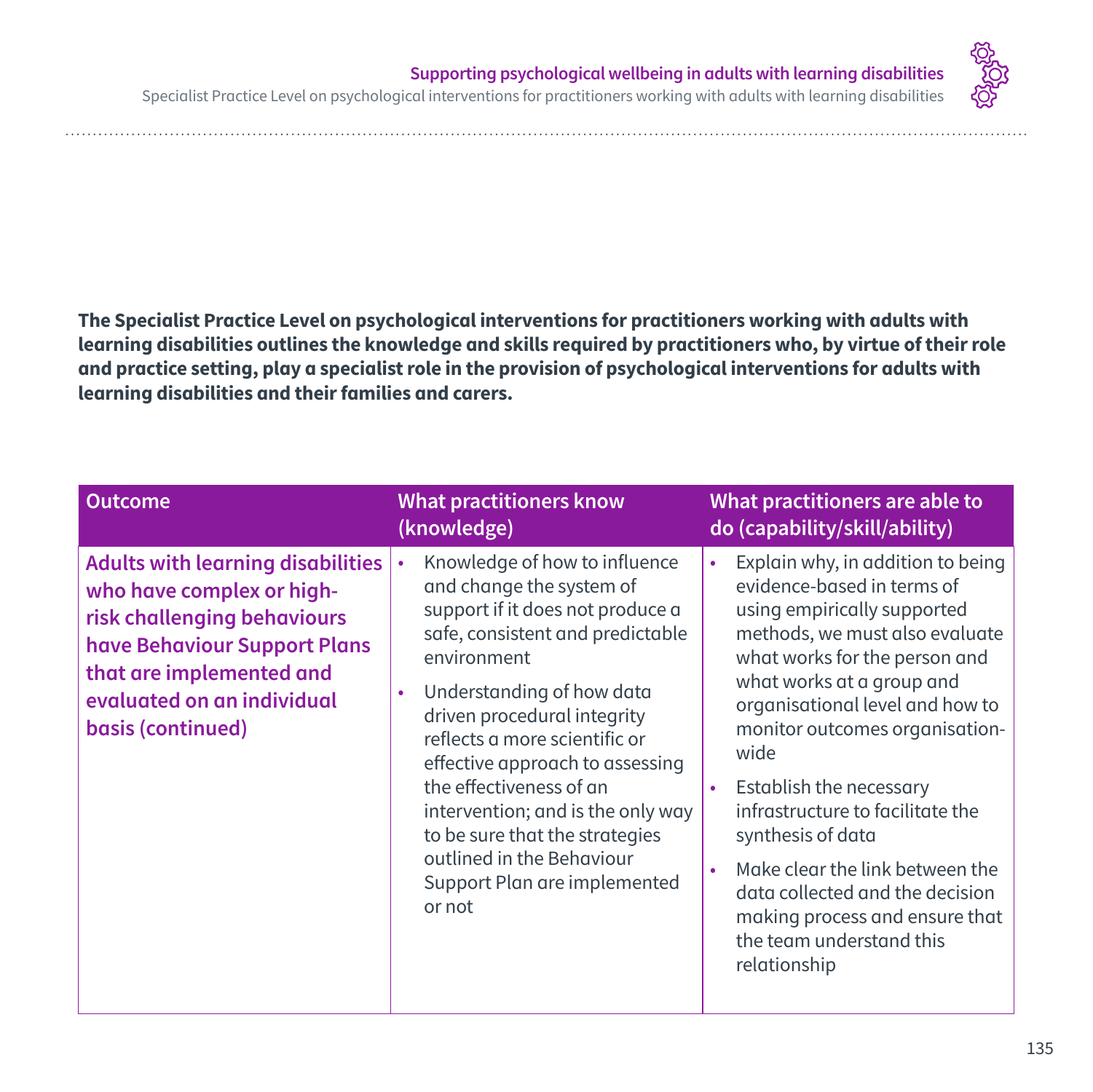**The Specialist Practice Level on psychological interventions for practitioners working with adults with learning disabilities outlines the knowledge and skills required by practitioners who, by virtue of their role and practice setting, play a specialist role in the provision of psychological interventions for adults with learning disabilities and their families and carers.**

| Outcome | What practitioners know (knowledge) | What practitioners are able to do (capability/skill/ability) |
|---|---|---|
| **Adults with learning disabilities who have complex or high-risk challenging behaviours have Behaviour Support Plans that are implemented and evaluated on an individual basis (continued)** | • Knowledge of how to influence and change the system of support if it does not produce a safe, consistent and predictable environment<br>• Understanding of how data driven procedural integrity reflects a more scientific or effective approach to assessing the effectiveness of an intervention; and is the only way to be sure that the strategies outlined in the Behaviour Support Plan are implemented or not | • Explain why, in addition to being evidence-based in terms of using empirically supported methods, we must also evaluate what works for the person and what works at a group and organisational level and how to monitor outcomes organisation-wide<br>• Establish the necessary infrastructure to facilitate the synthesis of data<br>• Make clear the link between the data collected and the decision making process and ensure that the team understand this relationship |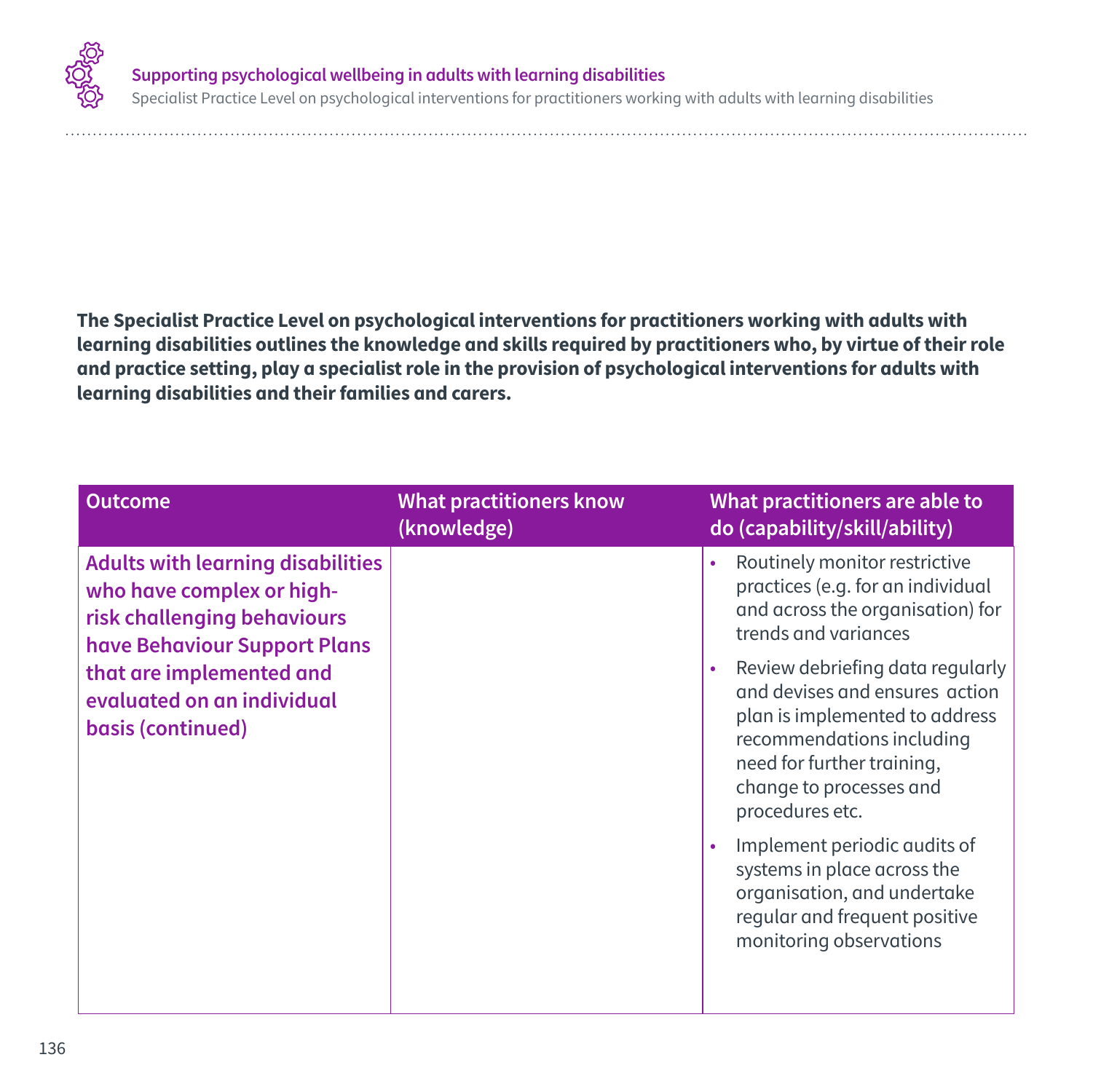**The Specialist Practice Level on psychological interventions for practitioners working with adults with learning disabilities outlines the knowledge and skills required by practitioners who, by virtue of their role and practice setting, play a specialist role in the provision of psychological interventions for adults with learning disabilities and their families and carers.**

| Outcome | What practitioners know (knowledge) | What practitioners are able to do (capability/skill/ability) |
|---|---|---|
| **Adults with learning disabilities who have complex or high-risk challenging behaviours have Behaviour Support Plans that are implemented and evaluated on an individual basis (continued)** | | • Routinely monitor restrictive practices (e.g. for an individual and across the organisation) for trends and variances<br>• Review debriefing data regularly and devises and ensures action plan is implemented to address recommendations including need for further training, change to processes and procedures etc.<br>• Implement periodic audits of systems in place across the organisation, and undertake regular and frequent positive monitoring observations |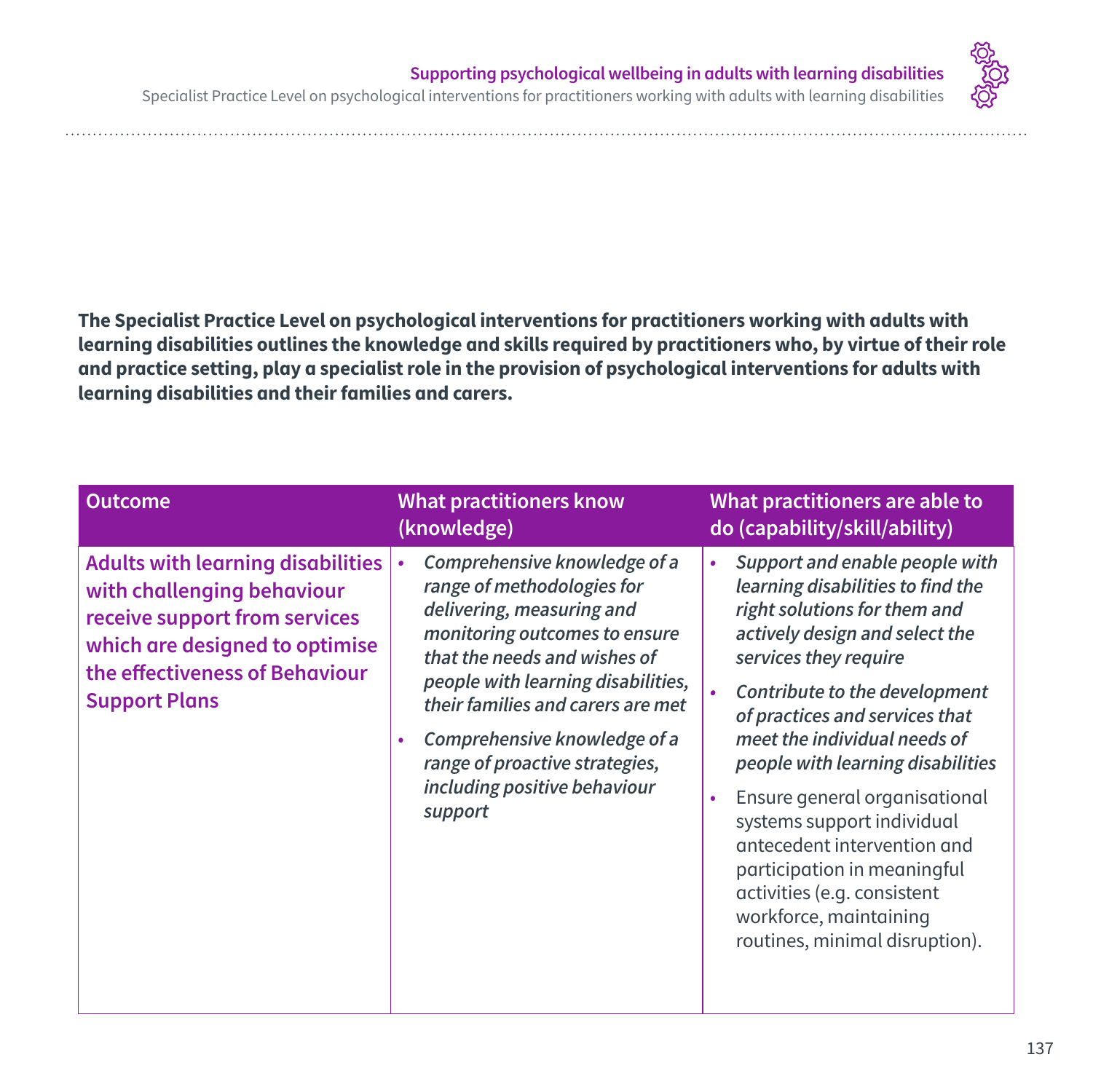**The Specialist Practice Level on psychological interventions for practitioners working with adults with learning disabilities outlines the knowledge and skills required by practitioners who, by virtue of their role and practice setting, play a specialist role in the provision of psychological interventions for adults with learning disabilities and their families and carers.**

| Outcome | What practitioners know (knowledge) | What practitioners are able to do (capability/skill/ability) |
|---|---|---|
| **Adults with learning disabilities with challenging behaviour receive support from services which are designed to optimise the effectiveness of Behaviour Support Plans** | • *Comprehensive knowledge of a range of methodologies for delivering, measuring and monitoring outcomes to ensure that the needs and wishes of people with learning disabilities, their families and carers are met*<br>• *Comprehensive knowledge of a range of proactive strategies, including positive behaviour support* | • *Support and enable people with learning disabilities to find the right solutions for them and actively design and select the services they require*<br>• *Contribute to the development of practices and services that meet the individual needs of people with learning disabilities*<br>• Ensure general organisational systems support individual antecedent intervention and participation in meaningful activities (e.g. consistent workforce, maintaining routines, minimal disruption). |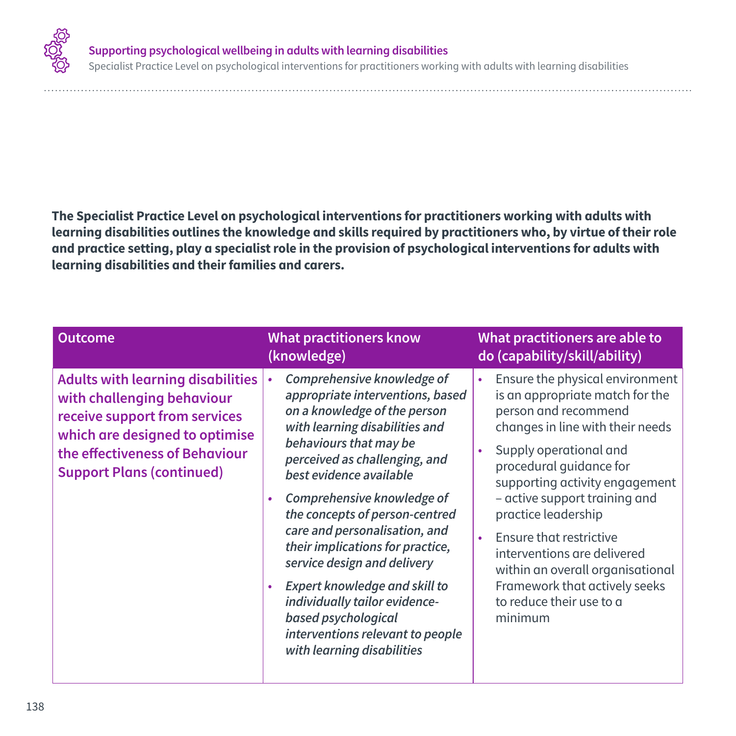**The Specialist Practice Level on psychological interventions for practitioners working with adults with learning disabilities outlines the knowledge and skills required by practitioners who, by virtue of their role and practice setting, play a specialist role in the provision of psychological interventions for adults with learning disabilities and their families and carers.**

| Outcome | What practitioners know (knowledge) | What practitioners are able to do (capability/skill/ability) |
|---|---|---|
| **Adults with learning disabilities with challenging behaviour receive support from services which are designed to optimise the effectiveness of Behaviour Support Plans (continued)** | • *Comprehensive knowledge of appropriate interventions, based on a knowledge of the person with learning disabilities and behaviours that may be perceived as challenging, and best evidence available*<br>• *Comprehensive knowledge of the concepts of person-centred care and personalisation, and their implications for practice, service design and delivery*<br>• *Expert knowledge and skill to individually tailor evidence-based psychological interventions relevant to people with learning disabilities* | • Ensure the physical environment is an appropriate match for the person and recommend changes in line with their needs<br>• Supply operational and procedural guidance for supporting activity engagement – active support training and practice leadership<br>• Ensure that restrictive interventions are delivered within an overall organisational Framework that actively seeks to reduce their use to a minimum |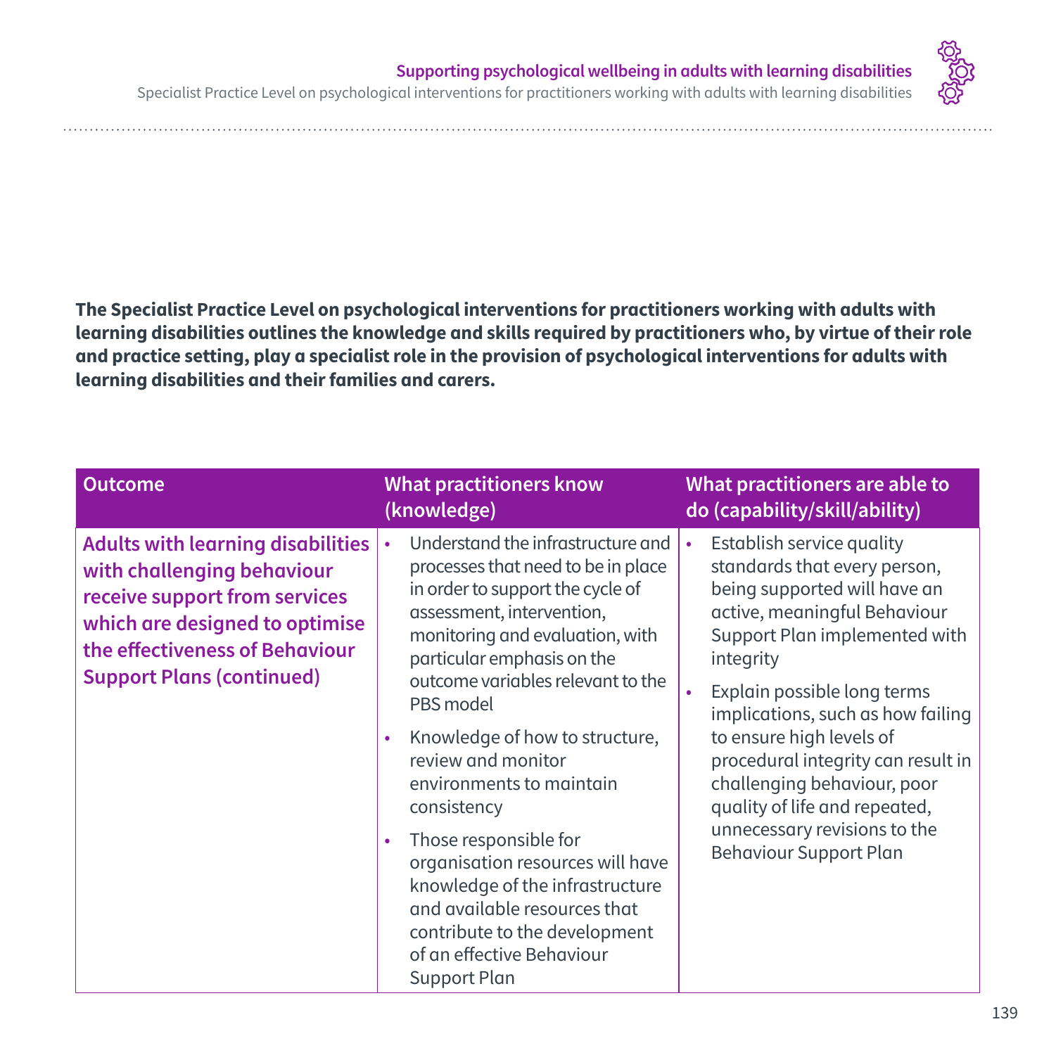**The Specialist Practice Level on psychological interventions for practitioners working with adults with learning disabilities outlines the knowledge and skills required by practitioners who, by virtue of their role and practice setting, play a specialist role in the provision of psychological interventions for adults with learning disabilities and their families and carers.**

| Outcome | What practitioners know (knowledge) | What practitioners are able to do (capability/skill/ability) |
|---|---|---|
| **Adults with learning disabilities with challenging behaviour receive support from services which are designed to optimise the effectiveness of Behaviour Support Plans (continued)** | • Understand the infrastructure and processes that need to be in place in order to support the cycle of assessment, intervention, monitoring and evaluation, with particular emphasis on the outcome variables relevant to the PBS model<br>• Knowledge of how to structure, review and monitor environments to maintain consistency<br>• Those responsible for organisation resources will have knowledge of the infrastructure and available resources that contribute to the development of an effective Behaviour Support Plan | • Establish service quality standards that every person, being supported will have an active, meaningful Behaviour Support Plan implemented with integrity<br>• Explain possible long terms implications, such as how failing to ensure high levels of procedural integrity can result in challenging behaviour, poor quality of life and repeated, unnecessary revisions to the Behaviour Support Plan |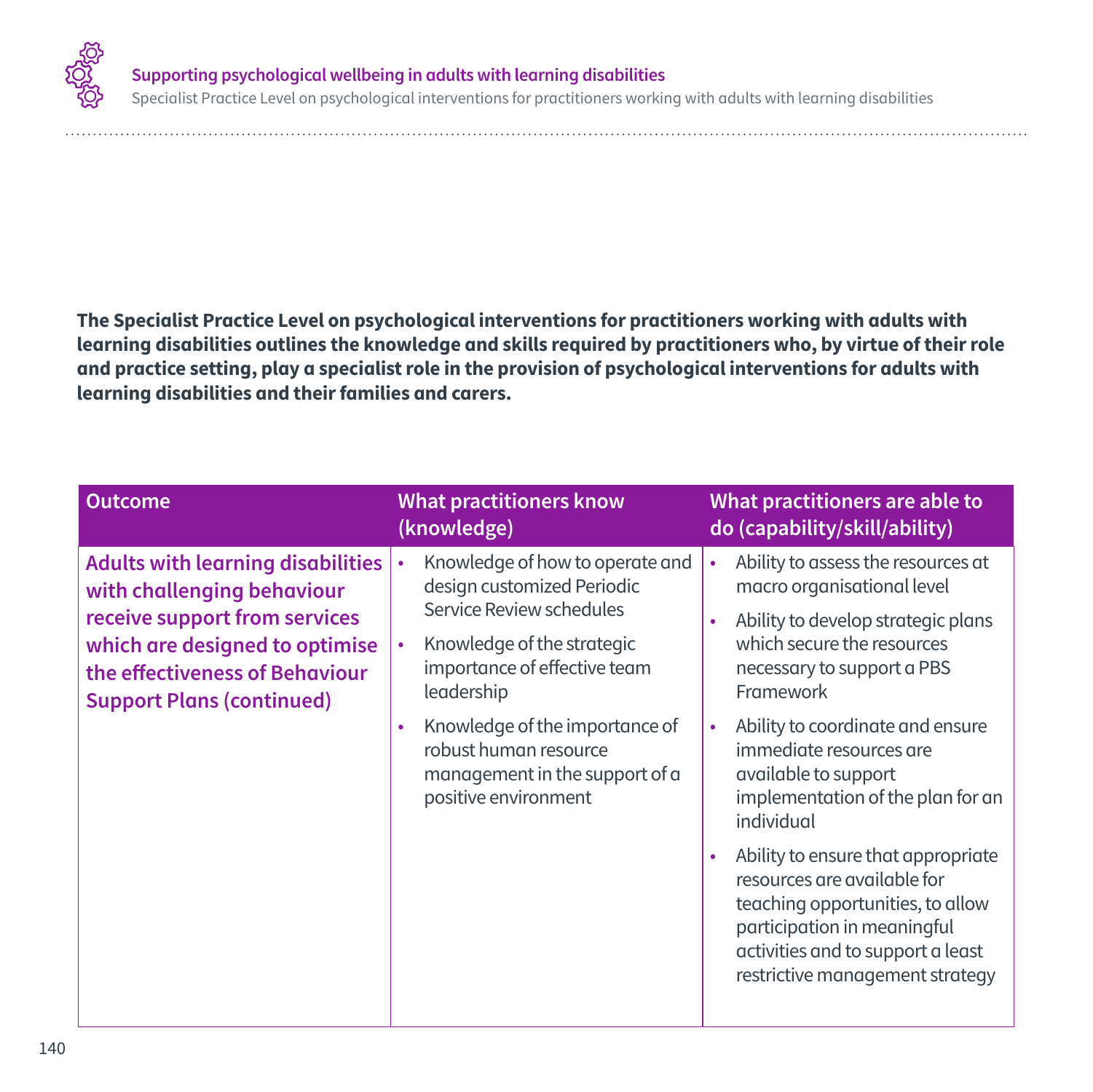**The Specialist Practice Level on psychological interventions for practitioners working with adults with learning disabilities outlines the knowledge and skills required by practitioners who, by virtue of their role and practice setting, play a specialist role in the provision of psychological interventions for adults with learning disabilities and their families and carers.**

| Outcome | What practitioners know (knowledge) | What practitioners are able to do (capability/skill/ability) |
|---|---|---|
| **Adults with learning disabilities with challenging behaviour receive support from services which are designed to optimise the effectiveness of Behaviour Support Plans (continued)** | • Knowledge of how to operate and design customized Periodic Service Review schedules<br>• Knowledge of the strategic importance of effective team leadership<br>• Knowledge of the importance of robust human resource management in the support of a positive environment | • Ability to assess the resources at macro organisational level<br>• Ability to develop strategic plans which secure the resources necessary to support a PBS Framework<br>• Ability to coordinate and ensure immediate resources are available to support implementation of the plan for an individual<br>• Ability to ensure that appropriate resources are available for teaching opportunities, to allow participation in meaningful activities and to support a least restrictive management strategy |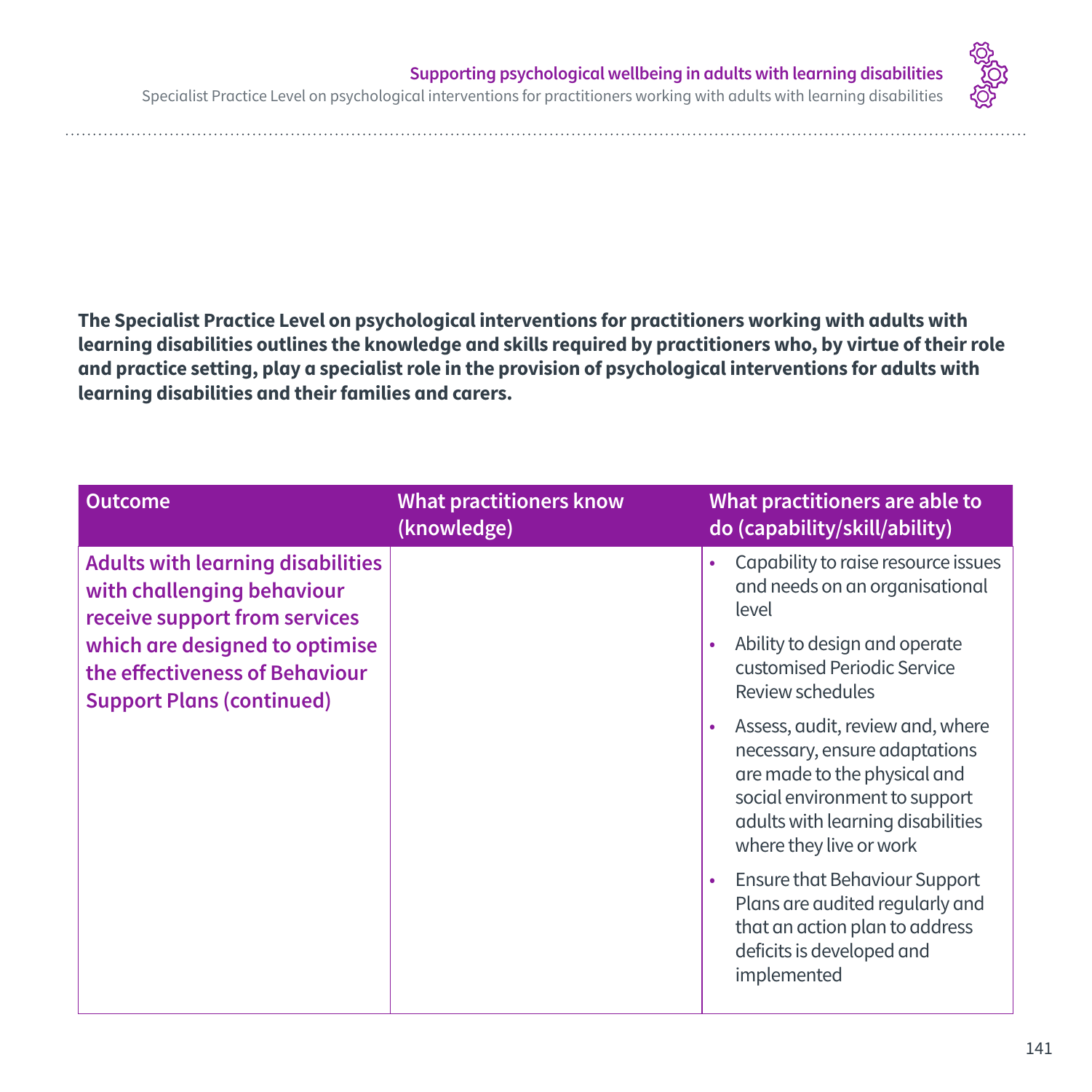**The Specialist Practice Level on psychological interventions for practitioners working with adults with learning disabilities outlines the knowledge and skills required by practitioners who, by virtue of their role and practice setting, play a specialist role in the provision of psychological interventions for adults with learning disabilities and their families and carers.**

| Outcome | What practitioners know (knowledge) | What practitioners are able to do (capability/skill/ability) |
|---|---|---|
| **Adults with learning disabilities with challenging behaviour receive support from services which are designed to optimise the effectiveness of Behaviour Support Plans (continued)** | | • Capability to raise resource issues and needs on an organisational level<br>• Ability to design and operate customised Periodic Service Review schedules<br>• Assess, audit, review and, where necessary, ensure adaptations are made to the physical and social environment to support adults with learning disabilities where they live or work<br>• Ensure that Behaviour Support Plans are audited regularly and that an action plan to address deficits is developed and implemented |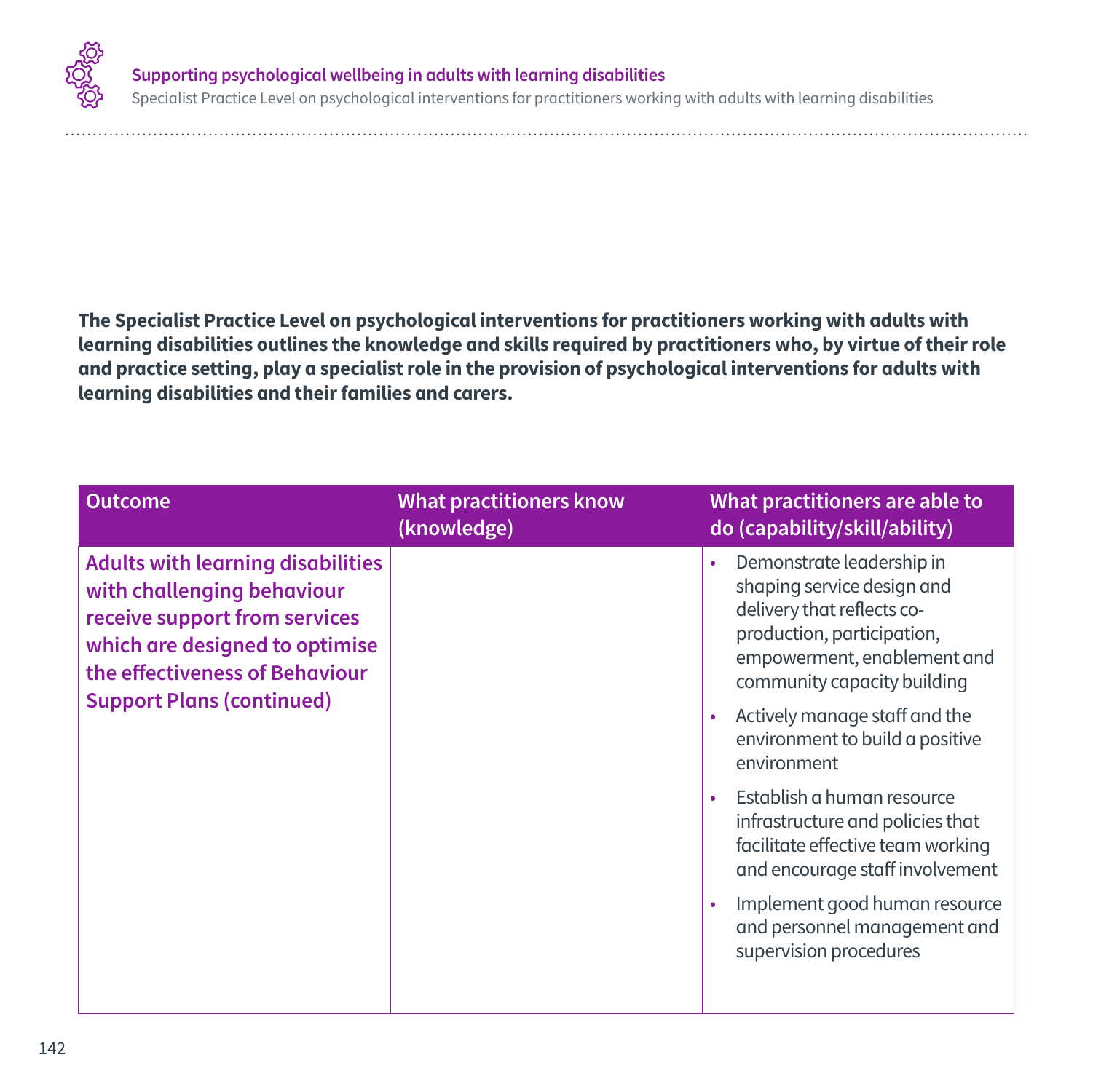**The Specialist Practice Level on psychological interventions for practitioners working with adults with learning disabilities outlines the knowledge and skills required by practitioners who, by virtue of their role and practice setting, play a specialist role in the provision of psychological interventions for adults with learning disabilities and their families and carers.**

| Outcome | What practitioners know (knowledge) | What practitioners are able to do (capability/skill/ability) |
|---|---|---|
| **Adults with learning disabilities with challenging behaviour receive support from services which are designed to optimise the effectiveness of Behaviour Support Plans (continued)** | | • Demonstrate leadership in shaping service design and delivery that reflects co-production, participation, empowerment, enablement and community capacity building<br>• Actively manage staff and the environment to build a positive environment<br>• Establish a human resource infrastructure and policies that facilitate effective team working and encourage staff involvement<br>• Implement good human resource and personnel management and supervision procedures |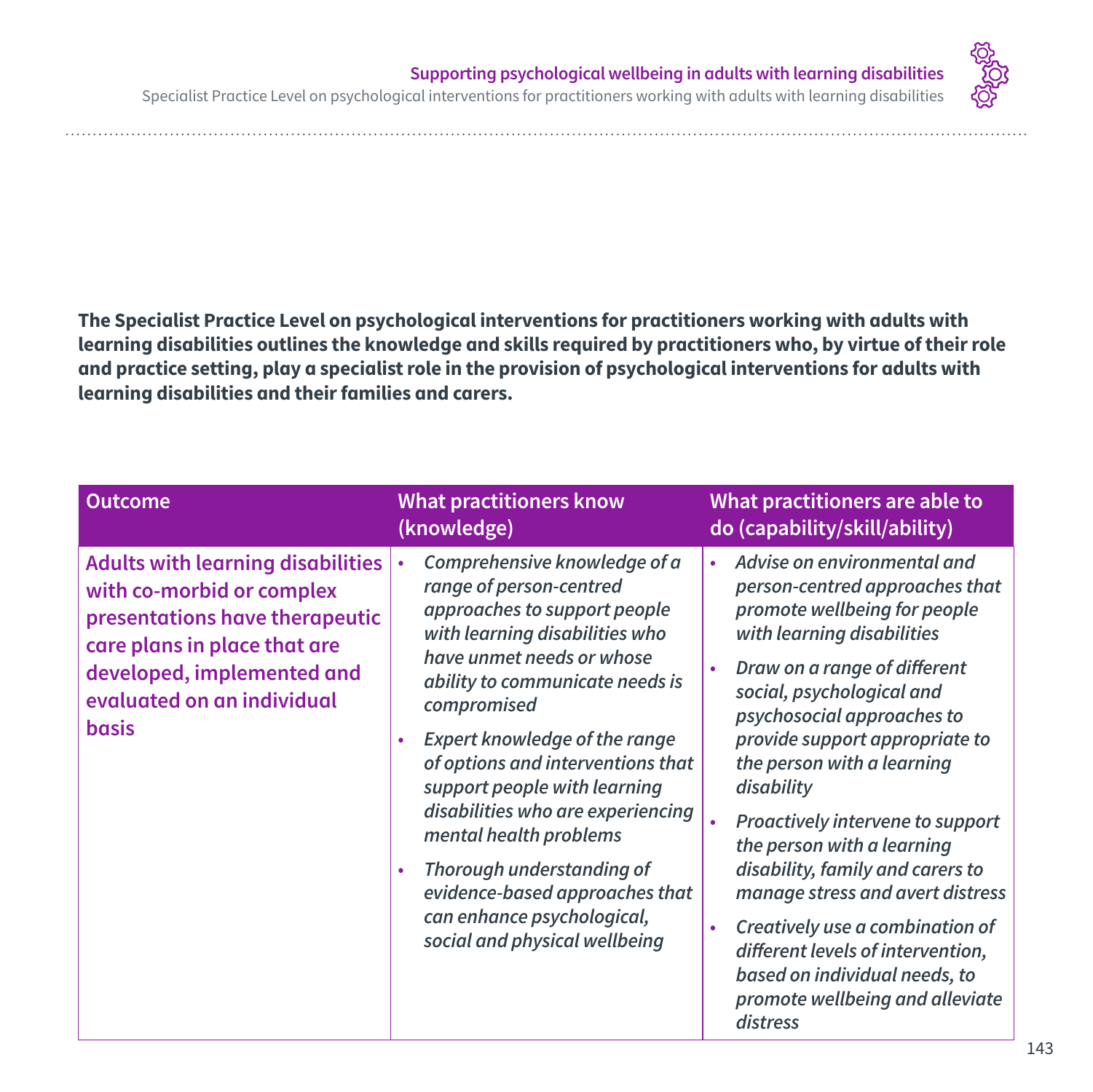**The Specialist Practice Level on psychological interventions for practitioners working with adults with learning disabilities outlines the knowledge and skills required by practitioners who, by virtue of their role and practice setting, play a specialist role in the provision of psychological interventions for adults with learning disabilities and their families and carers.**

| Outcome | What practitioners know (knowledge) | What practitioners are able to do (capability/skill/ability) |
|---|---|---|
| **Adults with learning disabilities with co-morbid or complex presentations have therapeutic care plans in place that are developed, implemented and evaluated on an individual basis** | • *Comprehensive knowledge of a range of person-centred approaches to support people with learning disabilities who have unmet needs or whose ability to communicate needs is compromised*<br>• *Expert knowledge of the range of options and interventions that support people with learning disabilities who are experiencing mental health problems*<br>• *Thorough understanding of evidence-based approaches that can enhance psychological, social and physical wellbeing* | • *Advise on environmental and person-centred approaches that promote wellbeing for people with learning disabilities*<br>• *Draw on a range of different social, psychological and psychosocial approaches to provide support appropriate to the person with a learning disability*<br>• *Proactively intervene to support the person with a learning disability, family and carers to manage stress and avert distress*<br>• *Creatively use a combination of different levels of intervention, based on individual needs, to promote wellbeing and alleviate distress* |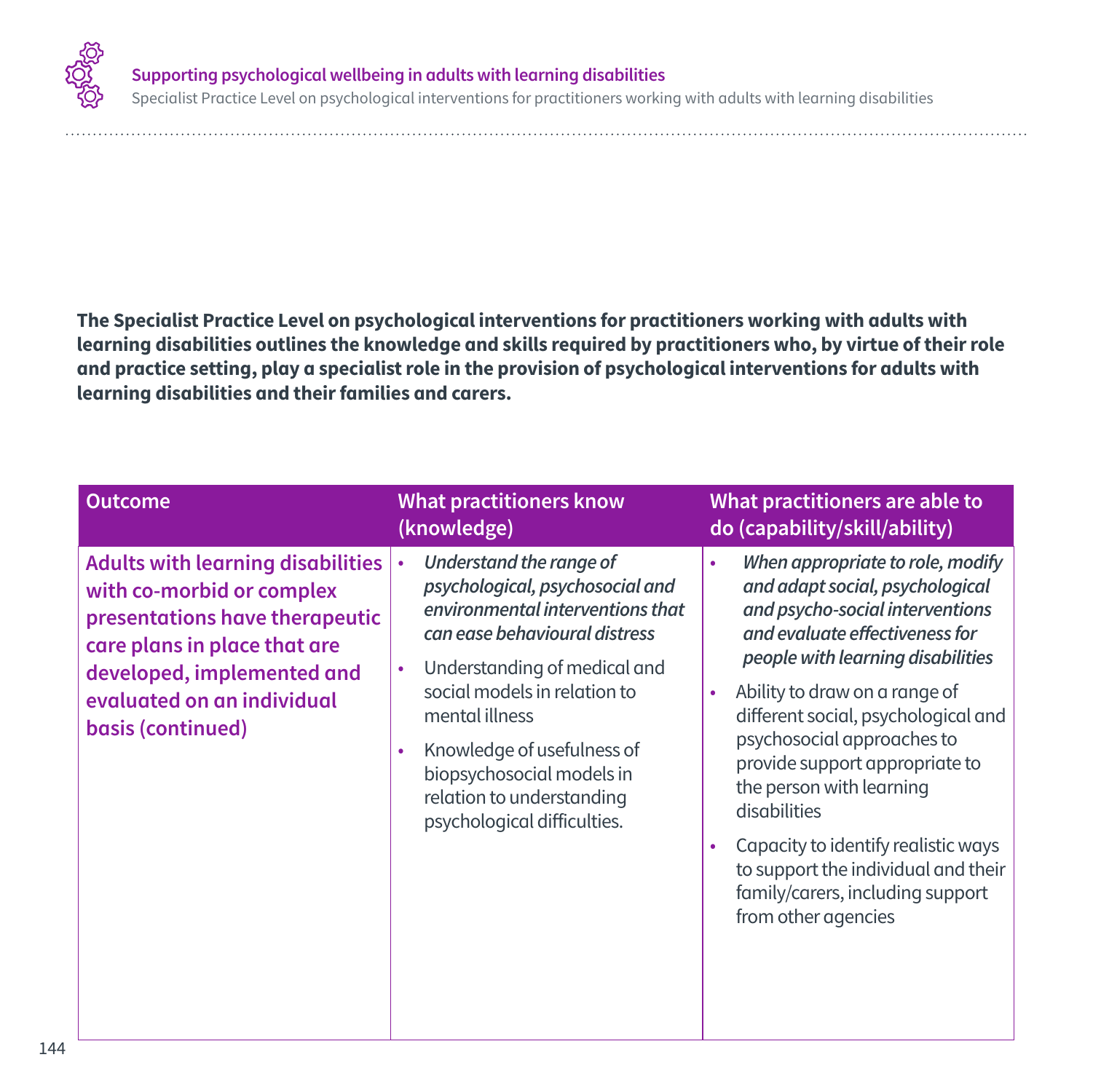**The Specialist Practice Level on psychological interventions for practitioners working with adults with learning disabilities outlines the knowledge and skills required by practitioners who, by virtue of their role and practice setting, play a specialist role in the provision of psychological interventions for adults with learning disabilities and their families and carers.**

| Outcome | What practitioners know (knowledge) | What practitioners are able to do (capability/skill/ability) |
|---|---|---|
| **Adults with learning disabilities with co-morbid or complex presentations have therapeutic care plans in place that are developed, implemented and evaluated on an individual basis (continued)** | • *Understand the range of psychological, psychosocial and environmental interventions that can ease behavioural distress*<br>• Understanding of medical and social models in relation to mental illness<br>• Knowledge of usefulness of biopsychosocial models in relation to understanding psychological difficulties. | • *When appropriate to role, modify and adapt social, psychological and psycho-social interventions and evaluate effectiveness for people with learning disabilities*<br>• Ability to draw on a range of different social, psychological and psychosocial approaches to provide support appropriate to the person with learning disabilities<br>• Capacity to identify realistic ways to support the individual and their family/carers, including support from other agencies |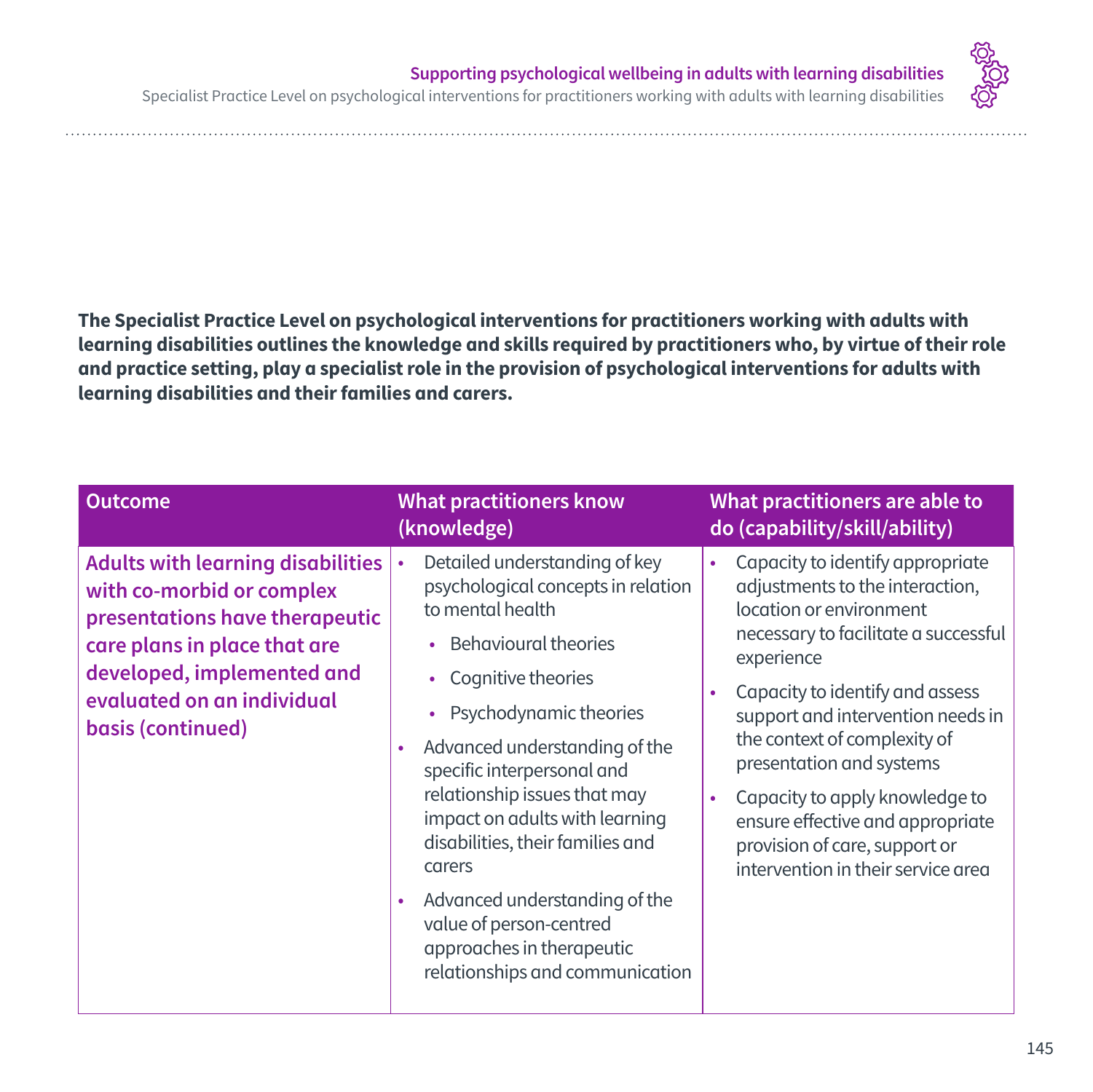**The Specialist Practice Level on psychological interventions for practitioners working with adults with learning disabilities outlines the knowledge and skills required by practitioners who, by virtue of their role and practice setting, play a specialist role in the provision of psychological interventions for adults with learning disabilities and their families and carers.**

| Outcome | What practitioners know (knowledge) | What practitioners are able to do (capability/skill/ability) |
|---|---|---|
| **Adults with learning disabilities with co-morbid or complex presentations have therapeutic care plans in place that are developed, implemented and evaluated on an individual basis (continued)** | • Detailed understanding of key psychological concepts in relation to mental health<br>  ◦ Behavioural theories<br>  ◦ Cognitive theories<br>  ◦ Psychodynamic theories<br>• Advanced understanding of the specific interpersonal and relationship issues that may impact on adults with learning disabilities, their families and carers<br>• Advanced understanding of the value of person-centred approaches in therapeutic relationships and communication | • Capacity to identify appropriate adjustments to the interaction, location or environment necessary to facilitate a successful experience<br>• Capacity to identify and assess support and intervention needs in the context of complexity of presentation and systems<br>• Capacity to apply knowledge to ensure effective and appropriate provision of care, support or intervention in their service area |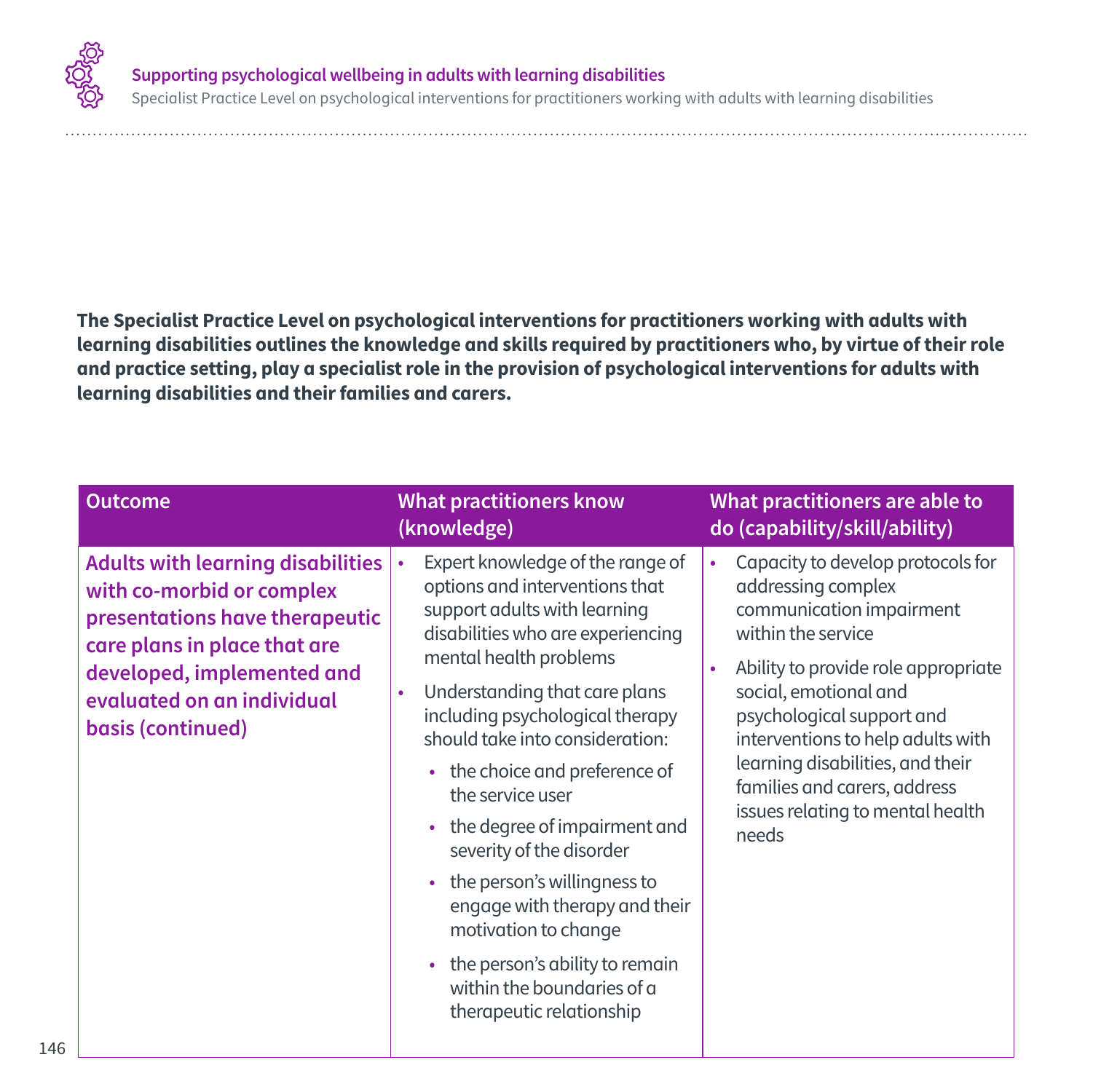**The Specialist Practice Level on psychological interventions for practitioners working with adults with learning disabilities outlines the knowledge and skills required by practitioners who, by virtue of their role and practice setting, play a specialist role in the provision of psychological interventions for adults with learning disabilities and their families and carers.**

| Outcome | What practitioners know (knowledge) | What practitioners are able to do (capability/skill/ability) |
|---|---|---|
| **Adults with learning disabilities with co-morbid or complex presentations have therapeutic care plans in place that are developed, implemented and evaluated on an individual basis (continued)** | • Expert knowledge of the range of options and interventions that support adults with learning disabilities who are experiencing mental health problems<br>• Understanding that care plans including psychological therapy should take into consideration:<br>  • the choice and preference of the service user<br>  • the degree of impairment and severity of the disorder<br>  • the person's willingness to engage with therapy and their motivation to change<br>  • the person's ability to remain within the boundaries of a therapeutic relationship | • Capacity to develop protocols for addressing complex communication impairment within the service<br>• Ability to provide role appropriate social, emotional and psychological support and interventions to help adults with learning disabilities, and their families and carers, address issues relating to mental health needs |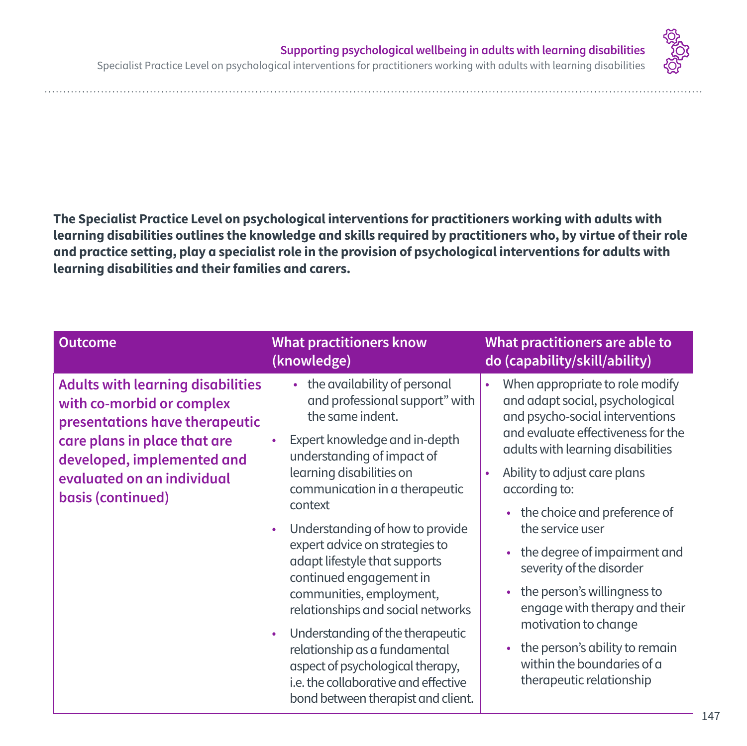**The Specialist Practice Level on psychological interventions for practitioners working with adults with learning disabilities outlines the knowledge and skills required by practitioners who, by virtue of their role and practice setting, play a specialist role in the provision of psychological interventions for adults with learning disabilities and their families and carers.**

| Outcome | What practitioners know (knowledge) | What practitioners are able to do (capability/skill/ability) |
|---|---|---|
| **Adults with learning disabilities with co-morbid or complex presentations have therapeutic care plans in place that are developed, implemented and evaluated on an individual basis (continued)** | • the availability of personal and professional support" with the same indent.<br>• Expert knowledge and in-depth understanding of impact of learning disabilities on communication in a therapeutic context<br>• Understanding of how to provide expert advice on strategies to adapt lifestyle that supports continued engagement in communities, employment, relationships and social networks<br>• Understanding of the therapeutic relationship as a fundamental aspect of psychological therapy, i.e. the collaborative and effective bond between therapist and client. | • When appropriate to role modify and adapt social, psychological and psycho-social interventions and evaluate effectiveness for the adults with learning disabilities<br>• Ability to adjust care plans according to:<br>  • the choice and preference of the service user<br>  • the degree of impairment and severity of the disorder<br>  • the person's willingness to engage with therapy and their motivation to change<br>  • the person's ability to remain within the boundaries of a therapeutic relationship |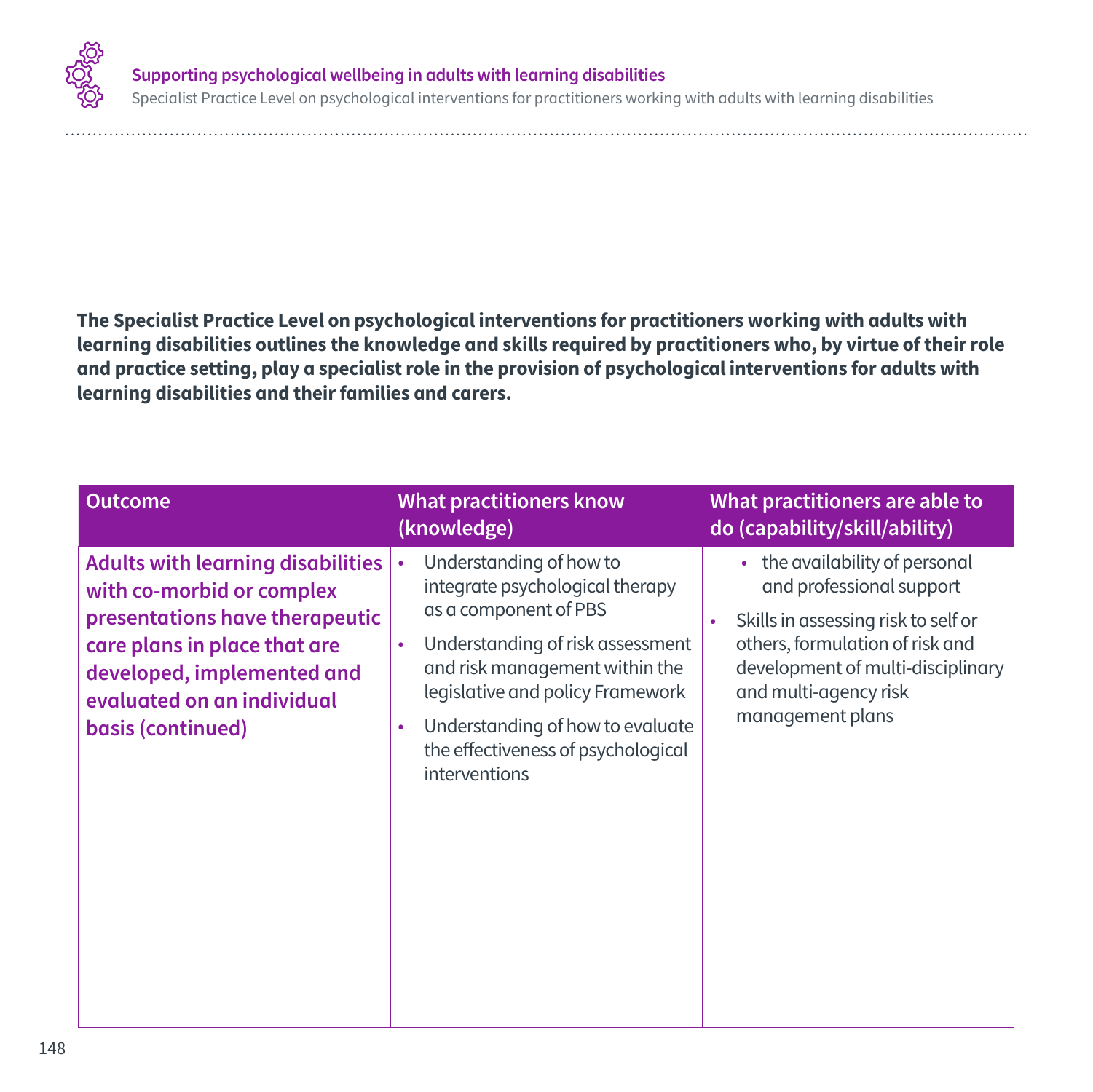**The Specialist Practice Level on psychological interventions for practitioners working with adults with learning disabilities outlines the knowledge and skills required by practitioners who, by virtue of their role and practice setting, play a specialist role in the provision of psychological interventions for adults with learning disabilities and their families and carers.**

| Outcome | What practitioners know (knowledge) | What practitioners are able to do (capability/skill/ability) |
|---|---|---|
| **Adults with learning disabilities with co-morbid or complex presentations have therapeutic care plans in place that are developed, implemented and evaluated on an individual basis (continued)** | • Understanding of how to integrate psychological therapy as a component of PBS<br>• Understanding of risk assessment and risk management within the legislative and policy Framework<br>• Understanding of how to evaluate the effectiveness of psychological interventions | • the availability of personal and professional support<br>• Skills in assessing risk to self or others, formulation of risk and development of multi-disciplinary and multi-agency risk management plans |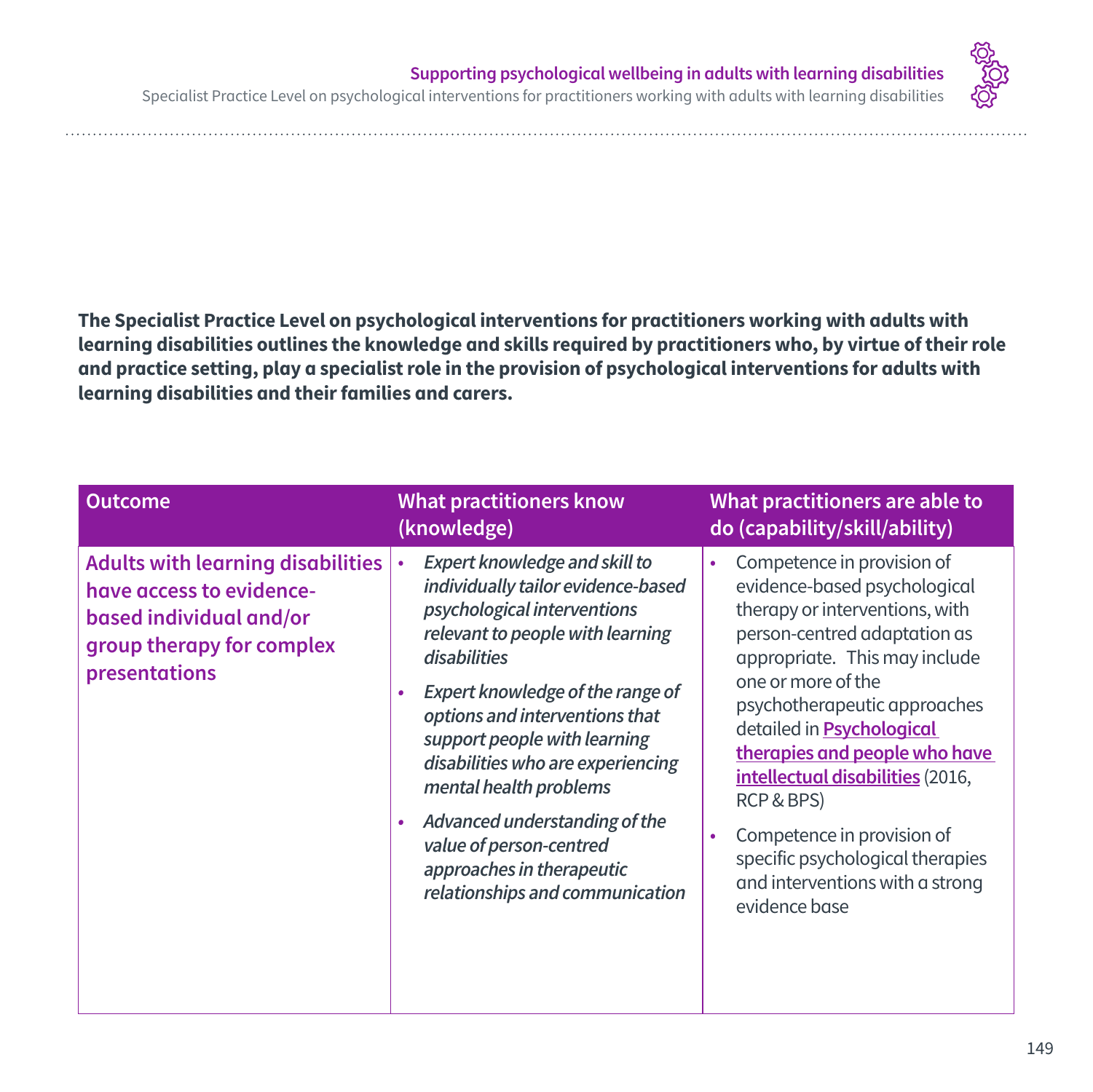**The Specialist Practice Level on psychological interventions for practitioners working with adults with learning disabilities outlines the knowledge and skills required by practitioners who, by virtue of their role and practice setting, play a specialist role in the provision of psychological interventions for adults with learning disabilities and their families and carers.**

| Outcome | What practitioners know (knowledge) | What practitioners are able to do (capability/skill/ability) |
|---|---|---|
| **Adults with learning disabilities have access to evidence-based individual and/or group therapy for complex presentations** | • *Expert knowledge and skill to individually tailor evidence-based psychological interventions relevant to people with learning disabilities*<br>• *Expert knowledge of the range of options and interventions that support people with learning disabilities who are experiencing mental health problems*<br>• *Advanced understanding of the value of person-centred approaches in therapeutic relationships and communication* | • Competence in provision of evidence-based psychological therapy or interventions, with person-centred adaptation as appropriate. This may include one or more of the psychotherapeutic approaches detailed in **Psychological therapies and people who have intellectual disabilities** (2016, RCP & BPS)<br>• Competence in provision of specific psychological therapies and interventions with a strong evidence base |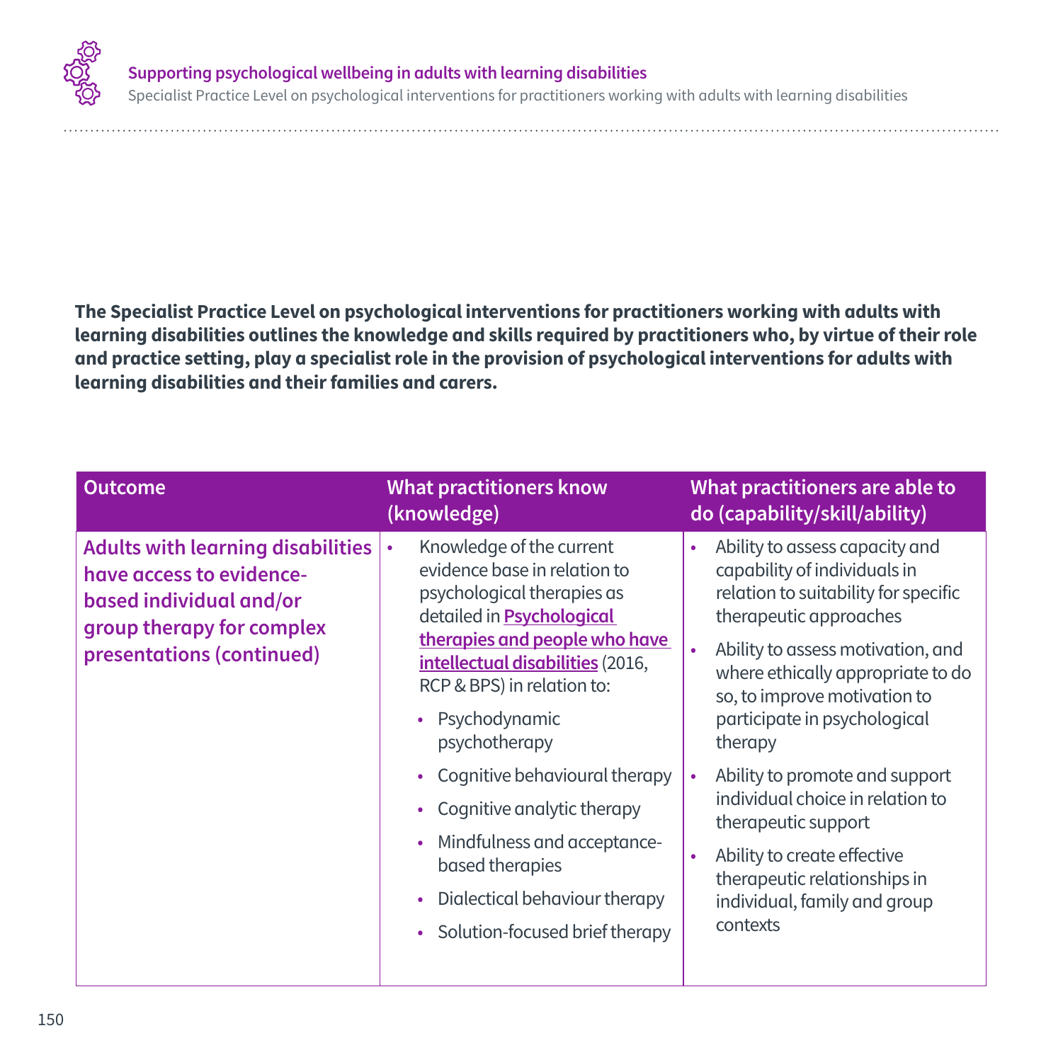**The Specialist Practice Level on psychological interventions for practitioners working with adults with learning disabilities outlines the knowledge and skills required by practitioners who, by virtue of their role and practice setting, play a specialist role in the provision of psychological interventions for adults with learning disabilities and their families and carers.**

| Outcome | What practitioners know (knowledge) | What practitioners are able to do (capability/skill/ability) |
|---|---|---|
| **Adults with learning disabilities have access to evidence-based individual and/or group therapy for complex presentations (continued)** | • Knowledge of the current evidence base in relation to psychological therapies as detailed in **Psychological therapies and people who have intellectual disabilities** (2016, RCP & BPS) in relation to:<br>• Psychodynamic psychotherapy<br>• Cognitive behavioural therapy<br>• Cognitive analytic therapy<br>• Mindfulness and acceptance-based therapies<br>• Dialectical behaviour therapy<br>• Solution-focused brief therapy | • Ability to assess capacity and capability of individuals in relation to suitability for specific therapeutic approaches<br>• Ability to assess motivation, and where ethically appropriate to do so, to improve motivation to participate in psychological therapy<br>• Ability to promote and support individual choice in relation to therapeutic support<br>• Ability to create effective therapeutic relationships in individual, family and group contexts |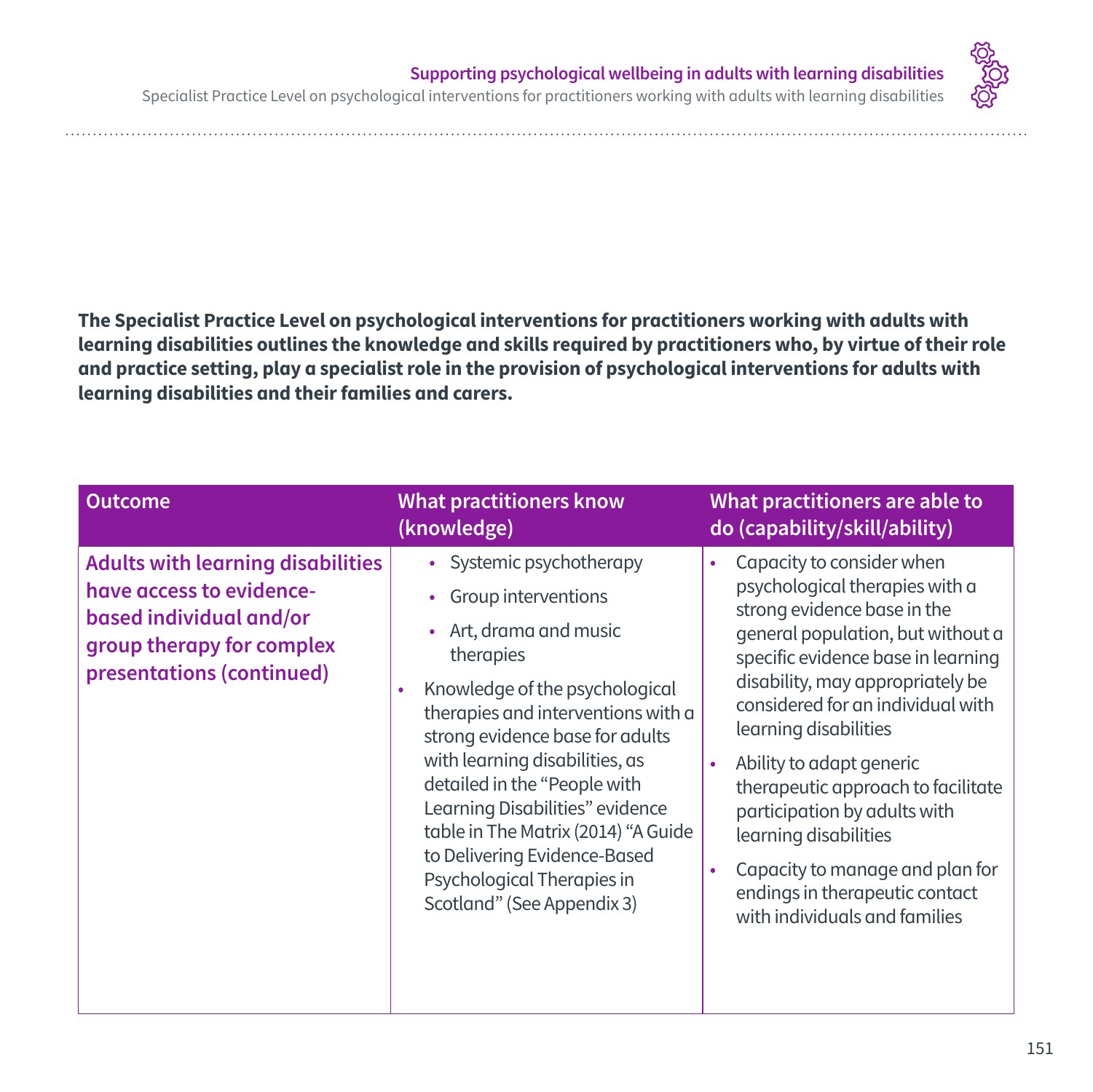**The Specialist Practice Level on psychological interventions for practitioners working with adults with learning disabilities outlines the knowledge and skills required by practitioners who, by virtue of their role and practice setting, play a specialist role in the provision of psychological interventions for adults with learning disabilities and their families and carers.**

| Outcome | What practitioners know (knowledge) | What practitioners are able to do (capability/skill/ability) |
|---|---|---|
| **Adults with learning disabilities have access to evidence-based individual and/or group therapy for complex presentations (continued)** | • Systemic psychotherapy<br>• Group interventions<br>• Art, drama and music therapies<br>• Knowledge of the psychological therapies and interventions with a strong evidence base for adults with learning disabilities, as detailed in the "People with Learning Disabilities" evidence table in The Matrix (2014) "A Guide to Delivering Evidence-Based Psychological Therapies in Scotland" (See Appendix 3) | • Capacity to consider when psychological therapies with a strong evidence base in the general population, but without a specific evidence base in learning disability, may appropriately be considered for an individual with learning disabilities<br>• Ability to adapt generic therapeutic approach to facilitate participation by adults with learning disabilities<br>• Capacity to manage and plan for endings in therapeutic contact with individuals and families |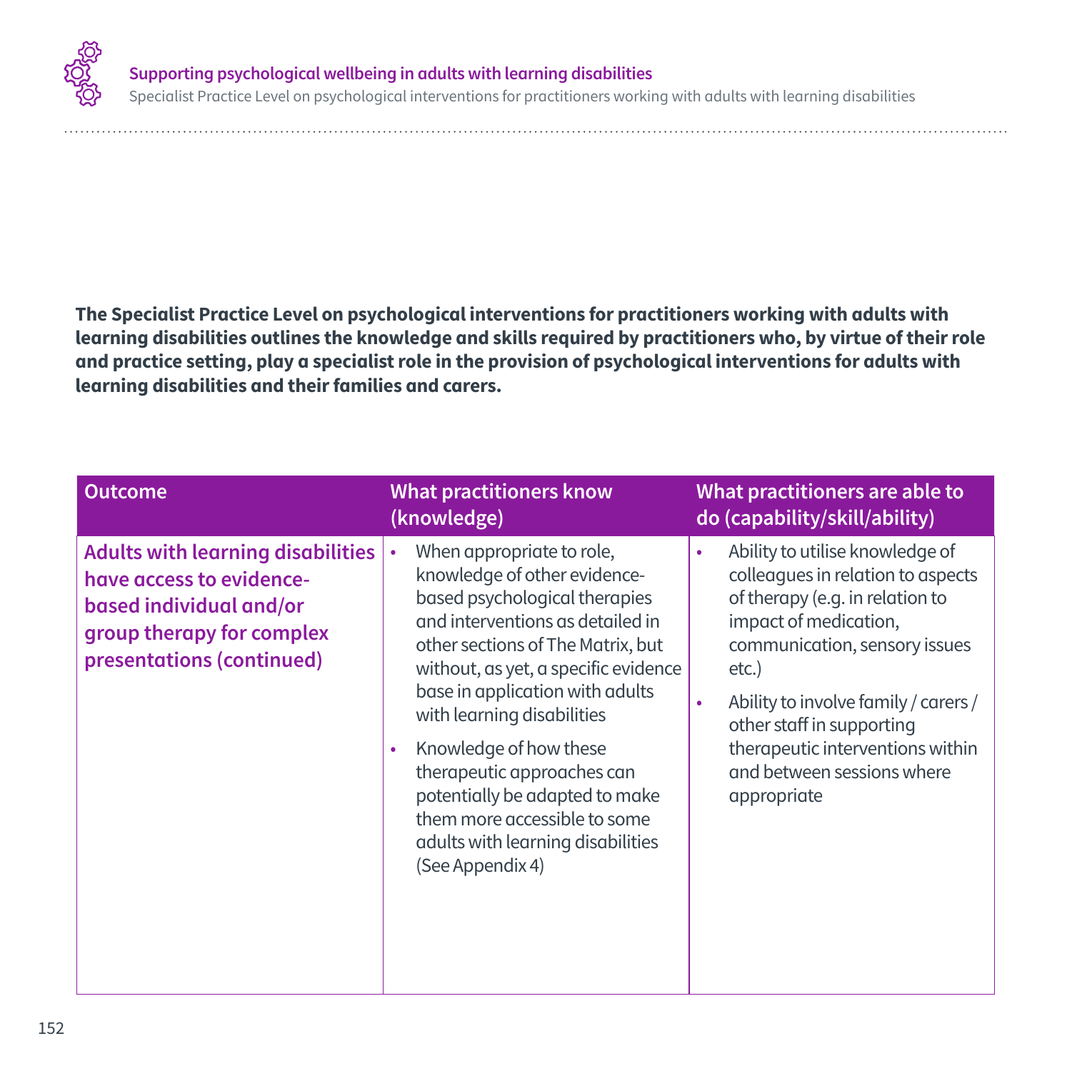**The Specialist Practice Level on psychological interventions for practitioners working with adults with learning disabilities outlines the knowledge and skills required by practitioners who, by virtue of their role and practice setting, play a specialist role in the provision of psychological interventions for adults with learning disabilities and their families and carers.**

| Outcome | What practitioners know (knowledge) | What practitioners are able to do (capability/skill/ability) |
|---|---|---|
| **Adults with learning disabilities have access to evidence-based individual and/or group therapy for complex presentations (continued)** | • When appropriate to role, knowledge of other evidence-based psychological therapies and interventions as detailed in other sections of The Matrix, but without, as yet, a specific evidence base in application with adults with learning disabilities<br>• Knowledge of how these therapeutic approaches can potentially be adapted to make them more accessible to some adults with learning disabilities (See Appendix 4) | • Ability to utilise knowledge of colleagues in relation to aspects of therapy (e.g. in relation to impact of medication, communication, sensory issues etc.)<br>• Ability to involve family / carers / other staff in supporting therapeutic interventions within and between sessions where appropriate |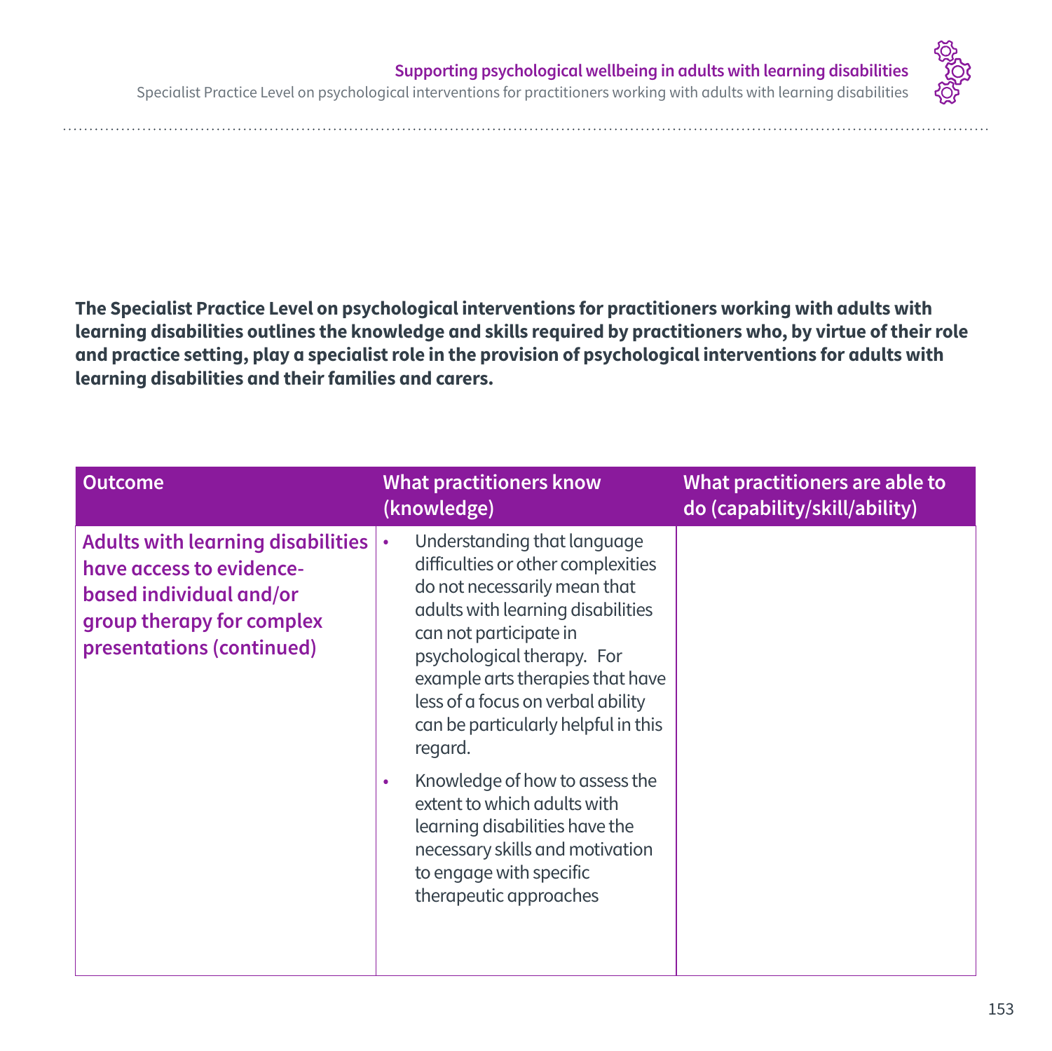**The Specialist Practice Level on psychological interventions for practitioners working with adults with learning disabilities outlines the knowledge and skills required by practitioners who, by virtue of their role and practice setting, play a specialist role in the provision of psychological interventions for adults with learning disabilities and their families and carers.**

| Outcome | What practitioners know (knowledge) | What practitioners are able to do (capability/skill/ability) |
| --- | --- | --- |
| **Adults with learning disabilities have access to evidence-based individual and/or group therapy for complex presentations (continued)** | • Understanding that language difficulties or other complexities do not necessarily mean that adults with learning disabilities can not participate in psychological therapy. For example arts therapies that have less of a focus on verbal ability can be particularly helpful in this regard.<br>• Knowledge of how to assess the extent to which adults with learning disabilities have the necessary skills and motivation to engage with specific therapeutic approaches | |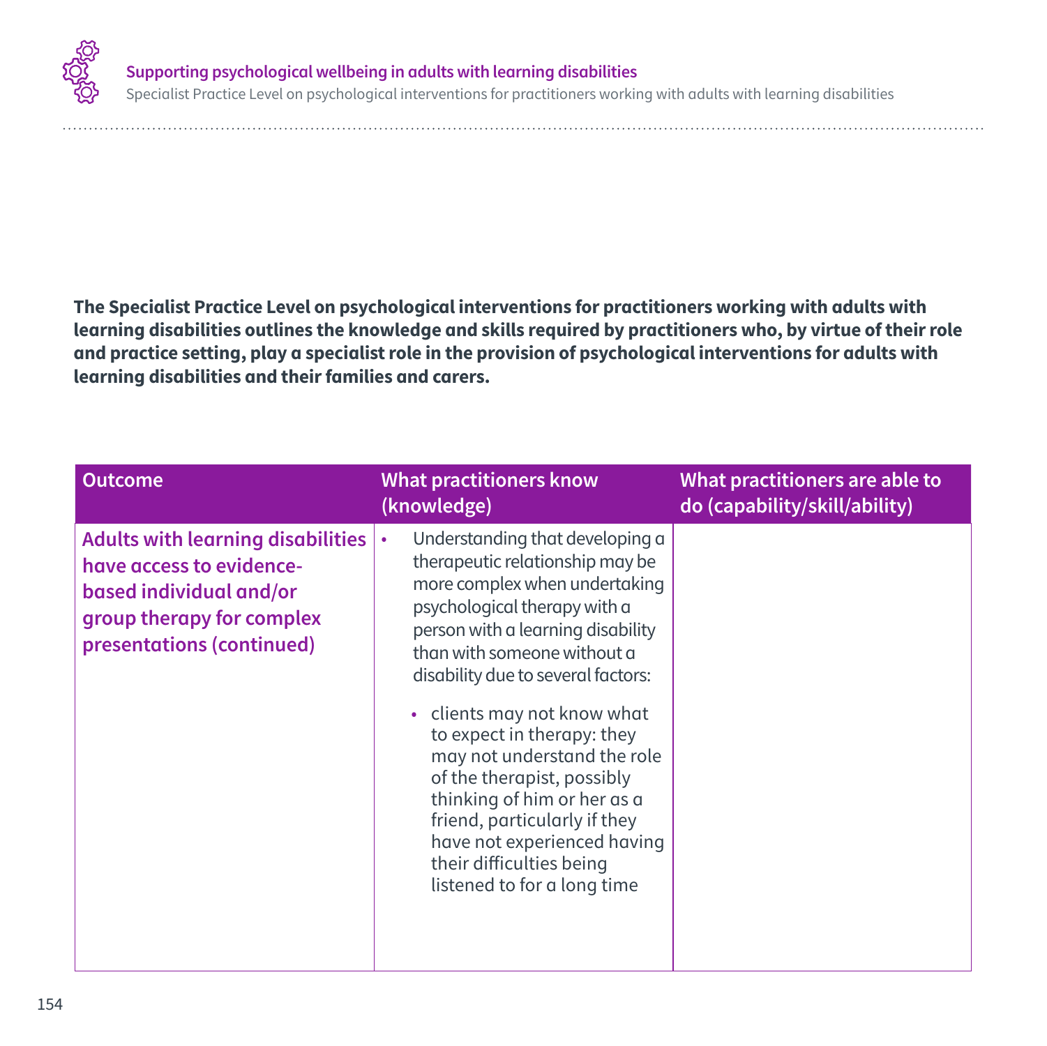**The Specialist Practice Level on psychological interventions for practitioners working with adults with learning disabilities outlines the knowledge and skills required by practitioners who, by virtue of their role and practice setting, play a specialist role in the provision of psychological interventions for adults with learning disabilities and their families and carers.**

| Outcome | What practitioners know (knowledge) | What practitioners are able to do (capability/skill/ability) |
|---|---|---|
| **Adults with learning disabilities have access to evidence-based individual and/or group therapy for complex presentations (continued)** | • Understanding that developing a therapeutic relationship may be more complex when undertaking psychological therapy with a person with a learning disability than with someone without a disability due to several factors:<br>• clients may not know what to expect in therapy: they may not understand the role of the therapist, possibly thinking of him or her as a friend, particularly if they have not experienced having their difficulties being listened to for a long time | |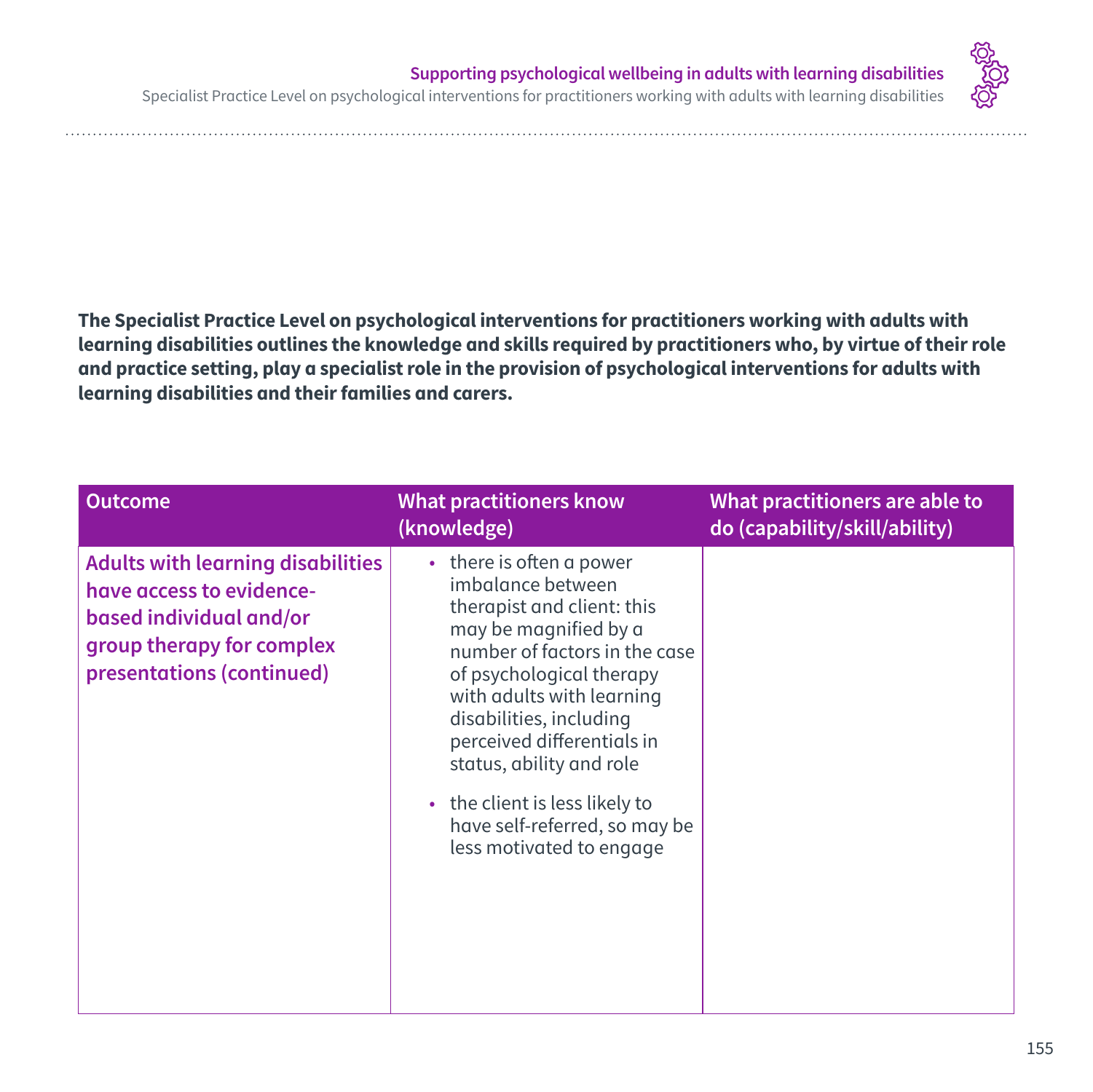**The Specialist Practice Level on psychological interventions for practitioners working with adults with learning disabilities outlines the knowledge and skills required by practitioners who, by virtue of their role and practice setting, play a specialist role in the provision of psychological interventions for adults with learning disabilities and their families and carers.**

| Outcome | What practitioners know (knowledge) | What practitioners are able to do (capability/skill/ability) |
|---|---|---|
| **Adults with learning disabilities have access to evidence-based individual and/or group therapy for complex presentations (continued)** | • there is often a power imbalance between therapist and client: this may be magnified by a number of factors in the case of psychological therapy with adults with learning disabilities, including perceived differentials in status, ability and role<br>• the client is less likely to have self-referred, so may be less motivated to engage | |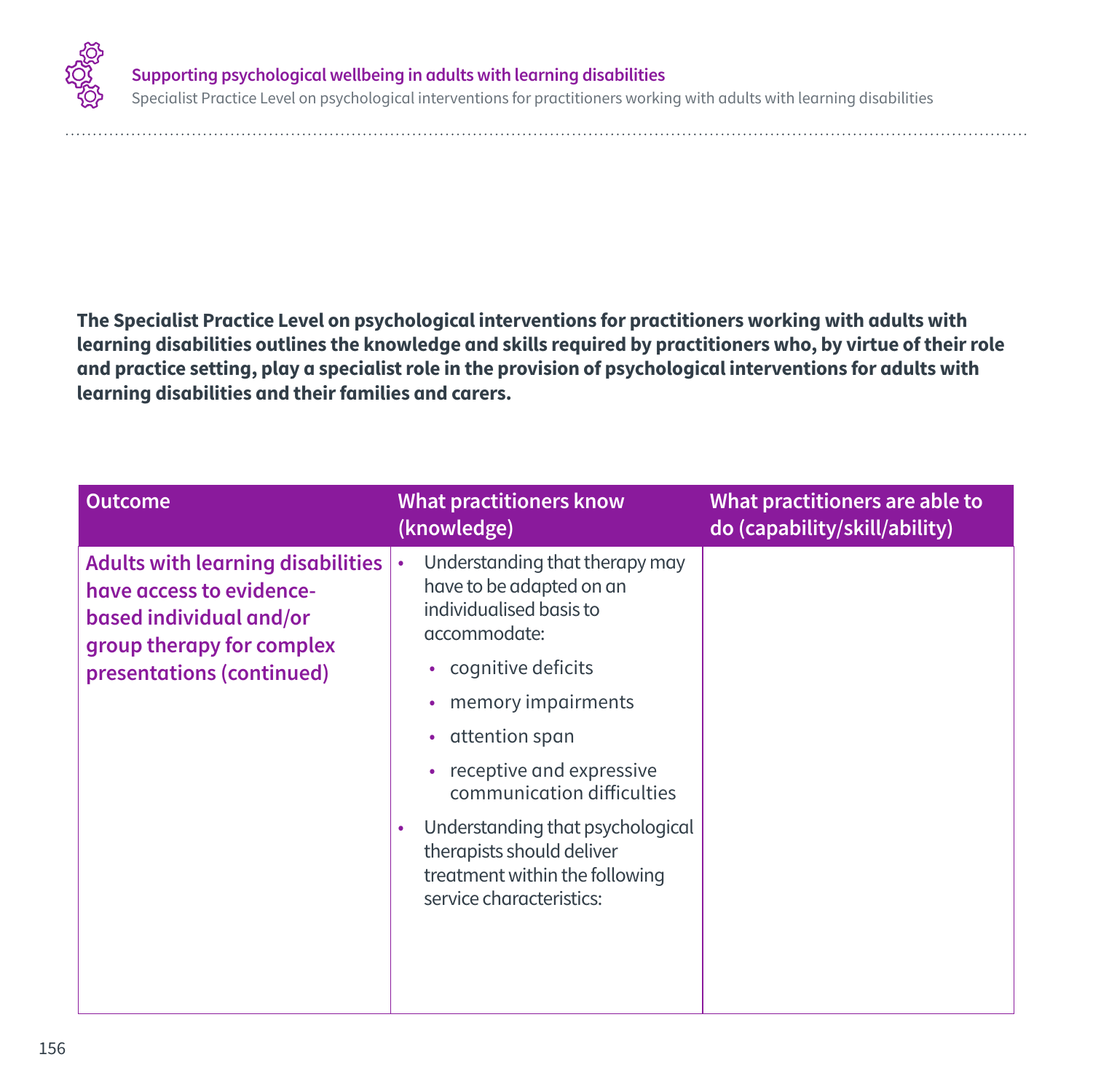**The Specialist Practice Level on psychological interventions for practitioners working with adults with learning disabilities outlines the knowledge and skills required by practitioners who, by virtue of their role and practice setting, play a specialist role in the provision of psychological interventions for adults with learning disabilities and their families and carers.**

| Outcome | What practitioners know (knowledge) | What practitioners are able to do (capability/skill/ability) |
|---|---|---|
| **Adults with learning disabilities have access to evidence-based individual and/or group therapy for complex presentations (continued)** | • Understanding that therapy may have to be adapted on an individualised basis to accommodate:<br>• cognitive deficits<br>• memory impairments<br>• attention span<br>• receptive and expressive communication difficulties<br>• Understanding that psychological therapists should deliver treatment within the following service characteristics: | |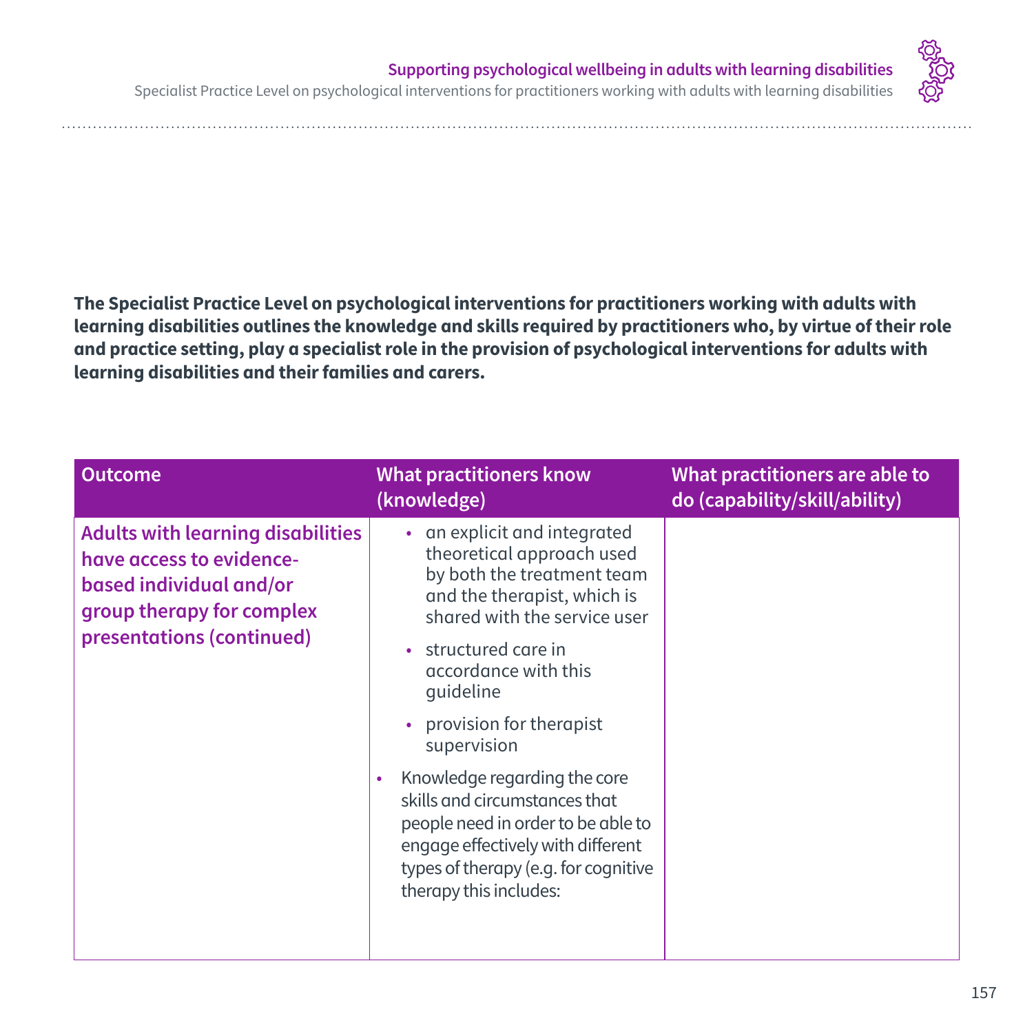**The Specialist Practice Level on psychological interventions for practitioners working with adults with learning disabilities outlines the knowledge and skills required by practitioners who, by virtue of their role and practice setting, play a specialist role in the provision of psychological interventions for adults with learning disabilities and their families and carers.**

| Outcome | What practitioners know (knowledge) | What practitioners are able to do (capability/skill/ability) |
|---|---|---|
| **Adults with learning disabilities have access to evidence-based individual and/or group therapy for complex presentations (continued)** | • an explicit and integrated theoretical approach used by both the treatment team and the therapist, which is shared with the service user<br>• structured care in accordance with this guideline<br>• provision for therapist supervision<br>• Knowledge regarding the core skills and circumstances that people need in order to be able to engage effectively with different types of therapy (e.g. for cognitive therapy this includes: | |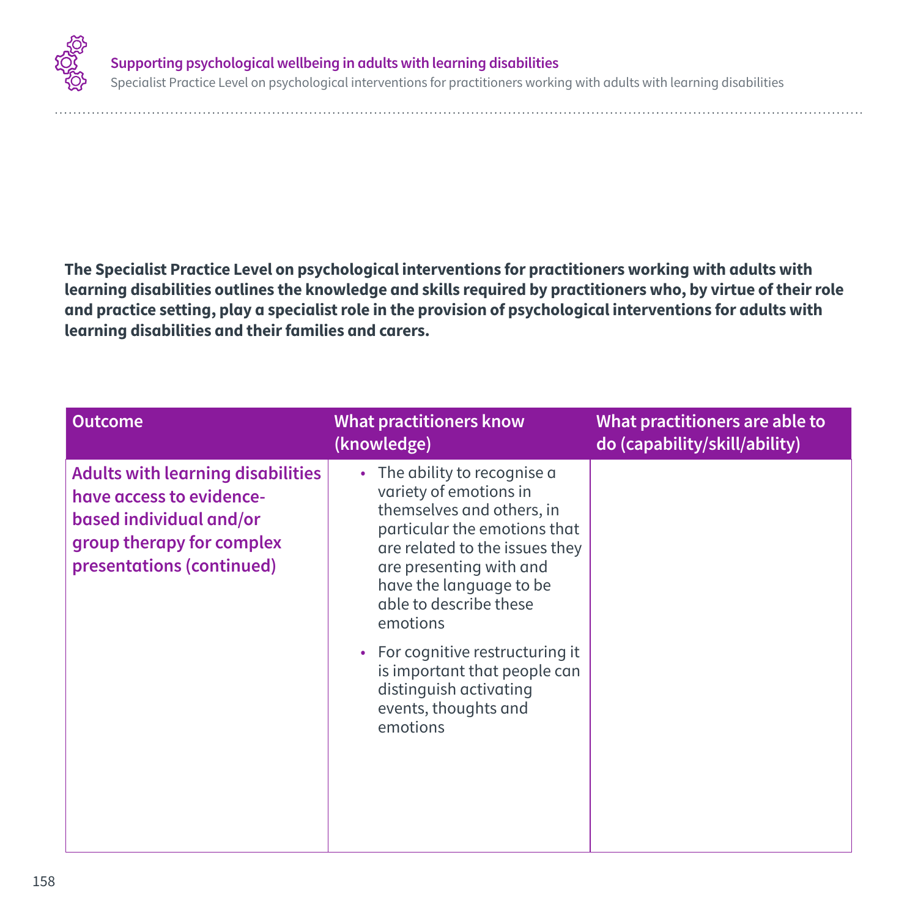**The Specialist Practice Level on psychological interventions for practitioners working with adults with learning disabilities outlines the knowledge and skills required by practitioners who, by virtue of their role and practice setting, play a specialist role in the provision of psychological interventions for adults with learning disabilities and their families and carers.**

| Outcome | What practitioners know (knowledge) | What practitioners are able to do (capability/skill/ability) |
|---|---|---|
| **Adults with learning disabilities have access to evidence-based individual and/or group therapy for complex presentations (continued)** | • The ability to recognise a variety of emotions in themselves and others, in particular the emotions that are related to the issues they are presenting with and have the language to be able to describe these emotions<br>• For cognitive restructuring it is important that people can distinguish activating events, thoughts and emotions | |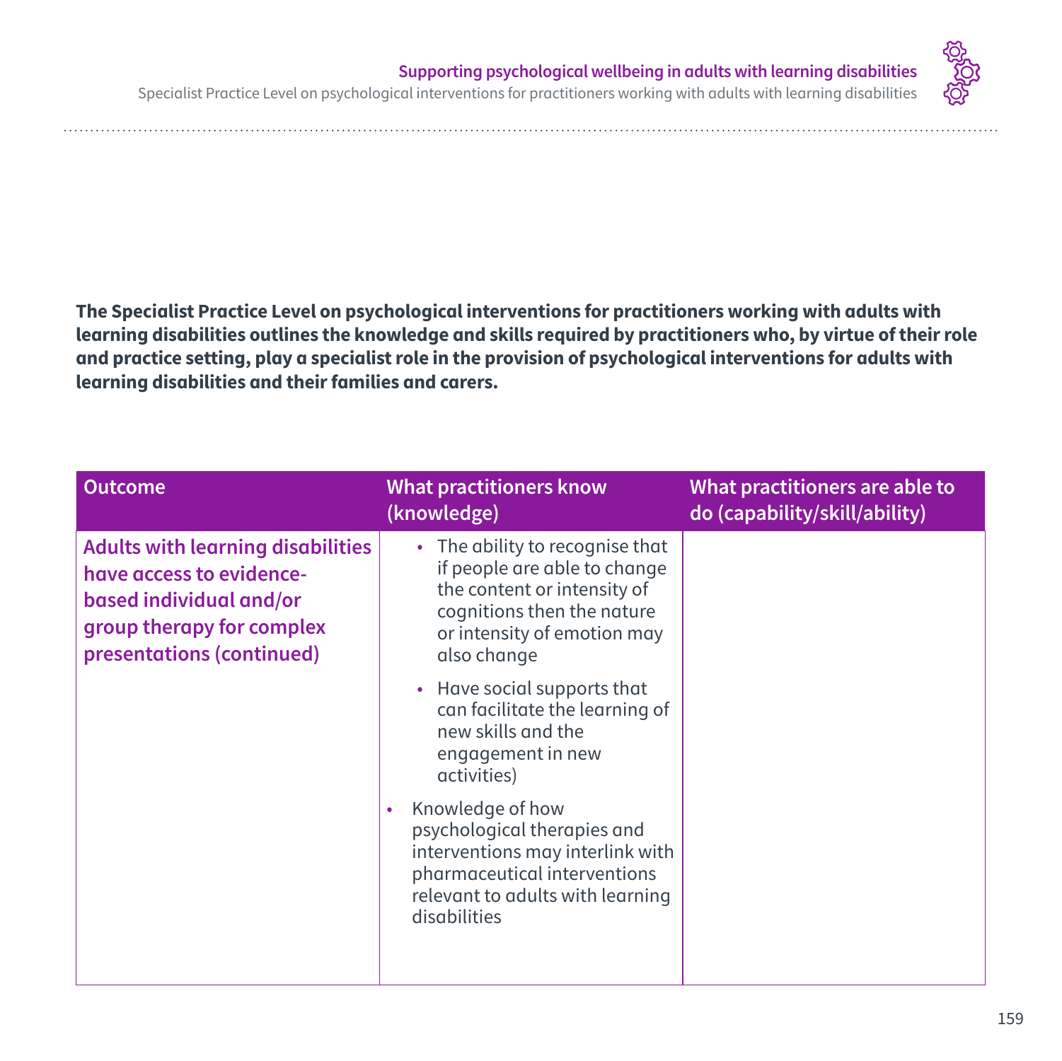**The Specialist Practice Level on psychological interventions for practitioners working with adults with learning disabilities outlines the knowledge and skills required by practitioners who, by virtue of their role and practice setting, play a specialist role in the provision of psychological interventions for adults with learning disabilities and their families and carers.**

| Outcome | What practitioners know (knowledge) | What practitioners are able to do (capability/skill/ability) |
|---|---|---|
| **Adults with learning disabilities have access to evidence-based individual and/or group therapy for complex presentations (continued)** | • The ability to recognise that if people are able to change the content or intensity of cognitions then the nature or intensity of emotion may also change<br>• Have social supports that can facilitate the learning of new skills and the engagement in new activities)<br>• Knowledge of how psychological therapies and interventions may interlink with pharmaceutical interventions relevant to adults with learning disabilities | |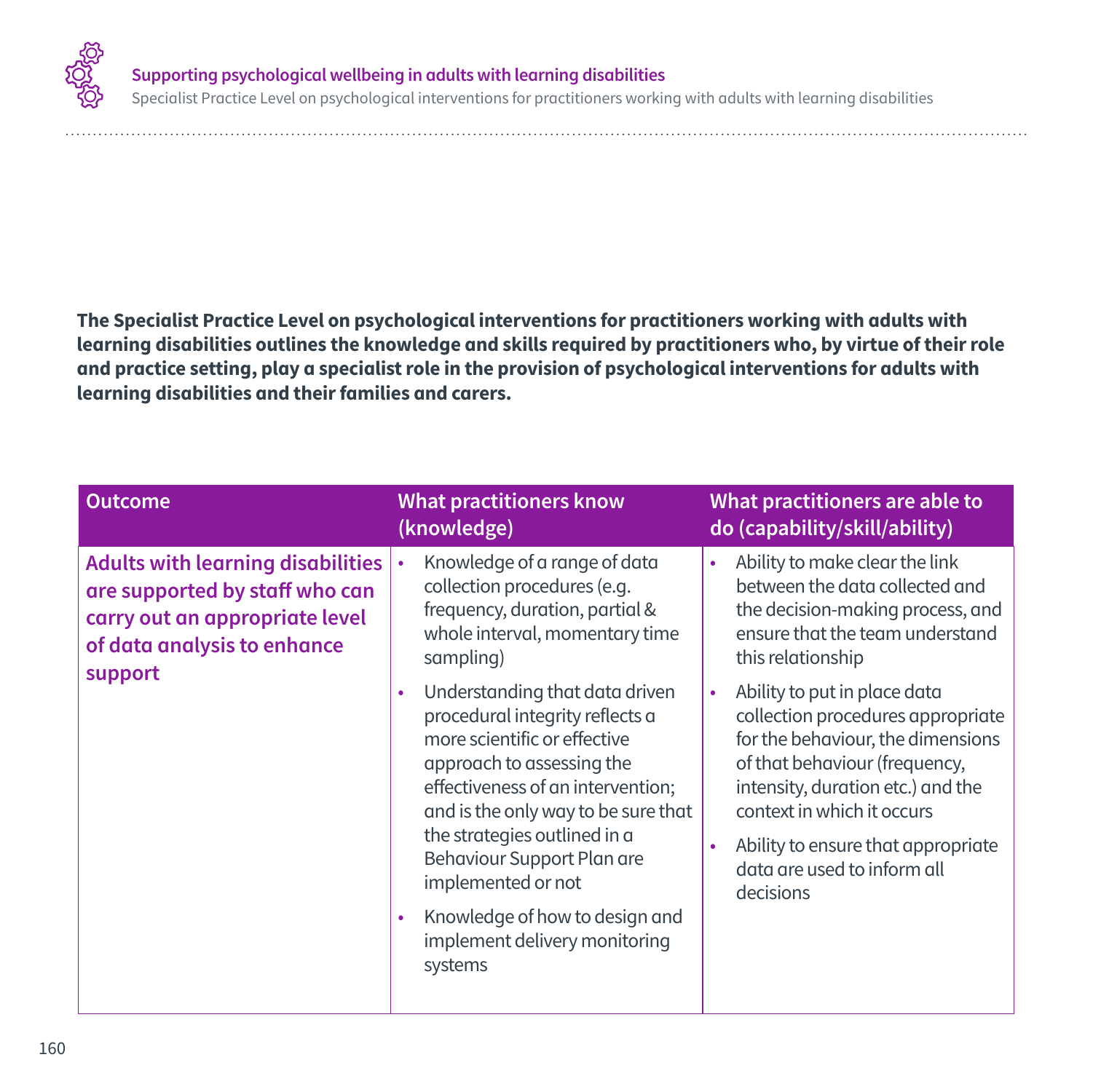**The Specialist Practice Level on psychological interventions for practitioners working with adults with learning disabilities outlines the knowledge and skills required by practitioners who, by virtue of their role and practice setting, play a specialist role in the provision of psychological interventions for adults with learning disabilities and their families and carers.**

| Outcome | What practitioners know (knowledge) | What practitioners are able to do (capability/skill/ability) |
| --- | --- | --- |
| **Adults with learning disabilities are supported by staff who can carry out an appropriate level of data analysis to enhance support** | • Knowledge of a range of data collection procedures (e.g. frequency, duration, partial & whole interval, momentary time sampling)<br>• Understanding that data driven procedural integrity reflects a more scientific or effective approach to assessing the effectiveness of an intervention; and is the only way to be sure that the strategies outlined in a Behaviour Support Plan are implemented or not<br>• Knowledge of how to design and implement delivery monitoring systems | • Ability to make clear the link between the data collected and the decision-making process, and ensure that the team understand this relationship<br>• Ability to put in place data collection procedures appropriate for the behaviour, the dimensions of that behaviour (frequency, intensity, duration etc.) and the context in which it occurs<br>• Ability to ensure that appropriate data are used to inform all decisions |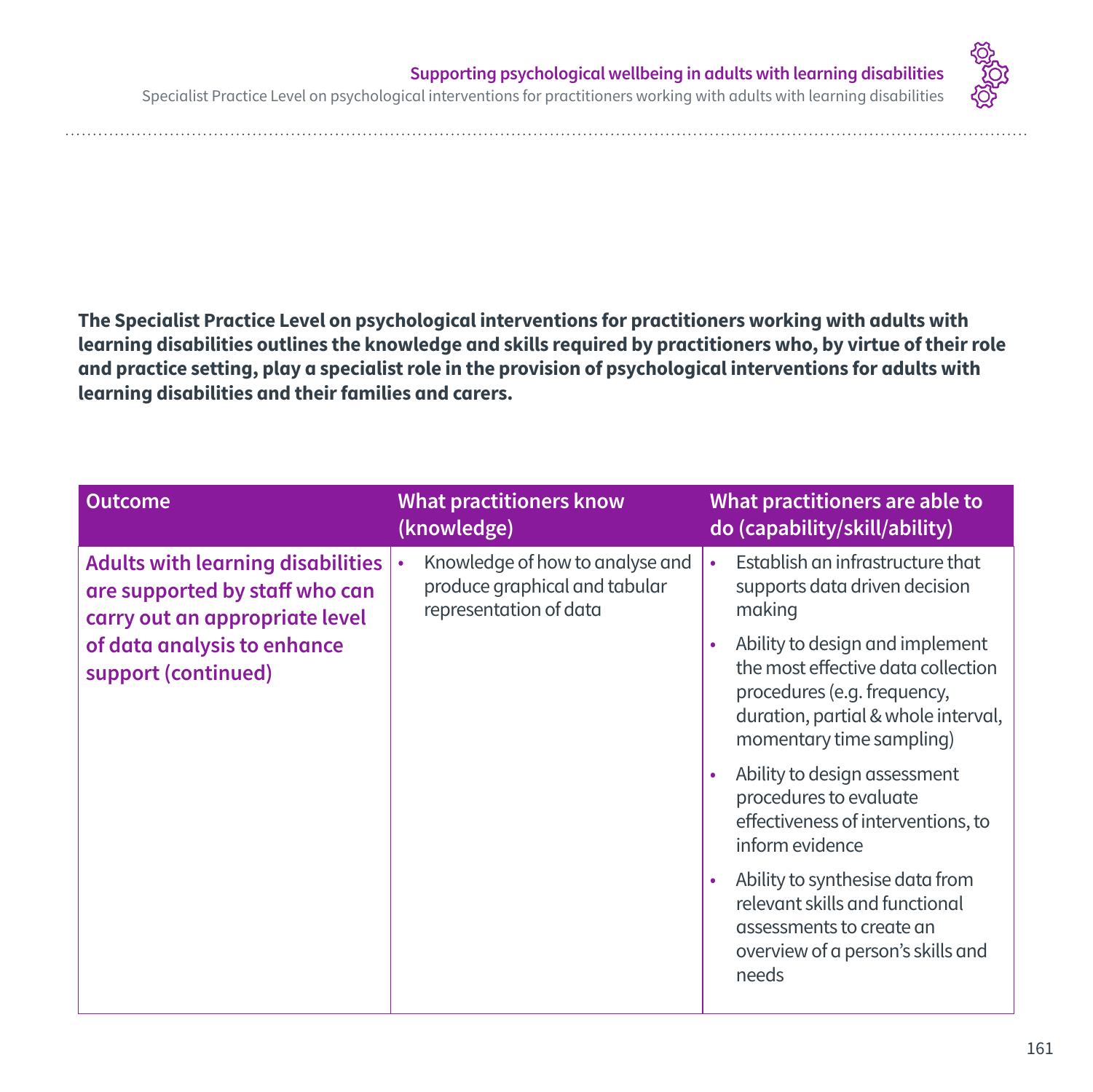**The Specialist Practice Level on psychological interventions for practitioners working with adults with learning disabilities outlines the knowledge and skills required by practitioners who, by virtue of their role and practice setting, play a specialist role in the provision of psychological interventions for adults with learning disabilities and their families and carers.**

| Outcome | What practitioners know (knowledge) | What practitioners are able to do (capability/skill/ability) |
|---|---|---|
| **Adults with learning disabilities are supported by staff who can carry out an appropriate level of data analysis to enhance support (continued)** | • Knowledge of how to analyse and produce graphical and tabular representation of data | • Establish an infrastructure that supports data driven decision making<br>• Ability to design and implement the most effective data collection procedures (e.g. frequency, duration, partial & whole interval, momentary time sampling)<br>• Ability to design assessment procedures to evaluate effectiveness of interventions, to inform evidence<br>• Ability to synthesise data from relevant skills and functional assessments to create an overview of a person's skills and needs |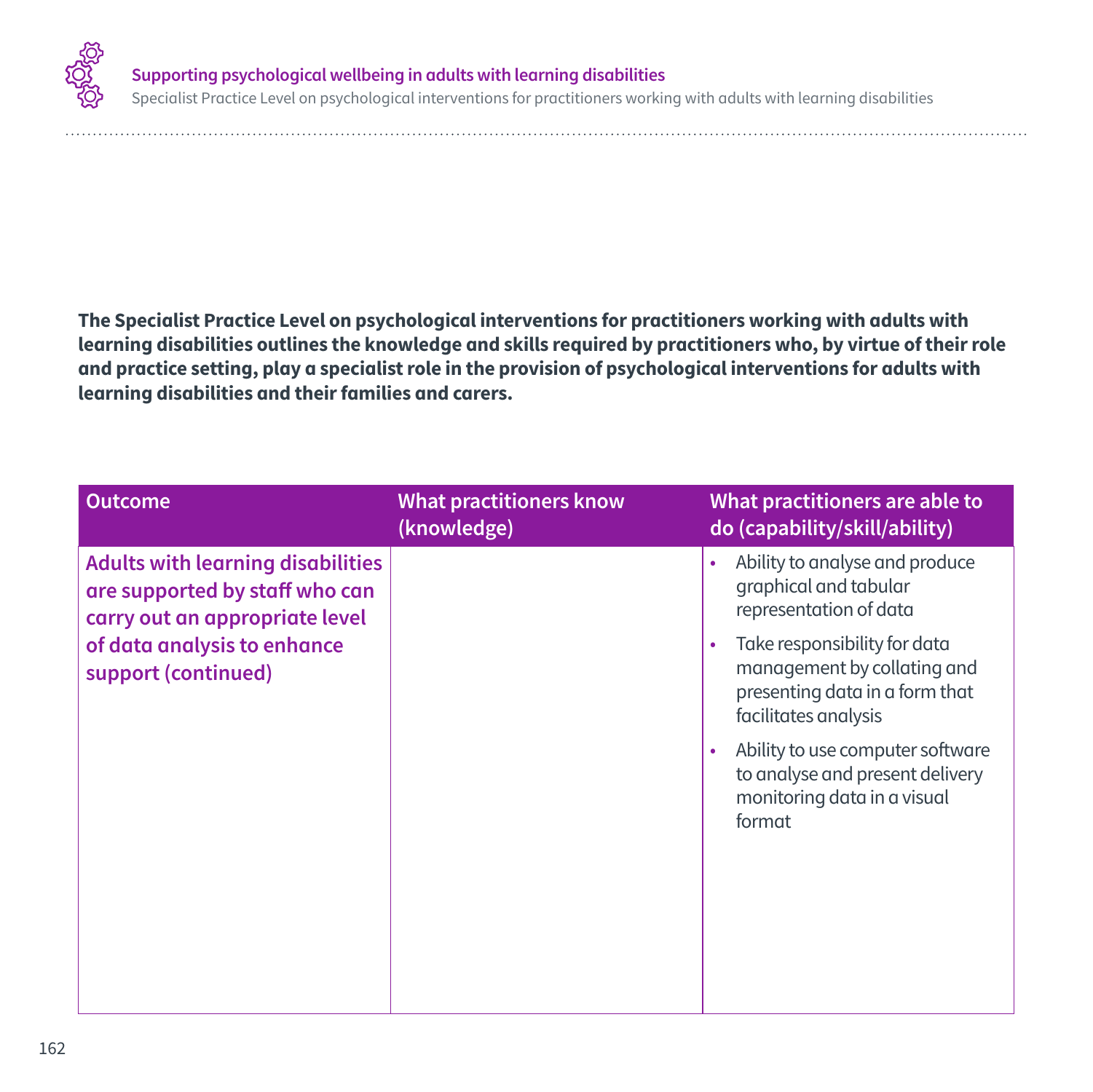**The Specialist Practice Level on psychological interventions for practitioners working with adults with learning disabilities outlines the knowledge and skills required by practitioners who, by virtue of their role and practice setting, play a specialist role in the provision of psychological interventions for adults with learning disabilities and their families and carers.**

| Outcome | What practitioners know (knowledge) | What practitioners are able to do (capability/skill/ability) |
|---|---|---|
| **Adults with learning disabilities are supported by staff who can carry out an appropriate level of data analysis to enhance support (continued)** | | • Ability to analyse and produce graphical and tabular representation of data<br>• Take responsibility for data management by collating and presenting data in a form that facilitates analysis<br>• Ability to use computer software to analyse and present delivery monitoring data in a visual format |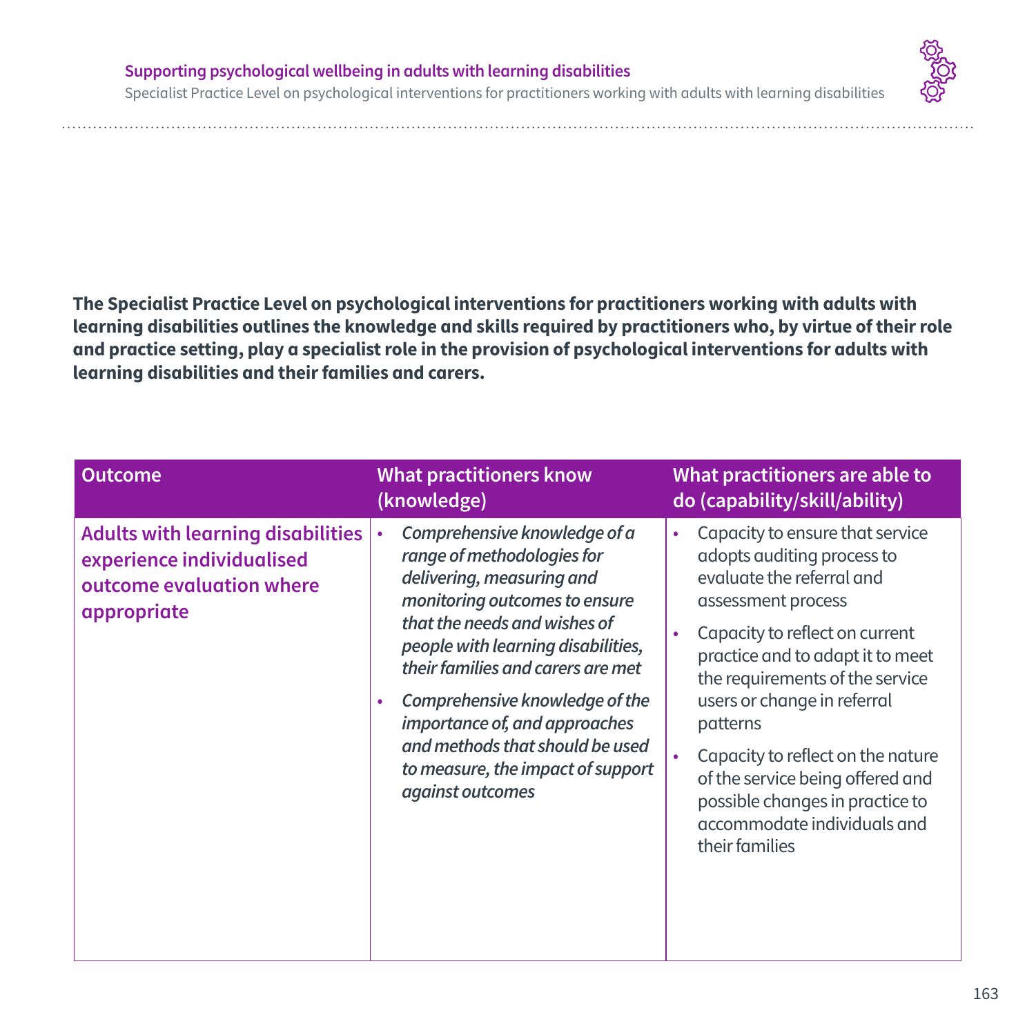**The Specialist Practice Level on psychological interventions for practitioners working with adults with learning disabilities outlines the knowledge and skills required by practitioners who, by virtue of their role and practice setting, play a specialist role in the provision of psychological interventions for adults with learning disabilities and their families and carers.**

| Outcome | What practitioners know (knowledge) | What practitioners are able to do (capability/skill/ability) |
|---|---|---|
| **Adults with learning disabilities experience individualised outcome evaluation where appropriate** | • *Comprehensive knowledge of a range of methodologies for delivering, measuring and monitoring outcomes to ensure that the needs and wishes of people with learning disabilities, their families and carers are met*<br>• *Comprehensive knowledge of the importance of, and approaches and methods that should be used to measure, the impact of support against outcomes* | • Capacity to ensure that service adopts auditing process to evaluate the referral and assessment process<br>• Capacity to reflect on current practice and to adapt it to meet the requirements of the service users or change in referral patterns<br>• Capacity to reflect on the nature of the service being offered and possible changes in practice to accommodate individuals and their families |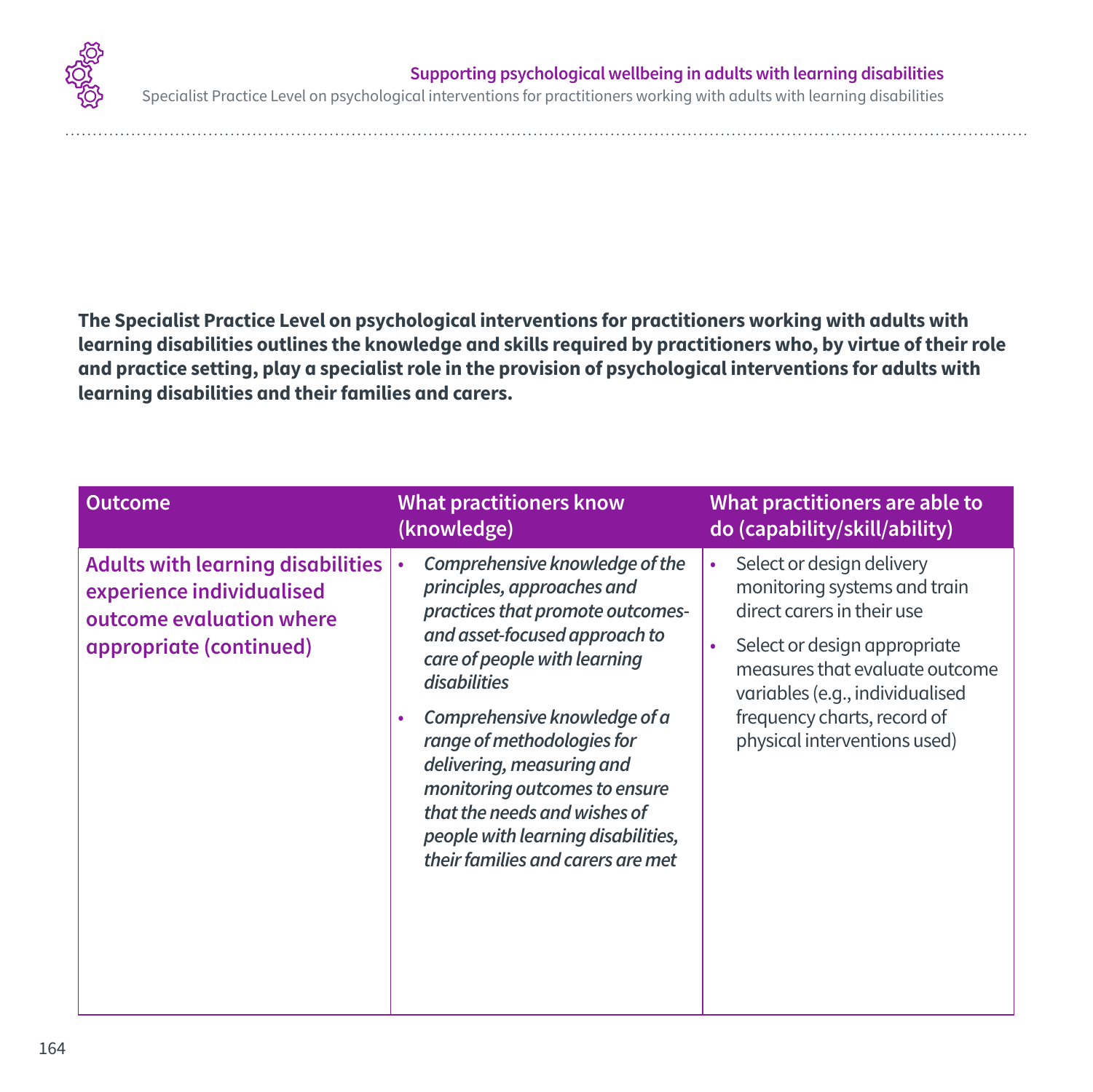**The Specialist Practice Level on psychological interventions for practitioners working with adults with learning disabilities outlines the knowledge and skills required by practitioners who, by virtue of their role and practice setting, play a specialist role in the provision of psychological interventions for adults with learning disabilities and their families and carers.**

| Outcome | What practitioners know (knowledge) | What practitioners are able to do (capability/skill/ability) |
|---|---|---|
| **Adults with learning disabilities experience individualised outcome evaluation where appropriate (continued)** | • *Comprehensive knowledge of the principles, approaches and practices that promote outcomes- and asset-focused approach to care of people with learning disabilities*<br>• *Comprehensive knowledge of a range of methodologies for delivering, measuring and monitoring outcomes to ensure that the needs and wishes of people with learning disabilities, their families and carers are met* | • Select or design delivery monitoring systems and train direct carers in their use<br>• Select or design appropriate measures that evaluate outcome variables (e.g., individualised frequency charts, record of physical interventions used) |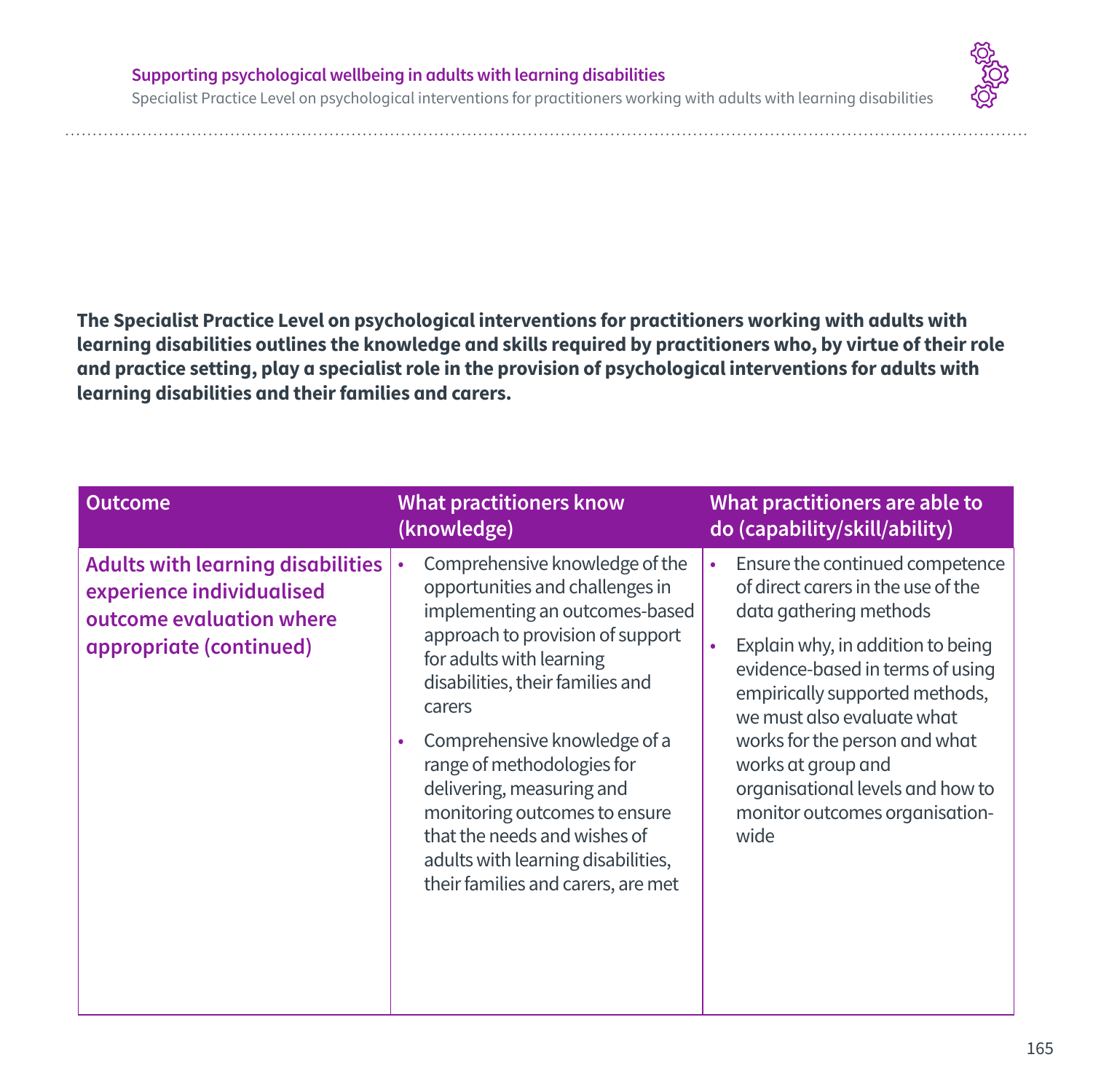**The Specialist Practice Level on psychological interventions for practitioners working with adults with learning disabilities outlines the knowledge and skills required by practitioners who, by virtue of their role and practice setting, play a specialist role in the provision of psychological interventions for adults with learning disabilities and their families and carers.**

| Outcome | What practitioners know (knowledge) | What practitioners are able to do (capability/skill/ability) |
|---|---|---|
| **Adults with learning disabilities experience individualised outcome evaluation where appropriate (continued)** | • Comprehensive knowledge of the opportunities and challenges in implementing an outcomes-based approach to provision of support for adults with learning disabilities, their families and carers<br>• Comprehensive knowledge of a range of methodologies for delivering, measuring and monitoring outcomes to ensure that the needs and wishes of adults with learning disabilities, their families and carers, are met | • Ensure the continued competence of direct carers in the use of the data gathering methods<br>• Explain why, in addition to being evidence-based in terms of using empirically supported methods, we must also evaluate what works for the person and what works at group and organisational levels and how to monitor outcomes organisation-wide |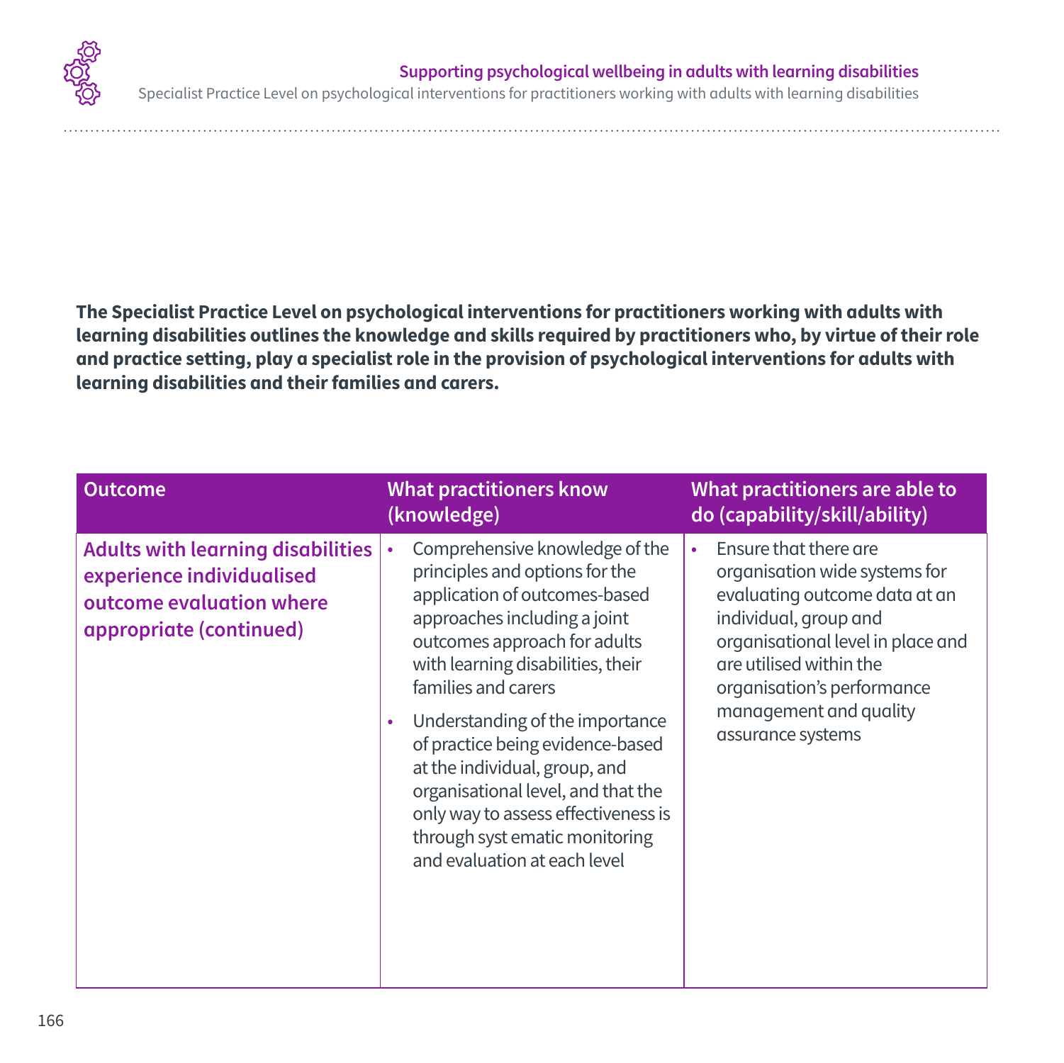**The Specialist Practice Level on psychological interventions for practitioners working with adults with learning disabilities outlines the knowledge and skills required by practitioners who, by virtue of their role and practice setting, play a specialist role in the provision of psychological interventions for adults with learning disabilities and their families and carers.**

| Outcome | What practitioners know (knowledge) | What practitioners are able to do (capability/skill/ability) |
|---|---|---|
| **Adults with learning disabilities experience individualised outcome evaluation where appropriate (continued)** | • Comprehensive knowledge of the principles and options for the application of outcomes-based approaches including a joint outcomes approach for adults with learning disabilities, their families and carers<br>• Understanding of the importance of practice being evidence-based at the individual, group, and organisational level, and that the only way to assess effectiveness is through syst ematic monitoring and evaluation at each level | • Ensure that there are organisation wide systems for evaluating outcome data at an individual, group and organisational level in place and are utilised within the organisation's performance management and quality assurance systems |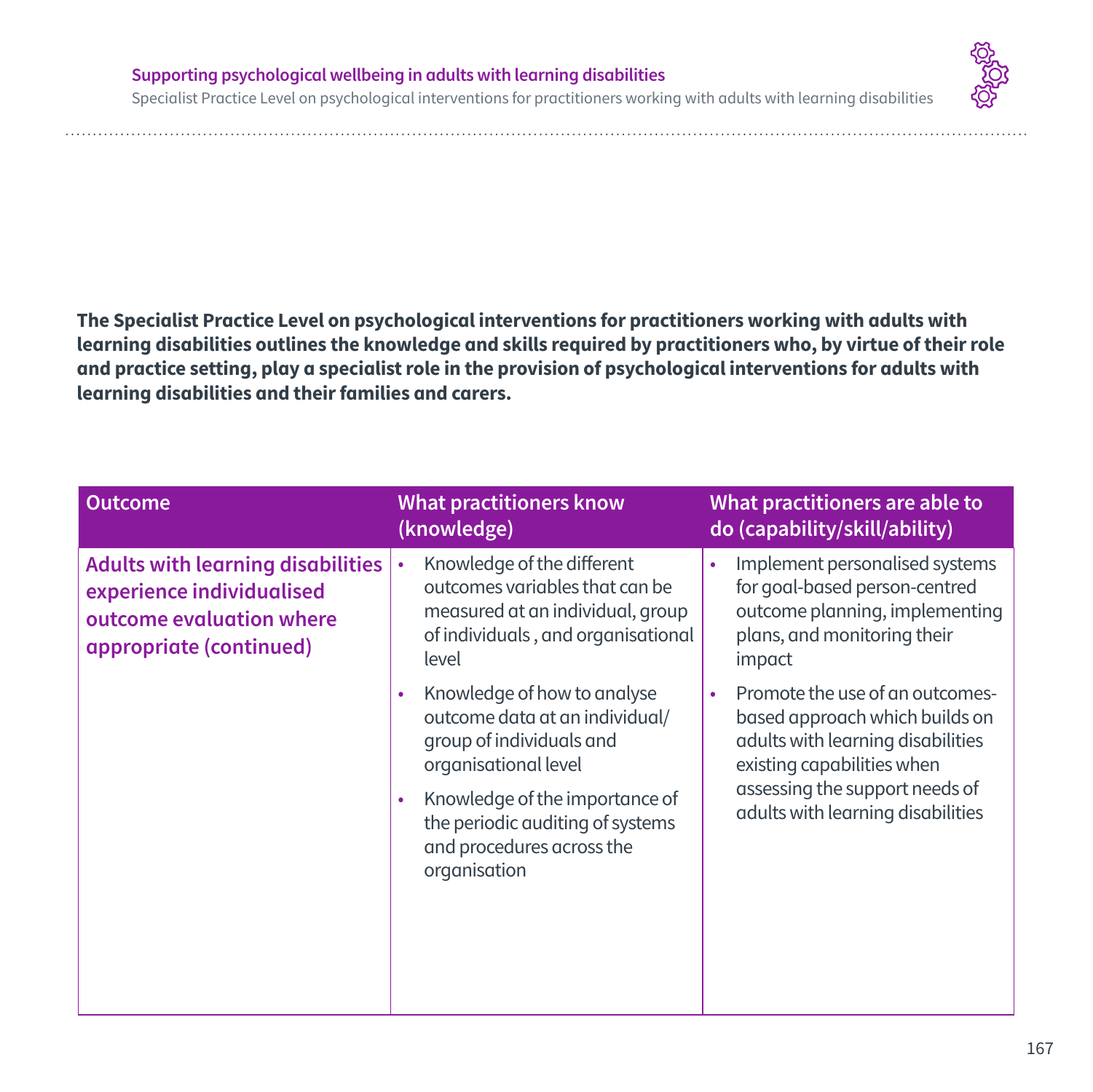**The Specialist Practice Level on psychological interventions for practitioners working with adults with learning disabilities outlines the knowledge and skills required by practitioners who, by virtue of their role and practice setting, play a specialist role in the provision of psychological interventions for adults with learning disabilities and their families and carers.**

| Outcome | What practitioners know (knowledge) | What practitioners are able to do (capability/skill/ability) |
|---|---|---|
| **Adults with learning disabilities experience individualised outcome evaluation where appropriate (continued)** | • Knowledge of the different outcomes variables that can be measured at an individual, group of individuals , and organisational level<br>• Knowledge of how to analyse outcome data at an individual/ group of individuals and organisational level<br>• Knowledge of the importance of the periodic auditing of systems and procedures across the organisation | • Implement personalised systems for goal-based person-centred outcome planning, implementing plans, and monitoring their impact<br>• Promote the use of an outcomes-based approach which builds on adults with learning disabilities existing capabilities when assessing the support needs of adults with learning disabilities |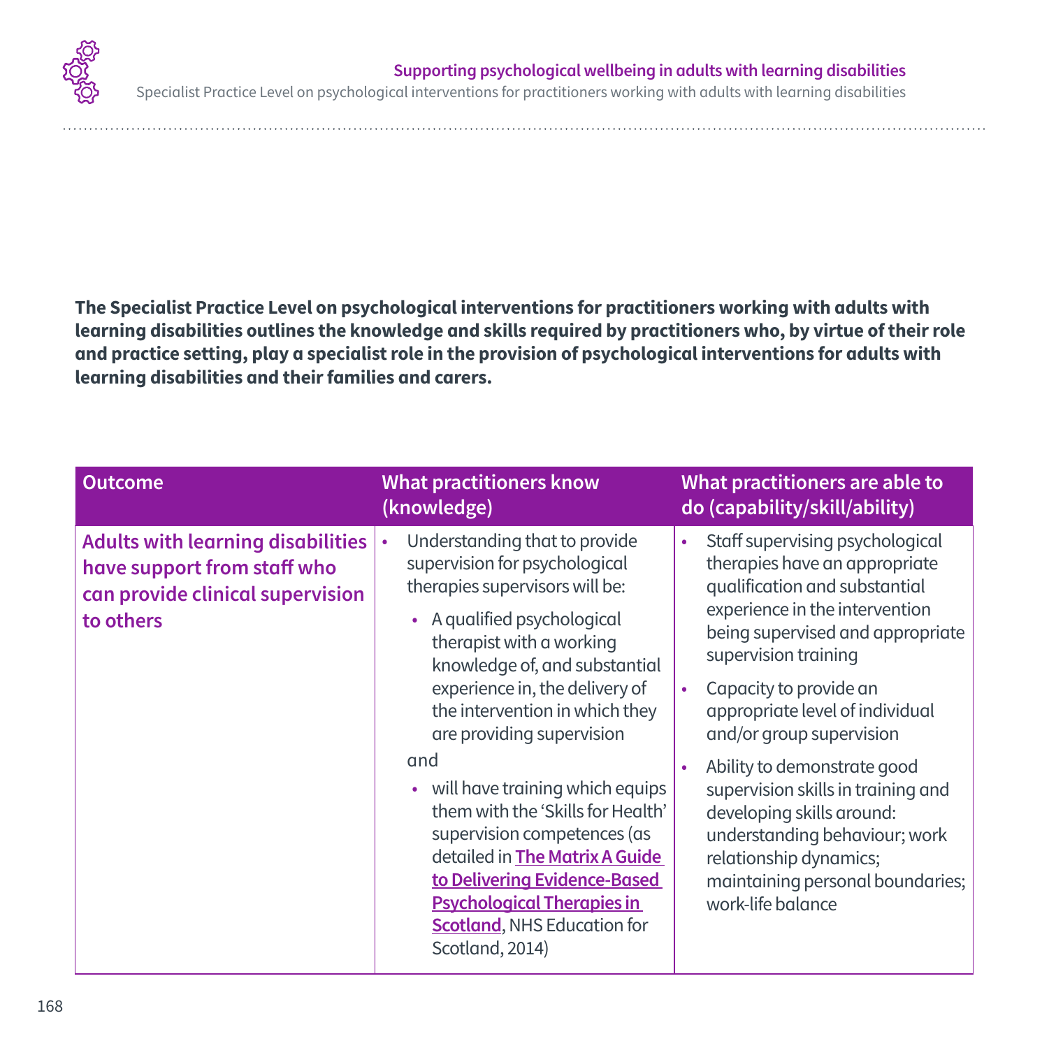**The Specialist Practice Level on psychological interventions for practitioners working with adults with learning disabilities outlines the knowledge and skills required by practitioners who, by virtue of their role and practice setting, play a specialist role in the provision of psychological interventions for adults with learning disabilities and their families and carers.**

| Outcome | What practitioners know (knowledge) | What practitioners are able to do (capability/skill/ability) |
|---|---|---|
| **Adults with learning disabilities have support from staff who can provide clinical supervision to others** | • Understanding that to provide supervision for psychological therapies supervisors will be: <br> • A qualified psychological therapist with a working knowledge of, and substantial experience in, the delivery of the intervention in which they are providing supervision <br> and <br> • will have training which equips them with the 'Skills for Health' supervision competences (as detailed in **The Matrix A Guide to Delivering Evidence-Based Psychological Therapies in Scotland**, NHS Education for Scotland, 2014) | • Staff supervising psychological therapies have an appropriate qualification and substantial experience in the intervention being supervised and appropriate supervision training <br> • Capacity to provide an appropriate level of individual and/or group supervision <br> • Ability to demonstrate good supervision skills in training and developing skills around: understanding behaviour; work relationship dynamics; maintaining personal boundaries; work-life balance |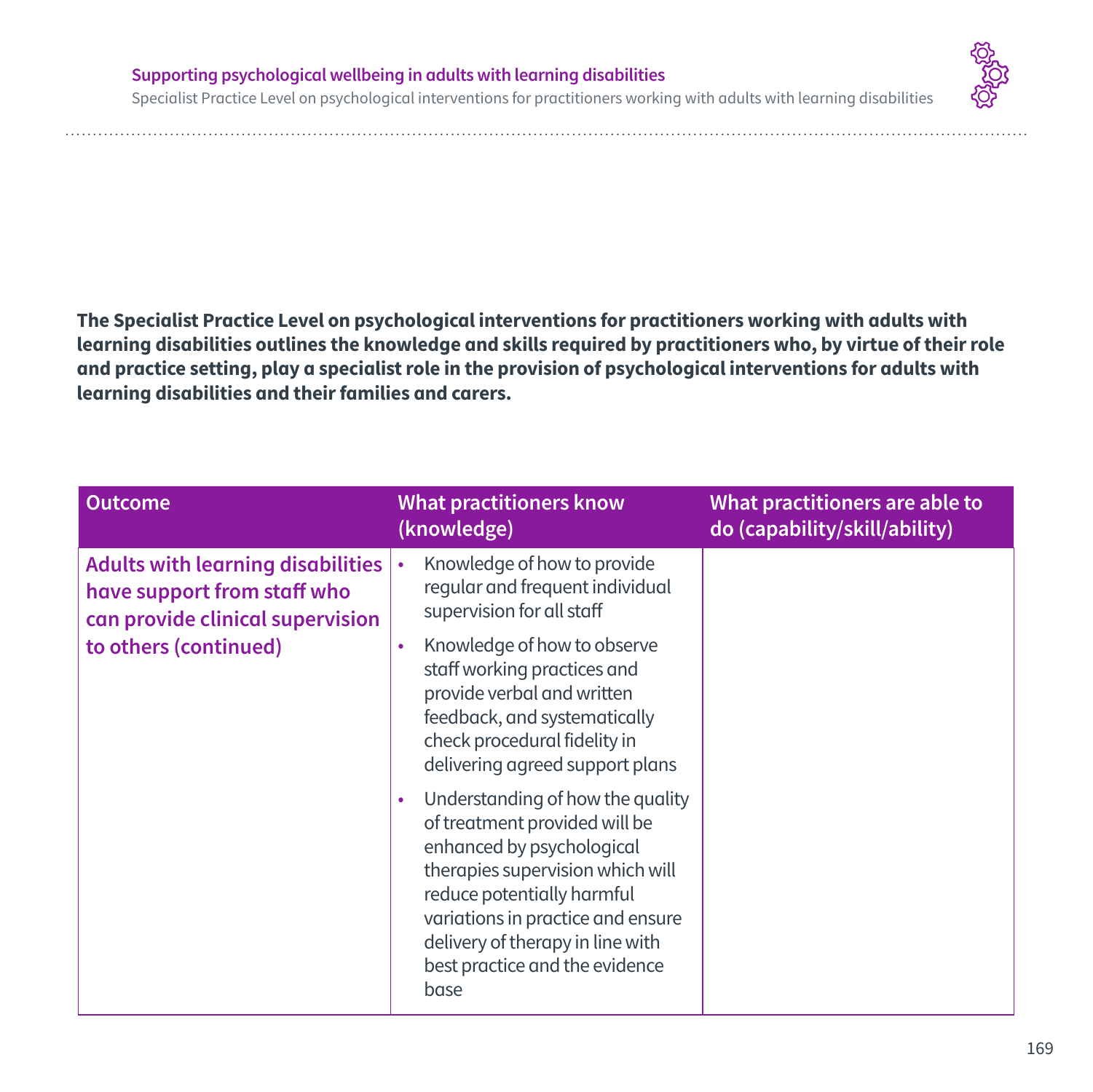**The Specialist Practice Level on psychological interventions for practitioners working with adults with learning disabilities outlines the knowledge and skills required by practitioners who, by virtue of their role and practice setting, play a specialist role in the provision of psychological interventions for adults with learning disabilities and their families and carers.**

| Outcome | What practitioners know (knowledge) | What practitioners are able to do (capability/skill/ability) |
|---|---|---|
| **Adults with learning disabilities have support from staff who can provide clinical supervision to others (continued)** | • Knowledge of how to provide regular and frequent individual supervision for all staff<br>• Knowledge of how to observe staff working practices and provide verbal and written feedback, and systematically check procedural fidelity in delivering agreed support plans<br>• Understanding of how the quality of treatment provided will be enhanced by psychological therapies supervision which will reduce potentially harmful variations in practice and ensure delivery of therapy in line with best practice and the evidence base | |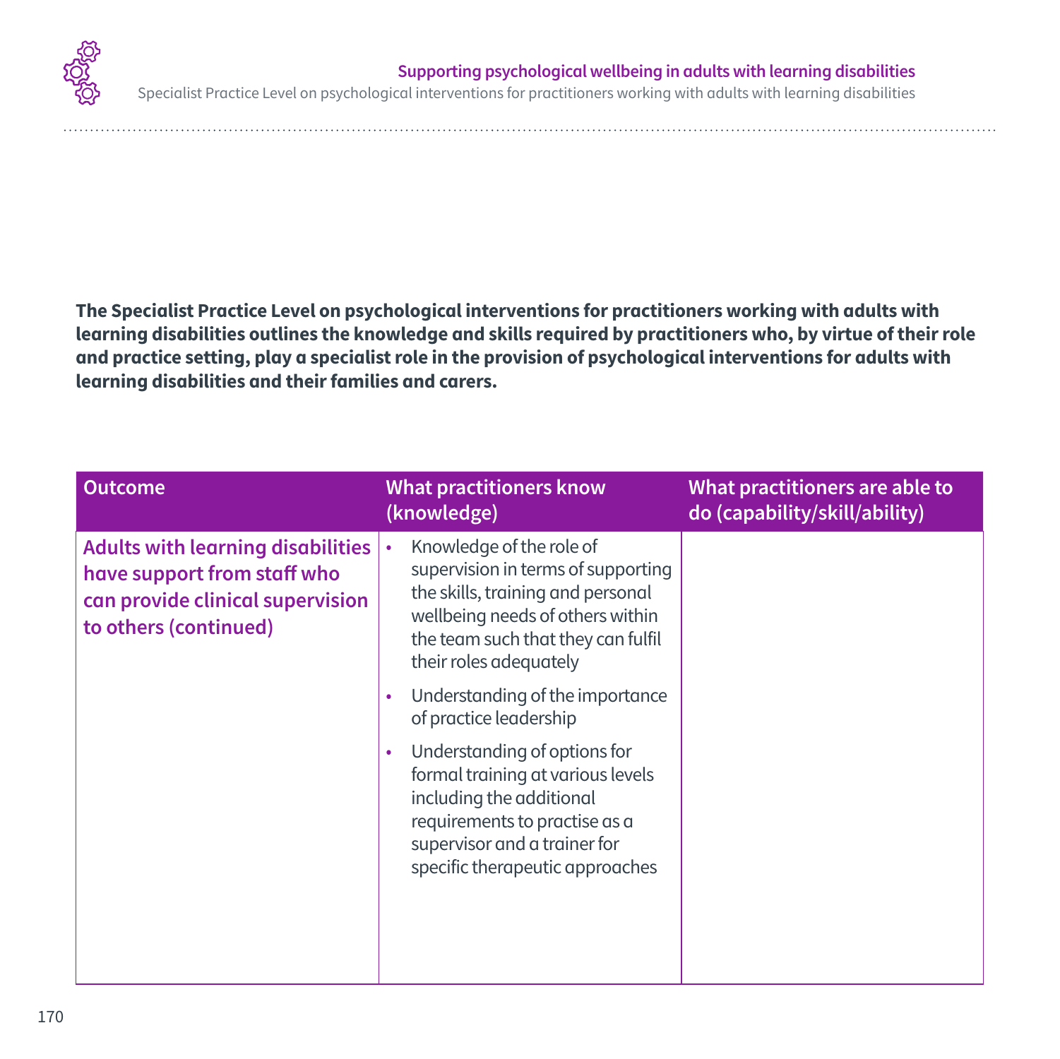**The Specialist Practice Level on psychological interventions for practitioners working with adults with learning disabilities outlines the knowledge and skills required by practitioners who, by virtue of their role and practice setting, play a specialist role in the provision of psychological interventions for adults with learning disabilities and their families and carers.**

| Outcome | What practitioners know (knowledge) | What practitioners are able to do (capability/skill/ability) |
|---|---|---|
| **Adults with learning disabilities have support from staff who can provide clinical supervision to others (continued)** | • Knowledge of the role of supervision in terms of supporting the skills, training and personal wellbeing needs of others within the team such that they can fulfil their roles adequately<br>• Understanding of the importance of practice leadership<br>• Understanding of options for formal training at various levels including the additional requirements to practise as a supervisor and a trainer for specific therapeutic approaches | |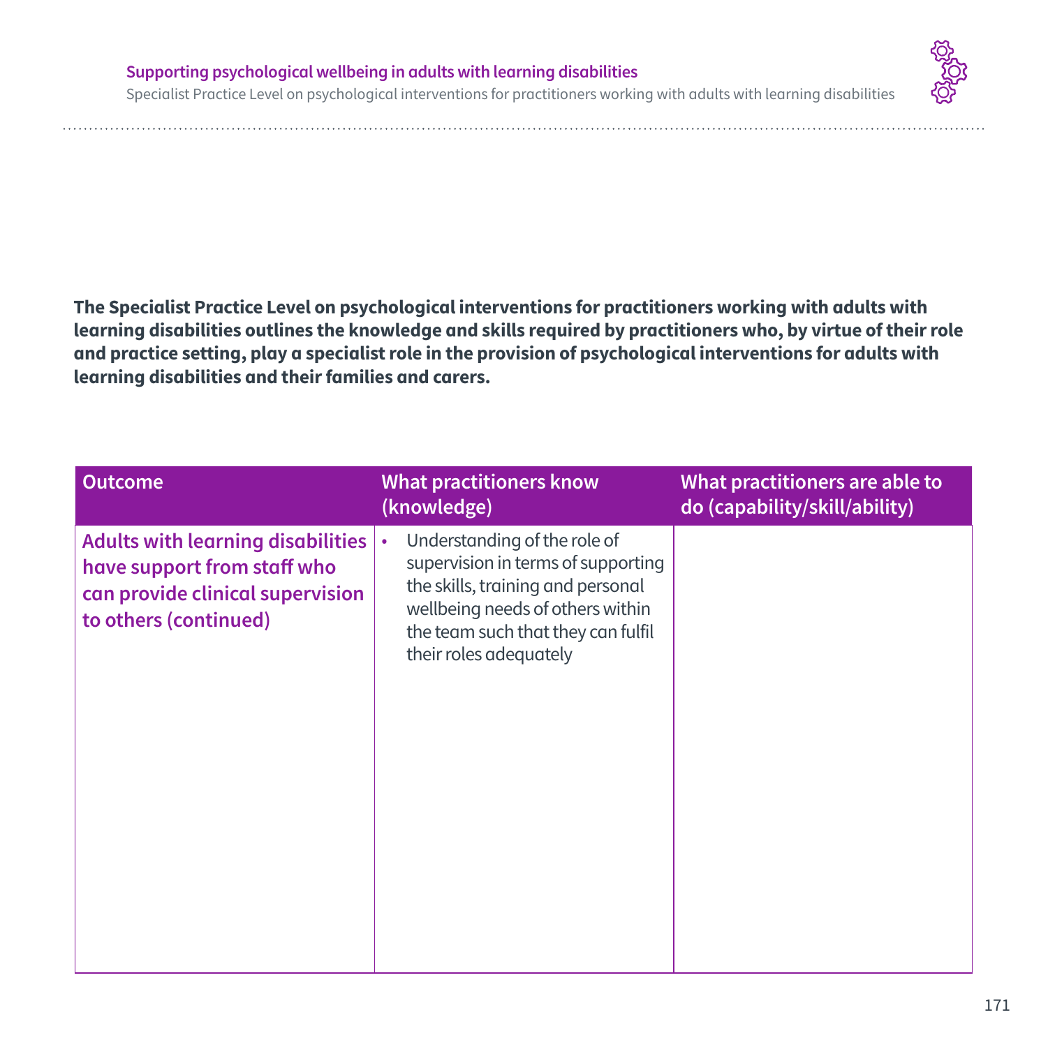**The Specialist Practice Level on psychological interventions for practitioners working with adults with learning disabilities outlines the knowledge and skills required by practitioners who, by virtue of their role and practice setting, play a specialist role in the provision of psychological interventions for adults with learning disabilities and their families and carers.**

| Outcome | What practitioners know (knowledge) | What practitioners are able to do (capability/skill/ability) |
|---|---|---|
| **Adults with learning disabilities have support from staff who can provide clinical supervision to others (continued)** | • Understanding of the role of supervision in terms of supporting the skills, training and personal wellbeing needs of others within the team such that they can fulfil their roles adequately | |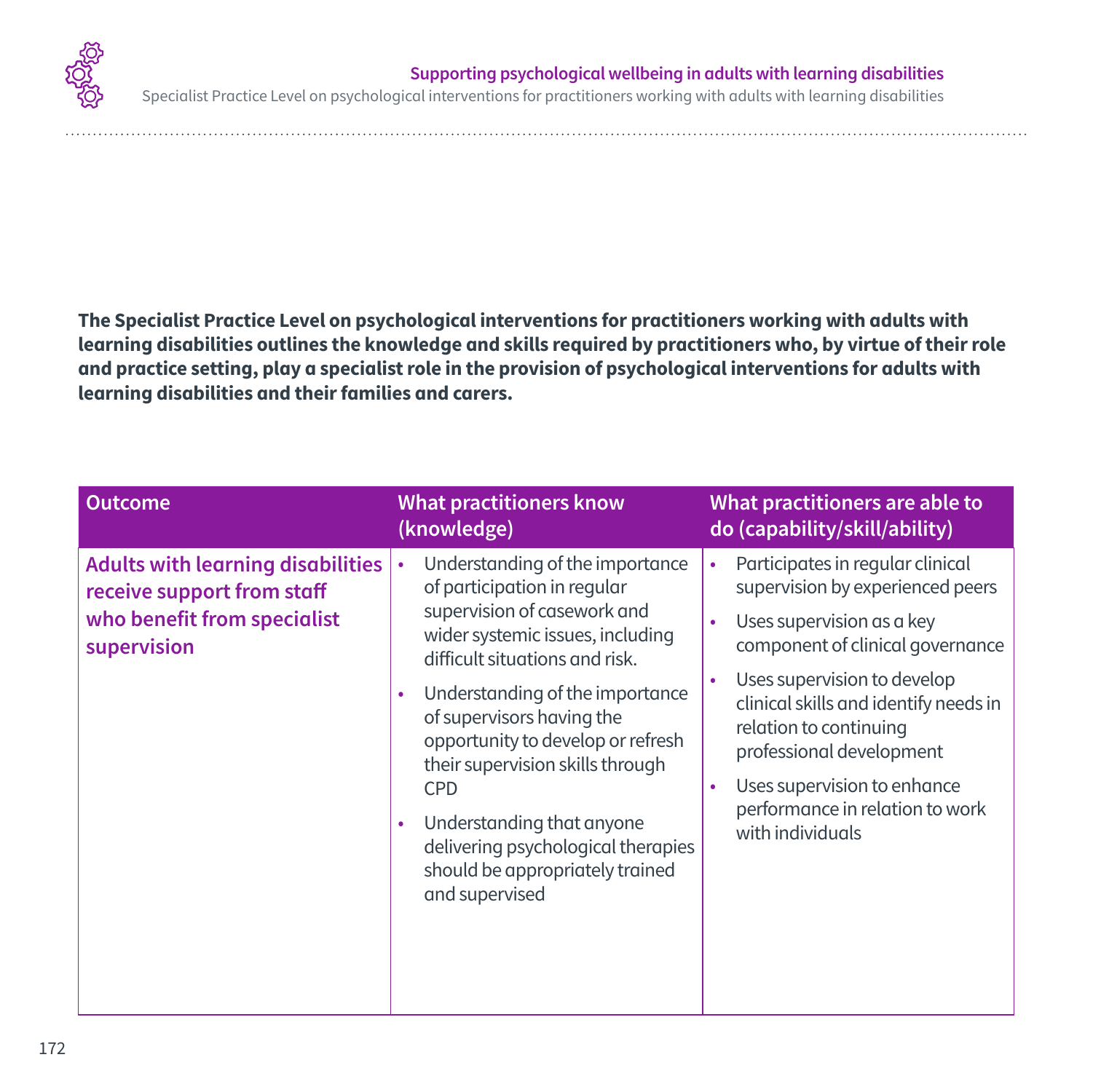**The Specialist Practice Level on psychological interventions for practitioners working with adults with learning disabilities outlines the knowledge and skills required by practitioners who, by virtue of their role and practice setting, play a specialist role in the provision of psychological interventions for adults with learning disabilities and their families and carers.**

| Outcome | What practitioners know (knowledge) | What practitioners are able to do (capability/skill/ability) |
| --- | --- | --- |
| **Adults with learning disabilities receive support from staff who benefit from specialist supervision** | • Understanding of the importance of participation in regular supervision of casework and wider systemic issues, including difficult situations and risk.<br>• Understanding of the importance of supervisors having the opportunity to develop or refresh their supervision skills through CPD<br>• Understanding that anyone delivering psychological therapies should be appropriately trained and supervised | • Participates in regular clinical supervision by experienced peers<br>• Uses supervision as a key component of clinical governance<br>• Uses supervision to develop clinical skills and identify needs in relation to continuing professional development<br>• Uses supervision to enhance performance in relation to work with individuals |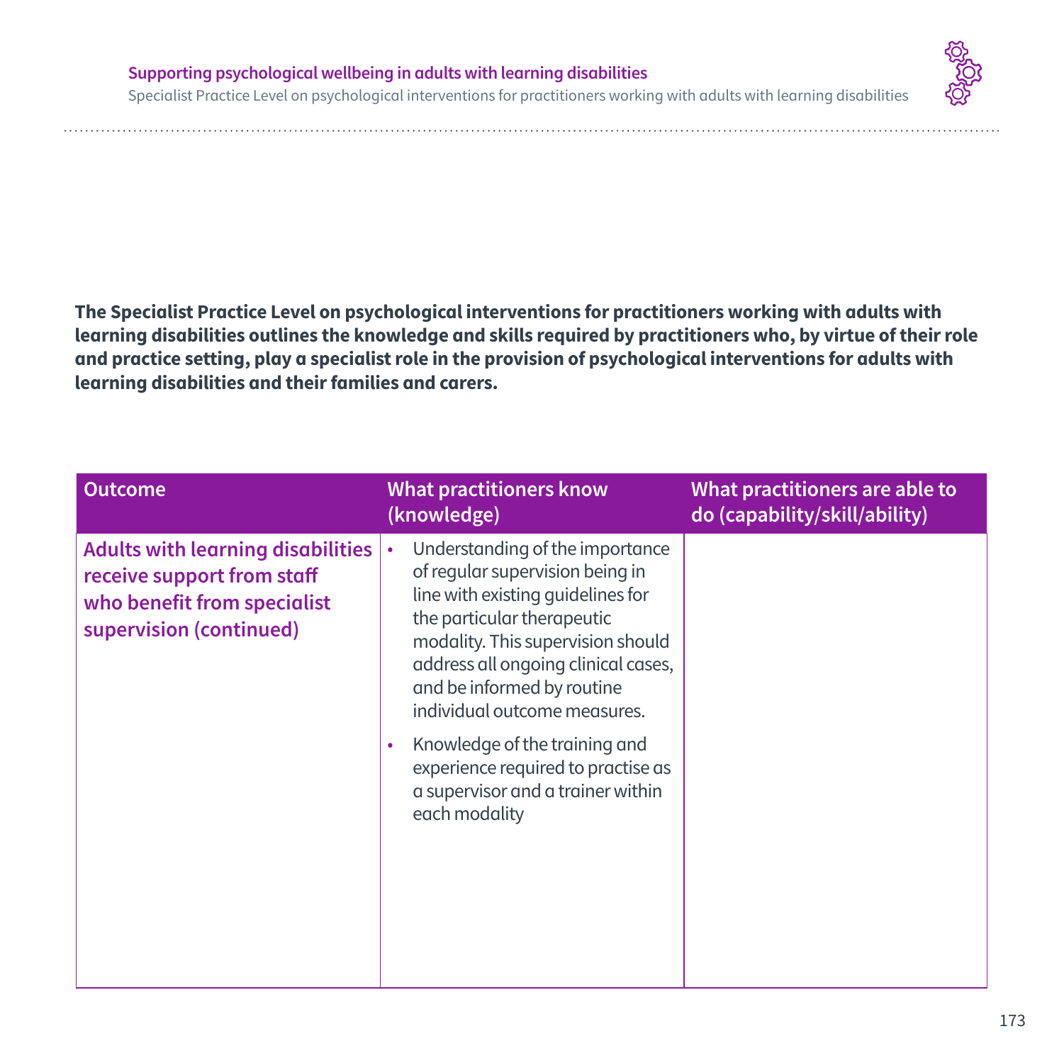**The Specialist Practice Level on psychological interventions for practitioners working with adults with learning disabilities outlines the knowledge and skills required by practitioners who, by virtue of their role and practice setting, play a specialist role in the provision of psychological interventions for adults with learning disabilities and their families and carers.**

| Outcome | What practitioners know (knowledge) | What practitioners are able to do (capability/skill/ability) |
|---|---|---|
| **Adults with learning disabilities receive support from staff who benefit from specialist supervision (continued)** | • Understanding of the importance of regular supervision being in line with existing guidelines for the particular therapeutic modality. This supervision should address all ongoing clinical cases, and be informed by routine individual outcome measures.<br>• Knowledge of the training and experience required to practise as a supervisor and a trainer within each modality | |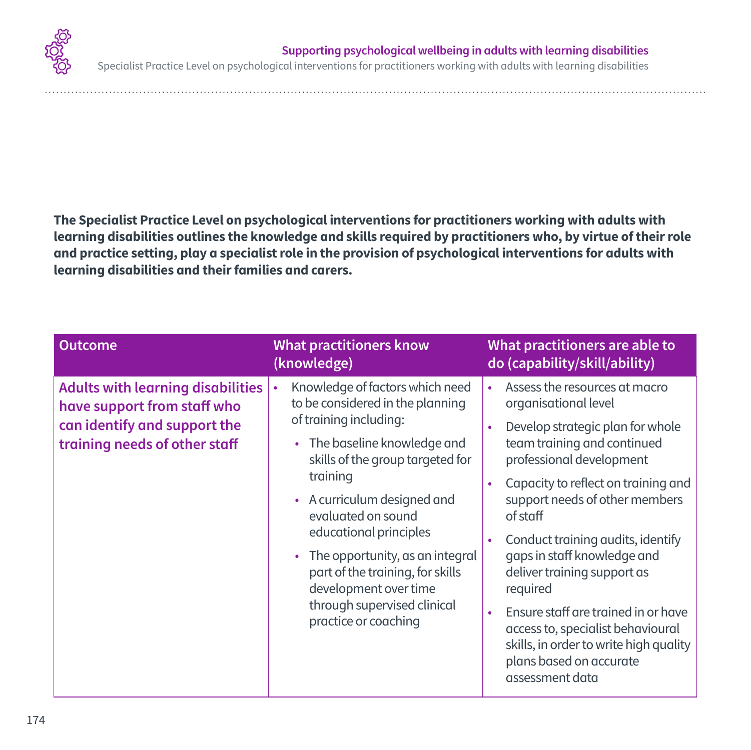**The Specialist Practice Level on psychological interventions for practitioners working with adults with learning disabilities outlines the knowledge and skills required by practitioners who, by virtue of their role and practice setting, play a specialist role in the provision of psychological interventions for adults with learning disabilities and their families and carers.**

| Outcome | What practitioners know (knowledge) | What practitioners are able to do (capability/skill/ability) |
|---|---|---|
| **Adults with learning disabilities have support from staff who can identify and support the training needs of other staff** | • Knowledge of factors which need to be considered in the planning of training including:<br>  • The baseline knowledge and skills of the group targeted for training<br>  • A curriculum designed and evaluated on sound educational principles<br>  • The opportunity, as an integral part of the training, for skills development over time through supervised clinical practice or coaching | • Assess the resources at macro organisational level<br>• Develop strategic plan for whole team training and continued professional development<br>• Capacity to reflect on training and support needs of other members of staff<br>• Conduct training audits, identify gaps in staff knowledge and deliver training support as required<br>• Ensure staff are trained in or have access to, specialist behavioural skills, in order to write high quality plans based on accurate assessment data |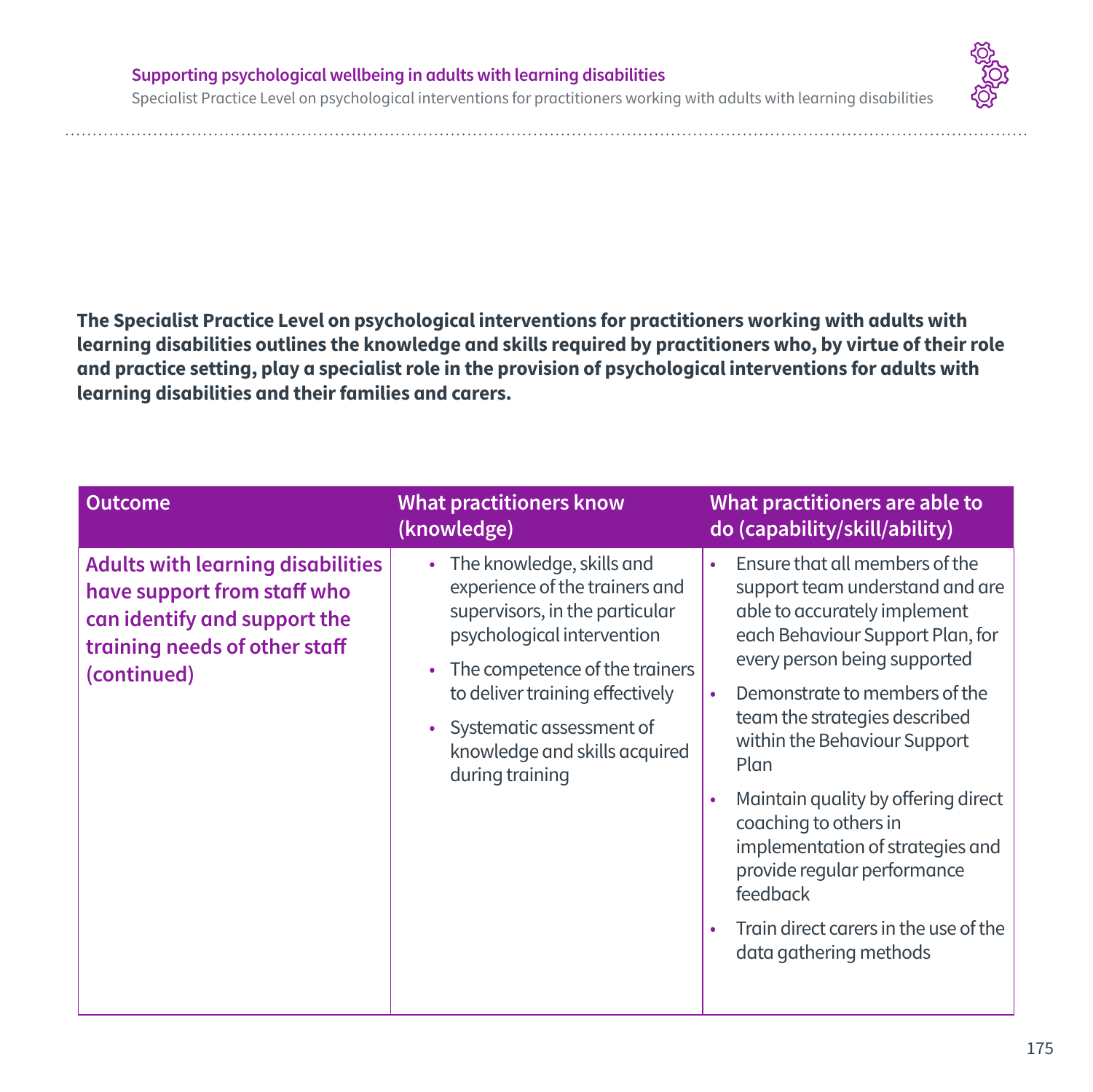**The Specialist Practice Level on psychological interventions for practitioners working with adults with learning disabilities outlines the knowledge and skills required by practitioners who, by virtue of their role and practice setting, play a specialist role in the provision of psychological interventions for adults with learning disabilities and their families and carers.**

| Outcome | What practitioners know (knowledge) | What practitioners are able to do (capability/skill/ability) |
|---|---|---|
| **Adults with learning disabilities have support from staff who can identify and support the training needs of other staff (continued)** | • The knowledge, skills and experience of the trainers and supervisors, in the particular psychological intervention<br>• The competence of the trainers to deliver training effectively<br>• Systematic assessment of knowledge and skills acquired during training | • Ensure that all members of the support team understand and are able to accurately implement each Behaviour Support Plan, for every person being supported<br>• Demonstrate to members of the team the strategies described within the Behaviour Support Plan<br>• Maintain quality by offering direct coaching to others in implementation of strategies and provide regular performance feedback<br>• Train direct carers in the use of the data gathering methods |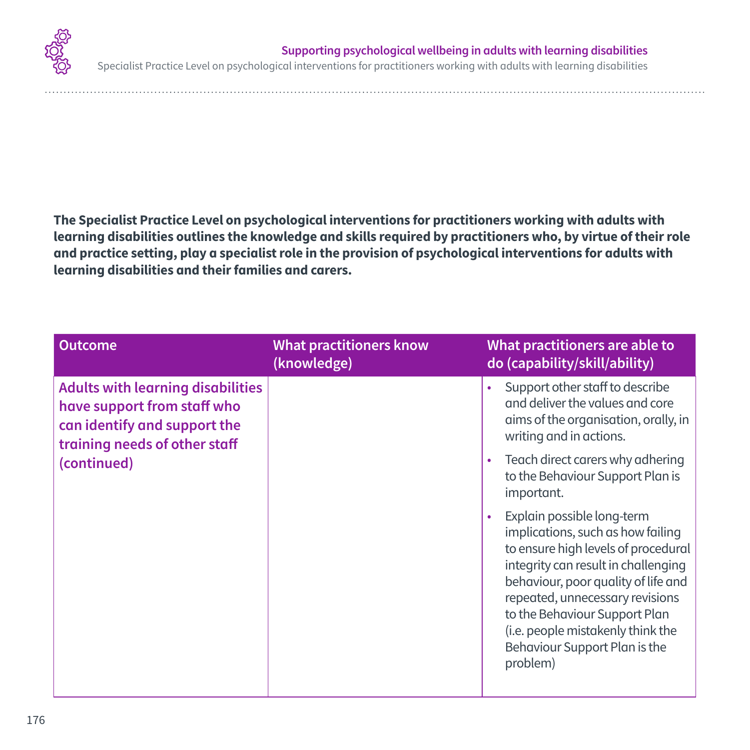**The Specialist Practice Level on psychological interventions for practitioners working with adults with learning disabilities outlines the knowledge and skills required by practitioners who, by virtue of their role and practice setting, play a specialist role in the provision of psychological interventions for adults with learning disabilities and their families and carers.**

| Outcome | What practitioners know (knowledge) | What practitioners are able to do (capability/skill/ability) |
|---|---|---|
| **Adults with learning disabilities have support from staff who can identify and support the training needs of other staff (continued)** | | • Support other staff to describe and deliver the values and core aims of the organisation, orally, in writing and in actions.<br>• Teach direct carers why adhering to the Behaviour Support Plan is important.<br>• Explain possible long-term implications, such as how failing to ensure high levels of procedural integrity can result in challenging behaviour, poor quality of life and repeated, unnecessary revisions to the Behaviour Support Plan (i.e. people mistakenly think the Behaviour Support Plan is the problem) |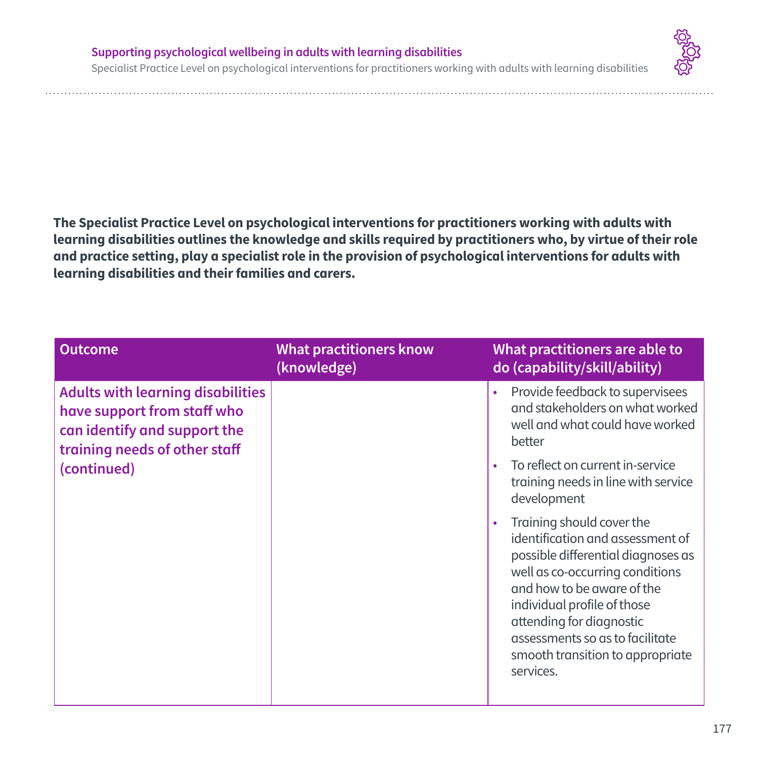**The Specialist Practice Level on psychological interventions for practitioners working with adults with learning disabilities outlines the knowledge and skills required by practitioners who, by virtue of their role and practice setting, play a specialist role in the provision of psychological interventions for adults with learning disabilities and their families and carers.**

| Outcome | What practitioners know (knowledge) | What practitioners are able to do (capability/skill/ability) |
|---|---|---|
| **Adults with learning disabilities have support from staff who can identify and support the training needs of other staff (continued)** | | • Provide feedback to supervisees and stakeholders on what worked well and what could have worked better<br>• To reflect on current in-service training needs in line with service development<br>• Training should cover the identification and assessment of possible differential diagnoses as well as co-occurring conditions and how to be aware of the individual profile of those attending for diagnostic assessments so as to facilitate smooth transition to appropriate services. |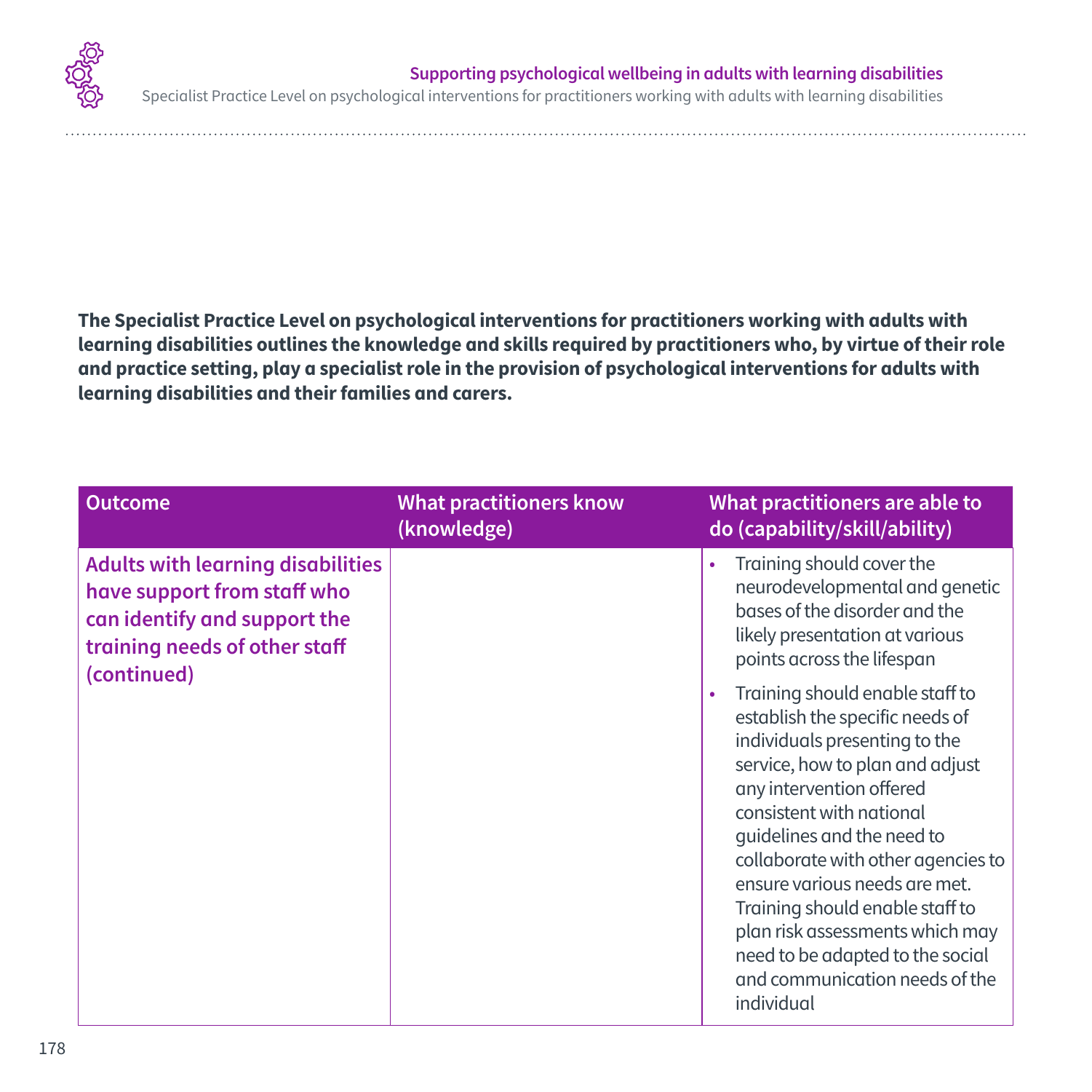**The Specialist Practice Level on psychological interventions for practitioners working with adults with learning disabilities outlines the knowledge and skills required by practitioners who, by virtue of their role and practice setting, play a specialist role in the provision of psychological interventions for adults with learning disabilities and their families and carers.**

| Outcome | What practitioners know (knowledge) | What practitioners are able to do (capability/skill/ability) |
|---|---|---|
| **Adults with learning disabilities have support from staff who can identify and support the training needs of other staff (continued)** | | • Training should cover the neurodevelopmental and genetic bases of the disorder and the likely presentation at various points across the lifespan<br>• Training should enable staff to establish the specific needs of individuals presenting to the service, how to plan and adjust any intervention offered consistent with national guidelines and the need to collaborate with other agencies to ensure various needs are met. Training should enable staff to plan risk assessments which may need to be adapted to the social and communication needs of the individual |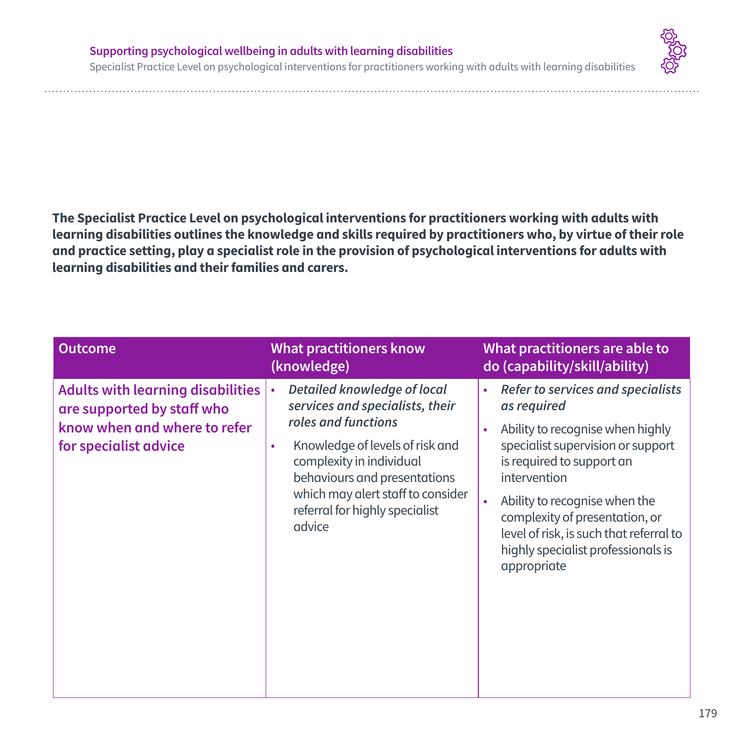**The Specialist Practice Level on psychological interventions for practitioners working with adults with learning disabilities outlines the knowledge and skills required by practitioners who, by virtue of their role and practice setting, play a specialist role in the provision of psychological interventions for adults with learning disabilities and their families and carers.**

| Outcome | What practitioners know (knowledge) | What practitioners are able to do (capability/skill/ability) |
|---|---|---|
| **Adults with learning disabilities are supported by staff who know when and where to refer for specialist advice** | • *Detailed knowledge of local services and specialists, their roles and functions*<br>• Knowledge of levels of risk and complexity in individual behaviours and presentations which may alert staff to consider referral for highly specialist advice | • *Refer to services and specialists as required*<br>• Ability to recognise when highly specialist supervision or support is required to support an intervention<br>• Ability to recognise when the complexity of presentation, or level of risk, is such that referral to highly specialist professionals is appropriate |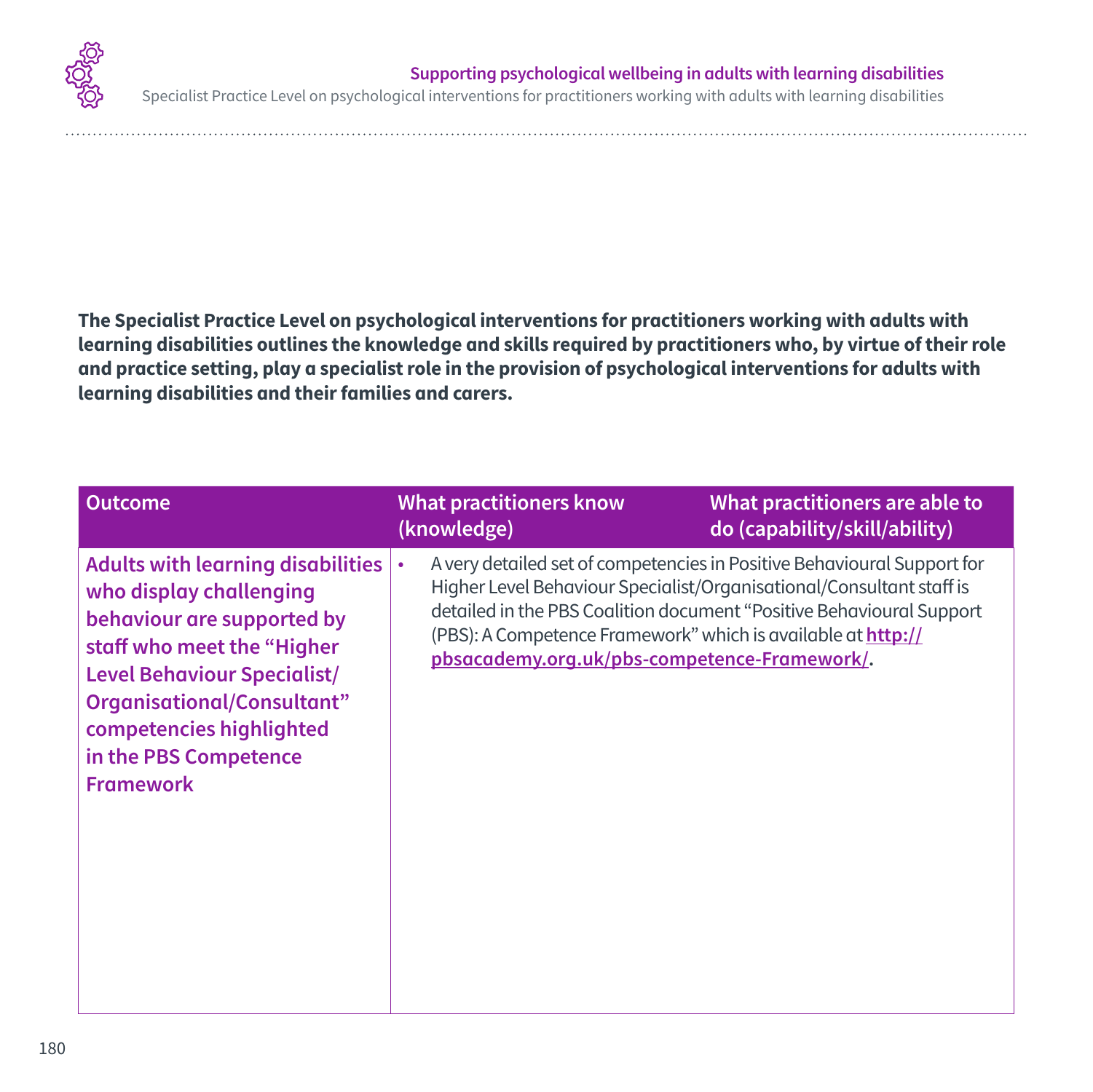**The Specialist Practice Level on psychological interventions for practitioners working with adults with learning disabilities outlines the knowledge and skills required by practitioners who, by virtue of their role and practice setting, play a specialist role in the provision of psychological interventions for adults with learning disabilities and their families and carers.**

| Outcome | What practitioners know (knowledge) | What practitioners are able to do (capability/skill/ability) |
|---|---|---|
| **Adults with learning disabilities who display challenging behaviour are supported by staff who meet the "Higher Level Behaviour Specialist/ Organisational/Consultant" competencies highlighted in the PBS Competence Framework** | • A very detailed set of competencies in Positive Behavioural Support for Higher Level Behaviour Specialist/Organisational/Consultant staff is detailed in the PBS Coalition document "Positive Behavioural Support (PBS): A Competence Framework" which is available at **http://pbsacademy.org.uk/pbs-competence-Framework/**. | |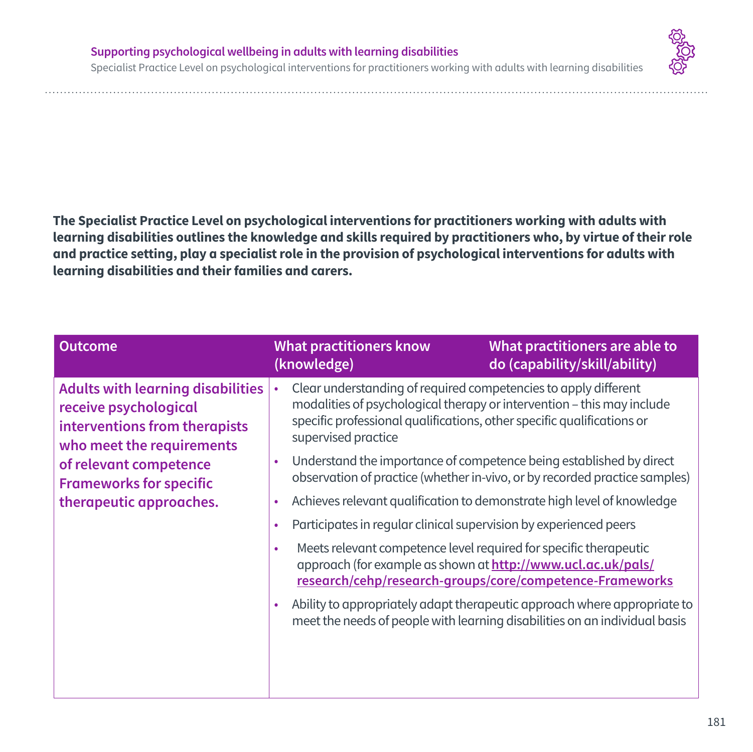**The Specialist Practice Level on psychological interventions for practitioners working with adults with learning disabilities outlines the knowledge and skills required by practitioners who, by virtue of their role and practice setting, play a specialist role in the provision of psychological interventions for adults with learning disabilities and their families and carers.**

| Outcome | What practitioners know (knowledge) | What practitioners are able to do (capability/skill/ability) |
|---|---|---|
| **Adults with learning disabilities receive psychological interventions from therapists who meet the requirements of relevant competence Frameworks for specific therapeutic approaches.** | • Clear understanding of required competencies to apply different modalities of psychological therapy or intervention – this may include specific professional qualifications, other specific qualifications or supervised practice<br>• Understand the importance of competence being established by direct observation of practice (whether in-vivo, or by recorded practice samples)<br>• Achieves relevant qualification to demonstrate high level of knowledge<br>• Participates in regular clinical supervision by experienced peers<br>• Meets relevant competence level required for specific therapeutic approach (for example as shown at **http://www.ucl.ac.uk/pals/research/cehp/research-groups/core/competence-Frameworks**<br>• Ability to appropriately adapt therapeutic approach where appropriate to meet the needs of people with learning disabilities on an individual basis | |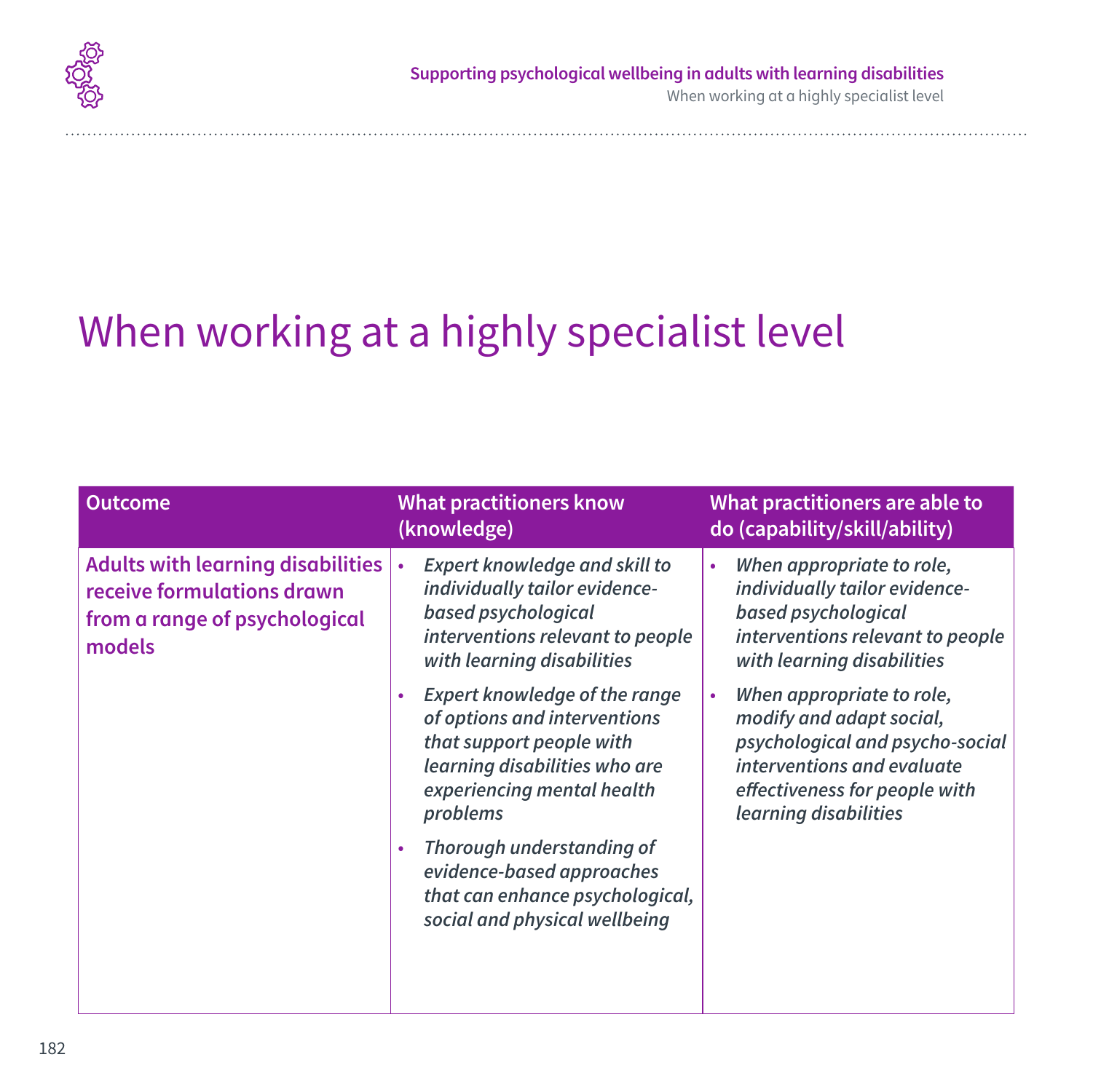# When working at a highly specialist level

| Outcome | What practitioners know (knowledge) | What practitioners are able to do (capability/skill/ability) |
|---|---|---|
| **Adults with learning disabilities receive formulations drawn from a range of psychological models** | • *Expert knowledge and skill to individually tailor evidence-based psychological interventions relevant to people with learning disabilities*<br>• *Expert knowledge of the range of options and interventions that support people with learning disabilities who are experiencing mental health problems*<br>• *Thorough understanding of evidence-based approaches that can enhance psychological, social and physical wellbeing* | • *When appropriate to role, individually tailor evidence-based psychological interventions relevant to people with learning disabilities*<br>• *When appropriate to role, modify and adapt social, psychological and psycho-social interventions and evaluate effectiveness for people with learning disabilities* |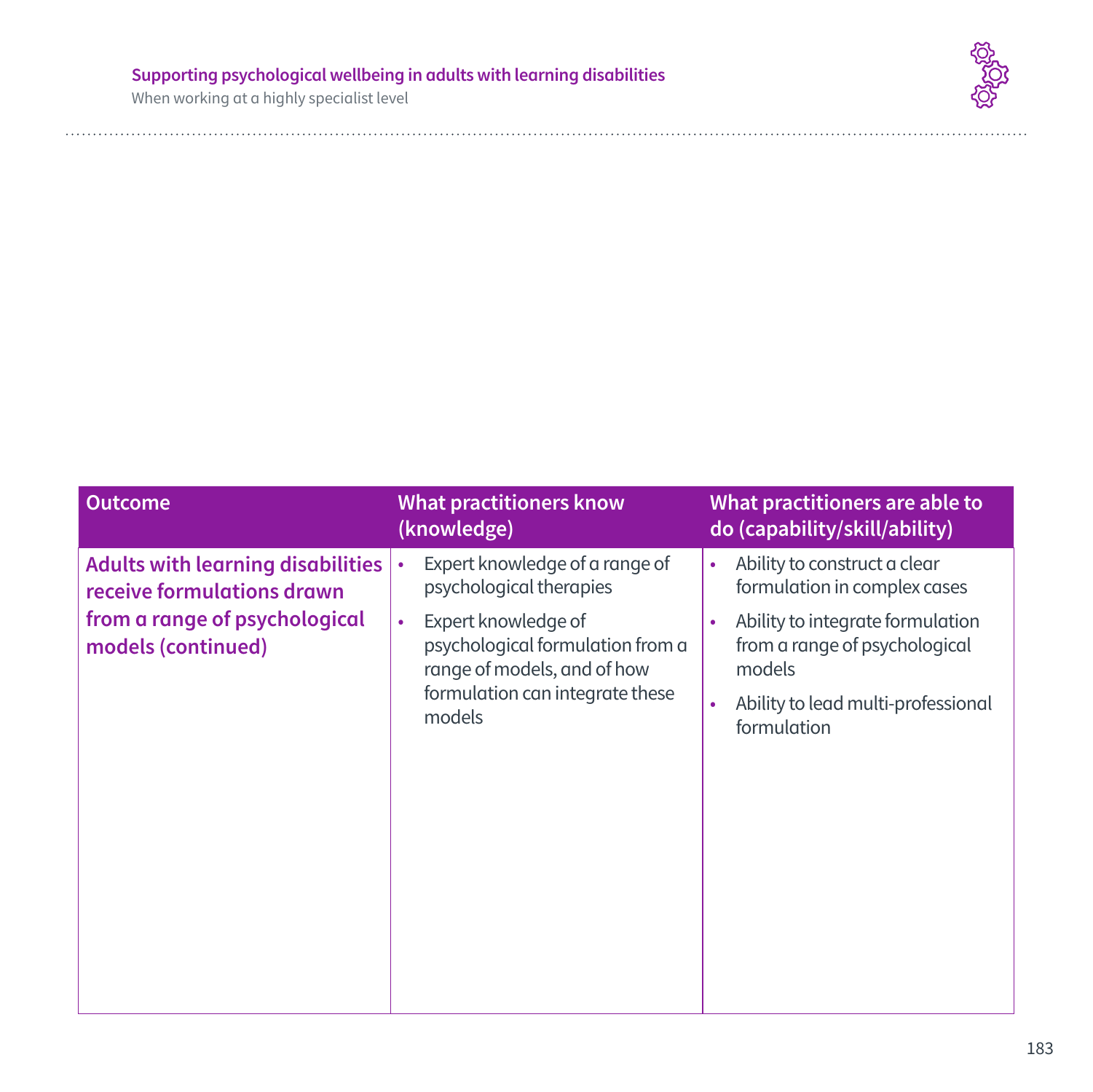| Outcome | What practitioners know (knowledge) | What practitioners are able to do (capability/skill/ability) |
|---|---|---|
| **Adults with learning disabilities receive formulations drawn from a range of psychological models (continued)** | • Expert knowledge of a range of psychological therapies<br>• Expert knowledge of psychological formulation from a range of models, and of how formulation can integrate these models | • Ability to construct a clear formulation in complex cases<br>• Ability to integrate formulation from a range of psychological models<br>• Ability to lead multi-professional formulation |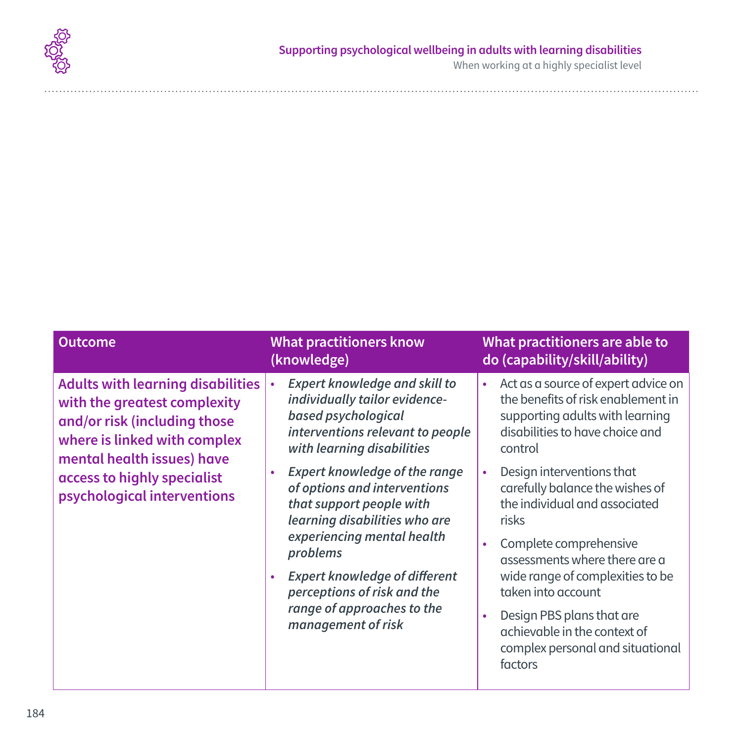| Outcome | What practitioners know (knowledge) | What practitioners are able to do (capability/skill/ability) |
|---|---|---|
| **Adults with learning disabilities with the greatest complexity and/or risk (including those where is linked with complex mental health issues) have access to highly specialist psychological interventions** | • *Expert knowledge and skill to individually tailor evidence-based psychological interventions relevant to people with learning disabilities*<br>• *Expert knowledge of the range of options and interventions that support people with learning disabilities who are experiencing mental health problems*<br>• *Expert knowledge of different perceptions of risk and the range of approaches to the management of risk* | • Act as a source of expert advice on the benefits of risk enablement in supporting adults with learning disabilities to have choice and control<br>• Design interventions that carefully balance the wishes of the individual and associated risks<br>• Complete comprehensive assessments where there are a wide range of complexities to be taken into account<br>• Design PBS plans that are achievable in the context of complex personal and situational factors |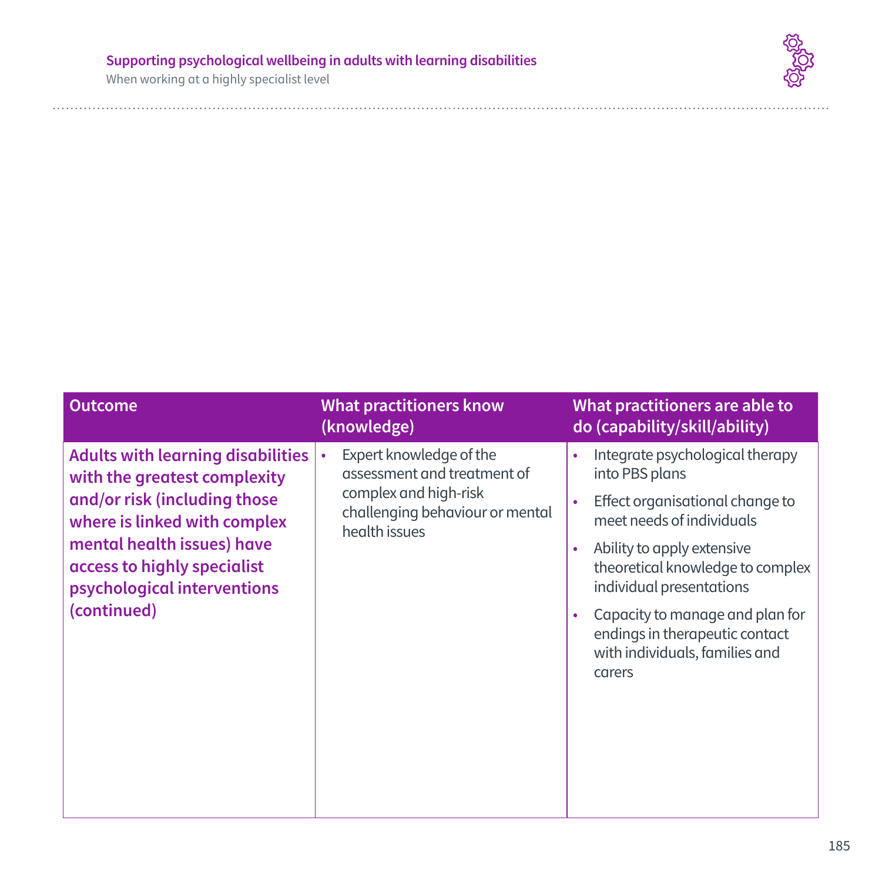| Outcome | What practitioners know (knowledge) | What practitioners are able to do (capability/skill/ability) |
|---|---|---|
| **Adults with learning disabilities with the greatest complexity and/or risk (including those where is linked with complex mental health issues) have access to highly specialist psychological interventions (continued)** | • Expert knowledge of the assessment and treatment of complex and high-risk challenging behaviour or mental health issues | • Integrate psychological therapy into PBS plans<br>• Effect organisational change to meet needs of individuals<br>• Ability to apply extensive theoretical knowledge to complex individual presentations<br>• Capacity to manage and plan for endings in therapeutic contact with individuals, families and carers |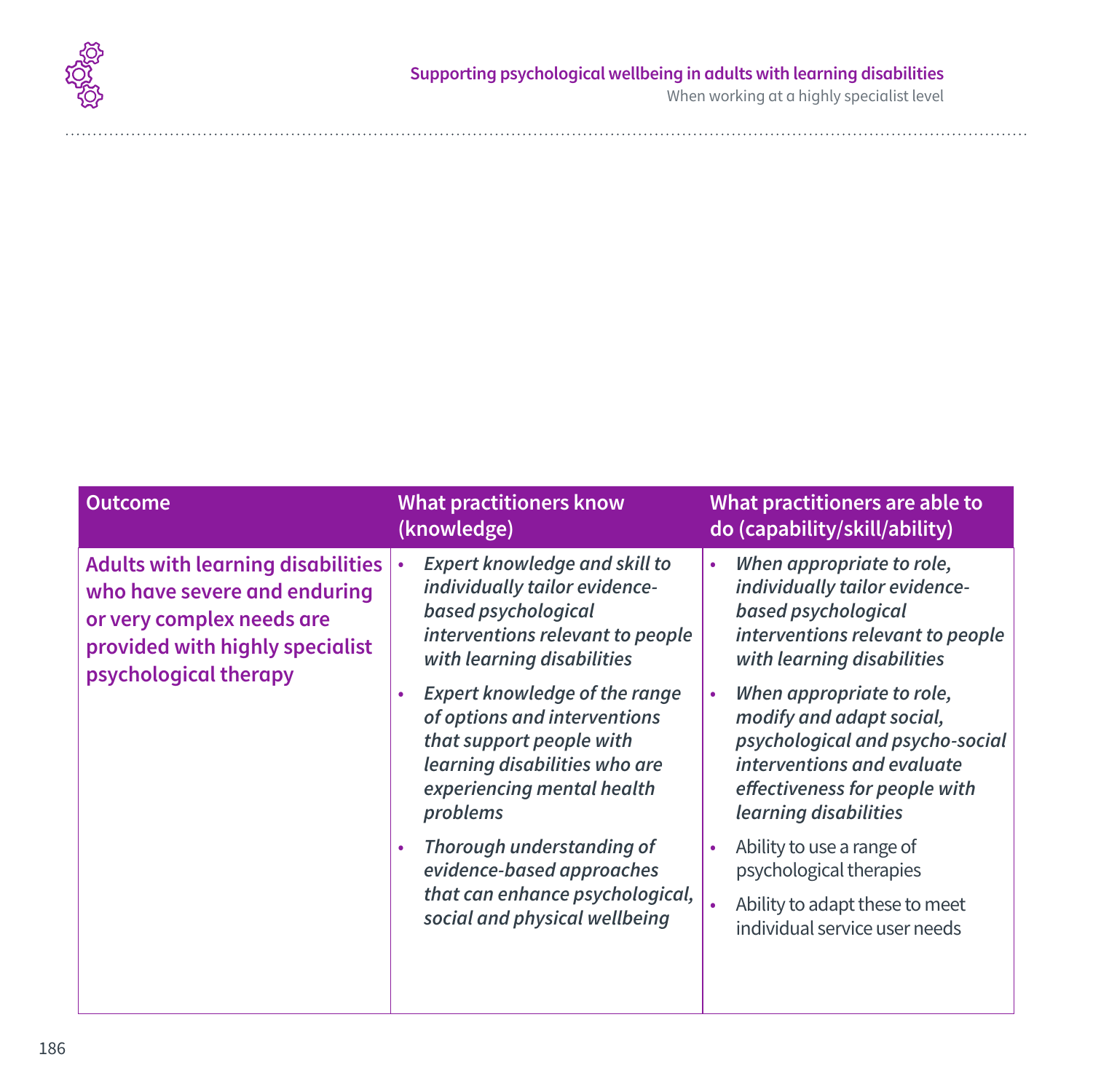| Outcome | What practitioners know (knowledge) | What practitioners are able to do (capability/skill/ability) |
|---|---|---|
| **Adults with learning disabilities who have severe and enduring or very complex needs are provided with highly specialist psychological therapy** | • *Expert knowledge and skill to individually tailor evidence-based psychological interventions relevant to people with learning disabilities*<br>• *Expert knowledge of the range of options and interventions that support people with learning disabilities who are experiencing mental health problems*<br>• *Thorough understanding of evidence-based approaches that can enhance psychological, social and physical wellbeing* | • *When appropriate to role, individually tailor evidence-based psychological interventions relevant to people with learning disabilities*<br>• *When appropriate to role, modify and adapt social, psychological and psycho-social interventions and evaluate effectiveness for people with learning disabilities*<br>• Ability to use a range of psychological therapies<br>• Ability to adapt these to meet individual service user needs |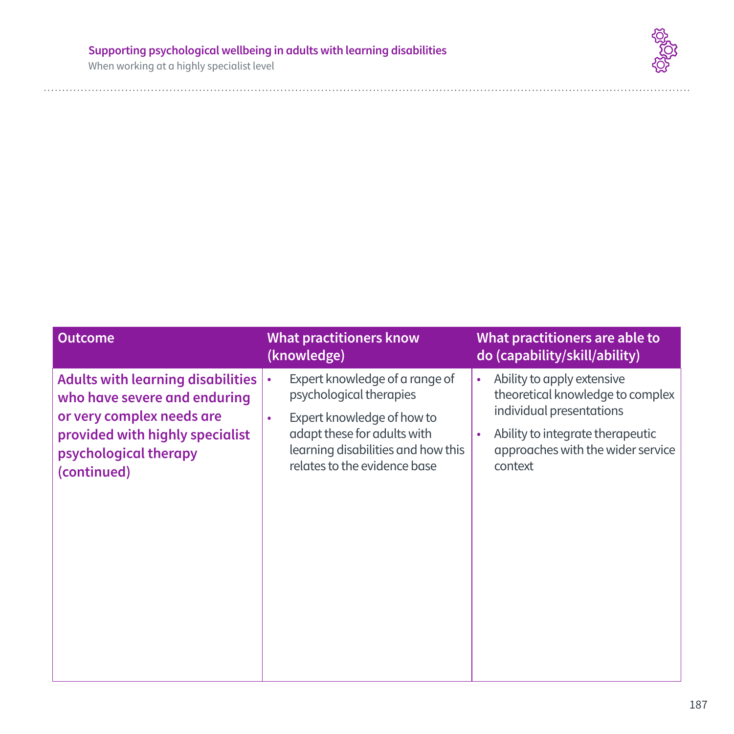| Outcome | What practitioners know (knowledge) | What practitioners are able to do (capability/skill/ability) |
|---|---|---|
| **Adults with learning disabilities who have severe and enduring or very complex needs are provided with highly specialist psychological therapy (continued)** | • Expert knowledge of a range of psychological therapies<br>• Expert knowledge of how to adapt these for adults with learning disabilities and how this relates to the evidence base | • Ability to apply extensive theoretical knowledge to complex individual presentations<br>• Ability to integrate therapeutic approaches with the wider service context |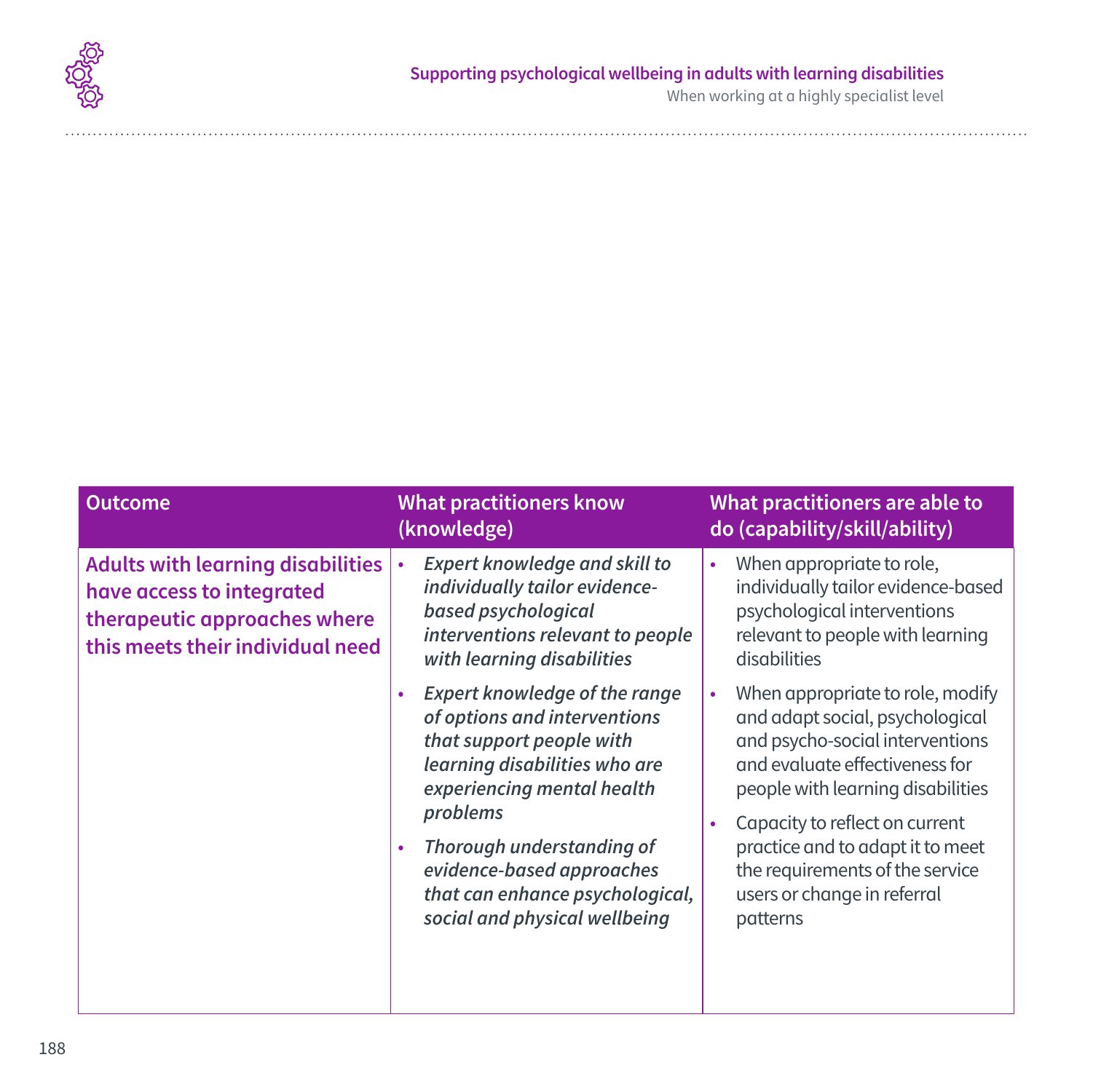| Outcome | What practitioners know (knowledge) | What practitioners are able to do (capability/skill/ability) |
| --- | --- | --- |
| **Adults with learning disabilities have access to integrated therapeutic approaches where this meets their individual need** | • *Expert knowledge and skill to individually tailor evidence-based psychological interventions relevant to people with learning disabilities*<br>• *Expert knowledge of the range of options and interventions that support people with learning disabilities who are experiencing mental health problems*<br>• *Thorough understanding of evidence-based approaches that can enhance psychological, social and physical wellbeing* | • When appropriate to role, individually tailor evidence-based psychological interventions relevant to people with learning disabilities<br>• When appropriate to role, modify and adapt social, psychological and psycho-social interventions and evaluate effectiveness for people with learning disabilities<br>• Capacity to reflect on current practice and to adapt it to meet the requirements of the service users or change in referral patterns |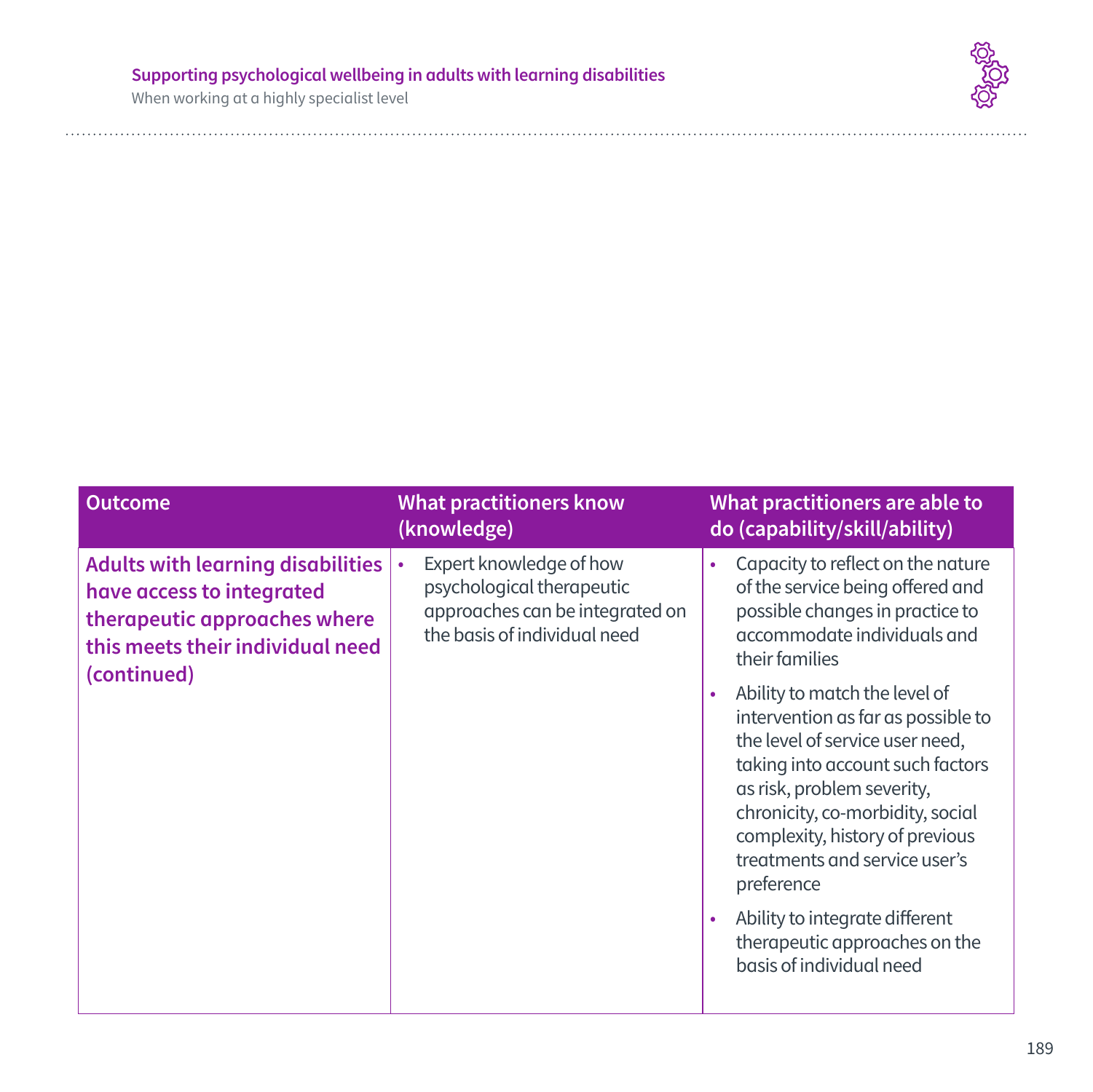| Outcome | What practitioners know (knowledge) | What practitioners are able to do (capability/skill/ability) |
|---|---|---|
| **Adults with learning disabilities have access to integrated therapeutic approaches where this meets their individual need (continued)** | • Expert knowledge of how psychological therapeutic approaches can be integrated on the basis of individual need | • Capacity to reflect on the nature of the service being offered and possible changes in practice to accommodate individuals and their families<br>• Ability to match the level of intervention as far as possible to the level of service user need, taking into account such factors as risk, problem severity, chronicity, co-morbidity, social complexity, history of previous treatments and service user's preference<br>• Ability to integrate different therapeutic approaches on the basis of individual need |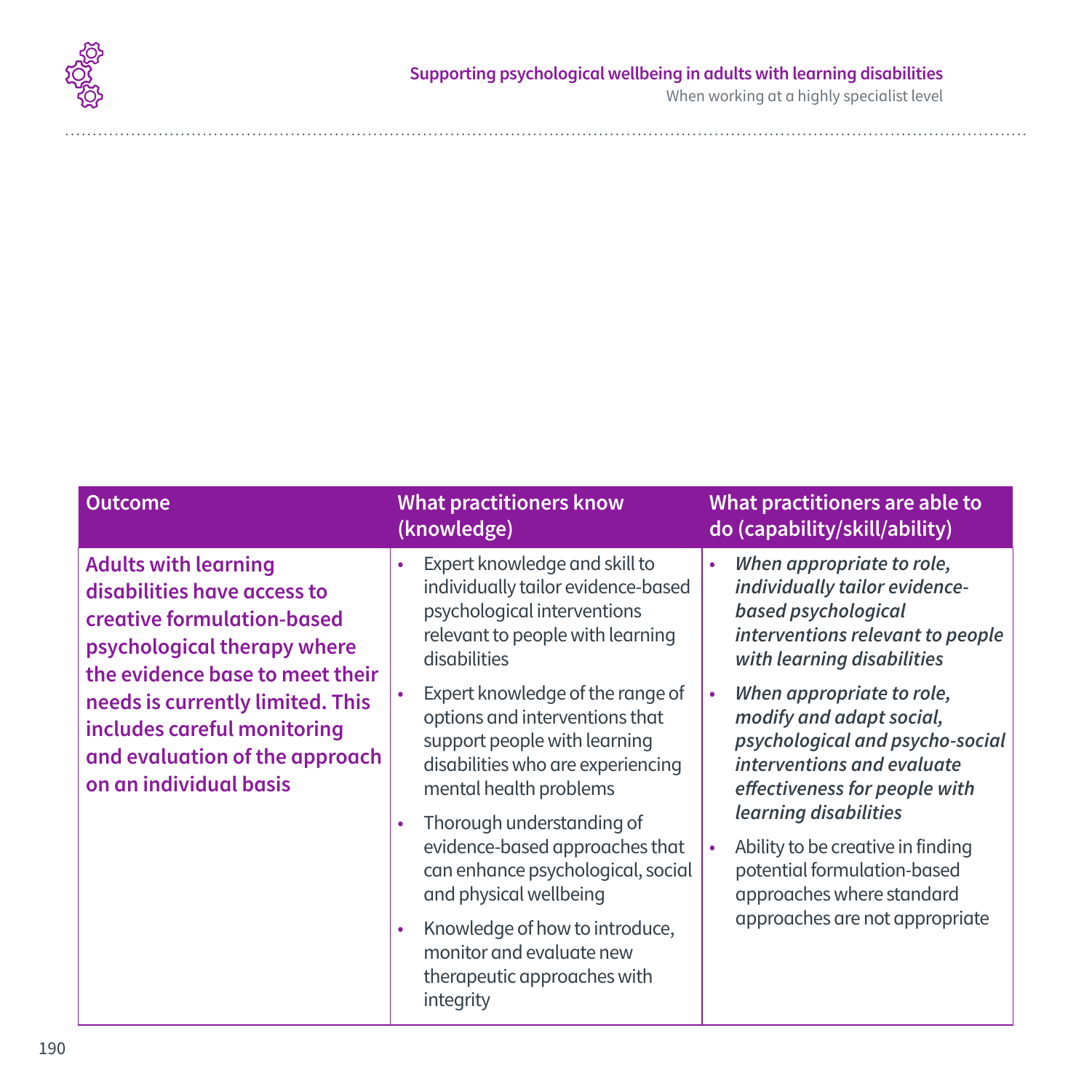| Outcome | What practitioners know (knowledge) | What practitioners are able to do (capability/skill/ability) |
| --- | --- | --- |
| **Adults with learning disabilities have access to creative formulation-based psychological therapy where the evidence base to meet their needs is currently limited. This includes careful monitoring and evaluation of the approach on an individual basis** | • Expert knowledge and skill to individually tailor evidence-based psychological interventions relevant to people with learning disabilities<br>• Expert knowledge of the range of options and interventions that support people with learning disabilities who are experiencing mental health problems<br>• Thorough understanding of evidence-based approaches that can enhance psychological, social and physical wellbeing<br>• Knowledge of how to introduce, monitor and evaluate new therapeutic approaches with integrity | • ***When appropriate to role, individually tailor evidence-based psychological interventions relevant to people with learning disabilities***<br>• ***When appropriate to role, modify and adapt social, psychological and psycho-social interventions and evaluate effectiveness for people with learning disabilities***<br>• Ability to be creative in finding potential formulation-based approaches where standard approaches are not appropriate |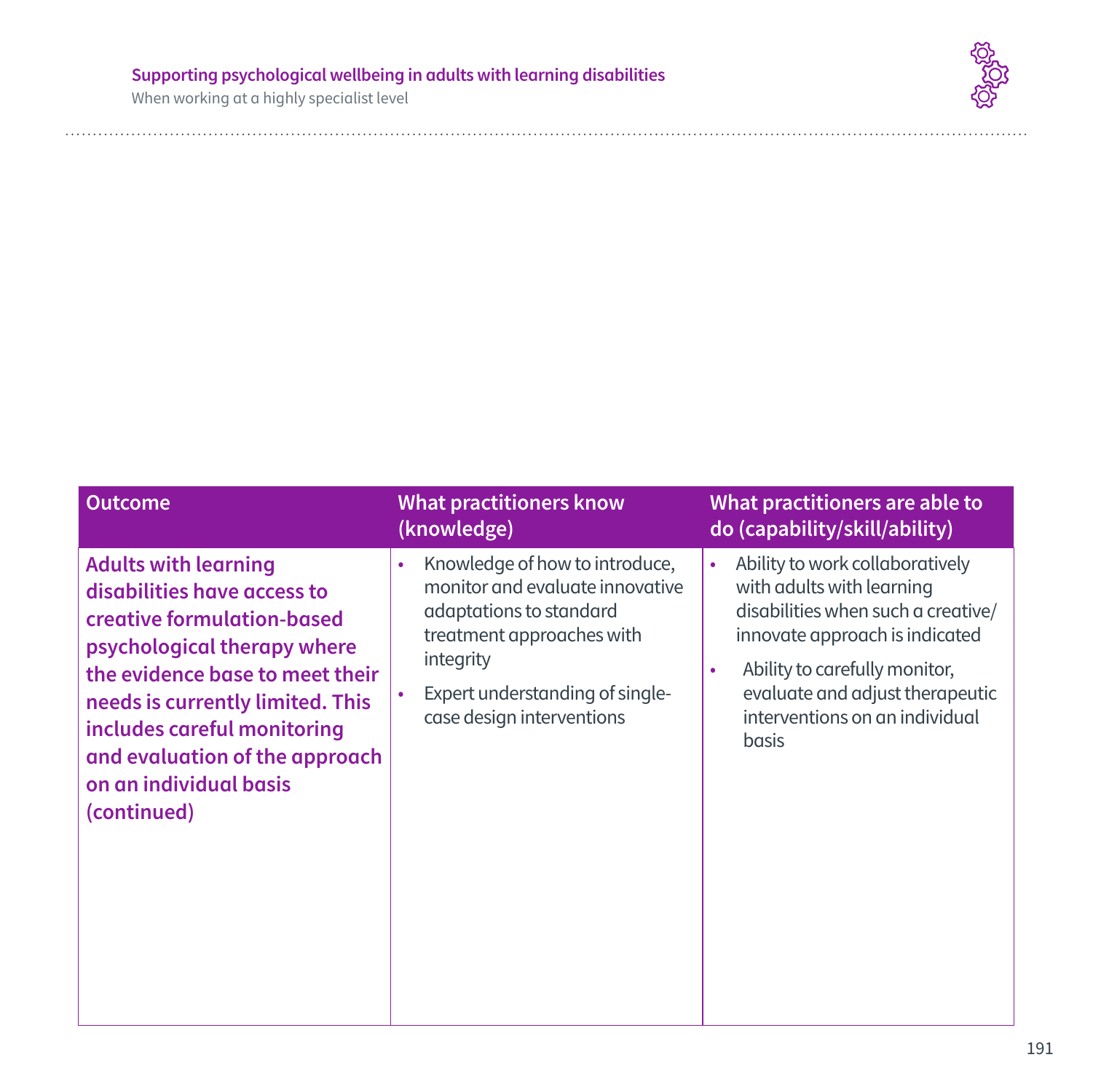| Outcome | What practitioners know (knowledge) | What practitioners are able to do (capability/skill/ability) |
|---|---|---|
| **Adults with learning disabilities have access to creative formulation-based psychological therapy where the evidence base to meet their needs is currently limited. This includes careful monitoring and evaluation of the approach on an individual basis (continued)** | • Knowledge of how to introduce, monitor and evaluate innovative adaptations to standard treatment approaches with integrity<br>• Expert understanding of single-case design interventions | • Ability to work collaboratively with adults with learning disabilities when such a creative/innovate approach is indicated<br>• Ability to carefully monitor, evaluate and adjust therapeutic interventions on an individual basis |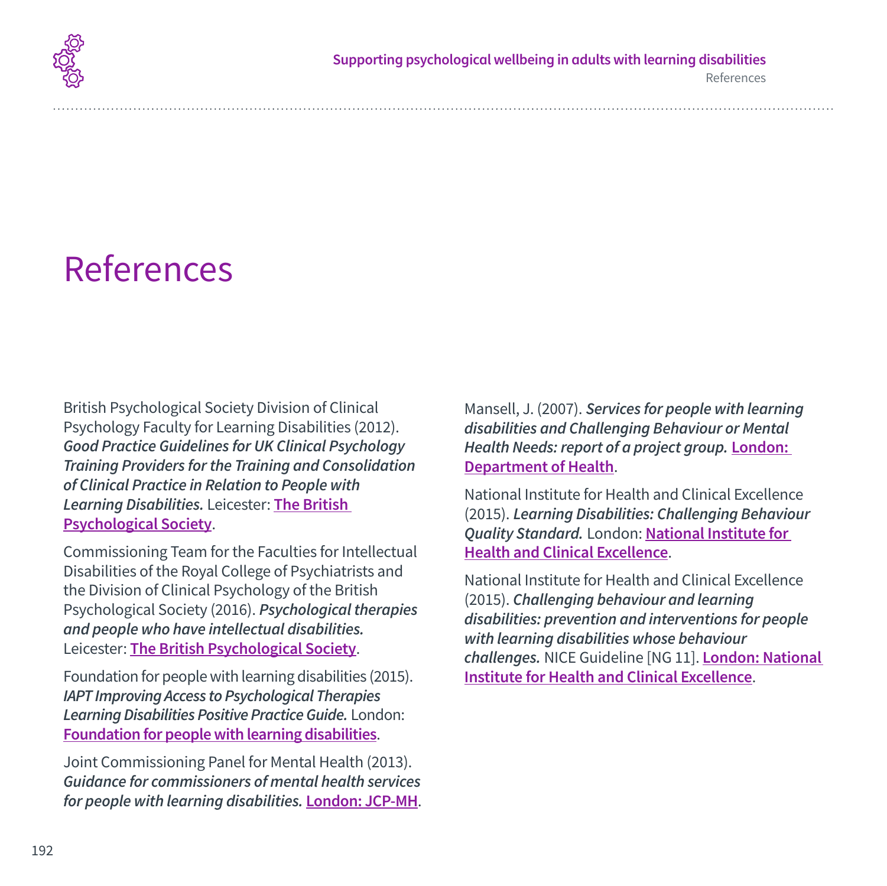# References

British Psychological Society Division of Clinical Psychology Faculty for Learning Disabilities (2012). ***Good Practice Guidelines for UK Clinical Psychology Training Providers for the Training and Consolidation of Clinical Practice in Relation to People with Learning Disabilities.*** Leicester: **The British Psychological Society**.

Commissioning Team for the Faculties for Intellectual Disabilities of the Royal College of Psychiatrists and the Division of Clinical Psychology of the British Psychological Society (2016). ***Psychological therapies and people who have intellectual disabilities.*** Leicester: **The British Psychological Society**.

Foundation for people with learning disabilities (2015). ***IAPT Improving Access to Psychological Therapies Learning Disabilities Positive Practice Guide.*** London: **Foundation for people with learning disabilities**.

Joint Commissioning Panel for Mental Health (2013). ***Guidance for commissioners of mental health services for people with learning disabilities.*** **London: JCP-MH**.

Mansell, J. (2007). ***Services for people with learning disabilities and Challenging Behaviour or Mental Health Needs: report of a project group.*** **London: Department of Health**.

National Institute for Health and Clinical Excellence (2015). ***Learning Disabilities: Challenging Behaviour Quality Standard.*** London: **National Institute for Health and Clinical Excellence**.

National Institute for Health and Clinical Excellence (2015). ***Challenging behaviour and learning disabilities: prevention and interventions for people with learning disabilities whose behaviour challenges.*** NICE Guideline [NG 11]. **London: National Institute for Health and Clinical Excellence**.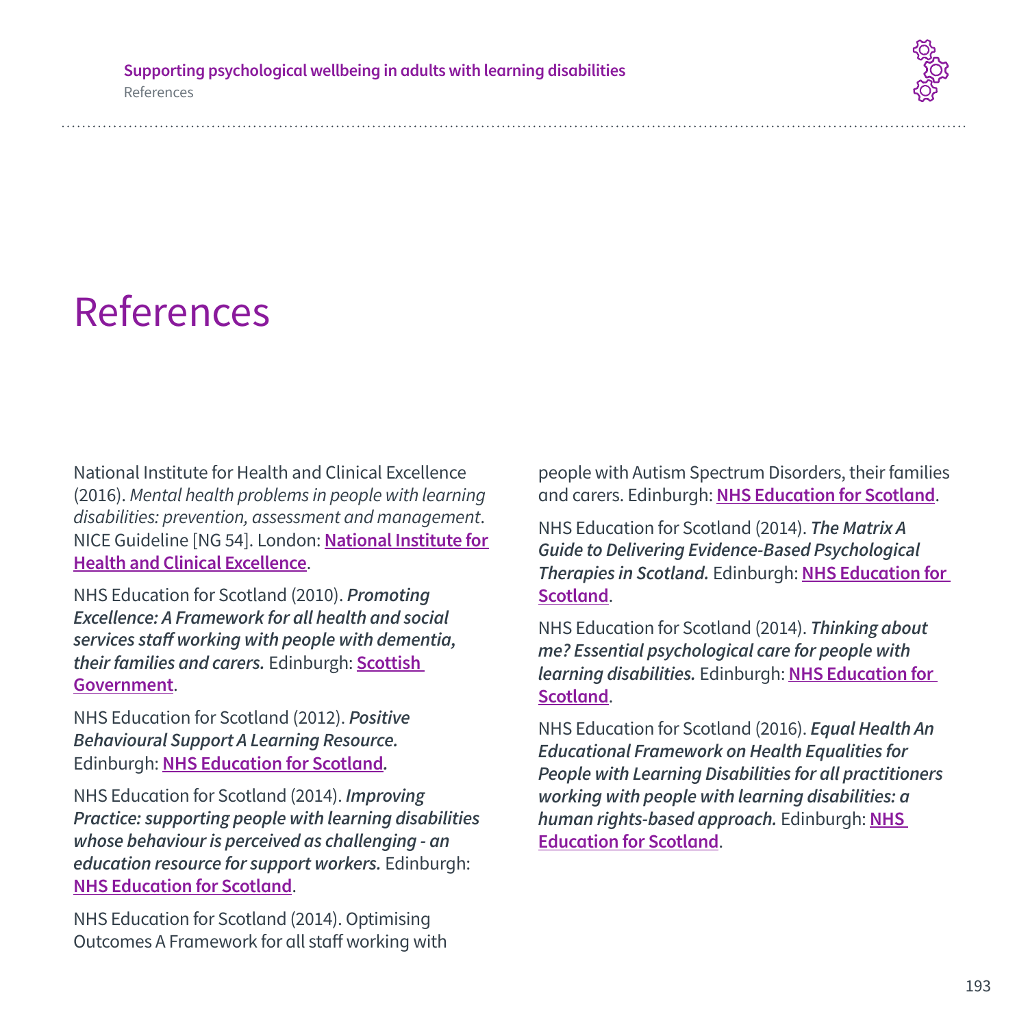# References

National Institute for Health and Clinical Excellence (2016). *Mental health problems in people with learning disabilities: prevention, assessment and management*. NICE Guideline [NG 54]. London: **National Institute for Health and Clinical Excellence**.

NHS Education for Scotland (2010). ***Promoting Excellence: A Framework for all health and social services staff working with people with dementia, their families and carers.*** Edinburgh: **Scottish Government**.

NHS Education for Scotland (2012). ***Positive Behavioural Support A Learning Resource.*** Edinburgh: **NHS Education for Scotland**.

NHS Education for Scotland (2014). ***Improving Practice: supporting people with learning disabilities whose behaviour is perceived as challenging - an education resource for support workers.*** Edinburgh: **NHS Education for Scotland**.

NHS Education for Scotland (2014). Optimising Outcomes A Framework for all staff working with people with Autism Spectrum Disorders, their families and carers. Edinburgh: **NHS Education for Scotland**.

NHS Education for Scotland (2014). ***The Matrix A Guide to Delivering Evidence-Based Psychological Therapies in Scotland.*** Edinburgh: **NHS Education for Scotland**.

NHS Education for Scotland (2014). ***Thinking about me? Essential psychological care for people with learning disabilities.*** Edinburgh: **NHS Education for Scotland**.

NHS Education for Scotland (2016). ***Equal Health An Educational Framework on Health Equalities for People with Learning Disabilities for all practitioners working with people with learning disabilities: a human rights-based approach.*** Edinburgh: **NHS Education for Scotland**.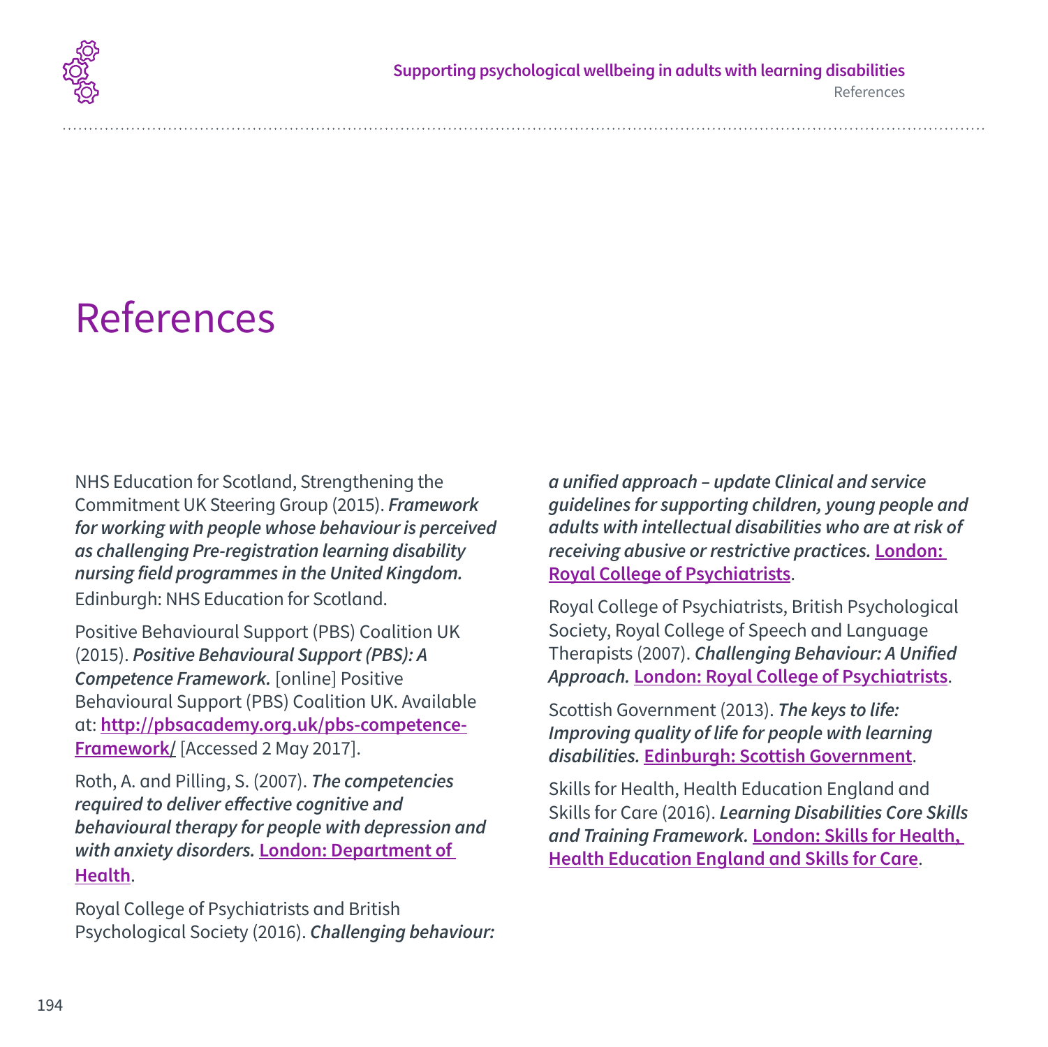# References

NHS Education for Scotland, Strengthening the Commitment UK Steering Group (2015). ***Framework for working with people whose behaviour is perceived as challenging Pre-registration learning disability nursing field programmes in the United Kingdom.*** Edinburgh: NHS Education for Scotland.

Positive Behavioural Support (PBS) Coalition UK (2015). ***Positive Behavioural Support (PBS): A Competence Framework.*** [online] Positive Behavioural Support (PBS) Coalition UK. Available at: **http://pbsacademy.org.uk/pbs-competence-Framework/** [Accessed 2 May 2017].

Roth, A. and Pilling, S. (2007). ***The competencies required to deliver effective cognitive and behavioural therapy for people with depression and with anxiety disorders.*** **London: Department of Health**.

Royal College of Psychiatrists and British Psychological Society (2016). ***Challenging behaviour: a unified approach – update Clinical and service guidelines for supporting children, young people and adults with intellectual disabilities who are at risk of receiving abusive or restrictive practices.*** **London: Royal College of Psychiatrists**.

Royal College of Psychiatrists, British Psychological Society, Royal College of Speech and Language Therapists (2007). ***Challenging Behaviour: A Unified Approach.*** **London: Royal College of Psychiatrists**.

Scottish Government (2013). ***The keys to life: Improving quality of life for people with learning disabilities.*** **Edinburgh: Scottish Government**.

Skills for Health, Health Education England and Skills for Care (2016). ***Learning Disabilities Core Skills and Training Framework.*** **London: Skills for Health, Health Education England and Skills for Care**.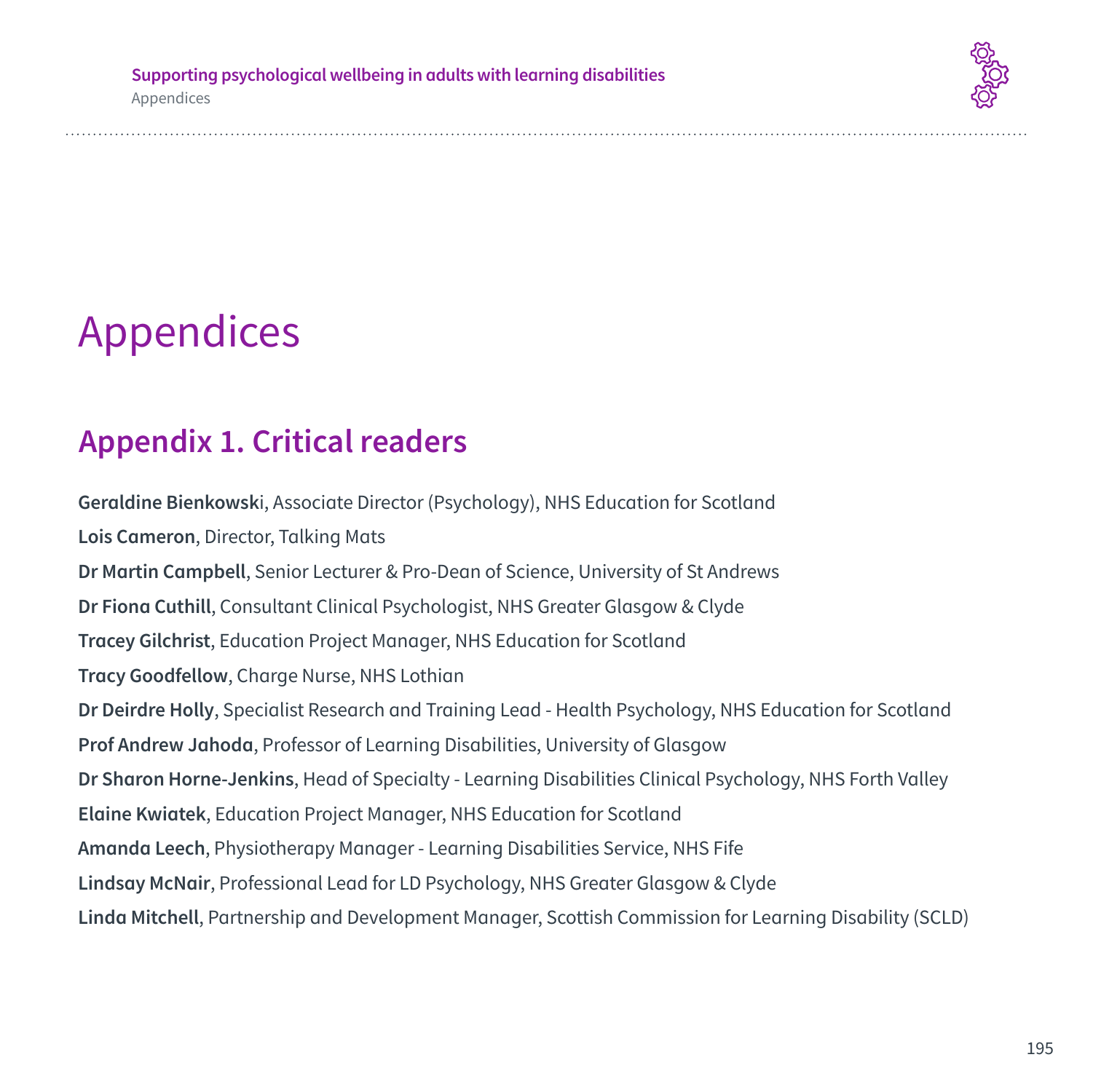# Appendices

## Appendix 1. Critical readers

**Geraldine Bienkowski**, Associate Director (Psychology), NHS Education for Scotland

**Lois Cameron**, Director, Talking Mats

**Dr Martin Campbell**, Senior Lecturer & Pro-Dean of Science, University of St Andrews

**Dr Fiona Cuthill**, Consultant Clinical Psychologist, NHS Greater Glasgow & Clyde

**Tracey Gilchrist**, Education Project Manager, NHS Education for Scotland

**Tracy Goodfellow**, Charge Nurse, NHS Lothian

**Dr Deirdre Holly**, Specialist Research and Training Lead - Health Psychology, NHS Education for Scotland

**Prof Andrew Jahoda**, Professor of Learning Disabilities, University of Glasgow

**Dr Sharon Horne-Jenkins**, Head of Specialty - Learning Disabilities Clinical Psychology, NHS Forth Valley

**Elaine Kwiatek**, Education Project Manager, NHS Education for Scotland

**Amanda Leech**, Physiotherapy Manager - Learning Disabilities Service, NHS Fife

**Lindsay McNair**, Professional Lead for LD Psychology, NHS Greater Glasgow & Clyde

**Linda Mitchell**, Partnership and Development Manager, Scottish Commission for Learning Disability (SCLD)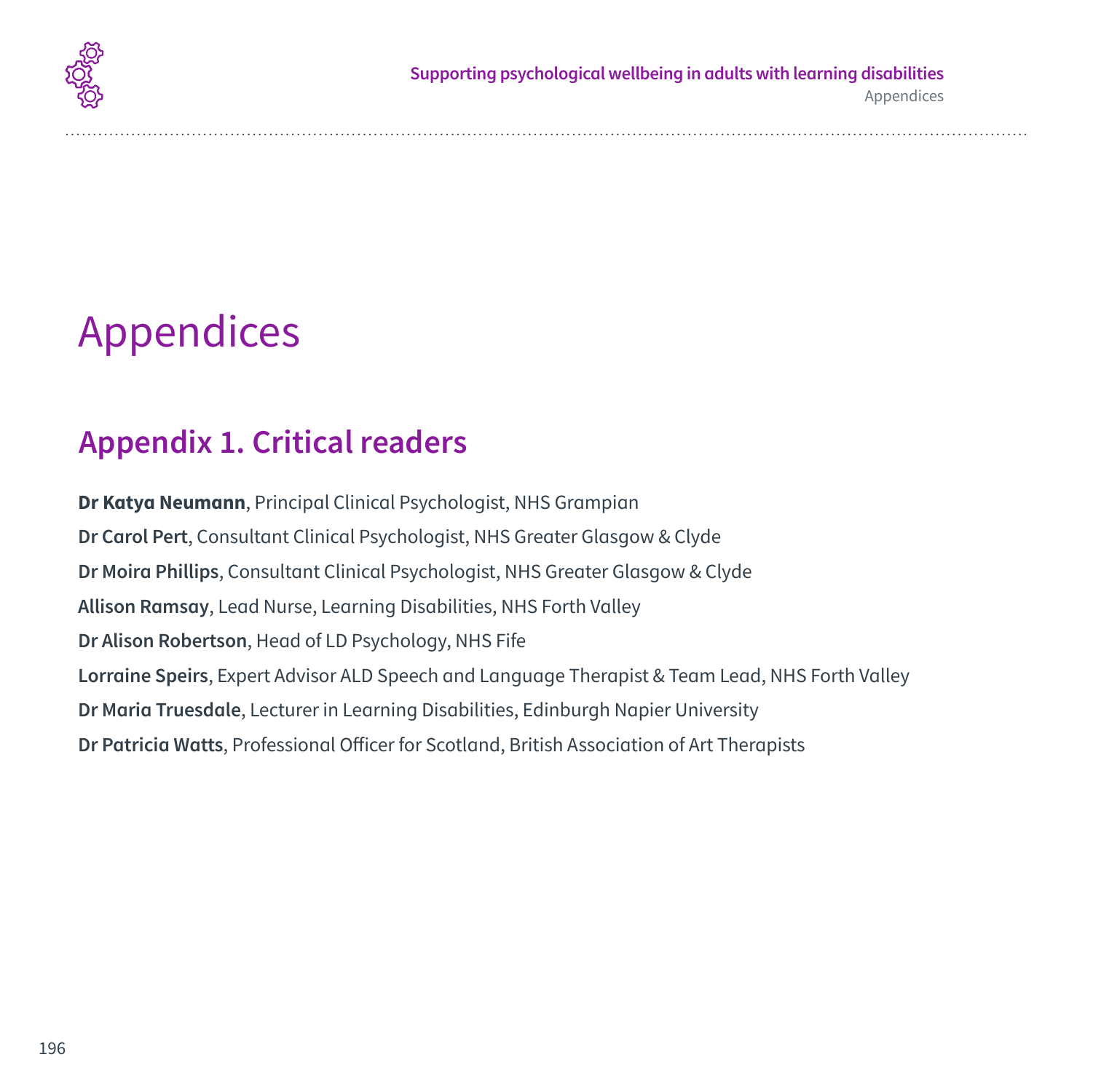# Appendices

## Appendix 1. Critical readers

**Dr Katya Neumann**, Principal Clinical Psychologist, NHS Grampian

**Dr Carol Pert**, Consultant Clinical Psychologist, NHS Greater Glasgow & Clyde

**Dr Moira Phillips**, Consultant Clinical Psychologist, NHS Greater Glasgow & Clyde

**Allison Ramsay**, Lead Nurse, Learning Disabilities, NHS Forth Valley

**Dr Alison Robertson**, Head of LD Psychology, NHS Fife

**Lorraine Speirs**, Expert Advisor ALD Speech and Language Therapist & Team Lead, NHS Forth Valley

**Dr Maria Truesdale**, Lecturer in Learning Disabilities, Edinburgh Napier University

**Dr Patricia Watts**, Professional Officer for Scotland, British Association of Art Therapists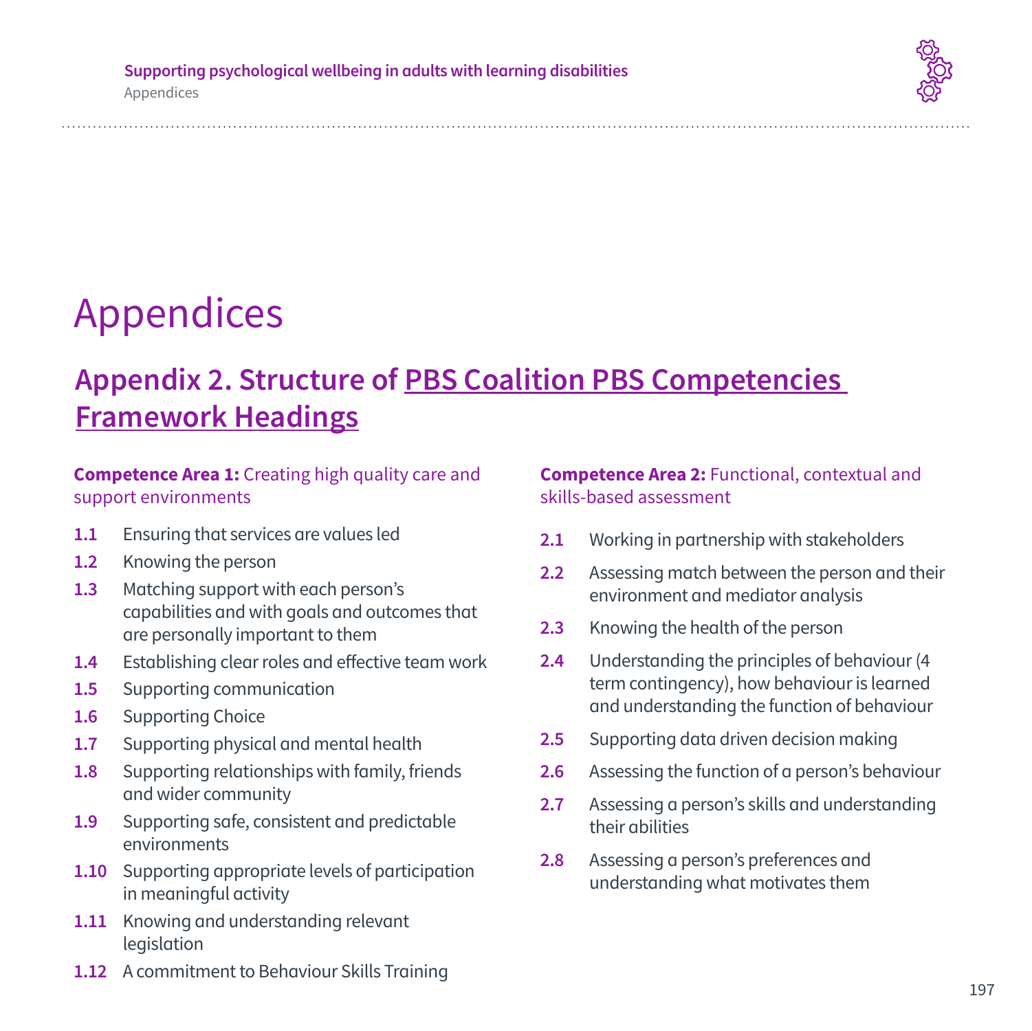# Appendices

## Appendix 2. Structure of PBS Coalition PBS Competencies Framework Headings

**Competence Area 1:** Creating high quality care and support environments

**1.1** Ensuring that services are values led

**1.2** Knowing the person

**1.3** Matching support with each person's capabilities and with goals and outcomes that are personally important to them

**1.4** Establishing clear roles and effective team work

**1.5** Supporting communication

**1.6** Supporting Choice

**1.7** Supporting physical and mental health

**1.8** Supporting relationships with family, friends and wider community

**1.9** Supporting safe, consistent and predictable environments

**1.10** Supporting appropriate levels of participation in meaningful activity

**1.11** Knowing and understanding relevant legislation

**1.12** A commitment to Behaviour Skills Training

**Competence Area 2:** Functional, contextual and skills-based assessment

**2.1** Working in partnership with stakeholders

**2.2** Assessing match between the person and their environment and mediator analysis

**2.3** Knowing the health of the person

**2.4** Understanding the principles of behaviour (4 term contingency), how behaviour is learned and understanding the function of behaviour

**2.5** Supporting data driven decision making

**2.6** Assessing the function of a person's behaviour

**2.7** Assessing a person's skills and understanding their abilities

**2.8** Assessing a person's preferences and understanding what motivates them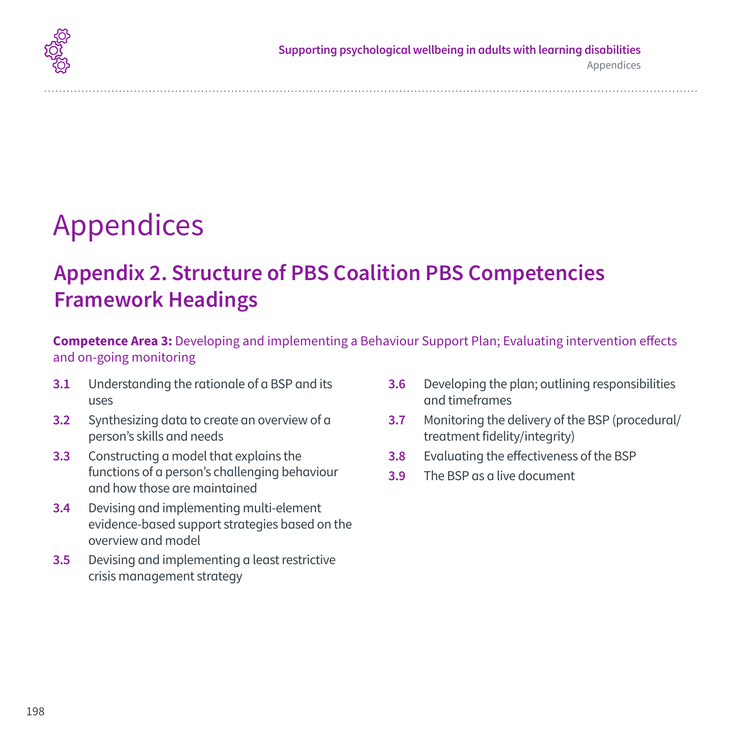# Appendices

## Appendix 2. Structure of PBS Coalition PBS Competencies Framework Headings

**Competence Area 3:** Developing and implementing a Behaviour Support Plan; Evaluating intervention effects and on-going monitoring

- **3.1** Understanding the rationale of a BSP and its uses
- **3.2** Synthesizing data to create an overview of a person's skills and needs
- **3.3** Constructing a model that explains the functions of a person's challenging behaviour and how those are maintained
- **3.4** Devising and implementing multi-element evidence-based support strategies based on the overview and model
- **3.5** Devising and implementing a least restrictive crisis management strategy
- **3.6** Developing the plan; outlining responsibilities and timeframes
- **3.7** Monitoring the delivery of the BSP (procedural/treatment fidelity/integrity)
- **3.8** Evaluating the effectiveness of the BSP
- **3.9** The BSP as a live document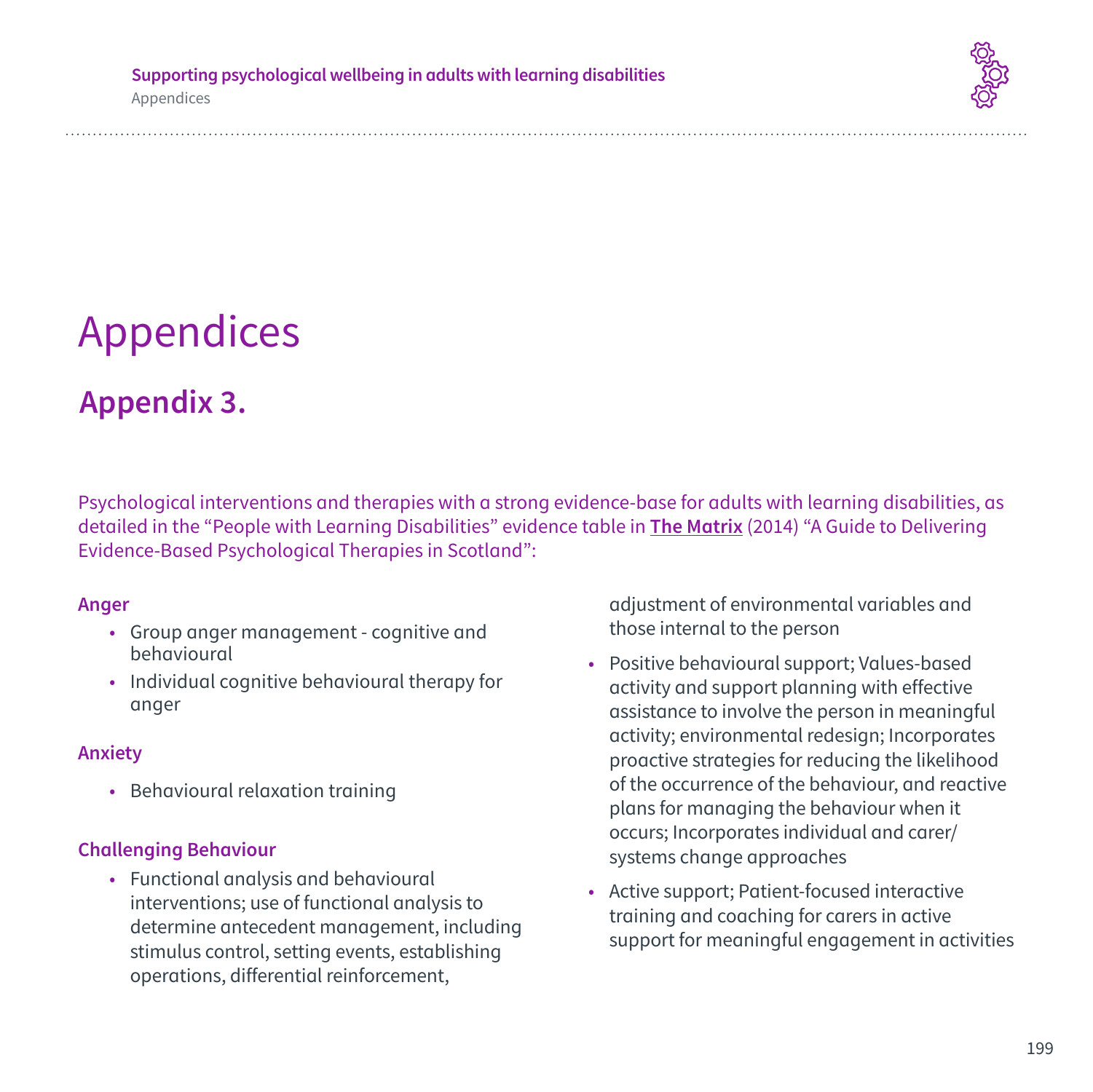# Appendices

## Appendix 3.

Psychological interventions and therapies with a strong evidence-base for adults with learning disabilities, as detailed in the "People with Learning Disabilities" evidence table in **The Matrix** (2014) "A Guide to Delivering Evidence-Based Psychological Therapies in Scotland":

**Anger**

- Group anger management - cognitive and behavioural
- Individual cognitive behavioural therapy for anger

**Anxiety**

- Behavioural relaxation training

**Challenging Behaviour**

- Functional analysis and behavioural interventions; use of functional analysis to determine antecedent management, including stimulus control, setting events, establishing operations, differential reinforcement, adjustment of environmental variables and those internal to the person
- Positive behavioural support; Values-based activity and support planning with effective assistance to involve the person in meaningful activity; environmental redesign; Incorporates proactive strategies for reducing the likelihood of the occurrence of the behaviour, and reactive plans for managing the behaviour when it occurs; Incorporates individual and carer/systems change approaches
- Active support; Patient-focused interactive training and coaching for carers in active support for meaningful engagement in activities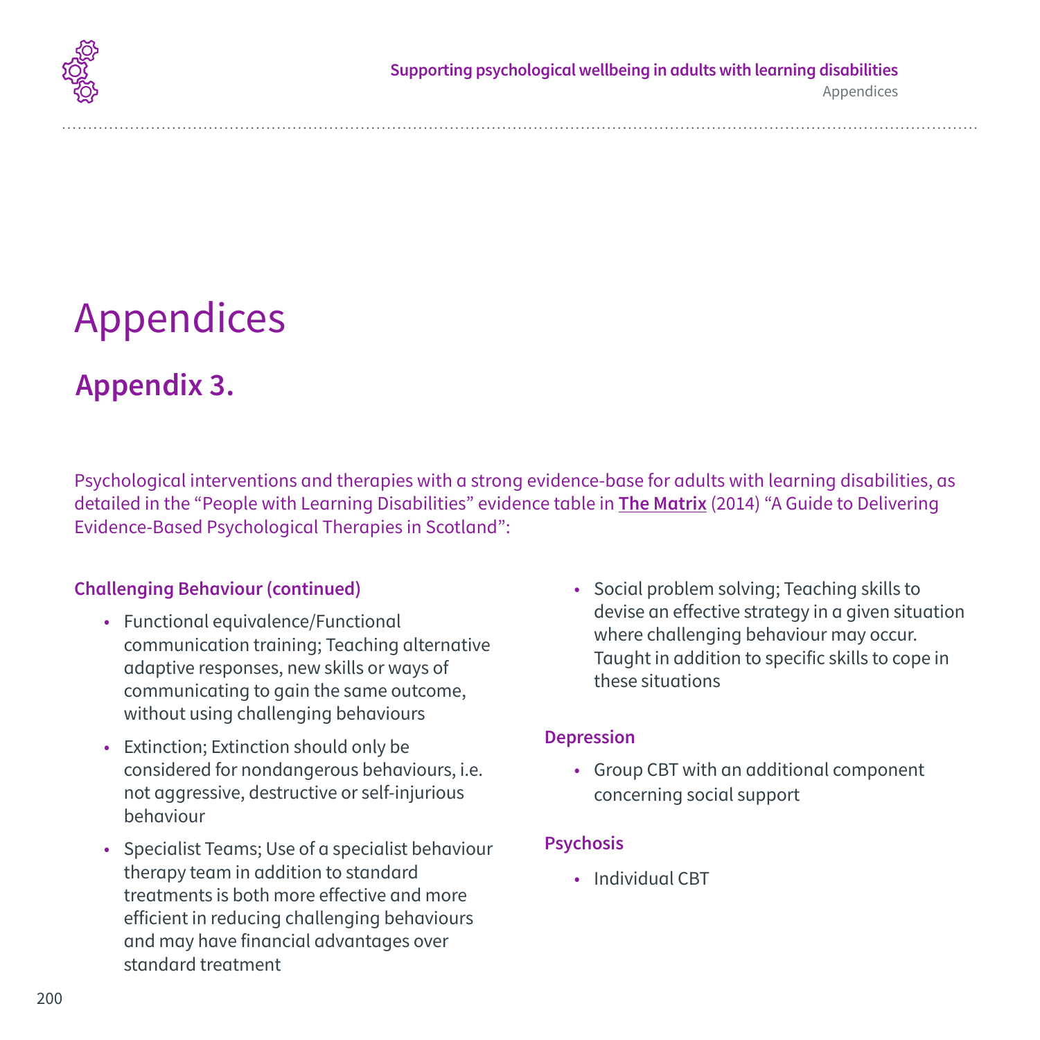# Appendices

## Appendix 3.

Psychological interventions and therapies with a strong evidence-base for adults with learning disabilities, as detailed in the "People with Learning Disabilities" evidence table in **The Matrix** (2014) "A Guide to Delivering Evidence-Based Psychological Therapies in Scotland":

### Challenging Behaviour (continued)

- Functional equivalence/Functional communication training; Teaching alternative adaptive responses, new skills or ways of communicating to gain the same outcome, without using challenging behaviours
- Extinction; Extinction should only be considered for nondangerous behaviours, i.e. not aggressive, destructive or self-injurious behaviour
- Specialist Teams; Use of a specialist behaviour therapy team in addition to standard treatments is both more effective and more efficient in reducing challenging behaviours and may have financial advantages over standard treatment
- Social problem solving; Teaching skills to devise an effective strategy in a given situation where challenging behaviour may occur. Taught in addition to specific skills to cope in these situations

### Depression

- Group CBT with an additional component concerning social support

### Psychosis

- Individual CBT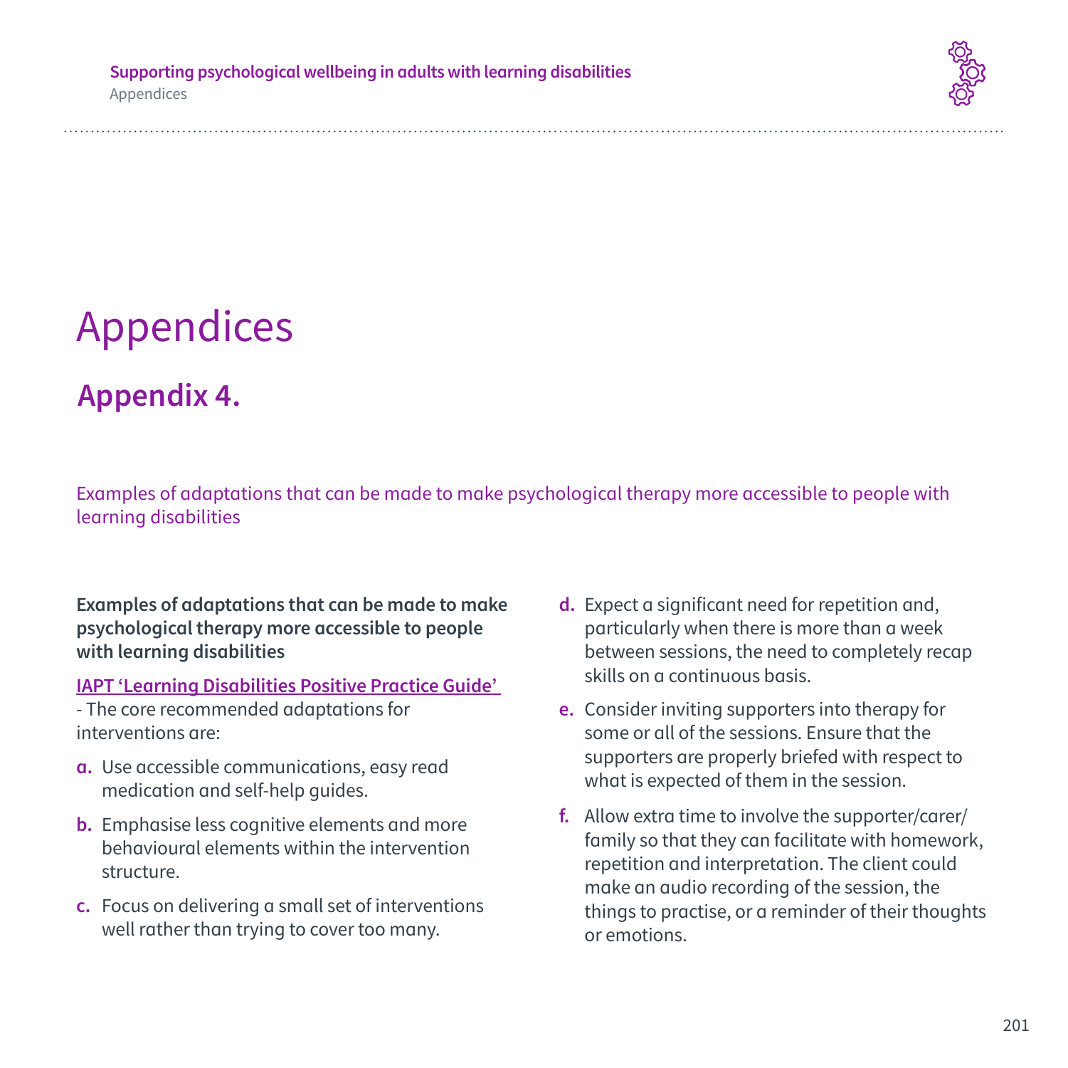# Appendices

## Appendix 4.

Examples of adaptations that can be made to make psychological therapy more accessible to people with learning disabilities

**Examples of adaptations that can be made to make psychological therapy more accessible to people with learning disabilities**

IAPT 'Learning Disabilities Positive Practice Guide' - The core recommended adaptations for interventions are:

a. Use accessible communications, easy read medication and self-help guides.

b. Emphasise less cognitive elements and more behavioural elements within the intervention structure.

c. Focus on delivering a small set of interventions well rather than trying to cover too many.

d. Expect a significant need for repetition and, particularly when there is more than a week between sessions, the need to completely recap skills on a continuous basis.

e. Consider inviting supporters into therapy for some or all of the sessions. Ensure that the supporters are properly briefed with respect to what is expected of them in the session.

f. Allow extra time to involve the supporter/carer/family so that they can facilitate with homework, repetition and interpretation. The client could make an audio recording of the session, the things to practise, or a reminder of their thoughts or emotions.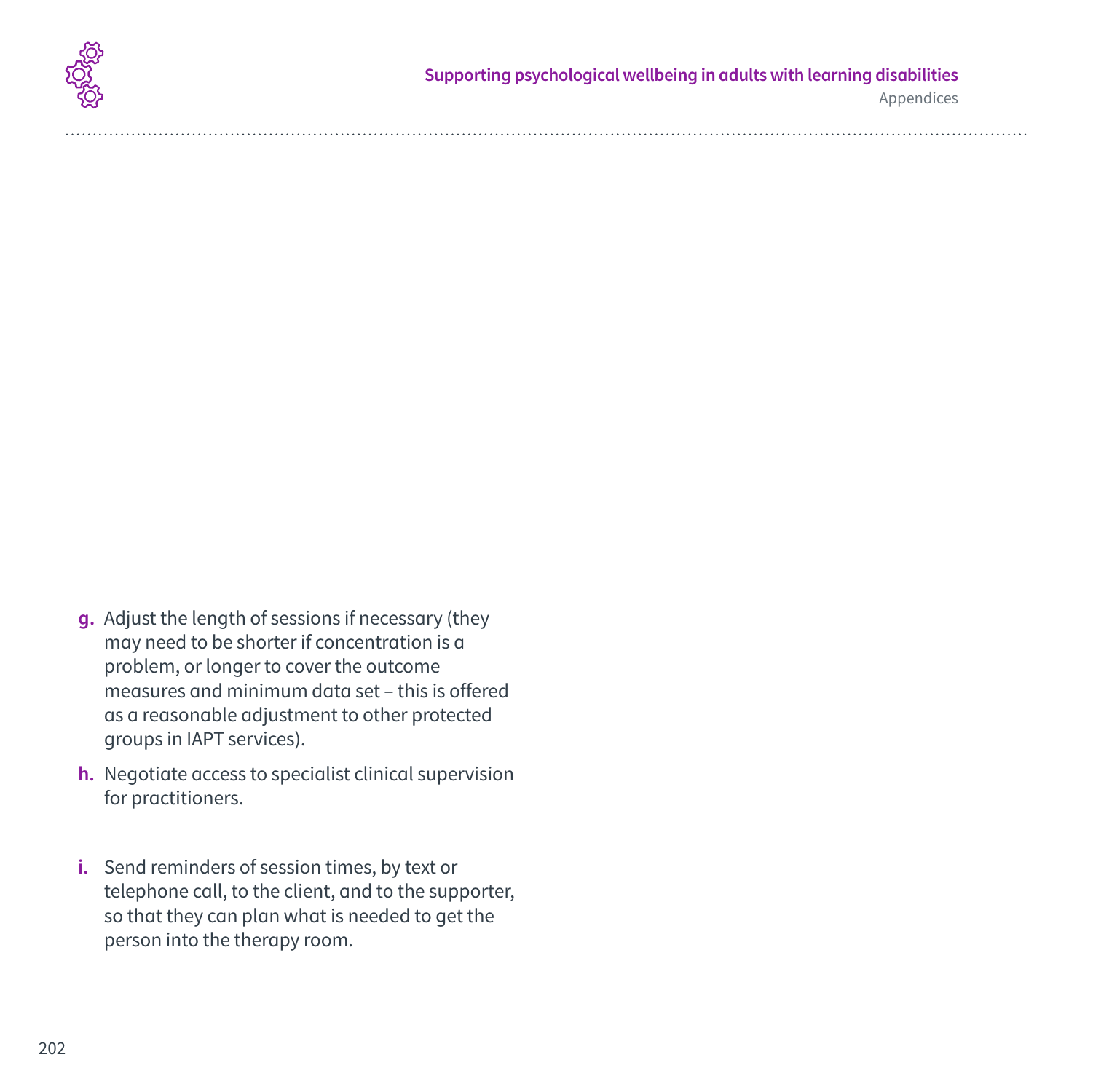g. Adjust the length of sessions if necessary (they may need to be shorter if concentration is a problem, or longer to cover the outcome measures and minimum data set – this is offered as a reasonable adjustment to other protected groups in IAPT services).

h. Negotiate access to specialist clinical supervision for practitioners.

i. Send reminders of session times, by text or telephone call, to the client, and to the supporter, so that they can plan what is needed to get the person into the therapy room.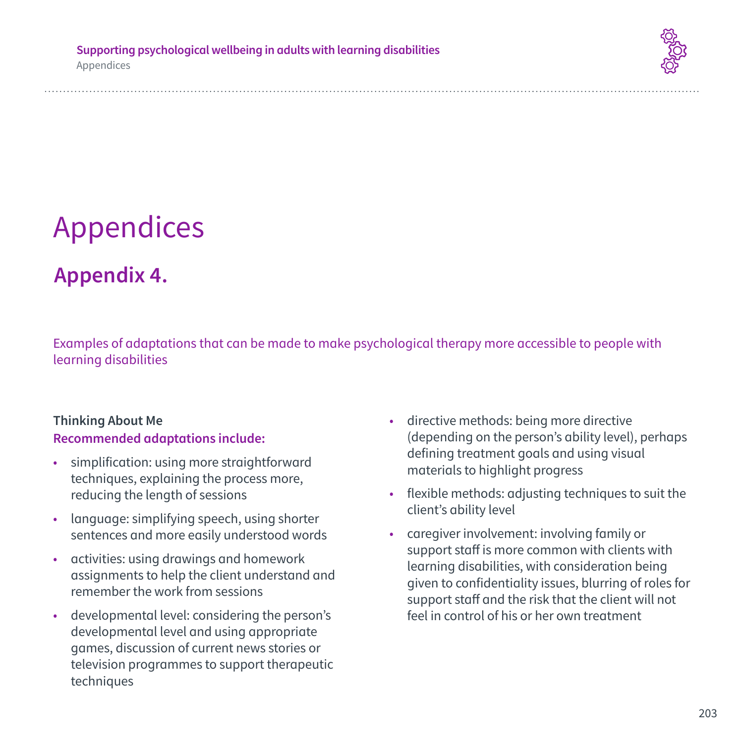# Appendices

## Appendix 4.

Examples of adaptations that can be made to make psychological therapy more accessible to people with learning disabilities

**Thinking About Me**

**Recommended adaptations include:**

- simplification: using more straightforward techniques, explaining the process more, reducing the length of sessions
- language: simplifying speech, using shorter sentences and more easily understood words
- activities: using drawings and homework assignments to help the client understand and remember the work from sessions
- developmental level: considering the person's developmental level and using appropriate games, discussion of current news stories or television programmes to support therapeutic techniques
- directive methods: being more directive (depending on the person's ability level), perhaps defining treatment goals and using visual materials to highlight progress
- flexible methods: adjusting techniques to suit the client's ability level
- caregiver involvement: involving family or support staff is more common with clients with learning disabilities, with consideration being given to confidentiality issues, blurring of roles for support staff and the risk that the client will not feel in control of his or her own treatment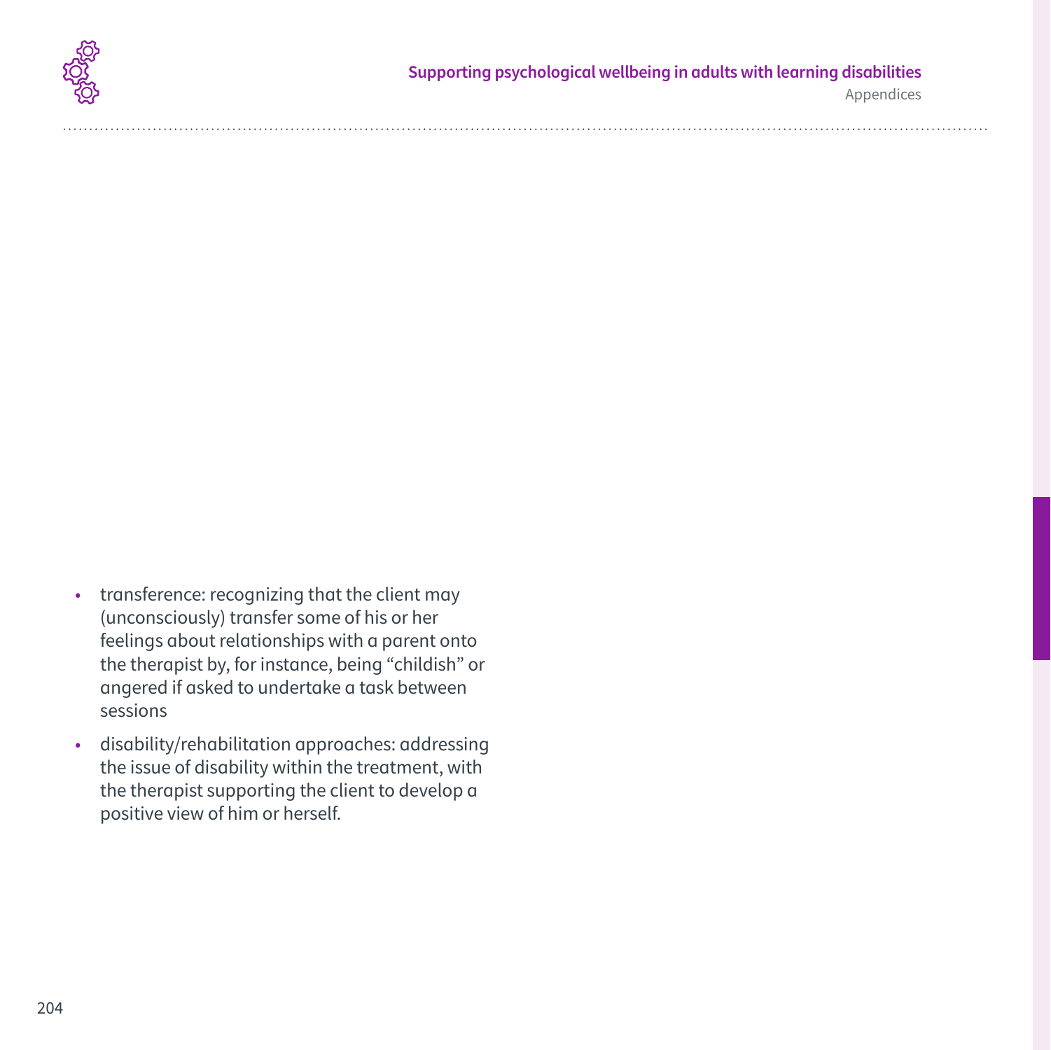- transference: recognizing that the client may (unconsciously) transfer some of his or her feelings about relationships with a parent onto the therapist by, for instance, being “childish” or angered if asked to undertake a task between sessions
- disability/rehabilitation approaches: addressing the issue of disability within the treatment, with the therapist supporting the client to develop a positive view of him or herself.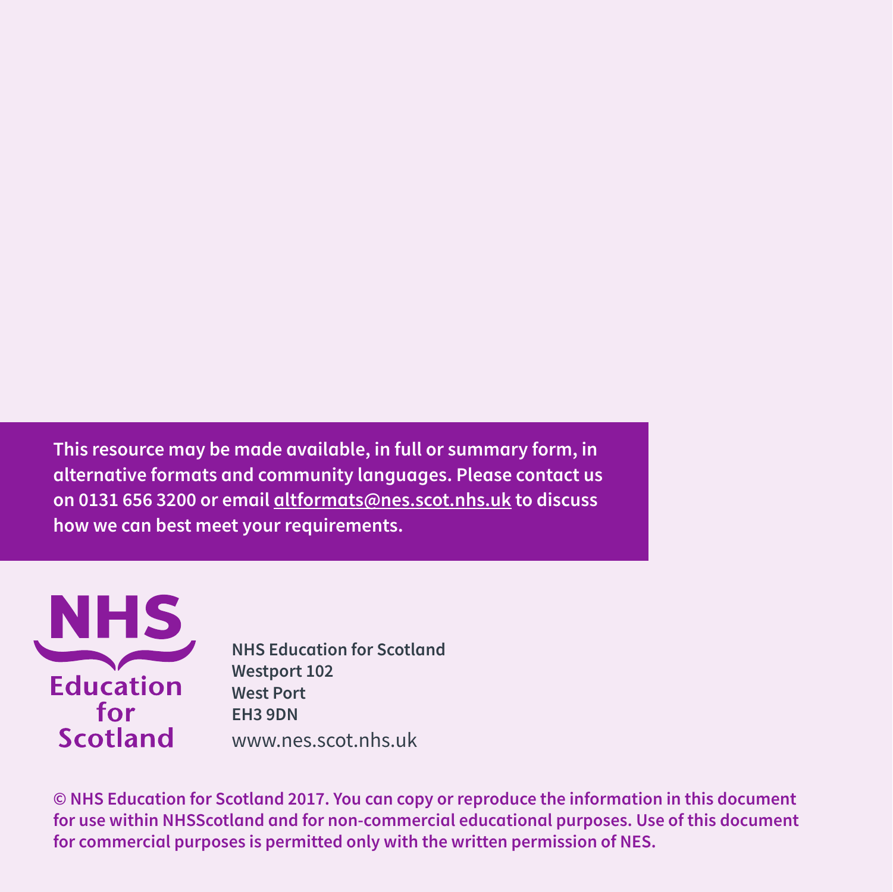**This resource may be made available, in full or summary form, in alternative formats and community languages. Please contact us on 0131 656 3200 or email altformats@nes.scot.nhs.uk to discuss how we can best meet your requirements.**

NHS Education for Scotland

**NHS Education for Scotland**
**Westport 102**
**West Port**
**EH3 9DN**
www.nes.scot.nhs.uk

**© NHS Education for Scotland 2017. You can copy or reproduce the information in this document for use within NHSScotland and for non-commercial educational purposes. Use of this document for commercial purposes is permitted only with the written permission of NES.**